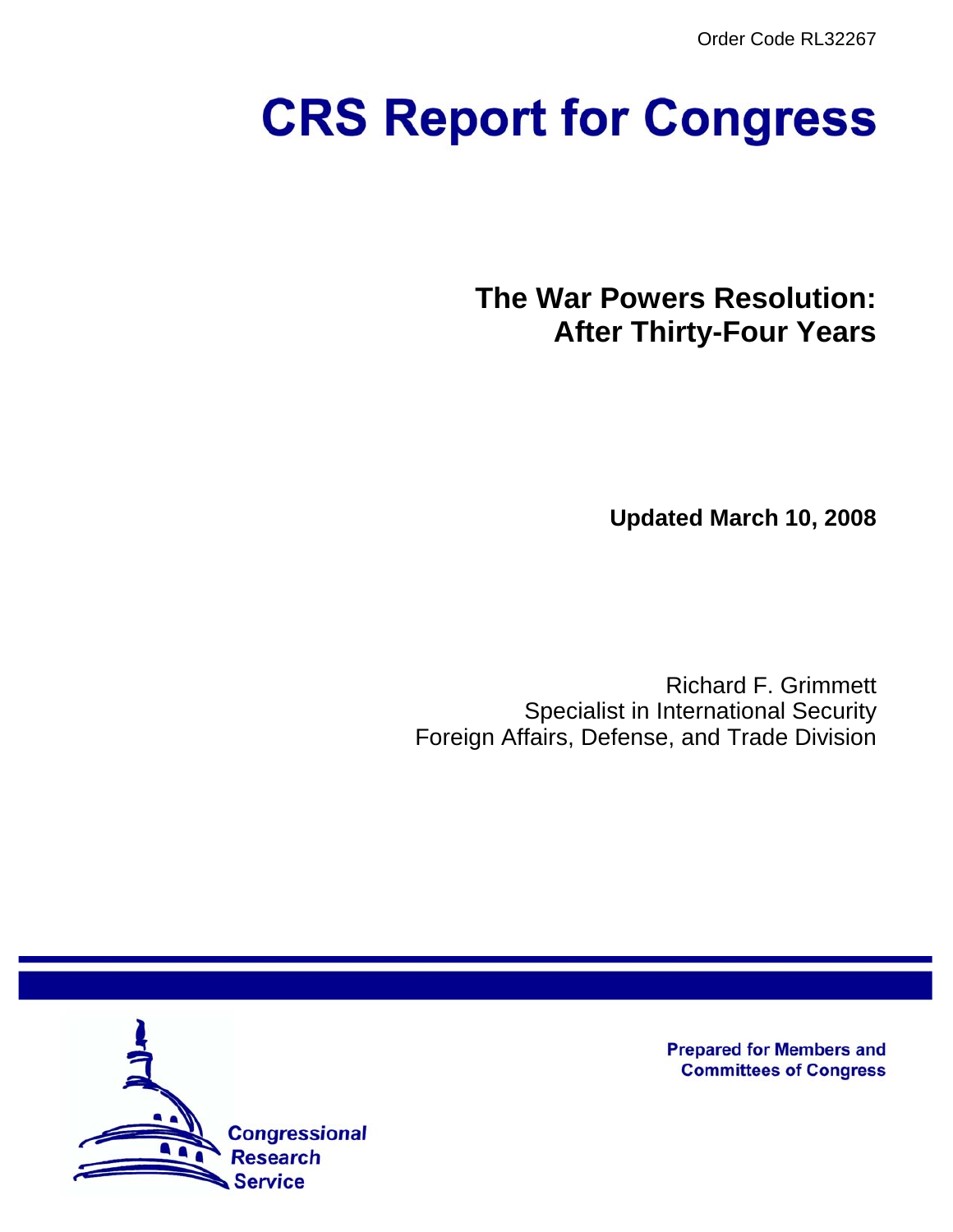Order Code RL32267

# CRS Report for Congress

## The War Powers Resolution: After Thirty-Four Years

**Updated March 10, 2008**

Richard F. Grimmett
Specialist in International Security
Foreign Affairs, Defense, and Trade Division

**Prepared for Members and Committees of Congress**

Congressional Research Service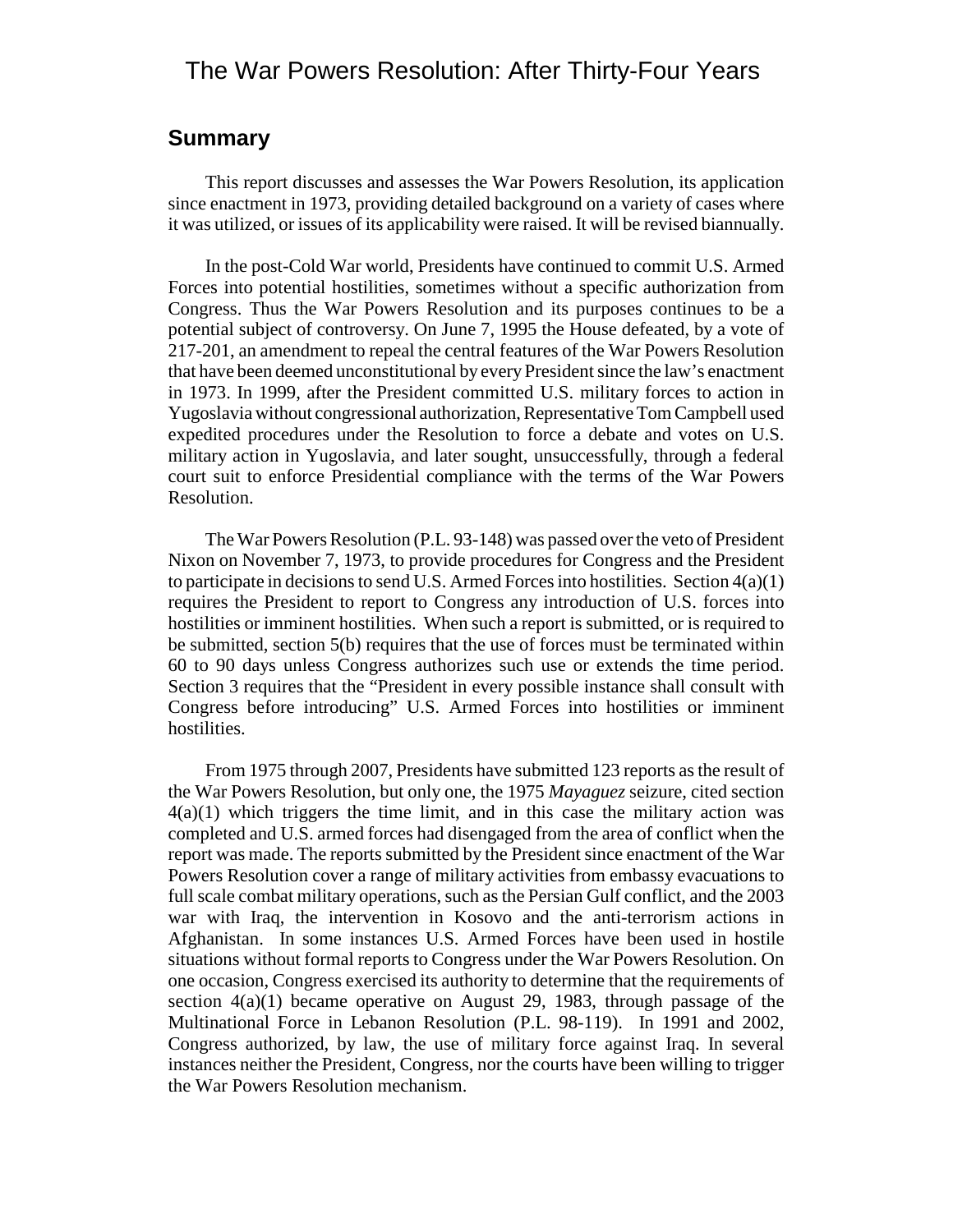# The War Powers Resolution: After Thirty-Four Years

## Summary

This report discusses and assesses the War Powers Resolution, its application since enactment in 1973, providing detailed background on a variety of cases where it was utilized, or issues of its applicability were raised. It will be revised biannually.

In the post-Cold War world, Presidents have continued to commit U.S. Armed Forces into potential hostilities, sometimes without a specific authorization from Congress. Thus the War Powers Resolution and its purposes continues to be a potential subject of controversy. On June 7, 1995 the House defeated, by a vote of 217-201, an amendment to repeal the central features of the War Powers Resolution that have been deemed unconstitutional by every President since the law's enactment in 1973. In 1999, after the President committed U.S. military forces to action in Yugoslavia without congressional authorization, Representative Tom Campbell used expedited procedures under the Resolution to force a debate and votes on U.S. military action in Yugoslavia, and later sought, unsuccessfully, through a federal court suit to enforce Presidential compliance with the terms of the War Powers Resolution.

The War Powers Resolution (P.L. 93-148) was passed over the veto of President Nixon on November 7, 1973, to provide procedures for Congress and the President to participate in decisions to send U.S. Armed Forces into hostilities. Section 4(a)(1) requires the President to report to Congress any introduction of U.S. forces into hostilities or imminent hostilities. When such a report is submitted, or is required to be submitted, section 5(b) requires that the use of forces must be terminated within 60 to 90 days unless Congress authorizes such use or extends the time period. Section 3 requires that the "President in every possible instance shall consult with Congress before introducing" U.S. Armed Forces into hostilities or imminent hostilities.

From 1975 through 2007, Presidents have submitted 123 reports as the result of the War Powers Resolution, but only one, the 1975 *Mayaguez* seizure, cited section 4(a)(1) which triggers the time limit, and in this case the military action was completed and U.S. armed forces had disengaged from the area of conflict when the report was made. The reports submitted by the President since enactment of the War Powers Resolution cover a range of military activities from embassy evacuations to full scale combat military operations, such as the Persian Gulf conflict, and the 2003 war with Iraq, the intervention in Kosovo and the anti-terrorism actions in Afghanistan. In some instances U.S. Armed Forces have been used in hostile situations without formal reports to Congress under the War Powers Resolution. On one occasion, Congress exercised its authority to determine that the requirements of section 4(a)(1) became operative on August 29, 1983, through passage of the Multinational Force in Lebanon Resolution (P.L. 98-119). In 1991 and 2002, Congress authorized, by law, the use of military force against Iraq. In several instances neither the President, Congress, nor the courts have been willing to trigger the War Powers Resolution mechanism.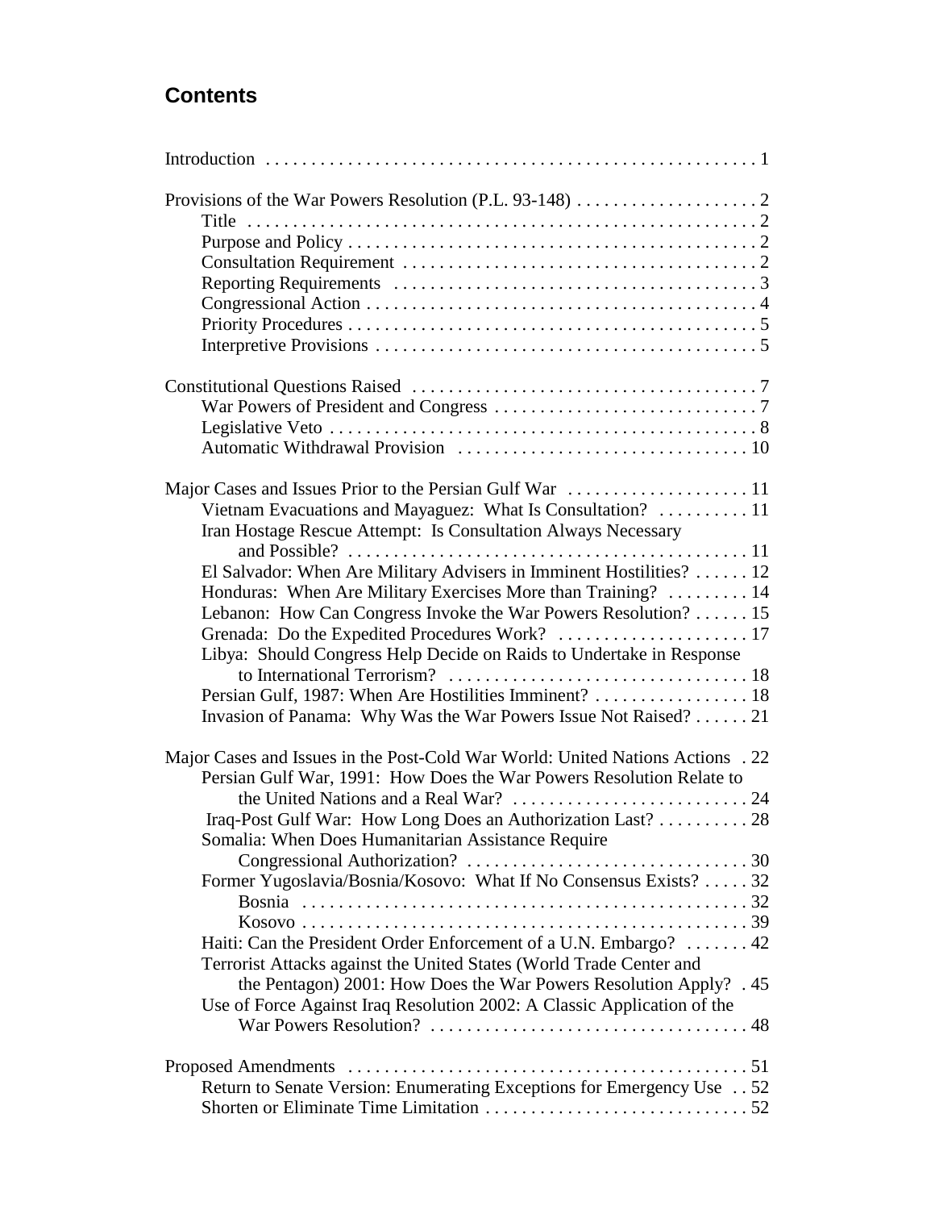## Contents

Introduction . . . . . . . . . . . . . . . . . . . . . . . . . . . . . . . . . . . . . . . . . . . . . . . . . . . . . 1

Provisions of the War Powers Resolution (P.L. 93-148) . . . . . . . . . . . . . . . . . . . . 2
- Title . . . . . . . . . . . . . . . . . . . . . . . . . . . . . . . . . . . . . . . . . . . . . . . . . . . . 2
- Purpose and Policy . . . . . . . . . . . . . . . . . . . . . . . . . . . . . . . . . . . . . . . . . . . . 2
- Consultation Requirement . . . . . . . . . . . . . . . . . . . . . . . . . . . . . . . . . . . . . . 2
- Reporting Requirements . . . . . . . . . . . . . . . . . . . . . . . . . . . . . . . . . . . . . . . 3
- Congressional Action . . . . . . . . . . . . . . . . . . . . . . . . . . . . . . . . . . . . . . . . . . 4
- Priority Procedures . . . . . . . . . . . . . . . . . . . . . . . . . . . . . . . . . . . . . . . . . . . . 5
- Interpretive Provisions . . . . . . . . . . . . . . . . . . . . . . . . . . . . . . . . . . . . . . . . . 5

Constitutional Questions Raised . . . . . . . . . . . . . . . . . . . . . . . . . . . . . . . . . . . . . 7
- War Powers of President and Congress . . . . . . . . . . . . . . . . . . . . . . . . . . . . 7
- Legislative Veto . . . . . . . . . . . . . . . . . . . . . . . . . . . . . . . . . . . . . . . . . . . . . . . 8
- Automatic Withdrawal Provision . . . . . . . . . . . . . . . . . . . . . . . . . . . . . . . . 10

Major Cases and Issues Prior to the Persian Gulf War . . . . . . . . . . . . . . . . . . . . 11
- Vietnam Evacuations and Mayaguez: What Is Consultation? . . . . . . . . . . 11
- Iran Hostage Rescue Attempt: Is Consultation Always Necessary and Possible? . . . . . . . . . . . . . . . . . . . . . . . . . . . . . . . . . . . . . . . . . . . 11
- El Salvador: When Are Military Advisers in Imminent Hostilities? . . . . . . 12
- Honduras: When Are Military Exercises More than Training? . . . . . . . . . 14
- Lebanon: How Can Congress Invoke the War Powers Resolution? . . . . . . 15
- Grenada: Do the Expedited Procedures Work? . . . . . . . . . . . . . . . . . . . . . 17
- Libya: Should Congress Help Decide on Raids to Undertake in Response to International Terrorism? . . . . . . . . . . . . . . . . . . . . . . . . . . . . . . . . . 18
- Persian Gulf, 1987: When Are Hostilities Imminent? . . . . . . . . . . . . . . . . . 18
- Invasion of Panama: Why Was the War Powers Issue Not Raised? . . . . . . 21

Major Cases and Issues in the Post-Cold War World: United Nations Actions . 22
- Persian Gulf War, 1991: How Does the War Powers Resolution Relate to the United Nations and a Real War? . . . . . . . . . . . . . . . . . . . . . . . . . . 24
- Iraq-Post Gulf War: How Long Does an Authorization Last? . . . . . . . . . . 28
- Somalia: When Does Humanitarian Assistance Require Congressional Authorization? . . . . . . . . . . . . . . . . . . . . . . . . . . . . . . . 30
- Former Yugoslavia/Bosnia/Kosovo: What If No Consensus Exists? . . . . . 32
  - Bosnia . . . . . . . . . . . . . . . . . . . . . . . . . . . . . . . . . . . . . . . . . . . . . . . . . 32
  - Kosovo . . . . . . . . . . . . . . . . . . . . . . . . . . . . . . . . . . . . . . . . . . . . . . . . . 39
- Haiti: Can the President Order Enforcement of a U.N. Embargo? . . . . . . . 42
- Terrorist Attacks against the United States (World Trade Center and the Pentagon) 2001: How Does the War Powers Resolution Apply? . 45
- Use of Force Against Iraq Resolution 2002: A Classic Application of the War Powers Resolution? . . . . . . . . . . . . . . . . . . . . . . . . . . . . . . . . . . . 48

Proposed Amendments . . . . . . . . . . . . . . . . . . . . . . . . . . . . . . . . . . . . . . . . . . . 51
- Return to Senate Version: Enumerating Exceptions for Emergency Use . . 52
- Shorten or Eliminate Time Limitation . . . . . . . . . . . . . . . . . . . . . . . . . . . . . 52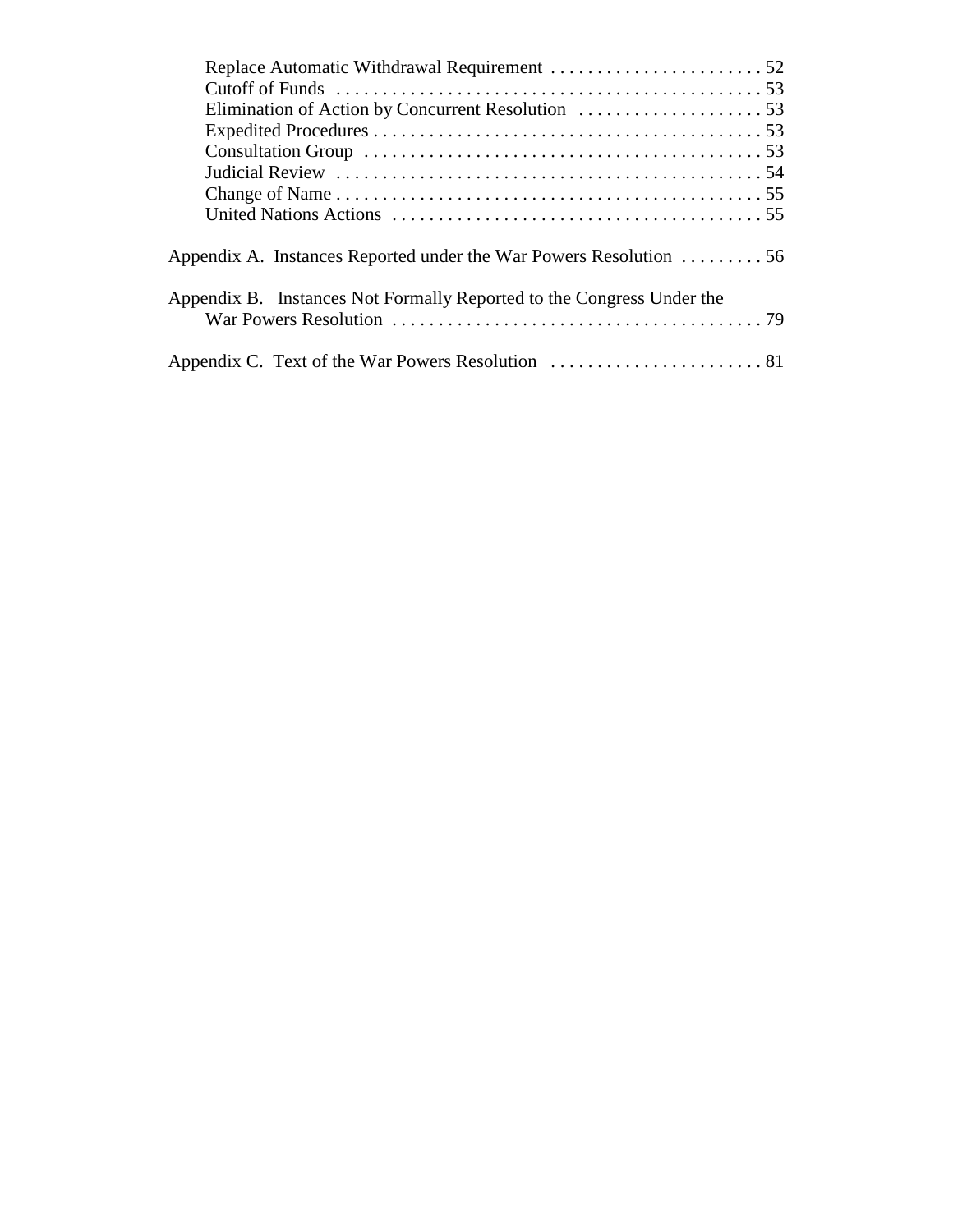- Replace Automatic Withdrawal Requirement . . . . . . . . . . . . . . . . . . . . . . . 52
- Cutoff of Funds . . . . . . . . . . . . . . . . . . . . . . . . . . . . . . . . . . . . . . . . . . . . . 53
- Elimination of Action by Concurrent Resolution . . . . . . . . . . . . . . . . . . . . 53
- Expedited Procedures . . . . . . . . . . . . . . . . . . . . . . . . . . . . . . . . . . . . . . . . . 53
- Consultation Group . . . . . . . . . . . . . . . . . . . . . . . . . . . . . . . . . . . . . . . . . . 53
- Judicial Review . . . . . . . . . . . . . . . . . . . . . . . . . . . . . . . . . . . . . . . . . . . . . 54
- Change of Name . . . . . . . . . . . . . . . . . . . . . . . . . . . . . . . . . . . . . . . . . . . . . 55
- United Nations Actions . . . . . . . . . . . . . . . . . . . . . . . . . . . . . . . . . . . . . . . . 55

Appendix A. Instances Reported under the War Powers Resolution . . . . . . . . . 56

Appendix B. Instances Not Formally Reported to the Congress Under the War Powers Resolution . . . . . . . . . . . . . . . . . . . . . . . . . . . . . . . . . . . . . . . . 79

Appendix C. Text of the War Powers Resolution . . . . . . . . . . . . . . . . . . . . . . . 81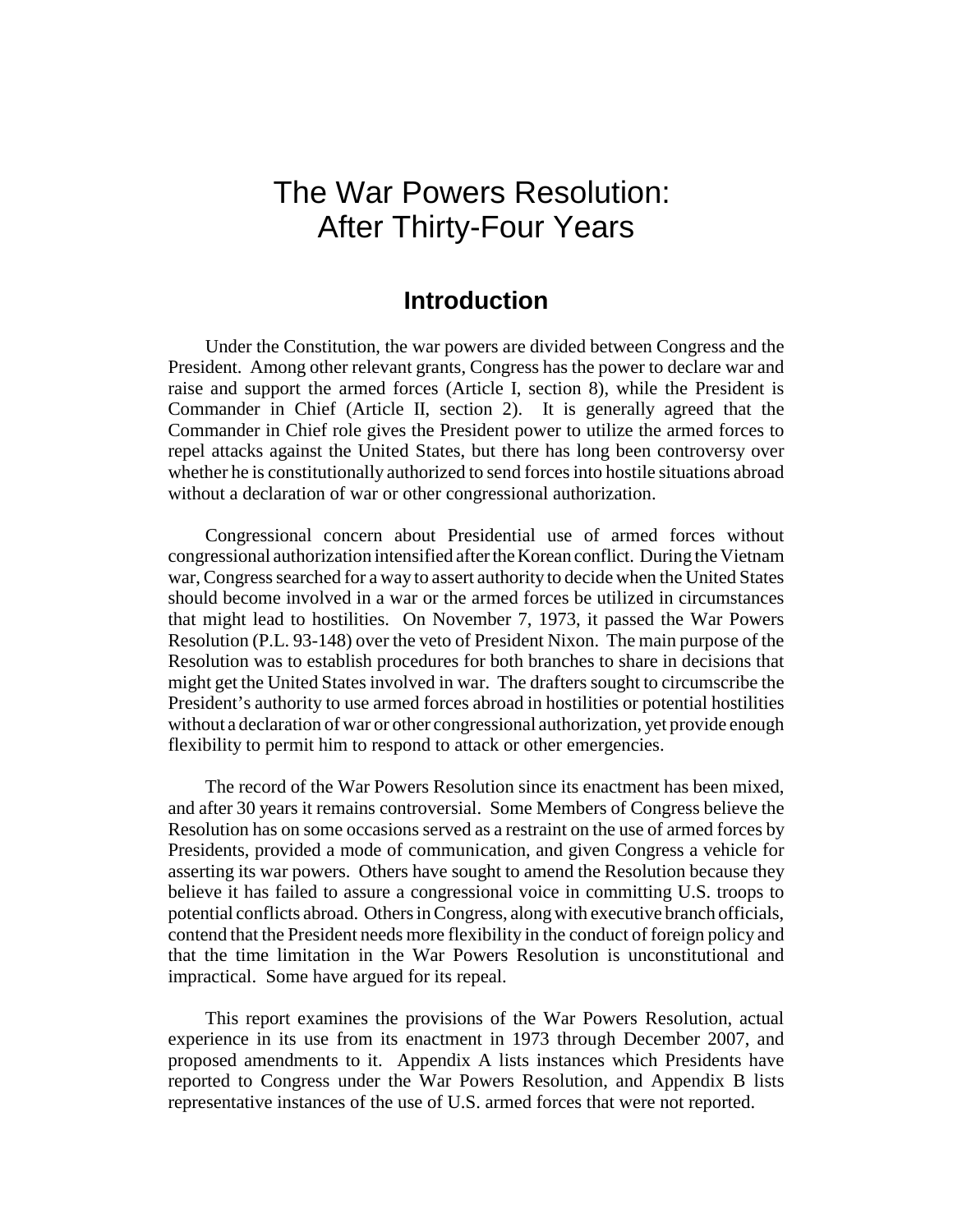# The War Powers Resolution: After Thirty-Four Years

## Introduction

Under the Constitution, the war powers are divided between Congress and the President. Among other relevant grants, Congress has the power to declare war and raise and support the armed forces (Article I, section 8), while the President is Commander in Chief (Article II, section 2). It is generally agreed that the Commander in Chief role gives the President power to utilize the armed forces to repel attacks against the United States, but there has long been controversy over whether he is constitutionally authorized to send forces into hostile situations abroad without a declaration of war or other congressional authorization.

Congressional concern about Presidential use of armed forces without congressional authorization intensified after the Korean conflict. During the Vietnam war, Congress searched for a way to assert authority to decide when the United States should become involved in a war or the armed forces be utilized in circumstances that might lead to hostilities. On November 7, 1973, it passed the War Powers Resolution (P.L. 93-148) over the veto of President Nixon. The main purpose of the Resolution was to establish procedures for both branches to share in decisions that might get the United States involved in war. The drafters sought to circumscribe the President's authority to use armed forces abroad in hostilities or potential hostilities without a declaration of war or other congressional authorization, yet provide enough flexibility to permit him to respond to attack or other emergencies.

The record of the War Powers Resolution since its enactment has been mixed, and after 30 years it remains controversial. Some Members of Congress believe the Resolution has on some occasions served as a restraint on the use of armed forces by Presidents, provided a mode of communication, and given Congress a vehicle for asserting its war powers. Others have sought to amend the Resolution because they believe it has failed to assure a congressional voice in committing U.S. troops to potential conflicts abroad. Others in Congress, along with executive branch officials, contend that the President needs more flexibility in the conduct of foreign policy and that the time limitation in the War Powers Resolution is unconstitutional and impractical. Some have argued for its repeal.

This report examines the provisions of the War Powers Resolution, actual experience in its use from its enactment in 1973 through December 2007, and proposed amendments to it. Appendix A lists instances which Presidents have reported to Congress under the War Powers Resolution, and Appendix B lists representative instances of the use of U.S. armed forces that were not reported.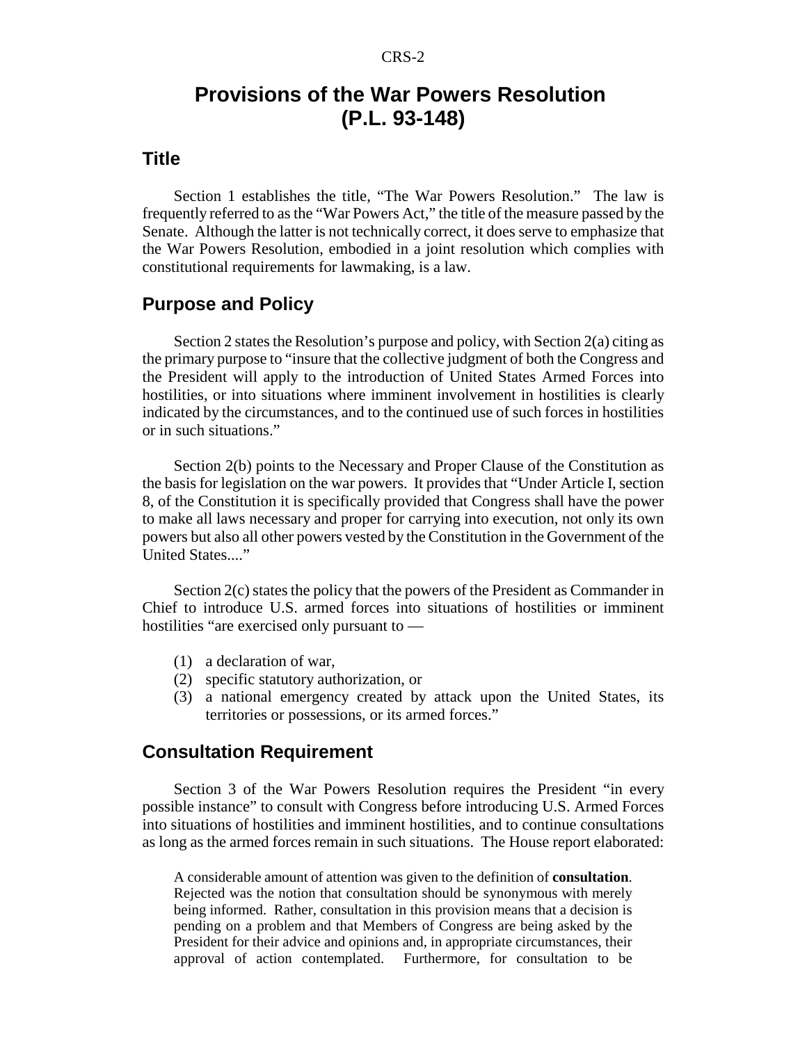# Provisions of the War Powers Resolution (P.L. 93-148)

## Title

Section 1 establishes the title, "The War Powers Resolution." The law is frequently referred to as the "War Powers Act," the title of the measure passed by the Senate. Although the latter is not technically correct, it does serve to emphasize that the War Powers Resolution, embodied in a joint resolution which complies with constitutional requirements for lawmaking, is a law.

## Purpose and Policy

Section 2 states the Resolution's purpose and policy, with Section 2(a) citing as the primary purpose to "insure that the collective judgment of both the Congress and the President will apply to the introduction of United States Armed Forces into hostilities, or into situations where imminent involvement in hostilities is clearly indicated by the circumstances, and to the continued use of such forces in hostilities or in such situations."

Section 2(b) points to the Necessary and Proper Clause of the Constitution as the basis for legislation on the war powers. It provides that "Under Article I, section 8, of the Constitution it is specifically provided that Congress shall have the power to make all laws necessary and proper for carrying into execution, not only its own powers but also all other powers vested by the Constitution in the Government of the United States...."

Section 2(c) states the policy that the powers of the President as Commander in Chief to introduce U.S. armed forces into situations of hostilities or imminent hostilities "are exercised only pursuant to —

(1) a declaration of war,
(2) specific statutory authorization, or
(3) a national emergency created by attack upon the United States, its territories or possessions, or its armed forces."

## Consultation Requirement

Section 3 of the War Powers Resolution requires the President "in every possible instance" to consult with Congress before introducing U.S. Armed Forces into situations of hostilities and imminent hostilities, and to continue consultations as long as the armed forces remain in such situations. The House report elaborated:

> A considerable amount of attention was given to the definition of **consultation**. Rejected was the notion that consultation should be synonymous with merely being informed. Rather, consultation in this provision means that a decision is pending on a problem and that Members of Congress are being asked by the President for their advice and opinions and, in appropriate circumstances, their approval of action contemplated. Furthermore, for consultation to be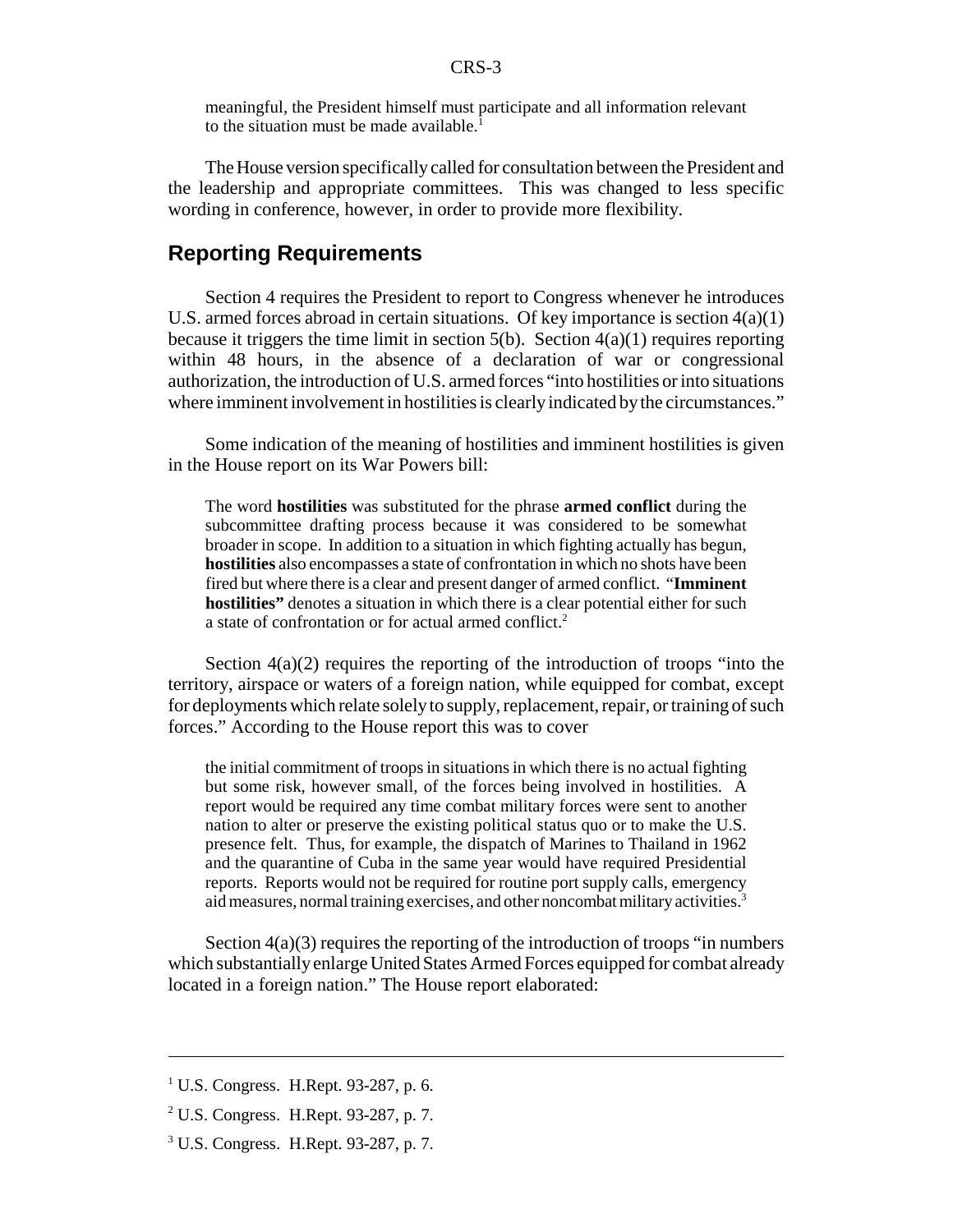meaningful, the President himself must participate and all information relevant to the situation must be made available.[1]

The House version specifically called for consultation between the President and the leadership and appropriate committees. This was changed to less specific wording in conference, however, in order to provide more flexibility.

## Reporting Requirements

Section 4 requires the President to report to Congress whenever he introduces U.S. armed forces abroad in certain situations. Of key importance is section 4(a)(1) because it triggers the time limit in section 5(b). Section 4(a)(1) requires reporting within 48 hours, in the absence of a declaration of war or congressional authorization, the introduction of U.S. armed forces "into hostilities or into situations where imminent involvement in hostilities is clearly indicated by the circumstances."

Some indication of the meaning of hostilities and imminent hostilities is given in the House report on its War Powers bill:

> The word **hostilities** was substituted for the phrase **armed conflict** during the subcommittee drafting process because it was considered to be somewhat broader in scope. In addition to a situation in which fighting actually has begun, **hostilities** also encompasses a state of confrontation in which no shots have been fired but where there is a clear and present danger of armed conflict. "**Imminent hostilities"** denotes a situation in which there is a clear potential either for such a state of confrontation or for actual armed conflict.[2]

Section 4(a)(2) requires the reporting of the introduction of troops "into the territory, airspace or waters of a foreign nation, while equipped for combat, except for deployments which relate solely to supply, replacement, repair, or training of such forces." According to the House report this was to cover

> the initial commitment of troops in situations in which there is no actual fighting but some risk, however small, of the forces being involved in hostilities. A report would be required any time combat military forces were sent to another nation to alter or preserve the existing political status quo or to make the U.S. presence felt. Thus, for example, the dispatch of Marines to Thailand in 1962 and the quarantine of Cuba in the same year would have required Presidential reports. Reports would not be required for routine port supply calls, emergency aid measures, normal training exercises, and other noncombat military activities.[3]

Section 4(a)(3) requires the reporting of the introduction of troops "in numbers which substantially enlarge United States Armed Forces equipped for combat already located in a foreign nation." The House report elaborated:

---

[1] U.S. Congress. H.Rept. 93-287, p. 6.

[2] U.S. Congress. H.Rept. 93-287, p. 7.

[3] U.S. Congress. H.Rept. 93-287, p. 7.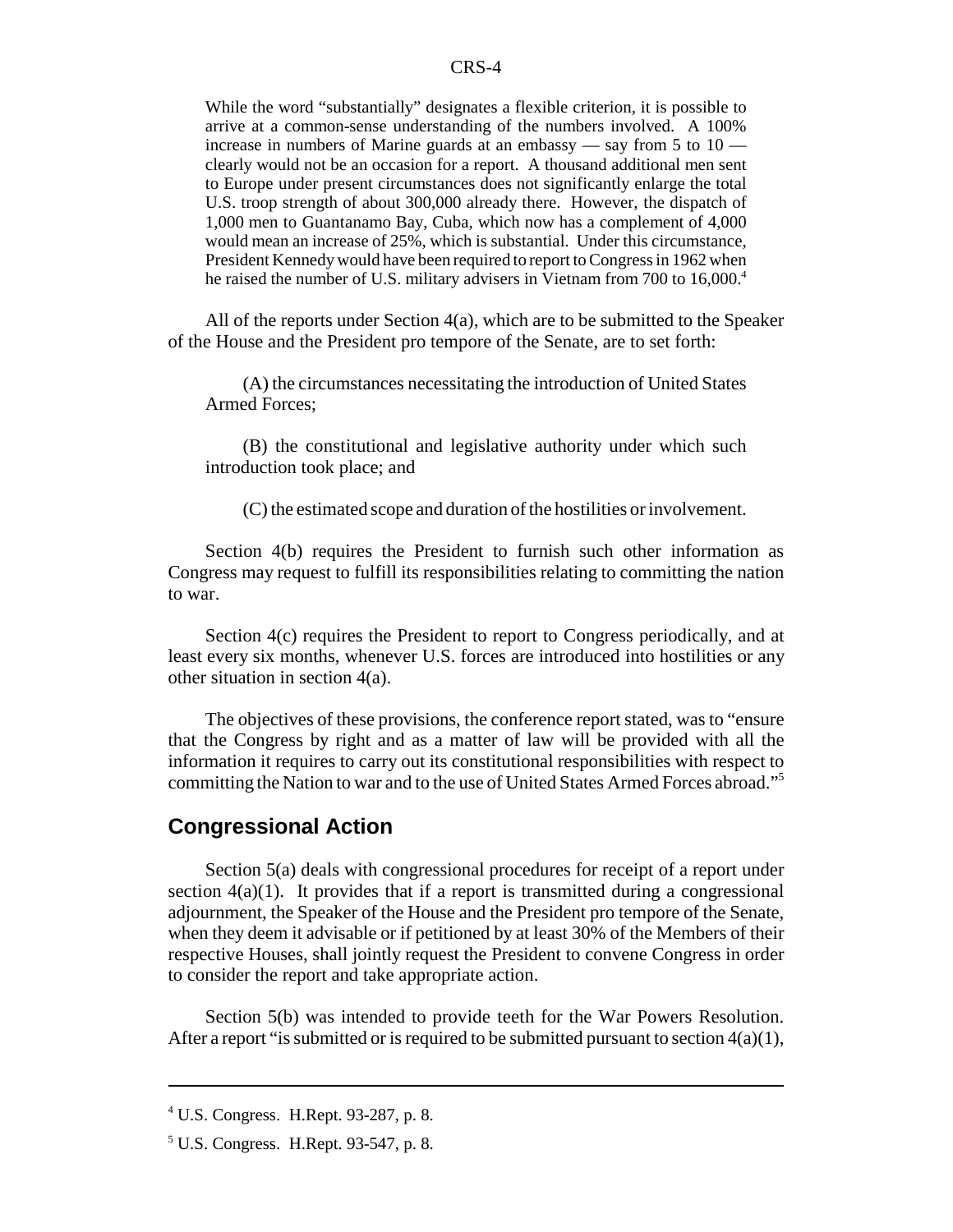> While the word "substantially" designates a flexible criterion, it is possible to arrive at a common-sense understanding of the numbers involved. A 100% increase in numbers of Marine guards at an embassy — say from 5 to 10 — clearly would not be an occasion for a report. A thousand additional men sent to Europe under present circumstances does not significantly enlarge the total U.S. troop strength of about 300,000 already there. However, the dispatch of 1,000 men to Guantanamo Bay, Cuba, which now has a complement of 4,000 would mean an increase of 25%, which is substantial. Under this circumstance, President Kennedy would have been required to report to Congress in 1962 when he raised the number of U.S. military advisers in Vietnam from 700 to 16,000.[4]

All of the reports under Section 4(a), which are to be submitted to the Speaker of the House and the President pro tempore of the Senate, are to set forth:

> (A) the circumstances necessitating the introduction of United States Armed Forces;
>
> (B) the constitutional and legislative authority under which such introduction took place; and
>
> (C) the estimated scope and duration of the hostilities or involvement.

Section 4(b) requires the President to furnish such other information as Congress may request to fulfill its responsibilities relating to committing the nation to war.

Section 4(c) requires the President to report to Congress periodically, and at least every six months, whenever U.S. forces are introduced into hostilities or any other situation in section 4(a).

The objectives of these provisions, the conference report stated, was to "ensure that the Congress by right and as a matter of law will be provided with all the information it requires to carry out its constitutional responsibilities with respect to committing the Nation to war and to the use of United States Armed Forces abroad."[5]

## Congressional Action

Section 5(a) deals with congressional procedures for receipt of a report under section 4(a)(1). It provides that if a report is transmitted during a congressional adjournment, the Speaker of the House and the President pro tempore of the Senate, when they deem it advisable or if petitioned by at least 30% of the Members of their respective Houses, shall jointly request the President to convene Congress in order to consider the report and take appropriate action.

Section 5(b) was intended to provide teeth for the War Powers Resolution. After a report "is submitted or is required to be submitted pursuant to section 4(a)(1),

---

[4] U.S. Congress. H.Rept. 93-287, p. 8.

[5] U.S. Congress. H.Rept. 93-547, p. 8.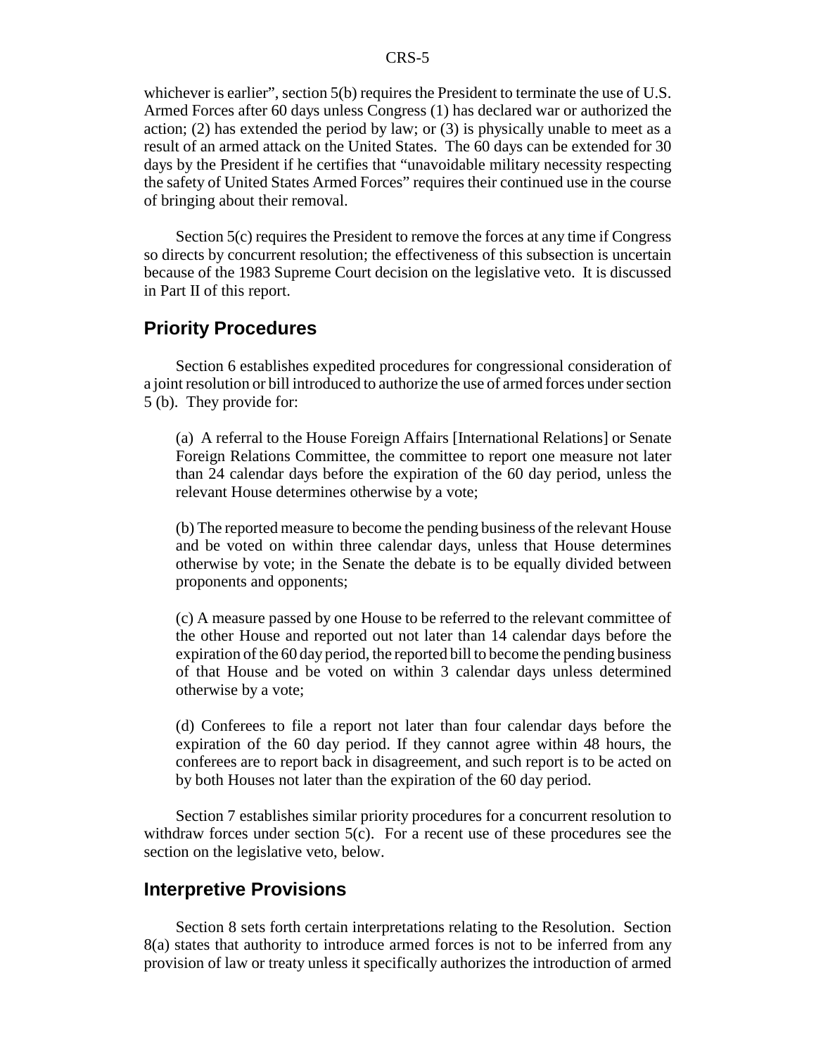whichever is earlier", section 5(b) requires the President to terminate the use of U.S. Armed Forces after 60 days unless Congress (1) has declared war or authorized the action; (2) has extended the period by law; or (3) is physically unable to meet as a result of an armed attack on the United States. The 60 days can be extended for 30 days by the President if he certifies that "unavoidable military necessity respecting the safety of United States Armed Forces" requires their continued use in the course of bringing about their removal.

Section 5(c) requires the President to remove the forces at any time if Congress so directs by concurrent resolution; the effectiveness of this subsection is uncertain because of the 1983 Supreme Court decision on the legislative veto. It is discussed in Part II of this report.

## Priority Procedures

Section 6 establishes expedited procedures for congressional consideration of a joint resolution or bill introduced to authorize the use of armed forces under section 5 (b). They provide for:

(a) A referral to the House Foreign Affairs [International Relations] or Senate Foreign Relations Committee, the committee to report one measure not later than 24 calendar days before the expiration of the 60 day period, unless the relevant House determines otherwise by a vote;

(b) The reported measure to become the pending business of the relevant House and be voted on within three calendar days, unless that House determines otherwise by vote; in the Senate the debate is to be equally divided between proponents and opponents;

(c) A measure passed by one House to be referred to the relevant committee of the other House and reported out not later than 14 calendar days before the expiration of the 60 day period, the reported bill to become the pending business of that House and be voted on within 3 calendar days unless determined otherwise by a vote;

(d) Conferees to file a report not later than four calendar days before the expiration of the 60 day period. If they cannot agree within 48 hours, the conferees are to report back in disagreement, and such report is to be acted on by both Houses not later than the expiration of the 60 day period.

Section 7 establishes similar priority procedures for a concurrent resolution to withdraw forces under section 5(c). For a recent use of these procedures see the section on the legislative veto, below.

## Interpretive Provisions

Section 8 sets forth certain interpretations relating to the Resolution. Section 8(a) states that authority to introduce armed forces is not to be inferred from any provision of law or treaty unless it specifically authorizes the introduction of armed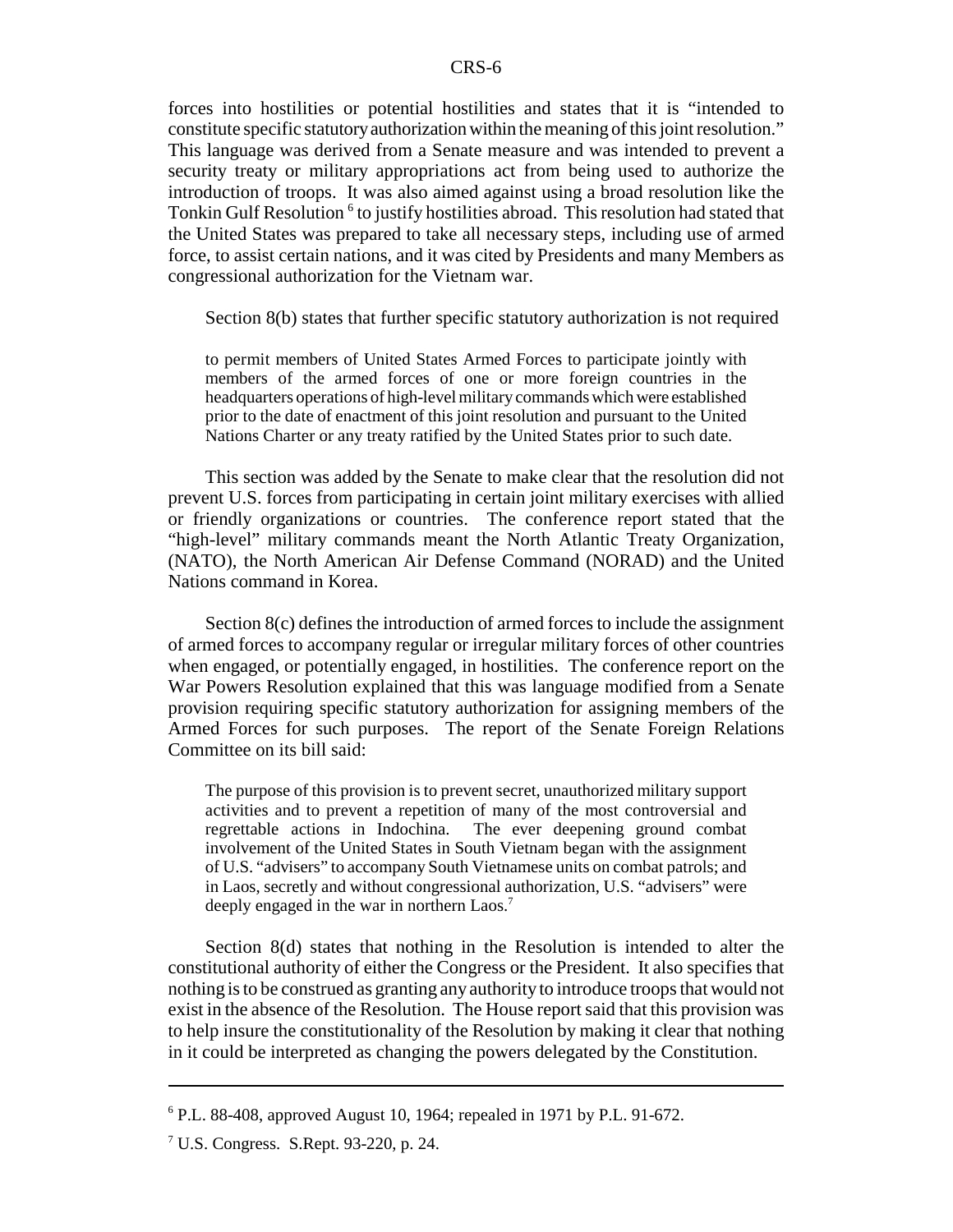forces into hostilities or potential hostilities and states that it is "intended to constitute specific statutory authorization within the meaning of this joint resolution." This language was derived from a Senate measure and was intended to prevent a security treaty or military appropriations act from being used to authorize the introduction of troops. It was also aimed against using a broad resolution like the Tonkin Gulf Resolution [6] to justify hostilities abroad. This resolution had stated that the United States was prepared to take all necessary steps, including use of armed force, to assist certain nations, and it was cited by Presidents and many Members as congressional authorization for the Vietnam war.

Section 8(b) states that further specific statutory authorization is not required

> to permit members of United States Armed Forces to participate jointly with members of the armed forces of one or more foreign countries in the headquarters operations of high-level military commands which were established prior to the date of enactment of this joint resolution and pursuant to the United Nations Charter or any treaty ratified by the United States prior to such date.

This section was added by the Senate to make clear that the resolution did not prevent U.S. forces from participating in certain joint military exercises with allied or friendly organizations or countries. The conference report stated that the "high-level" military commands meant the North Atlantic Treaty Organization, (NATO), the North American Air Defense Command (NORAD) and the United Nations command in Korea.

Section 8(c) defines the introduction of armed forces to include the assignment of armed forces to accompany regular or irregular military forces of other countries when engaged, or potentially engaged, in hostilities. The conference report on the War Powers Resolution explained that this was language modified from a Senate provision requiring specific statutory authorization for assigning members of the Armed Forces for such purposes. The report of the Senate Foreign Relations Committee on its bill said:

> The purpose of this provision is to prevent secret, unauthorized military support activities and to prevent a repetition of many of the most controversial and regrettable actions in Indochina. The ever deepening ground combat involvement of the United States in South Vietnam began with the assignment of U.S. "advisers" to accompany South Vietnamese units on combat patrols; and in Laos, secretly and without congressional authorization, U.S. "advisers" were deeply engaged in the war in northern Laos.[7]

Section 8(d) states that nothing in the Resolution is intended to alter the constitutional authority of either the Congress or the President. It also specifies that nothing is to be construed as granting any authority to introduce troops that would not exist in the absence of the Resolution. The House report said that this provision was to help insure the constitutionality of the Resolution by making it clear that nothing in it could be interpreted as changing the powers delegated by the Constitution.

---

[6] P.L. 88-408, approved August 10, 1964; repealed in 1971 by P.L. 91-672.

[7] U.S. Congress. S.Rept. 93-220, p. 24.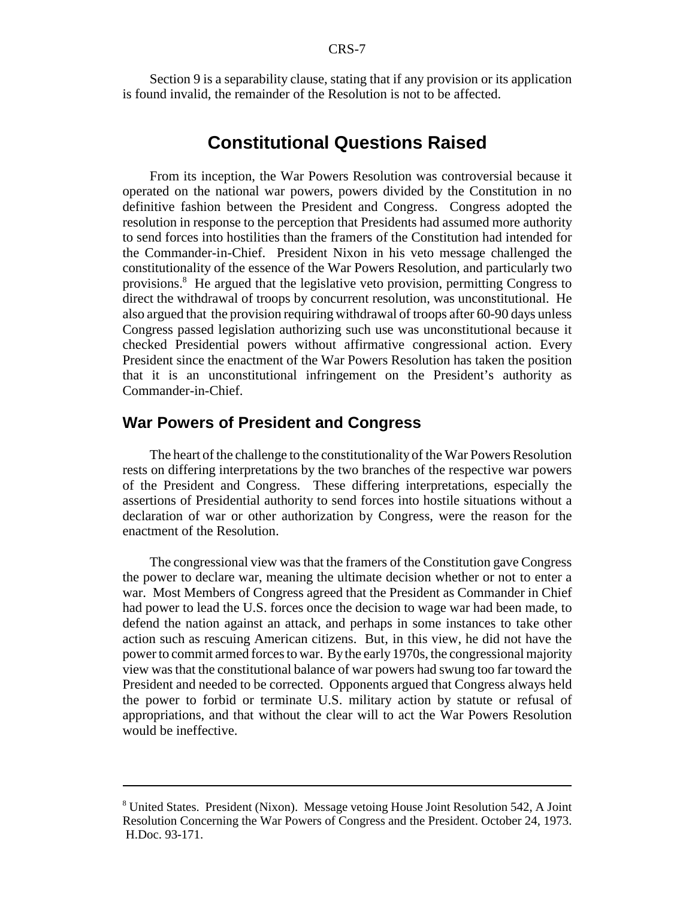Section 9 is a separability clause, stating that if any provision or its application is found invalid, the remainder of the Resolution is not to be affected.

# Constitutional Questions Raised

From its inception, the War Powers Resolution was controversial because it operated on the national war powers, powers divided by the Constitution in no definitive fashion between the President and Congress. Congress adopted the resolution in response to the perception that Presidents had assumed more authority to send forces into hostilities than the framers of the Constitution had intended for the Commander-in-Chief. President Nixon in his veto message challenged the constitutionality of the essence of the War Powers Resolution, and particularly two provisions.[8] He argued that the legislative veto provision, permitting Congress to direct the withdrawal of troops by concurrent resolution, was unconstitutional. He also argued that the provision requiring withdrawal of troops after 60-90 days unless Congress passed legislation authorizing such use was unconstitutional because it checked Presidential powers without affirmative congressional action. Every President since the enactment of the War Powers Resolution has taken the position that it is an unconstitutional infringement on the President's authority as Commander-in-Chief.

## War Powers of President and Congress

The heart of the challenge to the constitutionality of the War Powers Resolution rests on differing interpretations by the two branches of the respective war powers of the President and Congress. These differing interpretations, especially the assertions of Presidential authority to send forces into hostile situations without a declaration of war or other authorization by Congress, were the reason for the enactment of the Resolution.

The congressional view was that the framers of the Constitution gave Congress the power to declare war, meaning the ultimate decision whether or not to enter a war. Most Members of Congress agreed that the President as Commander in Chief had power to lead the U.S. forces once the decision to wage war had been made, to defend the nation against an attack, and perhaps in some instances to take other action such as rescuing American citizens. But, in this view, he did not have the power to commit armed forces to war. By the early 1970s, the congressional majority view was that the constitutional balance of war powers had swung too far toward the President and needed to be corrected. Opponents argued that Congress always held the power to forbid or terminate U.S. military action by statute or refusal of appropriations, and that without the clear will to act the War Powers Resolution would be ineffective.

---

[8] United States. President (Nixon). Message vetoing House Joint Resolution 542, A Joint Resolution Concerning the War Powers of Congress and the President. October 24, 1973. H.Doc. 93-171.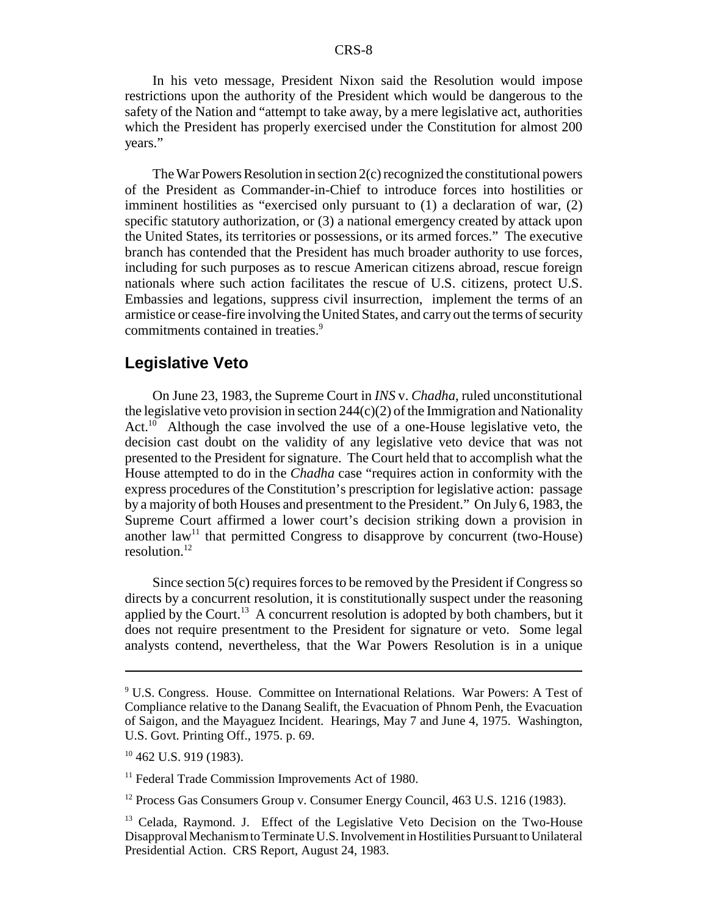In his veto message, President Nixon said the Resolution would impose restrictions upon the authority of the President which would be dangerous to the safety of the Nation and "attempt to take away, by a mere legislative act, authorities which the President has properly exercised under the Constitution for almost 200 years."

The War Powers Resolution in section 2(c) recognized the constitutional powers of the President as Commander-in-Chief to introduce forces into hostilities or imminent hostilities as "exercised only pursuant to (1) a declaration of war, (2) specific statutory authorization, or (3) a national emergency created by attack upon the United States, its territories or possessions, or its armed forces." The executive branch has contended that the President has much broader authority to use forces, including for such purposes as to rescue American citizens abroad, rescue foreign nationals where such action facilitates the rescue of U.S. citizens, protect U.S. Embassies and legations, suppress civil insurrection, implement the terms of an armistice or cease-fire involving the United States, and carry out the terms of security commitments contained in treaties.[9]

## Legislative Veto

On June 23, 1983, the Supreme Court in *INS* v. *Chadha*, ruled unconstitutional the legislative veto provision in section 244(c)(2) of the Immigration and Nationality Act.[10] Although the case involved the use of a one-House legislative veto, the decision cast doubt on the validity of any legislative veto device that was not presented to the President for signature. The Court held that to accomplish what the House attempted to do in the *Chadha* case "requires action in conformity with the express procedures of the Constitution's prescription for legislative action: passage by a majority of both Houses and presentment to the President." On July 6, 1983, the Supreme Court affirmed a lower court's decision striking down a provision in another law[11] that permitted Congress to disapprove by concurrent (two-House) resolution.[12]

Since section 5(c) requires forces to be removed by the President if Congress so directs by a concurrent resolution, it is constitutionally suspect under the reasoning applied by the Court.[13] A concurrent resolution is adopted by both chambers, but it does not require presentment to the President for signature or veto. Some legal analysts contend, nevertheless, that the War Powers Resolution is in a unique

---

[9] U.S. Congress. House. Committee on International Relations. War Powers: A Test of Compliance relative to the Danang Sealift, the Evacuation of Phnom Penh, the Evacuation of Saigon, and the Mayaguez Incident. Hearings, May 7 and June 4, 1975. Washington, U.S. Govt. Printing Off., 1975. p. 69.

[10] 462 U.S. 919 (1983).

[11] Federal Trade Commission Improvements Act of 1980.

[12] Process Gas Consumers Group v. Consumer Energy Council, 463 U.S. 1216 (1983).

[13] Celada, Raymond. J. Effect of the Legislative Veto Decision on the Two-House Disapproval Mechanism to Terminate U.S. Involvement in Hostilities Pursuant to Unilateral Presidential Action. CRS Report, August 24, 1983.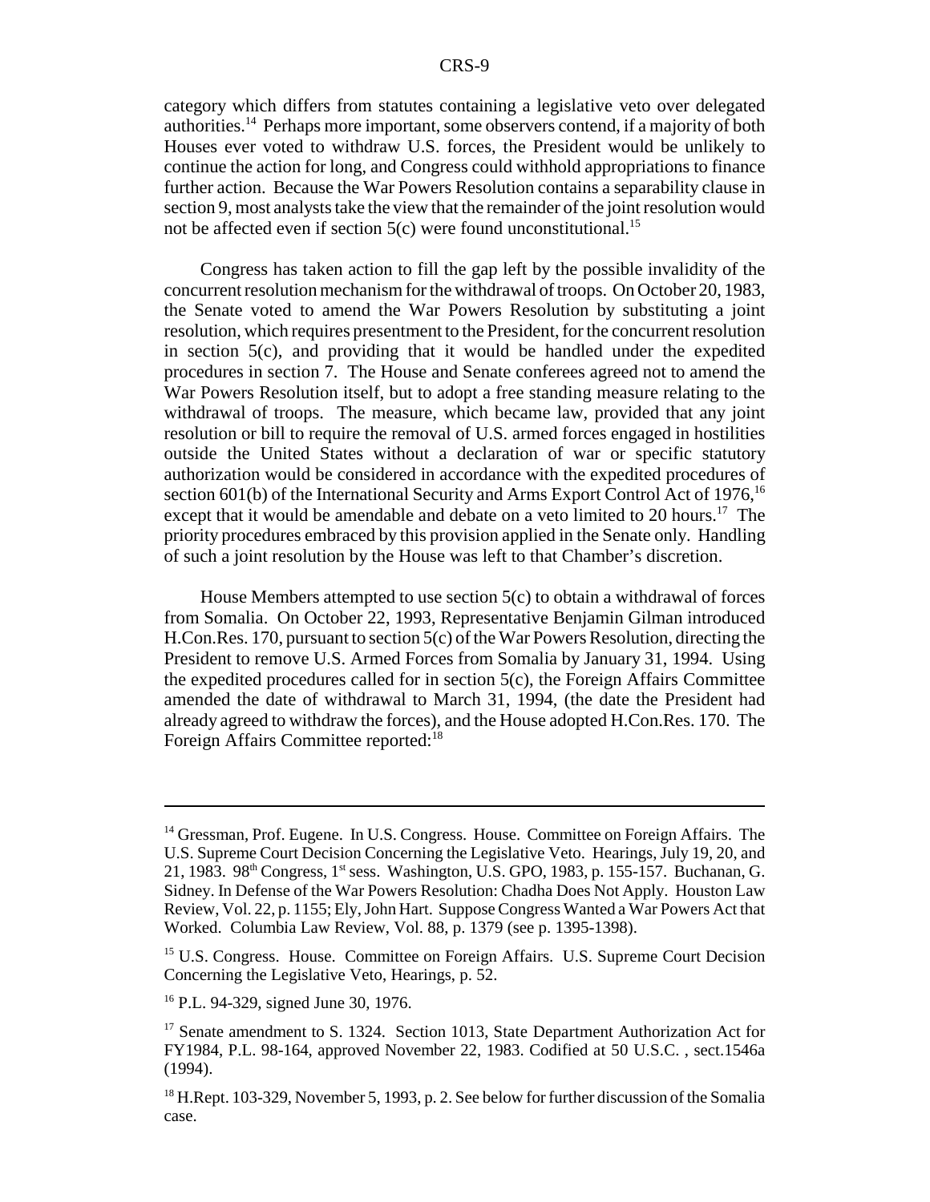category which differs from statutes containing a legislative veto over delegated authorities.[14] Perhaps more important, some observers contend, if a majority of both Houses ever voted to withdraw U.S. forces, the President would be unlikely to continue the action for long, and Congress could withhold appropriations to finance further action. Because the War Powers Resolution contains a separability clause in section 9, most analysts take the view that the remainder of the joint resolution would not be affected even if section 5(c) were found unconstitutional.[15]

Congress has taken action to fill the gap left by the possible invalidity of the concurrent resolution mechanism for the withdrawal of troops. On October 20, 1983, the Senate voted to amend the War Powers Resolution by substituting a joint resolution, which requires presentment to the President, for the concurrent resolution in section 5(c), and providing that it would be handled under the expedited procedures in section 7. The House and Senate conferees agreed not to amend the War Powers Resolution itself, but to adopt a free standing measure relating to the withdrawal of troops. The measure, which became law, provided that any joint resolution or bill to require the removal of U.S. armed forces engaged in hostilities outside the United States without a declaration of war or specific statutory authorization would be considered in accordance with the expedited procedures of section 601(b) of the International Security and Arms Export Control Act of 1976,[16] except that it would be amendable and debate on a veto limited to 20 hours.[17] The priority procedures embraced by this provision applied in the Senate only. Handling of such a joint resolution by the House was left to that Chamber's discretion.

House Members attempted to use section 5(c) to obtain a withdrawal of forces from Somalia. On October 22, 1993, Representative Benjamin Gilman introduced H.Con.Res. 170, pursuant to section 5(c) of the War Powers Resolution, directing the President to remove U.S. Armed Forces from Somalia by January 31, 1994. Using the expedited procedures called for in section 5(c), the Foreign Affairs Committee amended the date of withdrawal to March 31, 1994, (the date the President had already agreed to withdraw the forces), and the House adopted H.Con.Res. 170. The Foreign Affairs Committee reported:[18]

---

[14] Gressman, Prof. Eugene. In U.S. Congress. House. Committee on Foreign Affairs. The U.S. Supreme Court Decision Concerning the Legislative Veto. Hearings, July 19, 20, and 21, 1983. 98th Congress, 1st sess. Washington, U.S. GPO, 1983, p. 155-157. Buchanan, G. Sidney. In Defense of the War Powers Resolution: Chadha Does Not Apply. Houston Law Review, Vol. 22, p. 1155; Ely, John Hart. Suppose Congress Wanted a War Powers Act that Worked. Columbia Law Review, Vol. 88, p. 1379 (see p. 1395-1398).

[15] U.S. Congress. House. Committee on Foreign Affairs. U.S. Supreme Court Decision Concerning the Legislative Veto, Hearings, p. 52.

[16] P.L. 94-329, signed June 30, 1976.

[17] Senate amendment to S. 1324. Section 1013, State Department Authorization Act for FY1984, P.L. 98-164, approved November 22, 1983. Codified at 50 U.S.C. , sect.1546a (1994).

[18] H.Rept. 103-329, November 5, 1993, p. 2. See below for further discussion of the Somalia case.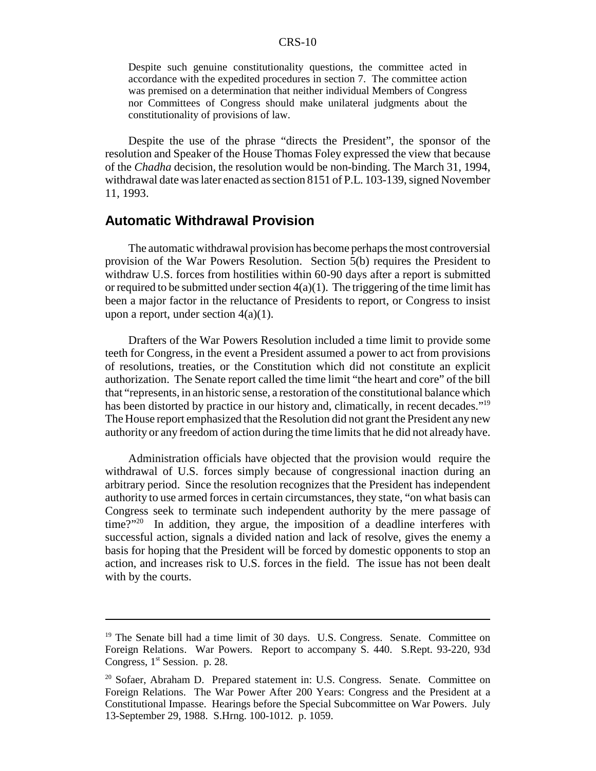> Despite such genuine constitutionality questions, the committee acted in accordance with the expedited procedures in section 7. The committee action was premised on a determination that neither individual Members of Congress nor Committees of Congress should make unilateral judgments about the constitutionality of provisions of law.

Despite the use of the phrase "directs the President", the sponsor of the resolution and Speaker of the House Thomas Foley expressed the view that because of the *Chadha* decision, the resolution would be non-binding. The March 31, 1994, withdrawal date was later enacted as section 8151 of P.L. 103-139, signed November 11, 1993.

## Automatic Withdrawal Provision

The automatic withdrawal provision has become perhaps the most controversial provision of the War Powers Resolution. Section 5(b) requires the President to withdraw U.S. forces from hostilities within 60-90 days after a report is submitted or required to be submitted under section 4(a)(1). The triggering of the time limit has been a major factor in the reluctance of Presidents to report, or Congress to insist upon a report, under section 4(a)(1).

Drafters of the War Powers Resolution included a time limit to provide some teeth for Congress, in the event a President assumed a power to act from provisions of resolutions, treaties, or the Constitution which did not constitute an explicit authorization. The Senate report called the time limit "the heart and core" of the bill that "represents, in an historic sense, a restoration of the constitutional balance which has been distorted by practice in our history and, climatically, in recent decades."[19] The House report emphasized that the Resolution did not grant the President any new authority or any freedom of action during the time limits that he did not already have.

Administration officials have objected that the provision would require the withdrawal of U.S. forces simply because of congressional inaction during an arbitrary period. Since the resolution recognizes that the President has independent authority to use armed forces in certain circumstances, they state, "on what basis can Congress seek to terminate such independent authority by the mere passage of time?"[20] In addition, they argue, the imposition of a deadline interferes with successful action, signals a divided nation and lack of resolve, gives the enemy a basis for hoping that the President will be forced by domestic opponents to stop an action, and increases risk to U.S. forces in the field. The issue has not been dealt with by the courts.

---

[19] The Senate bill had a time limit of 30 days. U.S. Congress. Senate. Committee on Foreign Relations. War Powers. Report to accompany S. 440. S.Rept. 93-220, 93d Congress, 1st Session. p. 28.

[20] Sofaer, Abraham D. Prepared statement in: U.S. Congress. Senate. Committee on Foreign Relations. The War Power After 200 Years: Congress and the President at a Constitutional Impasse. Hearings before the Special Subcommittee on War Powers. July 13-September 29, 1988. S.Hrng. 100-1012. p. 1059.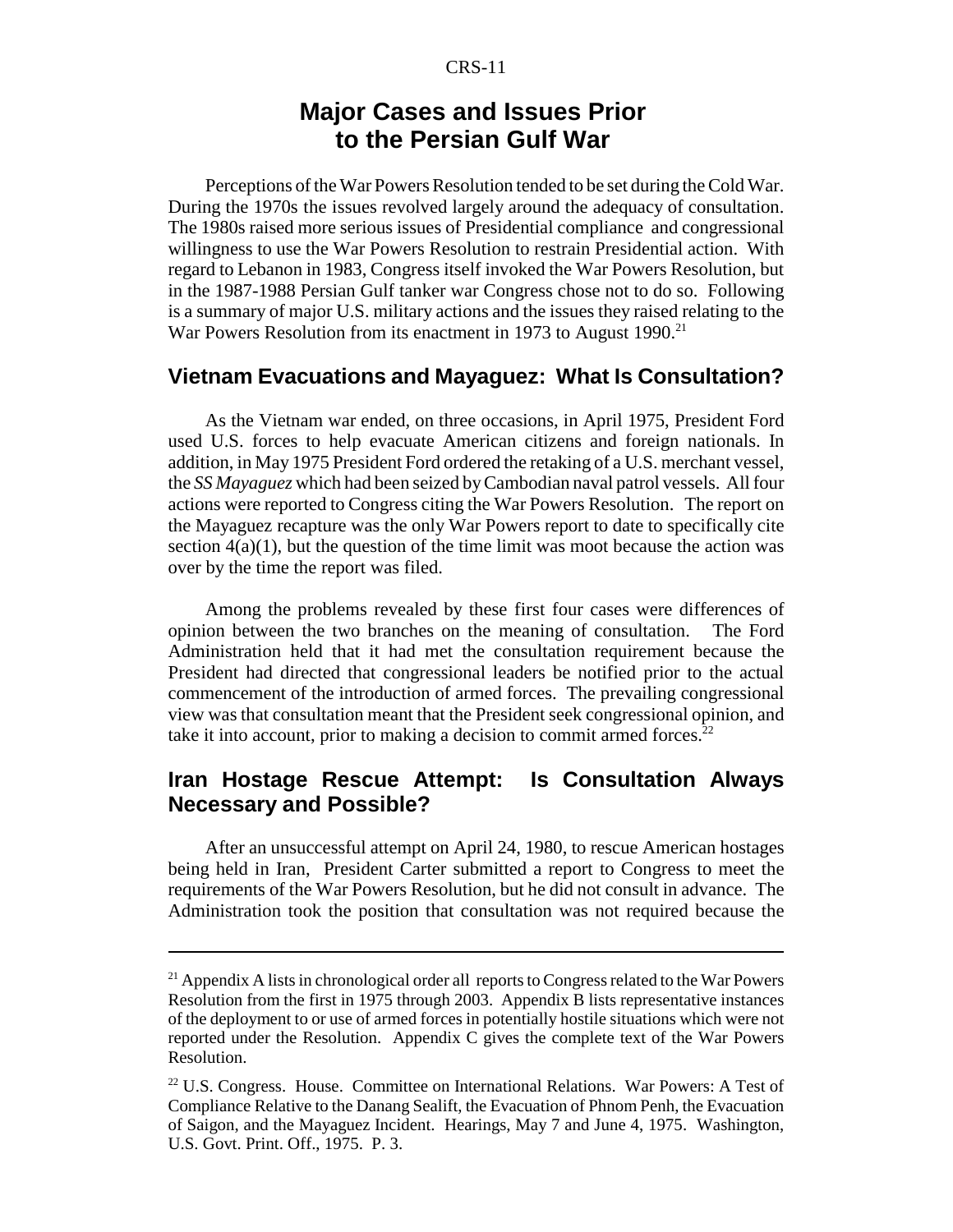# Major Cases and Issues Prior to the Persian Gulf War

Perceptions of the War Powers Resolution tended to be set during the Cold War. During the 1970s the issues revolved largely around the adequacy of consultation. The 1980s raised more serious issues of Presidential compliance and congressional willingness to use the War Powers Resolution to restrain Presidential action. With regard to Lebanon in 1983, Congress itself invoked the War Powers Resolution, but in the 1987-1988 Persian Gulf tanker war Congress chose not to do so. Following is a summary of major U.S. military actions and the issues they raised relating to the War Powers Resolution from its enactment in 1973 to August 1990.[21]

## Vietnam Evacuations and Mayaguez: What Is Consultation?

As the Vietnam war ended, on three occasions, in April 1975, President Ford used U.S. forces to help evacuate American citizens and foreign nationals. In addition, in May 1975 President Ford ordered the retaking of a U.S. merchant vessel, the *SS Mayaguez* which had been seized by Cambodian naval patrol vessels. All four actions were reported to Congress citing the War Powers Resolution. The report on the Mayaguez recapture was the only War Powers report to date to specifically cite section 4(a)(1), but the question of the time limit was moot because the action was over by the time the report was filed.

Among the problems revealed by these first four cases were differences of opinion between the two branches on the meaning of consultation. The Ford Administration held that it had met the consultation requirement because the President had directed that congressional leaders be notified prior to the actual commencement of the introduction of armed forces. The prevailing congressional view was that consultation meant that the President seek congressional opinion, and take it into account, prior to making a decision to commit armed forces.[22]

## Iran Hostage Rescue Attempt: Is Consultation Always Necessary and Possible?

After an unsuccessful attempt on April 24, 1980, to rescue American hostages being held in Iran, President Carter submitted a report to Congress to meet the requirements of the War Powers Resolution, but he did not consult in advance. The Administration took the position that consultation was not required because the

---

[21] Appendix A lists in chronological order all reports to Congress related to the War Powers Resolution from the first in 1975 through 2003. Appendix B lists representative instances of the deployment to or use of armed forces in potentially hostile situations which were not reported under the Resolution. Appendix C gives the complete text of the War Powers Resolution.

[22] U.S. Congress. House. Committee on International Relations. War Powers: A Test of Compliance Relative to the Danang Sealift, the Evacuation of Phnom Penh, the Evacuation of Saigon, and the Mayaguez Incident. Hearings, May 7 and June 4, 1975. Washington, U.S. Govt. Print. Off., 1975. P. 3.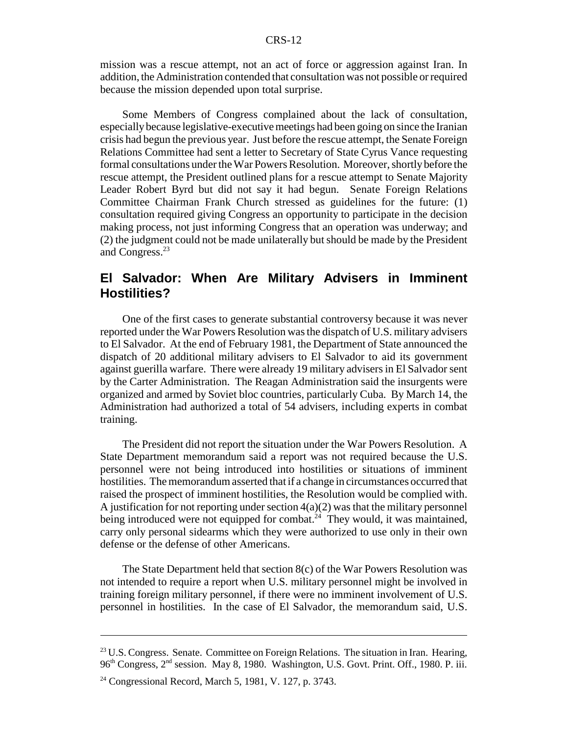mission was a rescue attempt, not an act of force or aggression against Iran. In addition, the Administration contended that consultation was not possible or required because the mission depended upon total surprise.

Some Members of Congress complained about the lack of consultation, especially because legislative-executive meetings had been going on since the Iranian crisis had begun the previous year. Just before the rescue attempt, the Senate Foreign Relations Committee had sent a letter to Secretary of State Cyrus Vance requesting formal consultations under the War Powers Resolution. Moreover, shortly before the rescue attempt, the President outlined plans for a rescue attempt to Senate Majority Leader Robert Byrd but did not say it had begun. Senate Foreign Relations Committee Chairman Frank Church stressed as guidelines for the future: (1) consultation required giving Congress an opportunity to participate in the decision making process, not just informing Congress that an operation was underway; and (2) the judgment could not be made unilaterally but should be made by the President and Congress.[23]

## El Salvador: When Are Military Advisers in Imminent Hostilities?

One of the first cases to generate substantial controversy because it was never reported under the War Powers Resolution was the dispatch of U.S. military advisers to El Salvador. At the end of February 1981, the Department of State announced the dispatch of 20 additional military advisers to El Salvador to aid its government against guerilla warfare. There were already 19 military advisers in El Salvador sent by the Carter Administration. The Reagan Administration said the insurgents were organized and armed by Soviet bloc countries, particularly Cuba. By March 14, the Administration had authorized a total of 54 advisers, including experts in combat training.

The President did not report the situation under the War Powers Resolution. A State Department memorandum said a report was not required because the U.S. personnel were not being introduced into hostilities or situations of imminent hostilities. The memorandum asserted that if a change in circumstances occurred that raised the prospect of imminent hostilities, the Resolution would be complied with. A justification for not reporting under section 4(a)(2) was that the military personnel being introduced were not equipped for combat.[24] They would, it was maintained, carry only personal sidearms which they were authorized to use only in their own defense or the defense of other Americans.

The State Department held that section 8(c) of the War Powers Resolution was not intended to require a report when U.S. military personnel might be involved in training foreign military personnel, if there were no imminent involvement of U.S. personnel in hostilities. In the case of El Salvador, the memorandum said, U.S.

---

[23] U.S. Congress. Senate. Committee on Foreign Relations. The situation in Iran. Hearing, 96th Congress, 2nd session. May 8, 1980. Washington, U.S. Govt. Print. Off., 1980. P. iii.

[24] Congressional Record, March 5, 1981, V. 127, p. 3743.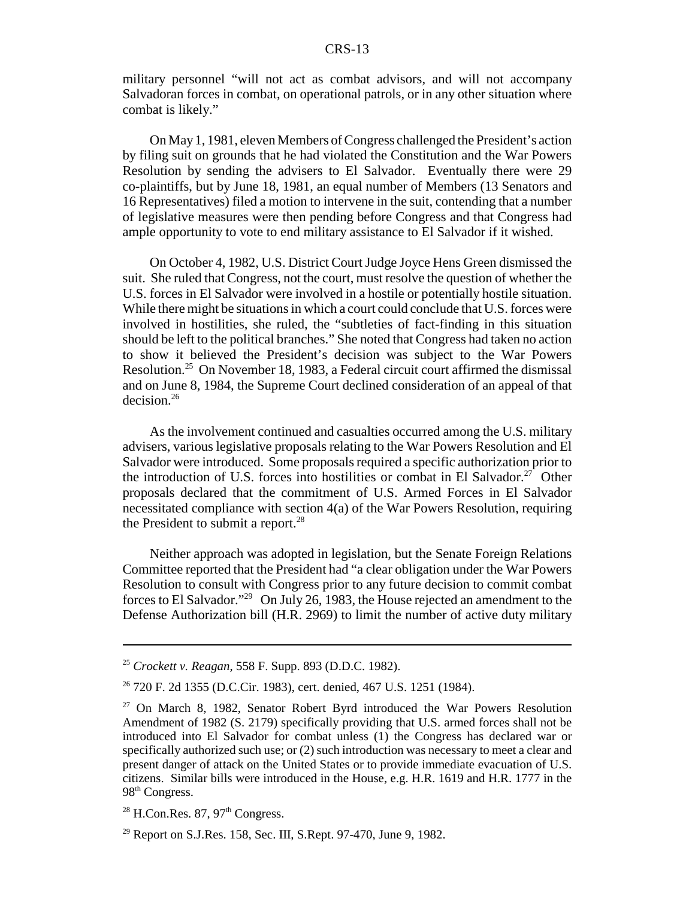military personnel "will not act as combat advisors, and will not accompany Salvadoran forces in combat, on operational patrols, or in any other situation where combat is likely."

On May 1, 1981, eleven Members of Congress challenged the President's action by filing suit on grounds that he had violated the Constitution and the War Powers Resolution by sending the advisers to El Salvador. Eventually there were 29 co-plaintiffs, but by June 18, 1981, an equal number of Members (13 Senators and 16 Representatives) filed a motion to intervene in the suit, contending that a number of legislative measures were then pending before Congress and that Congress had ample opportunity to vote to end military assistance to El Salvador if it wished.

On October 4, 1982, U.S. District Court Judge Joyce Hens Green dismissed the suit. She ruled that Congress, not the court, must resolve the question of whether the U.S. forces in El Salvador were involved in a hostile or potentially hostile situation. While there might be situations in which a court could conclude that U.S. forces were involved in hostilities, she ruled, the "subtleties of fact-finding in this situation should be left to the political branches." She noted that Congress had taken no action to show it believed the President's decision was subject to the War Powers Resolution.[25] On November 18, 1983, a Federal circuit court affirmed the dismissal and on June 8, 1984, the Supreme Court declined consideration of an appeal of that decision.[26]

As the involvement continued and casualties occurred among the U.S. military advisers, various legislative proposals relating to the War Powers Resolution and El Salvador were introduced. Some proposals required a specific authorization prior to the introduction of U.S. forces into hostilities or combat in El Salvador.[27] Other proposals declared that the commitment of U.S. Armed Forces in El Salvador necessitated compliance with section 4(a) of the War Powers Resolution, requiring the President to submit a report.[28]

Neither approach was adopted in legislation, but the Senate Foreign Relations Committee reported that the President had "a clear obligation under the War Powers Resolution to consult with Congress prior to any future decision to commit combat forces to El Salvador."[29] On July 26, 1983, the House rejected an amendment to the Defense Authorization bill (H.R. 2969) to limit the number of active duty military

---

[25] *Crockett v. Reagan*, 558 F. Supp. 893 (D.D.C. 1982).

[26] 720 F. 2d 1355 (D.C.Cir. 1983), cert. denied, 467 U.S. 1251 (1984).

[27] On March 8, 1982, Senator Robert Byrd introduced the War Powers Resolution Amendment of 1982 (S. 2179) specifically providing that U.S. armed forces shall not be introduced into El Salvador for combat unless (1) the Congress has declared war or specifically authorized such use; or (2) such introduction was necessary to meet a clear and present danger of attack on the United States or to provide immediate evacuation of U.S. citizens. Similar bills were introduced in the House, e.g. H.R. 1619 and H.R. 1777 in the 98th Congress.

[28] H.Con.Res. 87, 97th Congress.

[29] Report on S.J.Res. 158, Sec. III, S.Rept. 97-470, June 9, 1982.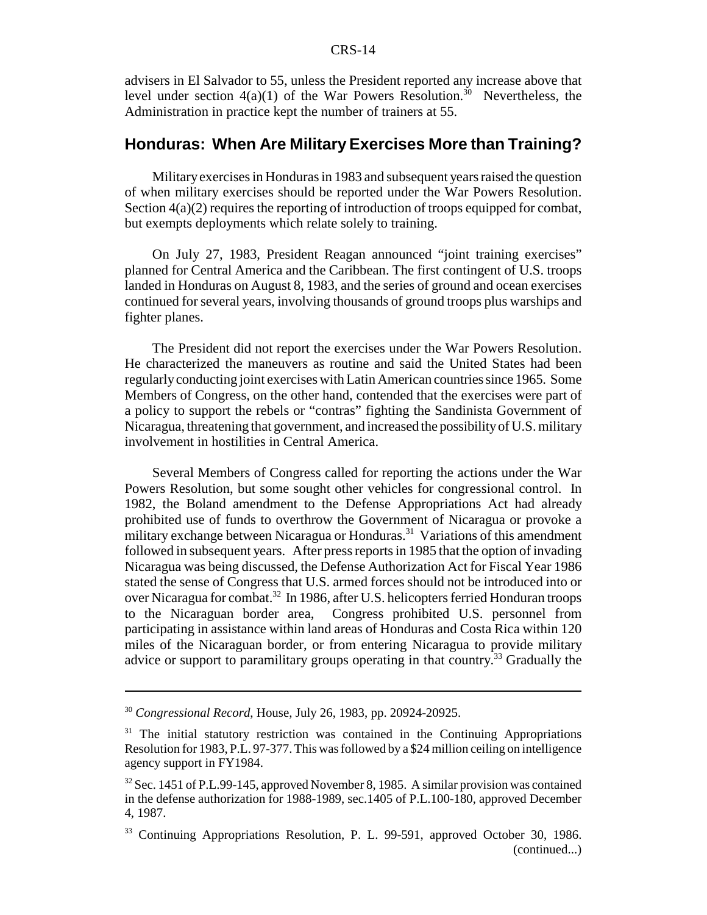advisers in El Salvador to 55, unless the President reported any increase above that level under section 4(a)(1) of the War Powers Resolution.[30] Nevertheless, the Administration in practice kept the number of trainers at 55.

## Honduras: When Are Military Exercises More than Training?

Military exercises in Honduras in 1983 and subsequent years raised the question of when military exercises should be reported under the War Powers Resolution. Section 4(a)(2) requires the reporting of introduction of troops equipped for combat, but exempts deployments which relate solely to training.

On July 27, 1983, President Reagan announced "joint training exercises" planned for Central America and the Caribbean. The first contingent of U.S. troops landed in Honduras on August 8, 1983, and the series of ground and ocean exercises continued for several years, involving thousands of ground troops plus warships and fighter planes.

The President did not report the exercises under the War Powers Resolution. He characterized the maneuvers as routine and said the United States had been regularly conducting joint exercises with Latin American countries since 1965. Some Members of Congress, on the other hand, contended that the exercises were part of a policy to support the rebels or "contras" fighting the Sandinista Government of Nicaragua, threatening that government, and increased the possibility of U.S. military involvement in hostilities in Central America.

Several Members of Congress called for reporting the actions under the War Powers Resolution, but some sought other vehicles for congressional control. In 1982, the Boland amendment to the Defense Appropriations Act had already prohibited use of funds to overthrow the Government of Nicaragua or provoke a military exchange between Nicaragua or Honduras.[31] Variations of this amendment followed in subsequent years. After press reports in 1985 that the option of invading Nicaragua was being discussed, the Defense Authorization Act for Fiscal Year 1986 stated the sense of Congress that U.S. armed forces should not be introduced into or over Nicaragua for combat.[32] In 1986, after U.S. helicopters ferried Honduran troops to the Nicaraguan border area, Congress prohibited U.S. personnel from participating in assistance within land areas of Honduras and Costa Rica within 120 miles of the Nicaraguan border, or from entering Nicaragua to provide military advice or support to paramilitary groups operating in that country.[33] Gradually the

---

[30] *Congressional Record*, House, July 26, 1983, pp. 20924-20925.

[31] The initial statutory restriction was contained in the Continuing Appropriations Resolution for 1983, P.L. 97-377. This was followed by a $24 million ceiling on intelligence agency support in FY1984.

[32] Sec. 1451 of P.L.99-145, approved November 8, 1985. A similar provision was contained in the defense authorization for 1988-1989, sec.1405 of P.L.100-180, approved December 4, 1987.

[33] Continuing Appropriations Resolution, P. L. 99-591, approved October 30, 1986. (continued...)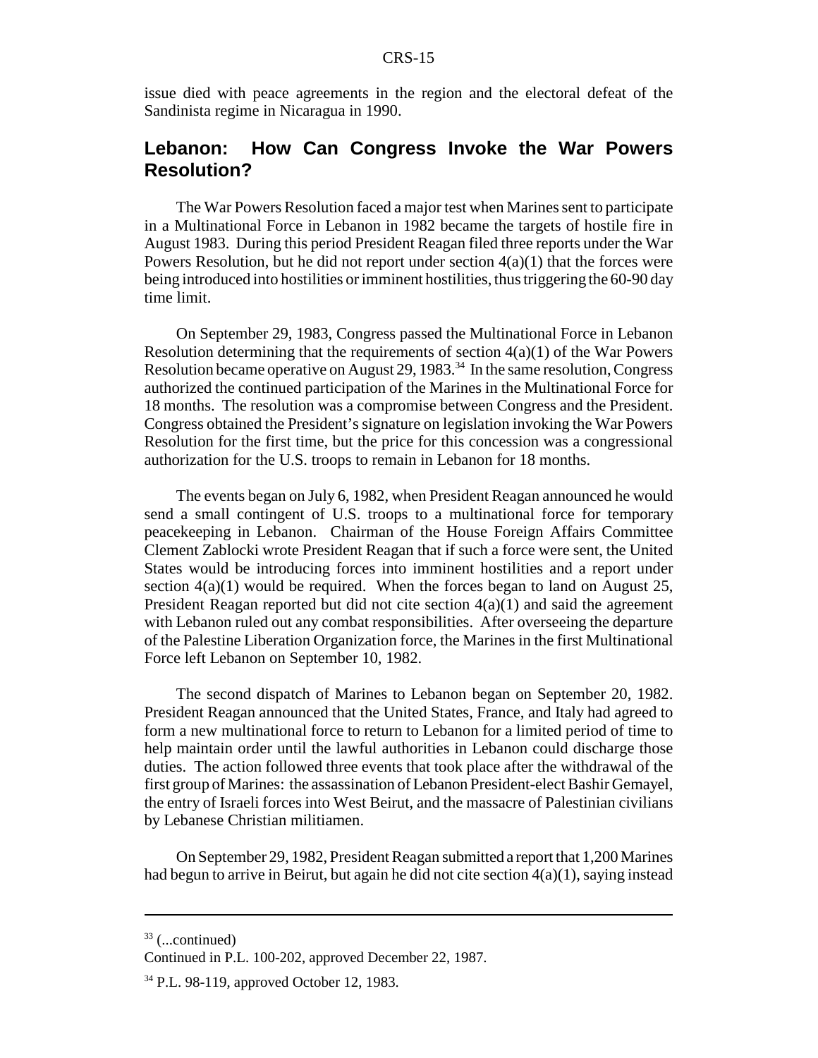issue died with peace agreements in the region and the electoral defeat of the Sandinista regime in Nicaragua in 1990.

## Lebanon: How Can Congress Invoke the War Powers Resolution?

The War Powers Resolution faced a major test when Marines sent to participate in a Multinational Force in Lebanon in 1982 became the targets of hostile fire in August 1983. During this period President Reagan filed three reports under the War Powers Resolution, but he did not report under section 4(a)(1) that the forces were being introduced into hostilities or imminent hostilities, thus triggering the 60-90 day time limit.

On September 29, 1983, Congress passed the Multinational Force in Lebanon Resolution determining that the requirements of section 4(a)(1) of the War Powers Resolution became operative on August 29, 1983.[34] In the same resolution, Congress authorized the continued participation of the Marines in the Multinational Force for 18 months. The resolution was a compromise between Congress and the President. Congress obtained the President's signature on legislation invoking the War Powers Resolution for the first time, but the price for this concession was a congressional authorization for the U.S. troops to remain in Lebanon for 18 months.

The events began on July 6, 1982, when President Reagan announced he would send a small contingent of U.S. troops to a multinational force for temporary peacekeeping in Lebanon. Chairman of the House Foreign Affairs Committee Clement Zablocki wrote President Reagan that if such a force were sent, the United States would be introducing forces into imminent hostilities and a report under section 4(a)(1) would be required. When the forces began to land on August 25, President Reagan reported but did not cite section 4(a)(1) and said the agreement with Lebanon ruled out any combat responsibilities. After overseeing the departure of the Palestine Liberation Organization force, the Marines in the first Multinational Force left Lebanon on September 10, 1982.

The second dispatch of Marines to Lebanon began on September 20, 1982. President Reagan announced that the United States, France, and Italy had agreed to form a new multinational force to return to Lebanon for a limited period of time to help maintain order until the lawful authorities in Lebanon could discharge those duties. The action followed three events that took place after the withdrawal of the first group of Marines: the assassination of Lebanon President-elect Bashir Gemayel, the entry of Israeli forces into West Beirut, and the massacre of Palestinian civilians by Lebanese Christian militiamen.

On September 29, 1982, President Reagan submitted a report that 1,200 Marines had begun to arrive in Beirut, but again he did not cite section 4(a)(1), saying instead

---

[33] (...continued)
Continued in P.L. 100-202, approved December 22, 1987.

[34] P.L. 98-119, approved October 12, 1983.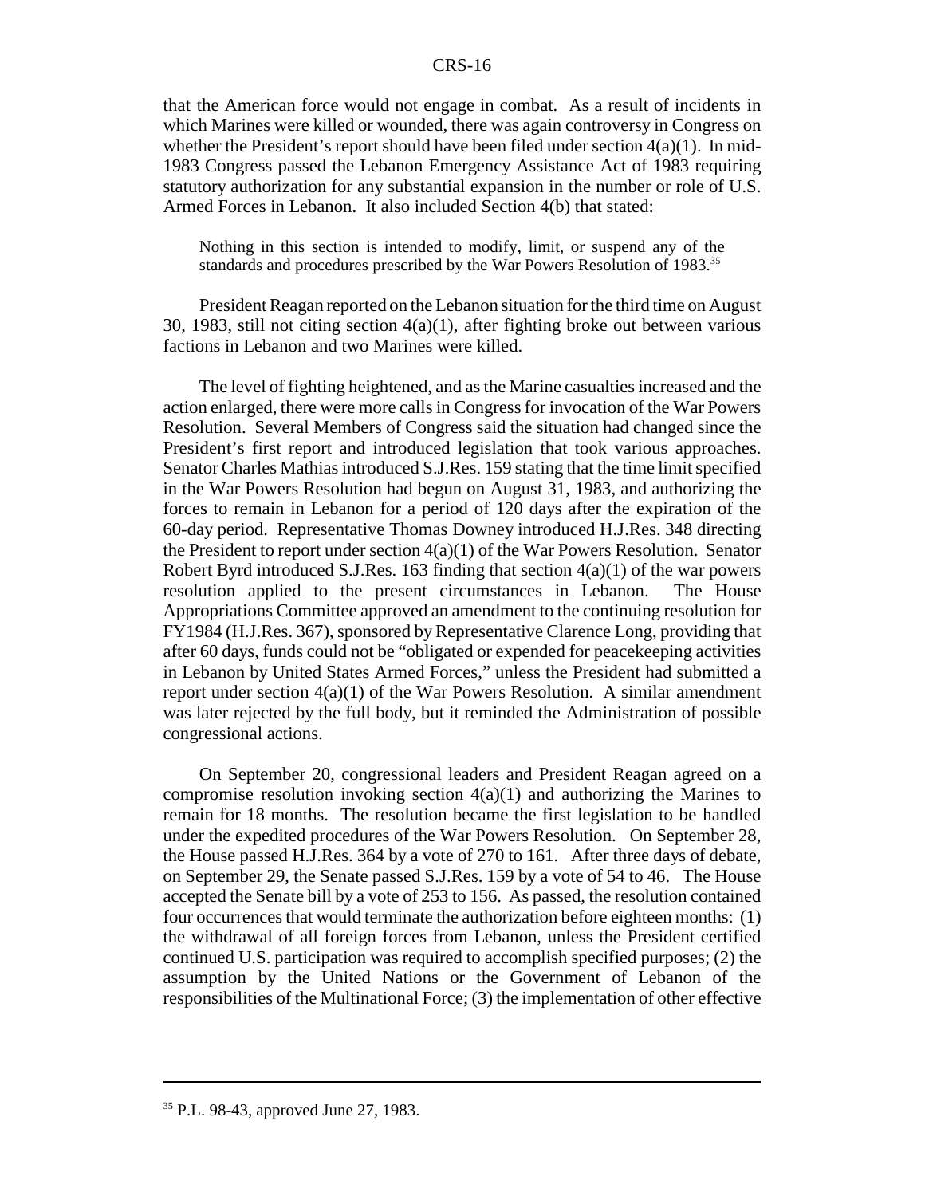that the American force would not engage in combat. As a result of incidents in which Marines were killed or wounded, there was again controversy in Congress on whether the President's report should have been filed under section 4(a)(1). In mid-1983 Congress passed the Lebanon Emergency Assistance Act of 1983 requiring statutory authorization for any substantial expansion in the number or role of U.S. Armed Forces in Lebanon. It also included Section 4(b) that stated:

> Nothing in this section is intended to modify, limit, or suspend any of the standards and procedures prescribed by the War Powers Resolution of 1983.[35]

President Reagan reported on the Lebanon situation for the third time on August 30, 1983, still not citing section 4(a)(1), after fighting broke out between various factions in Lebanon and two Marines were killed.

The level of fighting heightened, and as the Marine casualties increased and the action enlarged, there were more calls in Congress for invocation of the War Powers Resolution. Several Members of Congress said the situation had changed since the President's first report and introduced legislation that took various approaches. Senator Charles Mathias introduced S.J.Res. 159 stating that the time limit specified in the War Powers Resolution had begun on August 31, 1983, and authorizing the forces to remain in Lebanon for a period of 120 days after the expiration of the 60-day period. Representative Thomas Downey introduced H.J.Res. 348 directing the President to report under section 4(a)(1) of the War Powers Resolution. Senator Robert Byrd introduced S.J.Res. 163 finding that section 4(a)(1) of the war powers resolution applied to the present circumstances in Lebanon. The House Appropriations Committee approved an amendment to the continuing resolution for FY1984 (H.J.Res. 367), sponsored by Representative Clarence Long, providing that after 60 days, funds could not be "obligated or expended for peacekeeping activities in Lebanon by United States Armed Forces," unless the President had submitted a report under section 4(a)(1) of the War Powers Resolution. A similar amendment was later rejected by the full body, but it reminded the Administration of possible congressional actions.

On September 20, congressional leaders and President Reagan agreed on a compromise resolution invoking section 4(a)(1) and authorizing the Marines to remain for 18 months. The resolution became the first legislation to be handled under the expedited procedures of the War Powers Resolution. On September 28, the House passed H.J.Res. 364 by a vote of 270 to 161. After three days of debate, on September 29, the Senate passed S.J.Res. 159 by a vote of 54 to 46. The House accepted the Senate bill by a vote of 253 to 156. As passed, the resolution contained four occurrences that would terminate the authorization before eighteen months: (1) the withdrawal of all foreign forces from Lebanon, unless the President certified continued U.S. participation was required to accomplish specified purposes; (2) the assumption by the United Nations or the Government of Lebanon of the responsibilities of the Multinational Force; (3) the implementation of other effective

---

[35] P.L. 98-43, approved June 27, 1983.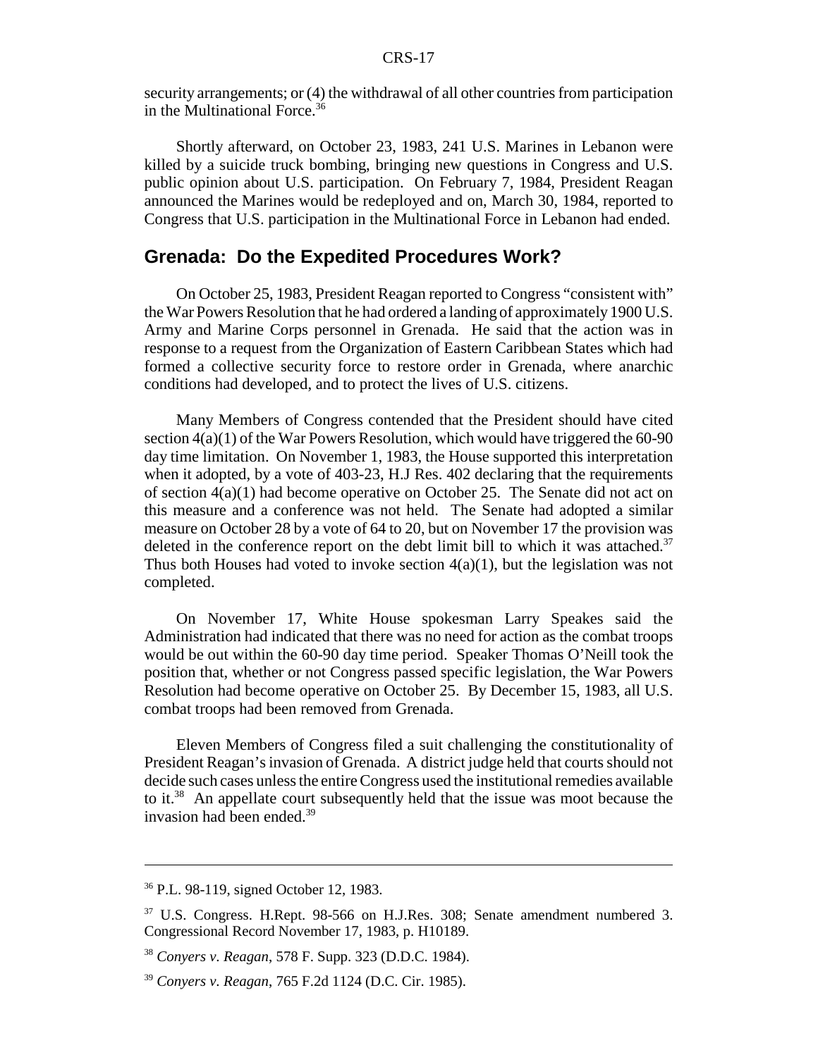security arrangements; or (4) the withdrawal of all other countries from participation in the Multinational Force.[36]

Shortly afterward, on October 23, 1983, 241 U.S. Marines in Lebanon were killed by a suicide truck bombing, bringing new questions in Congress and U.S. public opinion about U.S. participation. On February 7, 1984, President Reagan announced the Marines would be redeployed and on, March 30, 1984, reported to Congress that U.S. participation in the Multinational Force in Lebanon had ended.

## Grenada: Do the Expedited Procedures Work?

On October 25, 1983, President Reagan reported to Congress "consistent with" the War Powers Resolution that he had ordered a landing of approximately 1900 U.S. Army and Marine Corps personnel in Grenada. He said that the action was in response to a request from the Organization of Eastern Caribbean States which had formed a collective security force to restore order in Grenada, where anarchic conditions had developed, and to protect the lives of U.S. citizens.

Many Members of Congress contended that the President should have cited section 4(a)(1) of the War Powers Resolution, which would have triggered the 60-90 day time limitation. On November 1, 1983, the House supported this interpretation when it adopted, by a vote of 403-23, H.J Res. 402 declaring that the requirements of section 4(a)(1) had become operative on October 25. The Senate did not act on this measure and a conference was not held. The Senate had adopted a similar measure on October 28 by a vote of 64 to 20, but on November 17 the provision was deleted in the conference report on the debt limit bill to which it was attached.[37] Thus both Houses had voted to invoke section 4(a)(1), but the legislation was not completed.

On November 17, White House spokesman Larry Speakes said the Administration had indicated that there was no need for action as the combat troops would be out within the 60-90 day time period. Speaker Thomas O'Neill took the position that, whether or not Congress passed specific legislation, the War Powers Resolution had become operative on October 25. By December 15, 1983, all U.S. combat troops had been removed from Grenada.

Eleven Members of Congress filed a suit challenging the constitutionality of President Reagan's invasion of Grenada. A district judge held that courts should not decide such cases unless the entire Congress used the institutional remedies available to it.[38] An appellate court subsequently held that the issue was moot because the invasion had been ended.[39]

---

[36] P.L. 98-119, signed October 12, 1983.

[37] U.S. Congress. H.Rept. 98-566 on H.J.Res. 308; Senate amendment numbered 3. Congressional Record November 17, 1983, p. H10189.

[38] *Conyers v. Reagan*, 578 F. Supp. 323 (D.D.C. 1984).

[39] *Conyers v. Reagan*, 765 F.2d 1124 (D.C. Cir. 1985).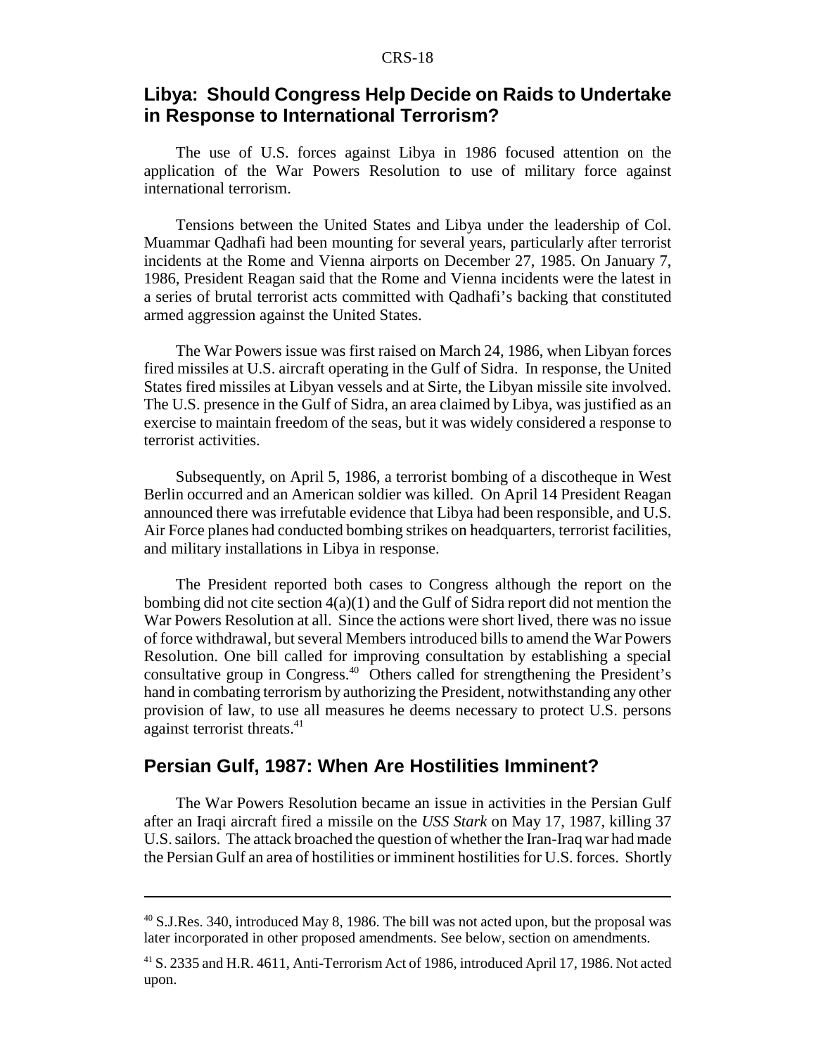## Libya: Should Congress Help Decide on Raids to Undertake in Response to International Terrorism?

The use of U.S. forces against Libya in 1986 focused attention on the application of the War Powers Resolution to use of military force against international terrorism.

Tensions between the United States and Libya under the leadership of Col. Muammar Qadhafi had been mounting for several years, particularly after terrorist incidents at the Rome and Vienna airports on December 27, 1985. On January 7, 1986, President Reagan said that the Rome and Vienna incidents were the latest in a series of brutal terrorist acts committed with Qadhafi's backing that constituted armed aggression against the United States.

The War Powers issue was first raised on March 24, 1986, when Libyan forces fired missiles at U.S. aircraft operating in the Gulf of Sidra. In response, the United States fired missiles at Libyan vessels and at Sirte, the Libyan missile site involved. The U.S. presence in the Gulf of Sidra, an area claimed by Libya, was justified as an exercise to maintain freedom of the seas, but it was widely considered a response to terrorist activities.

Subsequently, on April 5, 1986, a terrorist bombing of a discotheque in West Berlin occurred and an American soldier was killed. On April 14 President Reagan announced there was irrefutable evidence that Libya had been responsible, and U.S. Air Force planes had conducted bombing strikes on headquarters, terrorist facilities, and military installations in Libya in response.

The President reported both cases to Congress although the report on the bombing did not cite section 4(a)(1) and the Gulf of Sidra report did not mention the War Powers Resolution at all. Since the actions were short lived, there was no issue of force withdrawal, but several Members introduced bills to amend the War Powers Resolution. One bill called for improving consultation by establishing a special consultative group in Congress.[40] Others called for strengthening the President's hand in combating terrorism by authorizing the President, notwithstanding any other provision of law, to use all measures he deems necessary to protect U.S. persons against terrorist threats.[41]

## Persian Gulf, 1987: When Are Hostilities Imminent?

The War Powers Resolution became an issue in activities in the Persian Gulf after an Iraqi aircraft fired a missile on the *USS Stark* on May 17, 1987, killing 37 U.S. sailors. The attack broached the question of whether the Iran-Iraq war had made the Persian Gulf an area of hostilities or imminent hostilities for U.S. forces. Shortly

---

[40] S.J.Res. 340, introduced May 8, 1986. The bill was not acted upon, but the proposal was later incorporated in other proposed amendments. See below, section on amendments.

[41] S. 2335 and H.R. 4611, Anti-Terrorism Act of 1986, introduced April 17, 1986. Not acted upon.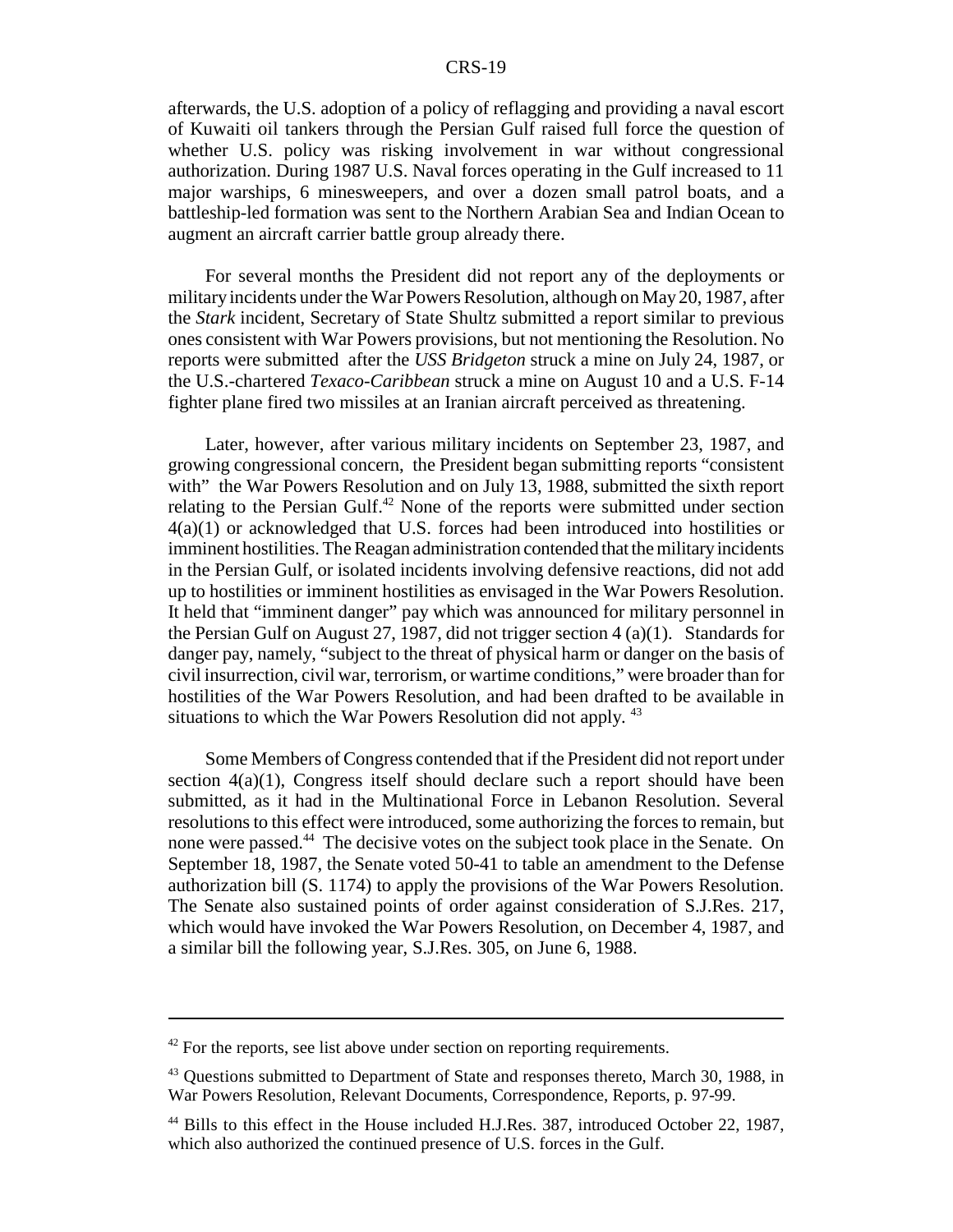afterwards, the U.S. adoption of a policy of reflagging and providing a naval escort of Kuwaiti oil tankers through the Persian Gulf raised full force the question of whether U.S. policy was risking involvement in war without congressional authorization. During 1987 U.S. Naval forces operating in the Gulf increased to 11 major warships, 6 minesweepers, and over a dozen small patrol boats, and a battleship-led formation was sent to the Northern Arabian Sea and Indian Ocean to augment an aircraft carrier battle group already there.

For several months the President did not report any of the deployments or military incidents under the War Powers Resolution, although on May 20, 1987, after the *Stark* incident, Secretary of State Shultz submitted a report similar to previous ones consistent with War Powers provisions, but not mentioning the Resolution. No reports were submitted after the *USS Bridgeton* struck a mine on July 24, 1987, or the U.S.-chartered *Texaco-Caribbean* struck a mine on August 10 and a U.S. F-14 fighter plane fired two missiles at an Iranian aircraft perceived as threatening.

Later, however, after various military incidents on September 23, 1987, and growing congressional concern, the President began submitting reports "consistent with" the War Powers Resolution and on July 13, 1988, submitted the sixth report relating to the Persian Gulf.[42] None of the reports were submitted under section 4(a)(1) or acknowledged that U.S. forces had been introduced into hostilities or imminent hostilities. The Reagan administration contended that the military incidents in the Persian Gulf, or isolated incidents involving defensive reactions, did not add up to hostilities or imminent hostilities as envisaged in the War Powers Resolution. It held that "imminent danger" pay which was announced for military personnel in the Persian Gulf on August 27, 1987, did not trigger section 4 (a)(1). Standards for danger pay, namely, "subject to the threat of physical harm or danger on the basis of civil insurrection, civil war, terrorism, or wartime conditions," were broader than for hostilities of the War Powers Resolution, and had been drafted to be available in situations to which the War Powers Resolution did not apply.[43]

Some Members of Congress contended that if the President did not report under section 4(a)(1), Congress itself should declare such a report should have been submitted, as it had in the Multinational Force in Lebanon Resolution. Several resolutions to this effect were introduced, some authorizing the forces to remain, but none were passed.[44] The decisive votes on the subject took place in the Senate. On September 18, 1987, the Senate voted 50-41 to table an amendment to the Defense authorization bill (S. 1174) to apply the provisions of the War Powers Resolution. The Senate also sustained points of order against consideration of S.J.Res. 217, which would have invoked the War Powers Resolution, on December 4, 1987, and a similar bill the following year, S.J.Res. 305, on June 6, 1988.

---

[42] For the reports, see list above under section on reporting requirements.

[43] Questions submitted to Department of State and responses thereto, March 30, 1988, in War Powers Resolution, Relevant Documents, Correspondence, Reports, p. 97-99.

[44] Bills to this effect in the House included H.J.Res. 387, introduced October 22, 1987, which also authorized the continued presence of U.S. forces in the Gulf.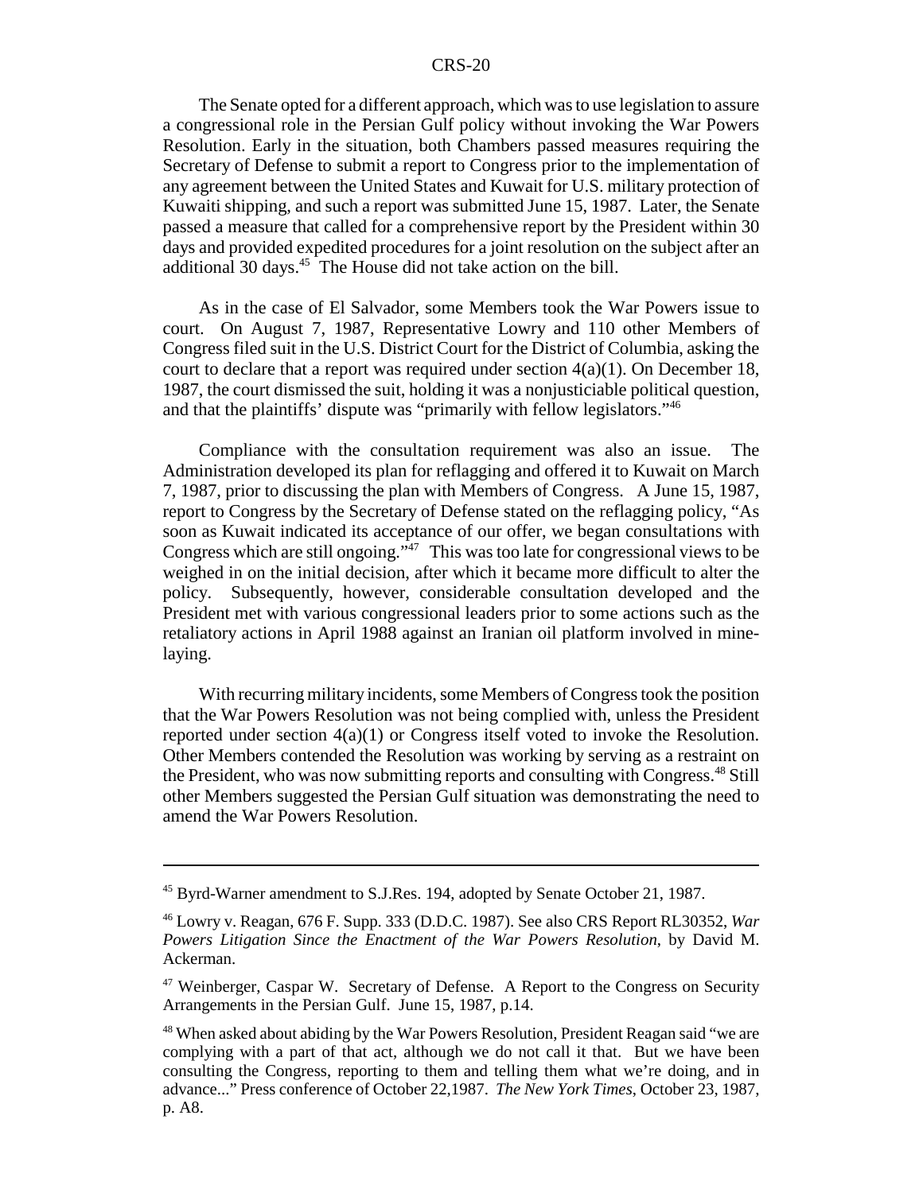The Senate opted for a different approach, which was to use legislation to assure a congressional role in the Persian Gulf policy without invoking the War Powers Resolution. Early in the situation, both Chambers passed measures requiring the Secretary of Defense to submit a report to Congress prior to the implementation of any agreement between the United States and Kuwait for U.S. military protection of Kuwaiti shipping, and such a report was submitted June 15, 1987. Later, the Senate passed a measure that called for a comprehensive report by the President within 30 days and provided expedited procedures for a joint resolution on the subject after an additional 30 days.[45] The House did not take action on the bill.

As in the case of El Salvador, some Members took the War Powers issue to court. On August 7, 1987, Representative Lowry and 110 other Members of Congress filed suit in the U.S. District Court for the District of Columbia, asking the court to declare that a report was required under section 4(a)(1). On December 18, 1987, the court dismissed the suit, holding it was a nonjusticiable political question, and that the plaintiffs' dispute was "primarily with fellow legislators."[46]

Compliance with the consultation requirement was also an issue. The Administration developed its plan for reflagging and offered it to Kuwait on March 7, 1987, prior to discussing the plan with Members of Congress. A June 15, 1987, report to Congress by the Secretary of Defense stated on the reflagging policy, "As soon as Kuwait indicated its acceptance of our offer, we began consultations with Congress which are still ongoing."[47] This was too late for congressional views to be weighed in on the initial decision, after which it became more difficult to alter the policy. Subsequently, however, considerable consultation developed and the President met with various congressional leaders prior to some actions such as the retaliatory actions in April 1988 against an Iranian oil platform involved in mine-laying.

With recurring military incidents, some Members of Congress took the position that the War Powers Resolution was not being complied with, unless the President reported under section 4(a)(1) or Congress itself voted to invoke the Resolution. Other Members contended the Resolution was working by serving as a restraint on the President, who was now submitting reports and consulting with Congress.[48] Still other Members suggested the Persian Gulf situation was demonstrating the need to amend the War Powers Resolution.

---

[45] Byrd-Warner amendment to S.J.Res. 194, adopted by Senate October 21, 1987.

[46] Lowry v. Reagan, 676 F. Supp. 333 (D.D.C. 1987). See also CRS Report RL30352, *War Powers Litigation Since the Enactment of the War Powers Resolution*, by David M. Ackerman.

[47] Weinberger, Caspar W. Secretary of Defense. A Report to the Congress on Security Arrangements in the Persian Gulf. June 15, 1987, p.14.

[48] When asked about abiding by the War Powers Resolution, President Reagan said "we are complying with a part of that act, although we do not call it that. But we have been consulting the Congress, reporting to them and telling them what we're doing, and in advance..." Press conference of October 22,1987. *The New York Times*, October 23, 1987, p. A8.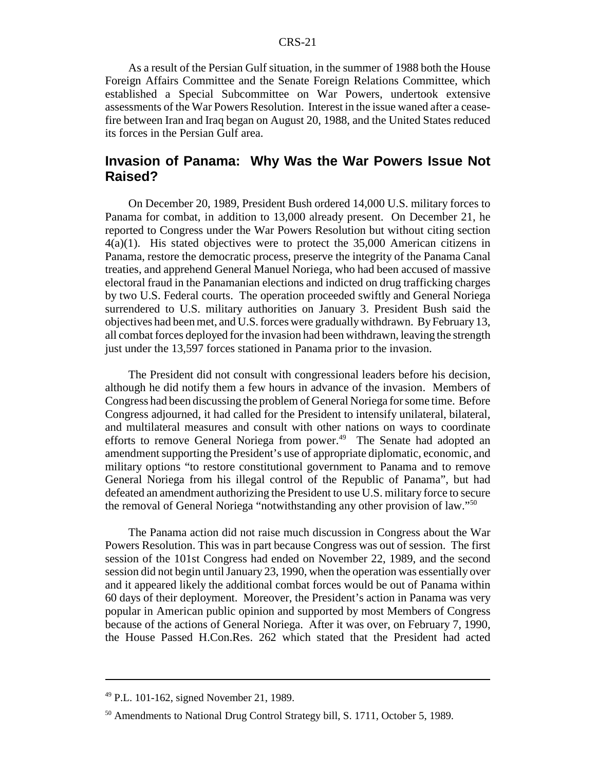As a result of the Persian Gulf situation, in the summer of 1988 both the House Foreign Affairs Committee and the Senate Foreign Relations Committee, which established a Special Subcommittee on War Powers, undertook extensive assessments of the War Powers Resolution. Interest in the issue waned after a cease-fire between Iran and Iraq began on August 20, 1988, and the United States reduced its forces in the Persian Gulf area.

## Invasion of Panama: Why Was the War Powers Issue Not Raised?

On December 20, 1989, President Bush ordered 14,000 U.S. military forces to Panama for combat, in addition to 13,000 already present. On December 21, he reported to Congress under the War Powers Resolution but without citing section 4(a)(1). His stated objectives were to protect the 35,000 American citizens in Panama, restore the democratic process, preserve the integrity of the Panama Canal treaties, and apprehend General Manuel Noriega, who had been accused of massive electoral fraud in the Panamanian elections and indicted on drug trafficking charges by two U.S. Federal courts. The operation proceeded swiftly and General Noriega surrendered to U.S. military authorities on January 3. President Bush said the objectives had been met, and U.S. forces were gradually withdrawn. By February 13, all combat forces deployed for the invasion had been withdrawn, leaving the strength just under the 13,597 forces stationed in Panama prior to the invasion.

The President did not consult with congressional leaders before his decision, although he did notify them a few hours in advance of the invasion. Members of Congress had been discussing the problem of General Noriega for some time. Before Congress adjourned, it had called for the President to intensify unilateral, bilateral, and multilateral measures and consult with other nations on ways to coordinate efforts to remove General Noriega from power.[49] The Senate had adopted an amendment supporting the President's use of appropriate diplomatic, economic, and military options "to restore constitutional government to Panama and to remove General Noriega from his illegal control of the Republic of Panama", but had defeated an amendment authorizing the President to use U.S. military force to secure the removal of General Noriega "notwithstanding any other provision of law."[50]

The Panama action did not raise much discussion in Congress about the War Powers Resolution. This was in part because Congress was out of session. The first session of the 101st Congress had ended on November 22, 1989, and the second session did not begin until January 23, 1990, when the operation was essentially over and it appeared likely the additional combat forces would be out of Panama within 60 days of their deployment. Moreover, the President's action in Panama was very popular in American public opinion and supported by most Members of Congress because of the actions of General Noriega. After it was over, on February 7, 1990, the House Passed H.Con.Res. 262 which stated that the President had acted

---

[49] P.L. 101-162, signed November 21, 1989.

[50] Amendments to National Drug Control Strategy bill, S. 1711, October 5, 1989.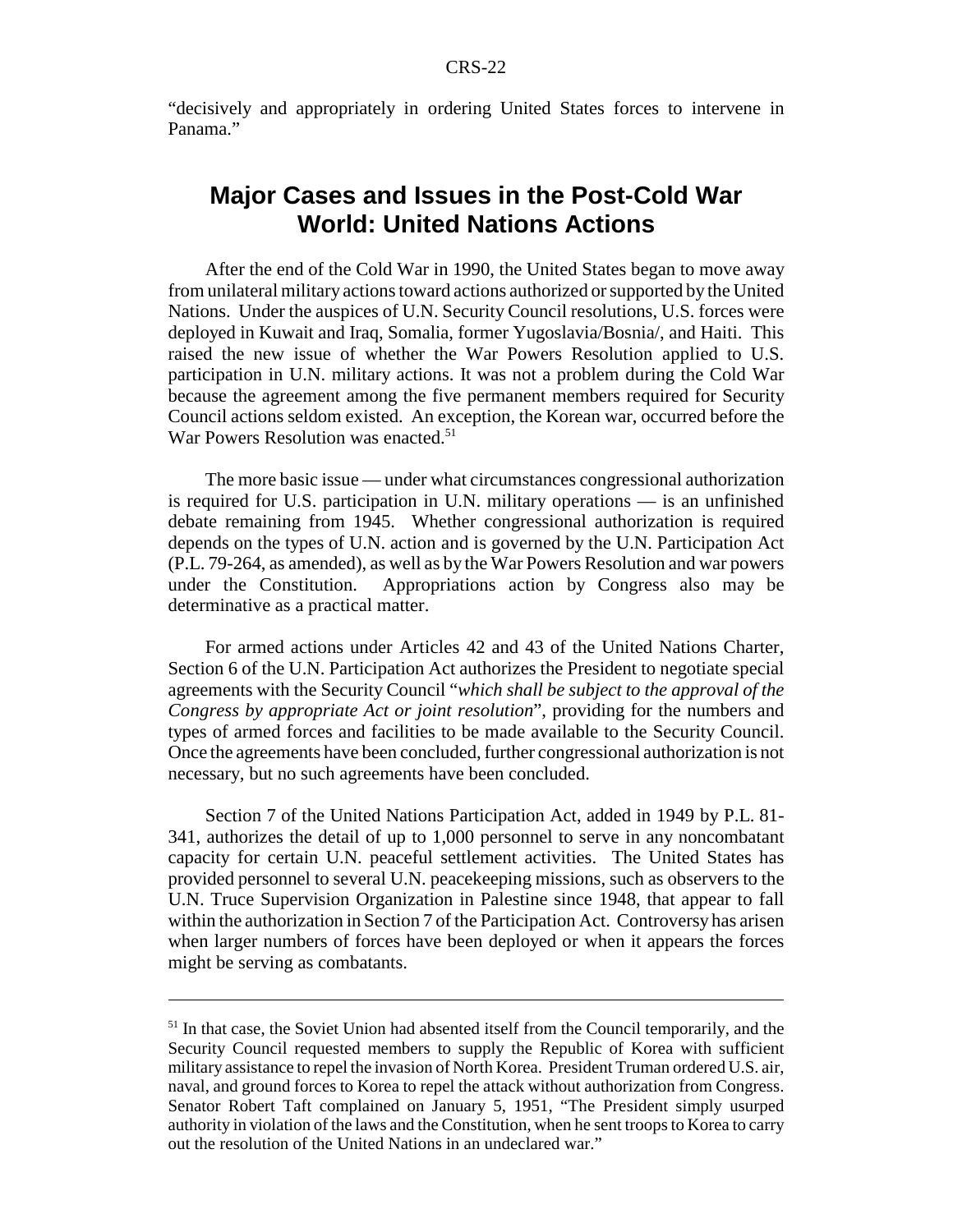"decisively and appropriately in ordering United States forces to intervene in Panama."

## Major Cases and Issues in the Post-Cold War World: United Nations Actions

After the end of the Cold War in 1990, the United States began to move away from unilateral military actions toward actions authorized or supported by the United Nations. Under the auspices of U.N. Security Council resolutions, U.S. forces were deployed in Kuwait and Iraq, Somalia, former Yugoslavia/Bosnia/, and Haiti. This raised the new issue of whether the War Powers Resolution applied to U.S. participation in U.N. military actions. It was not a problem during the Cold War because the agreement among the five permanent members required for Security Council actions seldom existed. An exception, the Korean war, occurred before the War Powers Resolution was enacted.[51]

The more basic issue — under what circumstances congressional authorization is required for U.S. participation in U.N. military operations — is an unfinished debate remaining from 1945. Whether congressional authorization is required depends on the types of U.N. action and is governed by the U.N. Participation Act (P.L. 79-264, as amended), as well as by the War Powers Resolution and war powers under the Constitution. Appropriations action by Congress also may be determinative as a practical matter.

For armed actions under Articles 42 and 43 of the United Nations Charter, Section 6 of the U.N. Participation Act authorizes the President to negotiate special agreements with the Security Council "*which shall be subject to the approval of the Congress by appropriate Act or joint resolution*", providing for the numbers and types of armed forces and facilities to be made available to the Security Council. Once the agreements have been concluded, further congressional authorization is not necessary, but no such agreements have been concluded.

Section 7 of the United Nations Participation Act, added in 1949 by P.L. 81-341, authorizes the detail of up to 1,000 personnel to serve in any noncombatant capacity for certain U.N. peaceful settlement activities. The United States has provided personnel to several U.N. peacekeeping missions, such as observers to the U.N. Truce Supervision Organization in Palestine since 1948, that appear to fall within the authorization in Section 7 of the Participation Act. Controversy has arisen when larger numbers of forces have been deployed or when it appears the forces might be serving as combatants.

---

[51] In that case, the Soviet Union had absented itself from the Council temporarily, and the Security Council requested members to supply the Republic of Korea with sufficient military assistance to repel the invasion of North Korea. President Truman ordered U.S. air, naval, and ground forces to Korea to repel the attack without authorization from Congress. Senator Robert Taft complained on January 5, 1951, "The President simply usurped authority in violation of the laws and the Constitution, when he sent troops to Korea to carry out the resolution of the United Nations in an undeclared war."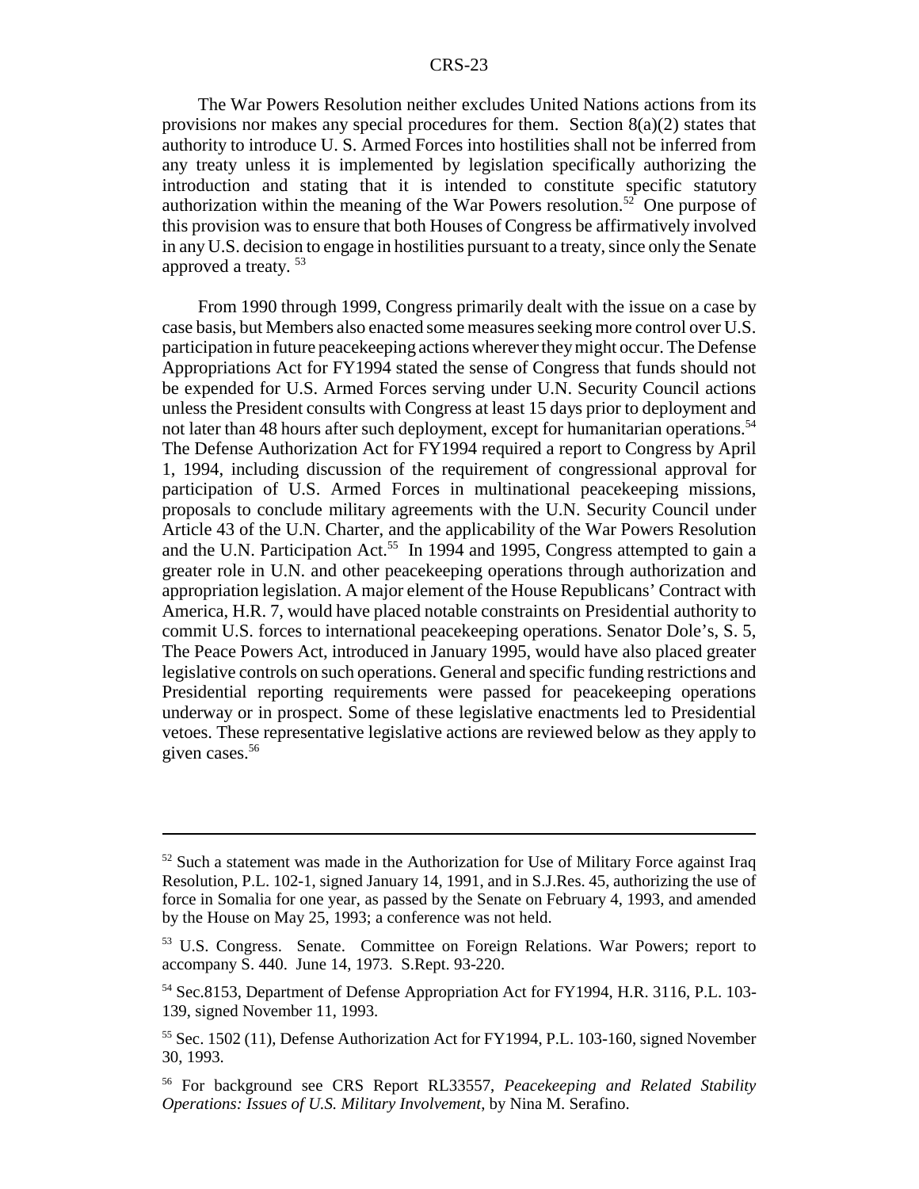The War Powers Resolution neither excludes United Nations actions from its provisions nor makes any special procedures for them. Section 8(a)(2) states that authority to introduce U. S. Armed Forces into hostilities shall not be inferred from any treaty unless it is implemented by legislation specifically authorizing the introduction and stating that it is intended to constitute specific statutory authorization within the meaning of the War Powers resolution.[52] One purpose of this provision was to ensure that both Houses of Congress be affirmatively involved in any U.S. decision to engage in hostilities pursuant to a treaty, since only the Senate approved a treaty.[53]

From 1990 through 1999, Congress primarily dealt with the issue on a case by case basis, but Members also enacted some measures seeking more control over U.S. participation in future peacekeeping actions wherever they might occur. The Defense Appropriations Act for FY1994 stated the sense of Congress that funds should not be expended for U.S. Armed Forces serving under U.N. Security Council actions unless the President consults with Congress at least 15 days prior to deployment and not later than 48 hours after such deployment, except for humanitarian operations.[54] The Defense Authorization Act for FY1994 required a report to Congress by April 1, 1994, including discussion of the requirement of congressional approval for participation of U.S. Armed Forces in multinational peacekeeping missions, proposals to conclude military agreements with the U.N. Security Council under Article 43 of the U.N. Charter, and the applicability of the War Powers Resolution and the U.N. Participation Act.[55] In 1994 and 1995, Congress attempted to gain a greater role in U.N. and other peacekeeping operations through authorization and appropriation legislation. A major element of the House Republicans' Contract with America, H.R. 7, would have placed notable constraints on Presidential authority to commit U.S. forces to international peacekeeping operations. Senator Dole's, S. 5, The Peace Powers Act, introduced in January 1995, would have also placed greater legislative controls on such operations. General and specific funding restrictions and Presidential reporting requirements were passed for peacekeeping operations underway or in prospect. Some of these legislative enactments led to Presidential vetoes. These representative legislative actions are reviewed below as they apply to given cases.[56]

---

[52] Such a statement was made in the Authorization for Use of Military Force against Iraq Resolution, P.L. 102-1, signed January 14, 1991, and in S.J.Res. 45, authorizing the use of force in Somalia for one year, as passed by the Senate on February 4, 1993, and amended by the House on May 25, 1993; a conference was not held.

[53] U.S. Congress. Senate. Committee on Foreign Relations. War Powers; report to accompany S. 440. June 14, 1973. S.Rept. 93-220.

[54] Sec.8153, Department of Defense Appropriation Act for FY1994, H.R. 3116, P.L. 103-139, signed November 11, 1993.

[55] Sec. 1502 (11), Defense Authorization Act for FY1994, P.L. 103-160, signed November 30, 1993.

[56] For background see CRS Report RL33557, *Peacekeeping and Related Stability Operations: Issues of U.S. Military Involvement*, by Nina M. Serafino.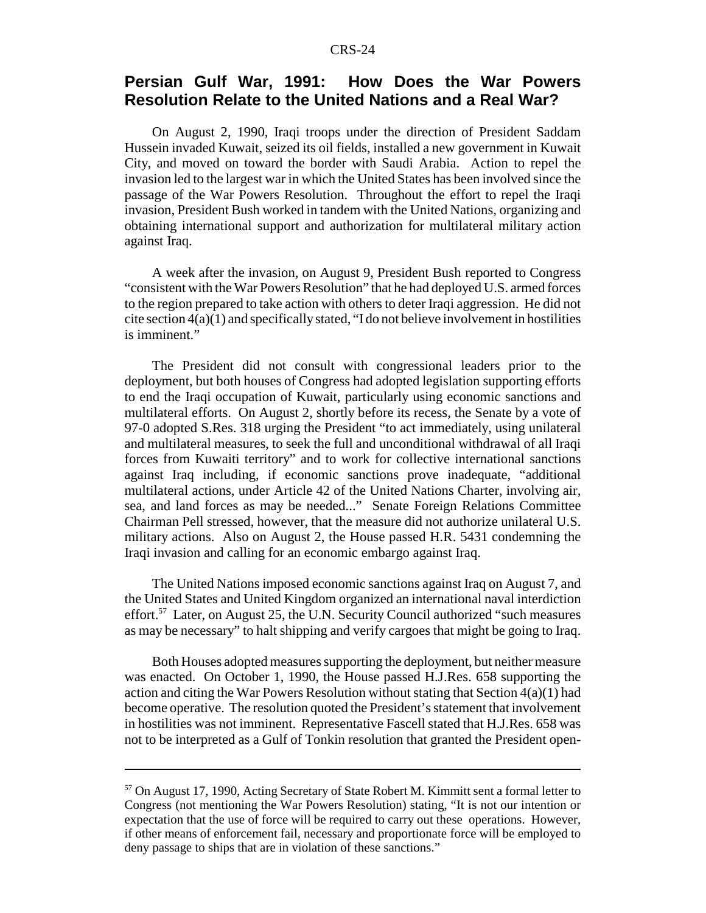## Persian Gulf War, 1991: How Does the War Powers Resolution Relate to the United Nations and a Real War?

On August 2, 1990, Iraqi troops under the direction of President Saddam Hussein invaded Kuwait, seized its oil fields, installed a new government in Kuwait City, and moved on toward the border with Saudi Arabia. Action to repel the invasion led to the largest war in which the United States has been involved since the passage of the War Powers Resolution. Throughout the effort to repel the Iraqi invasion, President Bush worked in tandem with the United Nations, organizing and obtaining international support and authorization for multilateral military action against Iraq.

A week after the invasion, on August 9, President Bush reported to Congress "consistent with the War Powers Resolution" that he had deployed U.S. armed forces to the region prepared to take action with others to deter Iraqi aggression. He did not cite section 4(a)(1) and specifically stated, "I do not believe involvement in hostilities is imminent."

The President did not consult with congressional leaders prior to the deployment, but both houses of Congress had adopted legislation supporting efforts to end the Iraqi occupation of Kuwait, particularly using economic sanctions and multilateral efforts. On August 2, shortly before its recess, the Senate by a vote of 97-0 adopted S.Res. 318 urging the President "to act immediately, using unilateral and multilateral measures, to seek the full and unconditional withdrawal of all Iraqi forces from Kuwaiti territory" and to work for collective international sanctions against Iraq including, if economic sanctions prove inadequate, "additional multilateral actions, under Article 42 of the United Nations Charter, involving air, sea, and land forces as may be needed..." Senate Foreign Relations Committee Chairman Pell stressed, however, that the measure did not authorize unilateral U.S. military actions. Also on August 2, the House passed H.R. 5431 condemning the Iraqi invasion and calling for an economic embargo against Iraq.

The United Nations imposed economic sanctions against Iraq on August 7, and the United States and United Kingdom organized an international naval interdiction effort.[57] Later, on August 25, the U.N. Security Council authorized "such measures as may be necessary" to halt shipping and verify cargoes that might be going to Iraq.

Both Houses adopted measures supporting the deployment, but neither measure was enacted. On October 1, 1990, the House passed H.J.Res. 658 supporting the action and citing the War Powers Resolution without stating that Section 4(a)(1) had become operative. The resolution quoted the President's statement that involvement in hostilities was not imminent. Representative Fascell stated that H.J.Res. 658 was not to be interpreted as a Gulf of Tonkin resolution that granted the President open-

[57] On August 17, 1990, Acting Secretary of State Robert M. Kimmitt sent a formal letter to Congress (not mentioning the War Powers Resolution) stating, "It is not our intention or expectation that the use of force will be required to carry out these operations. However, if other means of enforcement fail, necessary and proportionate force will be employed to deny passage to ships that are in violation of these sanctions."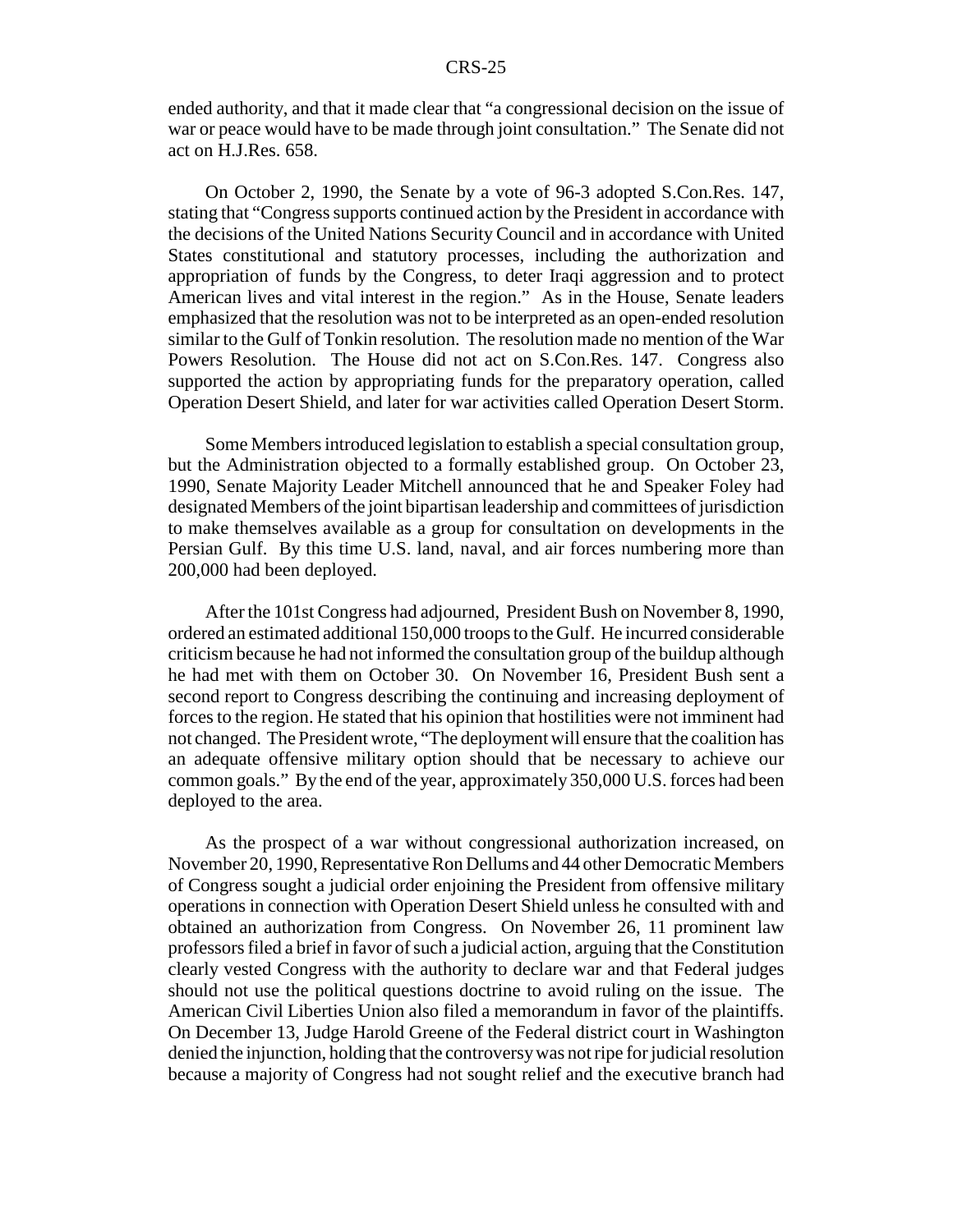ended authority, and that it made clear that "a congressional decision on the issue of war or peace would have to be made through joint consultation." The Senate did not act on H.J.Res. 658.

On October 2, 1990, the Senate by a vote of 96-3 adopted S.Con.Res. 147, stating that "Congress supports continued action by the President in accordance with the decisions of the United Nations Security Council and in accordance with United States constitutional and statutory processes, including the authorization and appropriation of funds by the Congress, to deter Iraqi aggression and to protect American lives and vital interest in the region." As in the House, Senate leaders emphasized that the resolution was not to be interpreted as an open-ended resolution similar to the Gulf of Tonkin resolution. The resolution made no mention of the War Powers Resolution. The House did not act on S.Con.Res. 147. Congress also supported the action by appropriating funds for the preparatory operation, called Operation Desert Shield, and later for war activities called Operation Desert Storm.

Some Members introduced legislation to establish a special consultation group, but the Administration objected to a formally established group. On October 23, 1990, Senate Majority Leader Mitchell announced that he and Speaker Foley had designated Members of the joint bipartisan leadership and committees of jurisdiction to make themselves available as a group for consultation on developments in the Persian Gulf. By this time U.S. land, naval, and air forces numbering more than 200,000 had been deployed.

After the 101st Congress had adjourned, President Bush on November 8, 1990, ordered an estimated additional 150,000 troops to the Gulf. He incurred considerable criticism because he had not informed the consultation group of the buildup although he had met with them on October 30. On November 16, President Bush sent a second report to Congress describing the continuing and increasing deployment of forces to the region. He stated that his opinion that hostilities were not imminent had not changed. The President wrote, "The deployment will ensure that the coalition has an adequate offensive military option should that be necessary to achieve our common goals." By the end of the year, approximately 350,000 U.S. forces had been deployed to the area.

As the prospect of a war without congressional authorization increased, on November 20, 1990, Representative Ron Dellums and 44 other Democratic Members of Congress sought a judicial order enjoining the President from offensive military operations in connection with Operation Desert Shield unless he consulted with and obtained an authorization from Congress. On November 26, 11 prominent law professors filed a brief in favor of such a judicial action, arguing that the Constitution clearly vested Congress with the authority to declare war and that Federal judges should not use the political questions doctrine to avoid ruling on the issue. The American Civil Liberties Union also filed a memorandum in favor of the plaintiffs. On December 13, Judge Harold Greene of the Federal district court in Washington denied the injunction, holding that the controversy was not ripe for judicial resolution because a majority of Congress had not sought relief and the executive branch had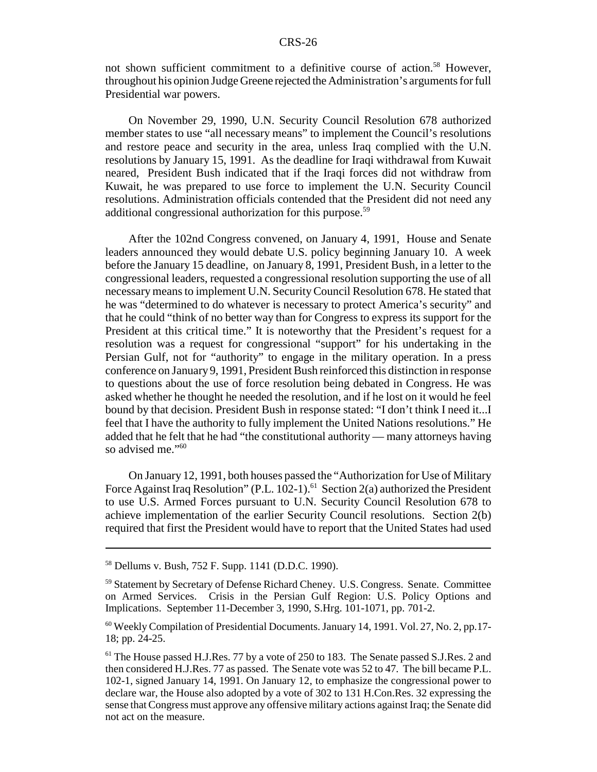not shown sufficient commitment to a definitive course of action.[58] However, throughout his opinion Judge Greene rejected the Administration's arguments for full Presidential war powers.

On November 29, 1990, U.N. Security Council Resolution 678 authorized member states to use "all necessary means" to implement the Council's resolutions and restore peace and security in the area, unless Iraq complied with the U.N. resolutions by January 15, 1991. As the deadline for Iraqi withdrawal from Kuwait neared, President Bush indicated that if the Iraqi forces did not withdraw from Kuwait, he was prepared to use force to implement the U.N. Security Council resolutions. Administration officials contended that the President did not need any additional congressional authorization for this purpose.[59]

After the 102nd Congress convened, on January 4, 1991, House and Senate leaders announced they would debate U.S. policy beginning January 10. A week before the January 15 deadline, on January 8, 1991, President Bush, in a letter to the congressional leaders, requested a congressional resolution supporting the use of all necessary means to implement U.N. Security Council Resolution 678. He stated that he was "determined to do whatever is necessary to protect America's security" and that he could "think of no better way than for Congress to express its support for the President at this critical time." It is noteworthy that the President's request for a resolution was a request for congressional "support" for his undertaking in the Persian Gulf, not for "authority" to engage in the military operation. In a press conference on January 9, 1991, President Bush reinforced this distinction in response to questions about the use of force resolution being debated in Congress. He was asked whether he thought he needed the resolution, and if he lost on it would he feel bound by that decision. President Bush in response stated: "I don't think I need it...I feel that I have the authority to fully implement the United Nations resolutions." He added that he felt that he had "the constitutional authority — many attorneys having so advised me."[60]

On January 12, 1991, both houses passed the "Authorization for Use of Military Force Against Iraq Resolution" (P.L. 102-1).[61] Section 2(a) authorized the President to use U.S. Armed Forces pursuant to U.N. Security Council Resolution 678 to achieve implementation of the earlier Security Council resolutions. Section 2(b) required that first the President would have to report that the United States had used

---

[58] Dellums v. Bush, 752 F. Supp. 1141 (D.D.C. 1990).

[59] Statement by Secretary of Defense Richard Cheney. U.S. Congress. Senate. Committee on Armed Services. Crisis in the Persian Gulf Region: U.S. Policy Options and Implications. September 11-December 3, 1990, S.Hrg. 101-1071, pp. 701-2.

[60] Weekly Compilation of Presidential Documents. January 14, 1991. Vol. 27, No. 2, pp.17-18; pp. 24-25.

[61] The House passed H.J.Res. 77 by a vote of 250 to 183. The Senate passed S.J.Res. 2 and then considered H.J.Res. 77 as passed. The Senate vote was 52 to 47. The bill became P.L. 102-1, signed January 14, 1991. On January 12, to emphasize the congressional power to declare war, the House also adopted by a vote of 302 to 131 H.Con.Res. 32 expressing the sense that Congress must approve any offensive military actions against Iraq; the Senate did not act on the measure.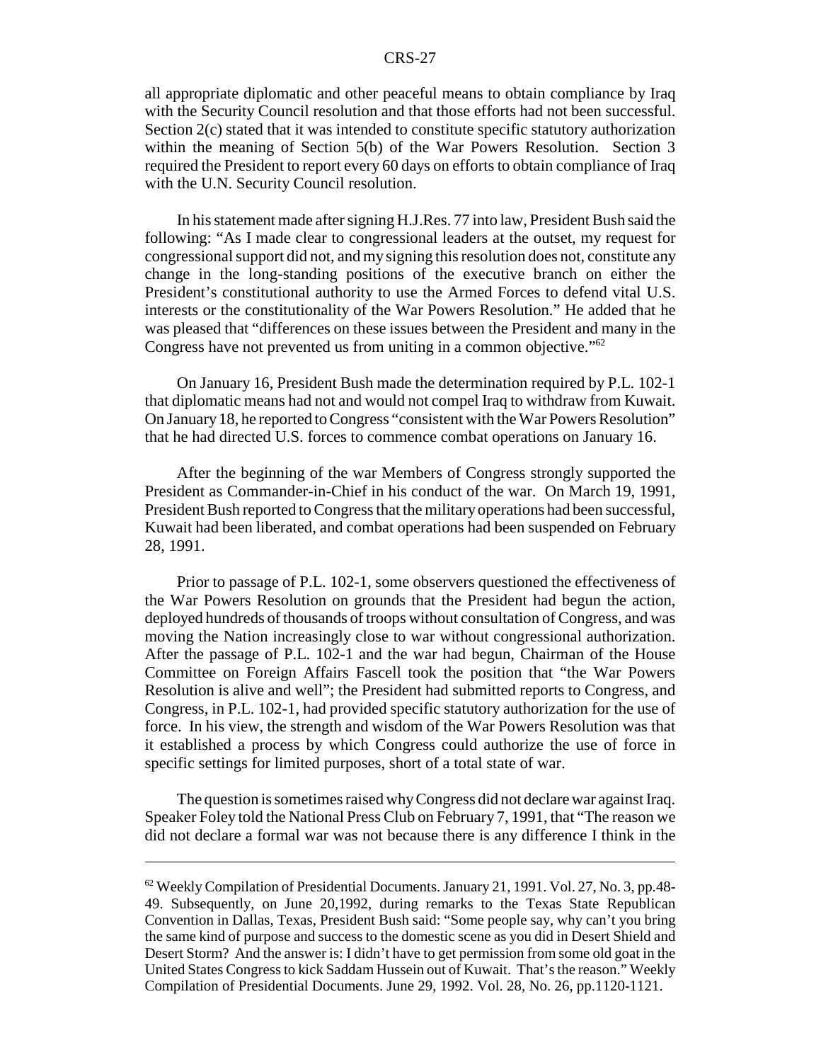all appropriate diplomatic and other peaceful means to obtain compliance by Iraq with the Security Council resolution and that those efforts had not been successful. Section 2(c) stated that it was intended to constitute specific statutory authorization within the meaning of Section 5(b) of the War Powers Resolution. Section 3 required the President to report every 60 days on efforts to obtain compliance of Iraq with the U.N. Security Council resolution.

In his statement made after signing H.J.Res. 77 into law, President Bush said the following: "As I made clear to congressional leaders at the outset, my request for congressional support did not, and my signing this resolution does not, constitute any change in the long-standing positions of the executive branch on either the President's constitutional authority to use the Armed Forces to defend vital U.S. interests or the constitutionality of the War Powers Resolution." He added that he was pleased that "differences on these issues between the President and many in the Congress have not prevented us from uniting in a common objective."[62]

On January 16, President Bush made the determination required by P.L. 102-1 that diplomatic means had not and would not compel Iraq to withdraw from Kuwait. On January 18, he reported to Congress "consistent with the War Powers Resolution" that he had directed U.S. forces to commence combat operations on January 16.

After the beginning of the war Members of Congress strongly supported the President as Commander-in-Chief in his conduct of the war. On March 19, 1991, President Bush reported to Congress that the military operations had been successful, Kuwait had been liberated, and combat operations had been suspended on February 28, 1991.

Prior to passage of P.L. 102-1, some observers questioned the effectiveness of the War Powers Resolution on grounds that the President had begun the action, deployed hundreds of thousands of troops without consultation of Congress, and was moving the Nation increasingly close to war without congressional authorization. After the passage of P.L. 102-1 and the war had begun, Chairman of the House Committee on Foreign Affairs Fascell took the position that "the War Powers Resolution is alive and well"; the President had submitted reports to Congress, and Congress, in P.L. 102-1, had provided specific statutory authorization for the use of force. In his view, the strength and wisdom of the War Powers Resolution was that it established a process by which Congress could authorize the use of force in specific settings for limited purposes, short of a total state of war.

The question is sometimes raised why Congress did not declare war against Iraq. Speaker Foley told the National Press Club on February 7, 1991, that "The reason we did not declare a formal war was not because there is any difference I think in the

---

[62] Weekly Compilation of Presidential Documents. January 21, 1991. Vol. 27, No. 3, pp.48-49. Subsequently, on June 20,1992, during remarks to the Texas State Republican Convention in Dallas, Texas, President Bush said: "Some people say, why can't you bring the same kind of purpose and success to the domestic scene as you did in Desert Shield and Desert Storm? And the answer is: I didn't have to get permission from some old goat in the United States Congress to kick Saddam Hussein out of Kuwait. That's the reason." Weekly Compilation of Presidential Documents. June 29, 1992. Vol. 28, No. 26, pp.1120-1121.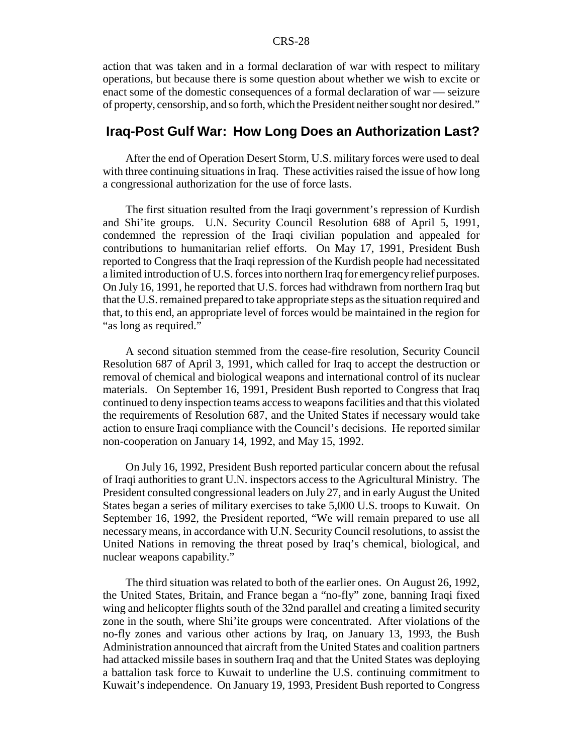action that was taken and in a formal declaration of war with respect to military operations, but because there is some question about whether we wish to excite or enact some of the domestic consequences of a formal declaration of war — seizure of property, censorship, and so forth, which the President neither sought nor desired."

## Iraq-Post Gulf War: How Long Does an Authorization Last?

After the end of Operation Desert Storm, U.S. military forces were used to deal with three continuing situations in Iraq. These activities raised the issue of how long a congressional authorization for the use of force lasts.

The first situation resulted from the Iraqi government's repression of Kurdish and Shi'ite groups. U.N. Security Council Resolution 688 of April 5, 1991, condemned the repression of the Iraqi civilian population and appealed for contributions to humanitarian relief efforts. On May 17, 1991, President Bush reported to Congress that the Iraqi repression of the Kurdish people had necessitated a limited introduction of U.S. forces into northern Iraq for emergency relief purposes. On July 16, 1991, he reported that U.S. forces had withdrawn from northern Iraq but that the U.S. remained prepared to take appropriate steps as the situation required and that, to this end, an appropriate level of forces would be maintained in the region for "as long as required."

A second situation stemmed from the cease-fire resolution, Security Council Resolution 687 of April 3, 1991, which called for Iraq to accept the destruction or removal of chemical and biological weapons and international control of its nuclear materials. On September 16, 1991, President Bush reported to Congress that Iraq continued to deny inspection teams access to weapons facilities and that this violated the requirements of Resolution 687, and the United States if necessary would take action to ensure Iraqi compliance with the Council's decisions. He reported similar non-cooperation on January 14, 1992, and May 15, 1992.

On July 16, 1992, President Bush reported particular concern about the refusal of Iraqi authorities to grant U.N. inspectors access to the Agricultural Ministry. The President consulted congressional leaders on July 27, and in early August the United States began a series of military exercises to take 5,000 U.S. troops to Kuwait. On September 16, 1992, the President reported, "We will remain prepared to use all necessary means, in accordance with U.N. Security Council resolutions, to assist the United Nations in removing the threat posed by Iraq's chemical, biological, and nuclear weapons capability."

The third situation was related to both of the earlier ones. On August 26, 1992, the United States, Britain, and France began a "no-fly" zone, banning Iraqi fixed wing and helicopter flights south of the 32nd parallel and creating a limited security zone in the south, where Shi'ite groups were concentrated. After violations of the no-fly zones and various other actions by Iraq, on January 13, 1993, the Bush Administration announced that aircraft from the United States and coalition partners had attacked missile bases in southern Iraq and that the United States was deploying a battalion task force to Kuwait to underline the U.S. continuing commitment to Kuwait's independence. On January 19, 1993, President Bush reported to Congress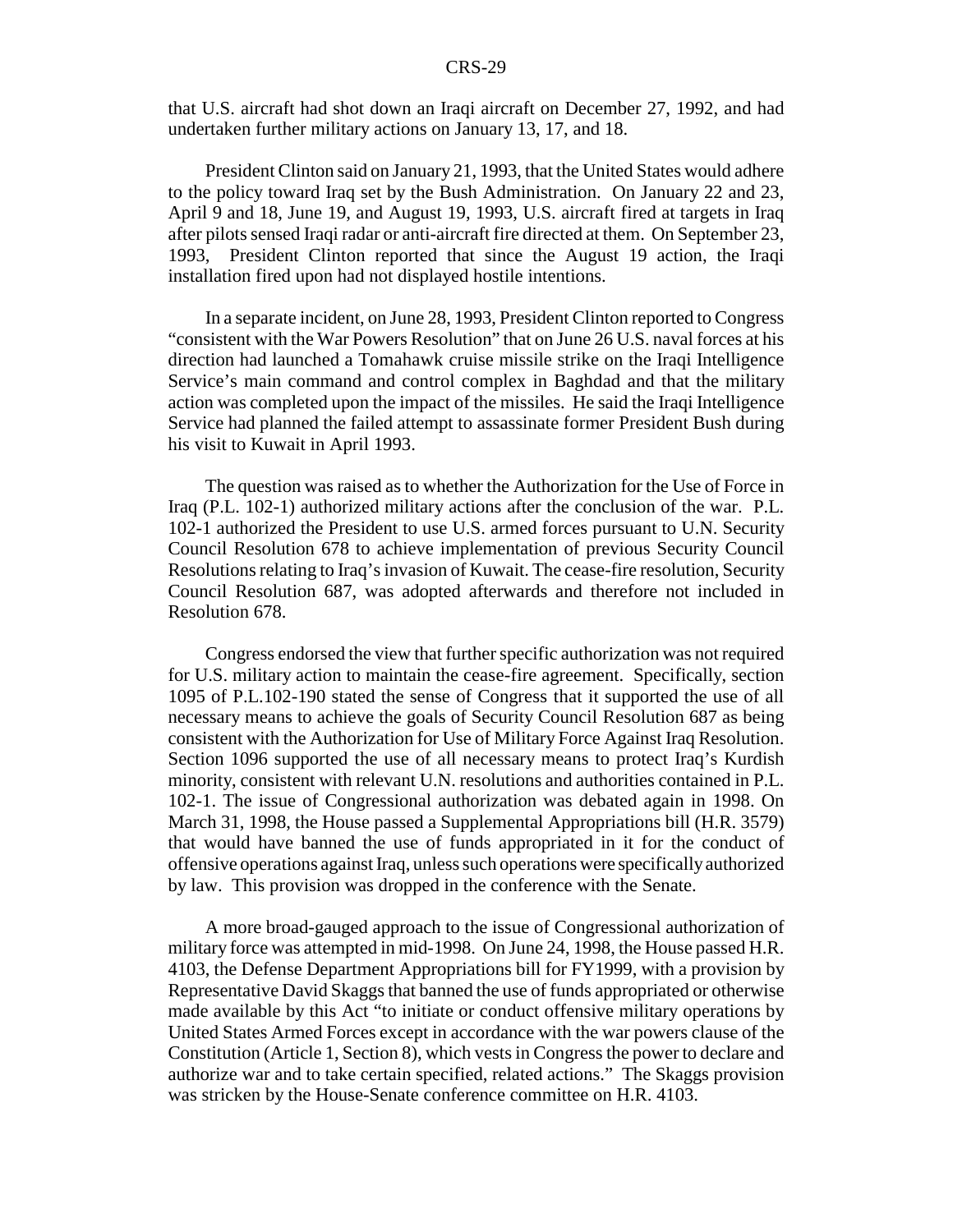that U.S. aircraft had shot down an Iraqi aircraft on December 27, 1992, and had undertaken further military actions on January 13, 17, and 18.

President Clinton said on January 21, 1993, that the United States would adhere to the policy toward Iraq set by the Bush Administration. On January 22 and 23, April 9 and 18, June 19, and August 19, 1993, U.S. aircraft fired at targets in Iraq after pilots sensed Iraqi radar or anti-aircraft fire directed at them. On September 23, 1993, President Clinton reported that since the August 19 action, the Iraqi installation fired upon had not displayed hostile intentions.

In a separate incident, on June 28, 1993, President Clinton reported to Congress "consistent with the War Powers Resolution" that on June 26 U.S. naval forces at his direction had launched a Tomahawk cruise missile strike on the Iraqi Intelligence Service's main command and control complex in Baghdad and that the military action was completed upon the impact of the missiles. He said the Iraqi Intelligence Service had planned the failed attempt to assassinate former President Bush during his visit to Kuwait in April 1993.

The question was raised as to whether the Authorization for the Use of Force in Iraq (P.L. 102-1) authorized military actions after the conclusion of the war. P.L. 102-1 authorized the President to use U.S. armed forces pursuant to U.N. Security Council Resolution 678 to achieve implementation of previous Security Council Resolutions relating to Iraq's invasion of Kuwait. The cease-fire resolution, Security Council Resolution 687, was adopted afterwards and therefore not included in Resolution 678.

Congress endorsed the view that further specific authorization was not required for U.S. military action to maintain the cease-fire agreement. Specifically, section 1095 of P.L.102-190 stated the sense of Congress that it supported the use of all necessary means to achieve the goals of Security Council Resolution 687 as being consistent with the Authorization for Use of Military Force Against Iraq Resolution. Section 1096 supported the use of all necessary means to protect Iraq's Kurdish minority, consistent with relevant U.N. resolutions and authorities contained in P.L. 102-1. The issue of Congressional authorization was debated again in 1998. On March 31, 1998, the House passed a Supplemental Appropriations bill (H.R. 3579) that would have banned the use of funds appropriated in it for the conduct of offensive operations against Iraq, unless such operations were specifically authorized by law. This provision was dropped in the conference with the Senate.

A more broad-gauged approach to the issue of Congressional authorization of military force was attempted in mid-1998. On June 24, 1998, the House passed H.R. 4103, the Defense Department Appropriations bill for FY1999, with a provision by Representative David Skaggs that banned the use of funds appropriated or otherwise made available by this Act "to initiate or conduct offensive military operations by United States Armed Forces except in accordance with the war powers clause of the Constitution (Article 1, Section 8), which vests in Congress the power to declare and authorize war and to take certain specified, related actions." The Skaggs provision was stricken by the House-Senate conference committee on H.R. 4103.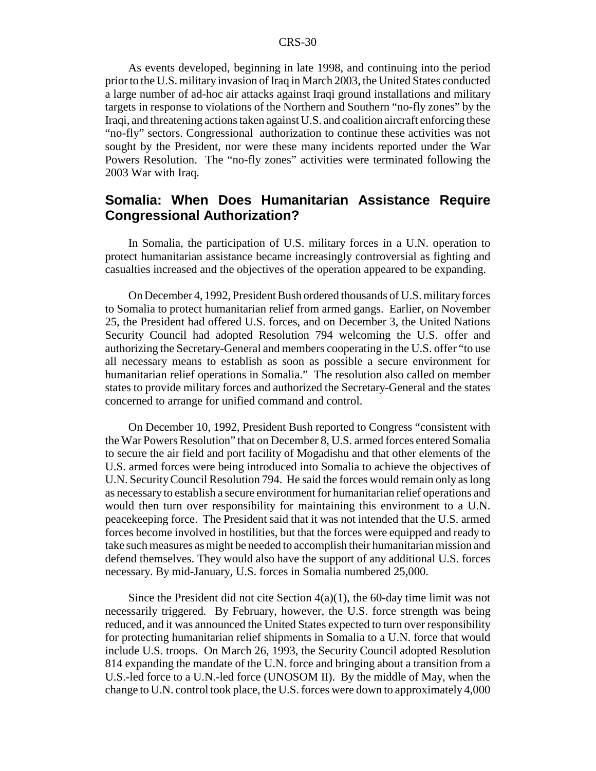As events developed, beginning in late 1998, and continuing into the period prior to the U.S. military invasion of Iraq in March 2003, the United States conducted a large number of ad-hoc air attacks against Iraqi ground installations and military targets in response to violations of the Northern and Southern "no-fly zones" by the Iraqi, and threatening actions taken against U.S. and coalition aircraft enforcing these "no-fly" sectors. Congressional authorization to continue these activities was not sought by the President, nor were these many incidents reported under the War Powers Resolution. The "no-fly zones" activities were terminated following the 2003 War with Iraq.

## Somalia: When Does Humanitarian Assistance Require Congressional Authorization?

In Somalia, the participation of U.S. military forces in a U.N. operation to protect humanitarian assistance became increasingly controversial as fighting and casualties increased and the objectives of the operation appeared to be expanding.

On December 4, 1992, President Bush ordered thousands of U.S. military forces to Somalia to protect humanitarian relief from armed gangs. Earlier, on November 25, the President had offered U.S. forces, and on December 3, the United Nations Security Council had adopted Resolution 794 welcoming the U.S. offer and authorizing the Secretary-General and members cooperating in the U.S. offer "to use all necessary means to establish as soon as possible a secure environment for humanitarian relief operations in Somalia." The resolution also called on member states to provide military forces and authorized the Secretary-General and the states concerned to arrange for unified command and control.

On December 10, 1992, President Bush reported to Congress "consistent with the War Powers Resolution" that on December 8, U.S. armed forces entered Somalia to secure the air field and port facility of Mogadishu and that other elements of the U.S. armed forces were being introduced into Somalia to achieve the objectives of U.N. Security Council Resolution 794. He said the forces would remain only as long as necessary to establish a secure environment for humanitarian relief operations and would then turn over responsibility for maintaining this environment to a U.N. peacekeeping force. The President said that it was not intended that the U.S. armed forces become involved in hostilities, but that the forces were equipped and ready to take such measures as might be needed to accomplish their humanitarian mission and defend themselves. They would also have the support of any additional U.S. forces necessary. By mid-January, U.S. forces in Somalia numbered 25,000.

Since the President did not cite Section 4(a)(1), the 60-day time limit was not necessarily triggered. By February, however, the U.S. force strength was being reduced, and it was announced the United States expected to turn over responsibility for protecting humanitarian relief shipments in Somalia to a U.N. force that would include U.S. troops. On March 26, 1993, the Security Council adopted Resolution 814 expanding the mandate of the U.N. force and bringing about a transition from a U.S.-led force to a U.N.-led force (UNOSOM II). By the middle of May, when the change to U.N. control took place, the U.S. forces were down to approximately 4,000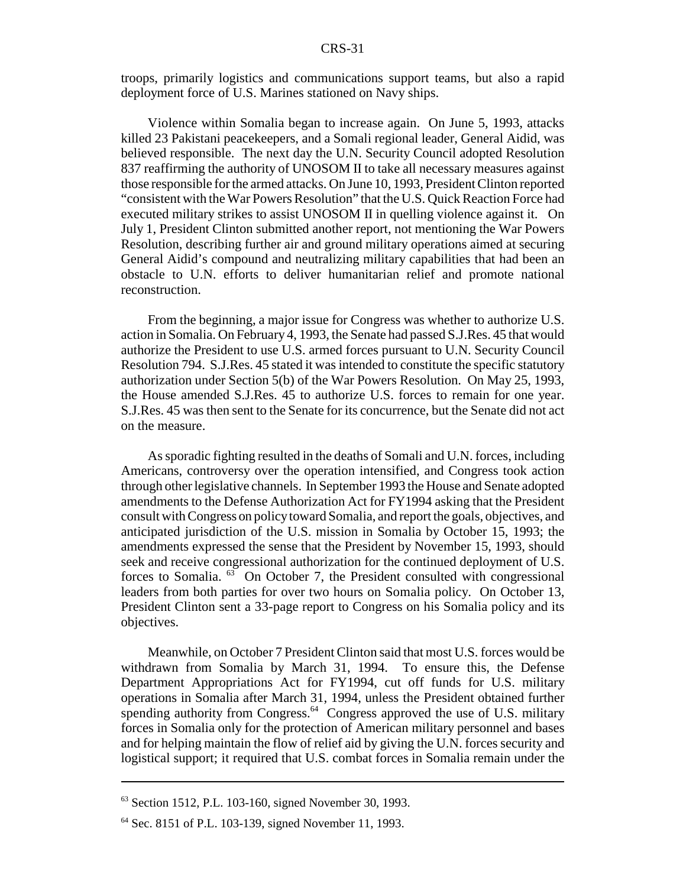troops, primarily logistics and communications support teams, but also a rapid deployment force of U.S. Marines stationed on Navy ships.

Violence within Somalia began to increase again. On June 5, 1993, attacks killed 23 Pakistani peacekeepers, and a Somali regional leader, General Aidid, was believed responsible. The next day the U.N. Security Council adopted Resolution 837 reaffirming the authority of UNOSOM II to take all necessary measures against those responsible for the armed attacks. On June 10, 1993, President Clinton reported "consistent with the War Powers Resolution" that the U.S. Quick Reaction Force had executed military strikes to assist UNOSOM II in quelling violence against it. On July 1, President Clinton submitted another report, not mentioning the War Powers Resolution, describing further air and ground military operations aimed at securing General Aidid's compound and neutralizing military capabilities that had been an obstacle to U.N. efforts to deliver humanitarian relief and promote national reconstruction.

From the beginning, a major issue for Congress was whether to authorize U.S. action in Somalia. On February 4, 1993, the Senate had passed S.J.Res. 45 that would authorize the President to use U.S. armed forces pursuant to U.N. Security Council Resolution 794. S.J.Res. 45 stated it was intended to constitute the specific statutory authorization under Section 5(b) of the War Powers Resolution. On May 25, 1993, the House amended S.J.Res. 45 to authorize U.S. forces to remain for one year. S.J.Res. 45 was then sent to the Senate for its concurrence, but the Senate did not act on the measure.

As sporadic fighting resulted in the deaths of Somali and U.N. forces, including Americans, controversy over the operation intensified, and Congress took action through other legislative channels. In September 1993 the House and Senate adopted amendments to the Defense Authorization Act for FY1994 asking that the President consult with Congress on policy toward Somalia, and report the goals, objectives, and anticipated jurisdiction of the U.S. mission in Somalia by October 15, 1993; the amendments expressed the sense that the President by November 15, 1993, should seek and receive congressional authorization for the continued deployment of U.S. forces to Somalia. [63] On October 7, the President consulted with congressional leaders from both parties for over two hours on Somalia policy. On October 13, President Clinton sent a 33-page report to Congress on his Somalia policy and its objectives.

Meanwhile, on October 7 President Clinton said that most U.S. forces would be withdrawn from Somalia by March 31, 1994. To ensure this, the Defense Department Appropriations Act for FY1994, cut off funds for U.S. military operations in Somalia after March 31, 1994, unless the President obtained further spending authority from Congress.[64] Congress approved the use of U.S. military forces in Somalia only for the protection of American military personnel and bases and for helping maintain the flow of relief aid by giving the U.N. forces security and logistical support; it required that U.S. combat forces in Somalia remain under the

---

[63] Section 1512, P.L. 103-160, signed November 30, 1993.

[64] Sec. 8151 of P.L. 103-139, signed November 11, 1993.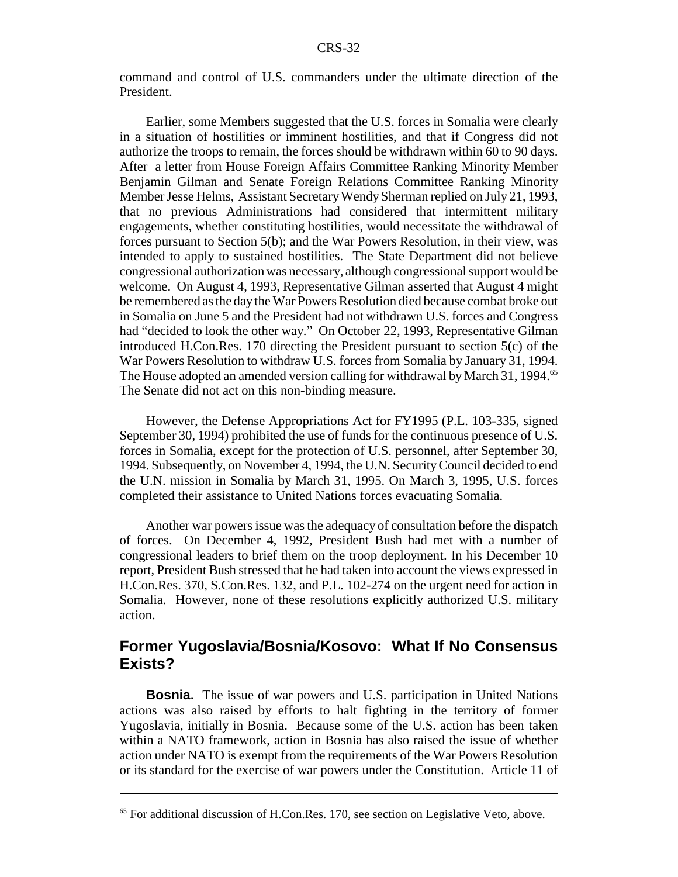command and control of U.S. commanders under the ultimate direction of the President.

Earlier, some Members suggested that the U.S. forces in Somalia were clearly in a situation of hostilities or imminent hostilities, and that if Congress did not authorize the troops to remain, the forces should be withdrawn within 60 to 90 days. After a letter from House Foreign Affairs Committee Ranking Minority Member Benjamin Gilman and Senate Foreign Relations Committee Ranking Minority Member Jesse Helms, Assistant Secretary Wendy Sherman replied on July 21, 1993, that no previous Administrations had considered that intermittent military engagements, whether constituting hostilities, would necessitate the withdrawal of forces pursuant to Section 5(b); and the War Powers Resolution, in their view, was intended to apply to sustained hostilities. The State Department did not believe congressional authorization was necessary, although congressional support would be welcome. On August 4, 1993, Representative Gilman asserted that August 4 might be remembered as the day the War Powers Resolution died because combat broke out in Somalia on June 5 and the President had not withdrawn U.S. forces and Congress had "decided to look the other way." On October 22, 1993, Representative Gilman introduced H.Con.Res. 170 directing the President pursuant to section 5(c) of the War Powers Resolution to withdraw U.S. forces from Somalia by January 31, 1994. The House adopted an amended version calling for withdrawal by March 31, 1994.[65] The Senate did not act on this non-binding measure.

However, the Defense Appropriations Act for FY1995 (P.L. 103-335, signed September 30, 1994) prohibited the use of funds for the continuous presence of U.S. forces in Somalia, except for the protection of U.S. personnel, after September 30, 1994. Subsequently, on November 4, 1994, the U.N. Security Council decided to end the U.N. mission in Somalia by March 31, 1995. On March 3, 1995, U.S. forces completed their assistance to United Nations forces evacuating Somalia.

Another war powers issue was the adequacy of consultation before the dispatch of forces. On December 4, 1992, President Bush had met with a number of congressional leaders to brief them on the troop deployment. In his December 10 report, President Bush stressed that he had taken into account the views expressed in H.Con.Res. 370, S.Con.Res. 132, and P.L. 102-274 on the urgent need for action in Somalia. However, none of these resolutions explicitly authorized U.S. military action.

## Former Yugoslavia/Bosnia/Kosovo: What If No Consensus Exists?

**Bosnia.** The issue of war powers and U.S. participation in United Nations actions was also raised by efforts to halt fighting in the territory of former Yugoslavia, initially in Bosnia. Because some of the U.S. action has been taken within a NATO framework, action in Bosnia has also raised the issue of whether action under NATO is exempt from the requirements of the War Powers Resolution or its standard for the exercise of war powers under the Constitution. Article 11 of

---

[65] For additional discussion of H.Con.Res. 170, see section on Legislative Veto, above.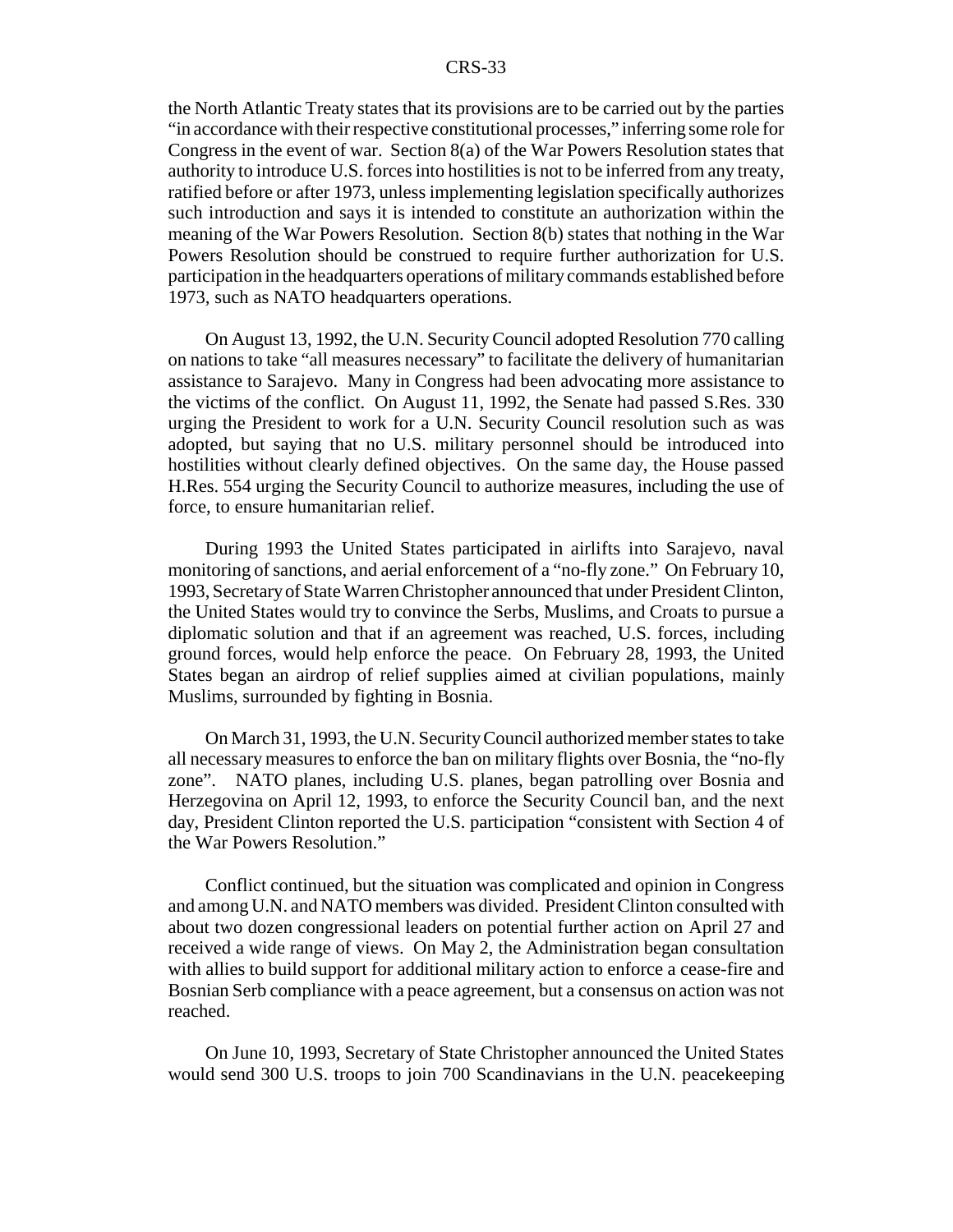the North Atlantic Treaty states that its provisions are to be carried out by the parties "in accordance with their respective constitutional processes," inferring some role for Congress in the event of war. Section 8(a) of the War Powers Resolution states that authority to introduce U.S. forces into hostilities is not to be inferred from any treaty, ratified before or after 1973, unless implementing legislation specifically authorizes such introduction and says it is intended to constitute an authorization within the meaning of the War Powers Resolution. Section 8(b) states that nothing in the War Powers Resolution should be construed to require further authorization for U.S. participation in the headquarters operations of military commands established before 1973, such as NATO headquarters operations.

On August 13, 1992, the U.N. Security Council adopted Resolution 770 calling on nations to take "all measures necessary" to facilitate the delivery of humanitarian assistance to Sarajevo. Many in Congress had been advocating more assistance to the victims of the conflict. On August 11, 1992, the Senate had passed S.Res. 330 urging the President to work for a U.N. Security Council resolution such as was adopted, but saying that no U.S. military personnel should be introduced into hostilities without clearly defined objectives. On the same day, the House passed H.Res. 554 urging the Security Council to authorize measures, including the use of force, to ensure humanitarian relief.

During 1993 the United States participated in airlifts into Sarajevo, naval monitoring of sanctions, and aerial enforcement of a "no-fly zone." On February 10, 1993, Secretary of State Warren Christopher announced that under President Clinton, the United States would try to convince the Serbs, Muslims, and Croats to pursue a diplomatic solution and that if an agreement was reached, U.S. forces, including ground forces, would help enforce the peace. On February 28, 1993, the United States began an airdrop of relief supplies aimed at civilian populations, mainly Muslims, surrounded by fighting in Bosnia.

On March 31, 1993, the U.N. Security Council authorized member states to take all necessary measures to enforce the ban on military flights over Bosnia, the "no-fly zone". NATO planes, including U.S. planes, began patrolling over Bosnia and Herzegovina on April 12, 1993, to enforce the Security Council ban, and the next day, President Clinton reported the U.S. participation "consistent with Section 4 of the War Powers Resolution."

Conflict continued, but the situation was complicated and opinion in Congress and among U.N. and NATO members was divided. President Clinton consulted with about two dozen congressional leaders on potential further action on April 27 and received a wide range of views. On May 2, the Administration began consultation with allies to build support for additional military action to enforce a cease-fire and Bosnian Serb compliance with a peace agreement, but a consensus on action was not reached.

On June 10, 1993, Secretary of State Christopher announced the United States would send 300 U.S. troops to join 700 Scandinavians in the U.N. peacekeeping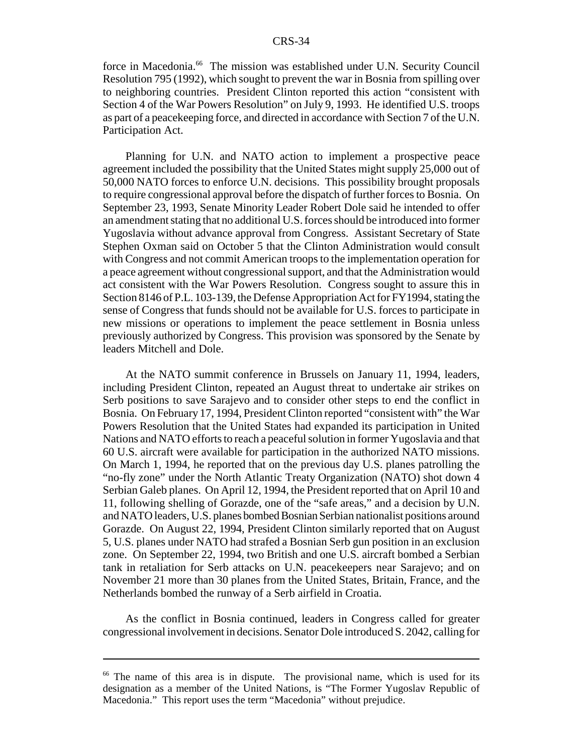force in Macedonia.[66] The mission was established under U.N. Security Council Resolution 795 (1992), which sought to prevent the war in Bosnia from spilling over to neighboring countries. President Clinton reported this action "consistent with Section 4 of the War Powers Resolution" on July 9, 1993. He identified U.S. troops as part of a peacekeeping force, and directed in accordance with Section 7 of the U.N. Participation Act.

Planning for U.N. and NATO action to implement a prospective peace agreement included the possibility that the United States might supply 25,000 out of 50,000 NATO forces to enforce U.N. decisions. This possibility brought proposals to require congressional approval before the dispatch of further forces to Bosnia. On September 23, 1993, Senate Minority Leader Robert Dole said he intended to offer an amendment stating that no additional U.S. forces should be introduced into former Yugoslavia without advance approval from Congress. Assistant Secretary of State Stephen Oxman said on October 5 that the Clinton Administration would consult with Congress and not commit American troops to the implementation operation for a peace agreement without congressional support, and that the Administration would act consistent with the War Powers Resolution. Congress sought to assure this in Section 8146 of P.L. 103-139, the Defense Appropriation Act for FY1994, stating the sense of Congress that funds should not be available for U.S. forces to participate in new missions or operations to implement the peace settlement in Bosnia unless previously authorized by Congress. This provision was sponsored by the Senate by leaders Mitchell and Dole.

At the NATO summit conference in Brussels on January 11, 1994, leaders, including President Clinton, repeated an August threat to undertake air strikes on Serb positions to save Sarajevo and to consider other steps to end the conflict in Bosnia. On February 17, 1994, President Clinton reported "consistent with" the War Powers Resolution that the United States had expanded its participation in United Nations and NATO efforts to reach a peaceful solution in former Yugoslavia and that 60 U.S. aircraft were available for participation in the authorized NATO missions. On March 1, 1994, he reported that on the previous day U.S. planes patrolling the "no-fly zone" under the North Atlantic Treaty Organization (NATO) shot down 4 Serbian Galeb planes. On April 12, 1994, the President reported that on April 10 and 11, following shelling of Gorazde, one of the "safe areas," and a decision by U.N. and NATO leaders, U.S. planes bombed Bosnian Serbian nationalist positions around Gorazde. On August 22, 1994, President Clinton similarly reported that on August 5, U.S. planes under NATO had strafed a Bosnian Serb gun position in an exclusion zone. On September 22, 1994, two British and one U.S. aircraft bombed a Serbian tank in retaliation for Serb attacks on U.N. peacekeepers near Sarajevo; and on November 21 more than 30 planes from the United States, Britain, France, and the Netherlands bombed the runway of a Serb airfield in Croatia.

As the conflict in Bosnia continued, leaders in Congress called for greater congressional involvement in decisions. Senator Dole introduced S. 2042, calling for

---

[66] The name of this area is in dispute. The provisional name, which is used for its designation as a member of the United Nations, is "The Former Yugoslav Republic of Macedonia." This report uses the term "Macedonia" without prejudice.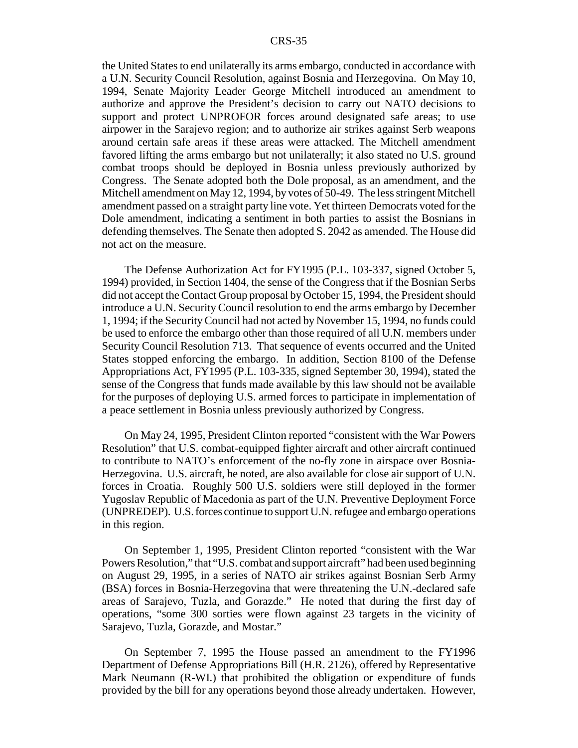the United States to end unilaterally its arms embargo, conducted in accordance with a U.N. Security Council Resolution, against Bosnia and Herzegovina. On May 10, 1994, Senate Majority Leader George Mitchell introduced an amendment to authorize and approve the President's decision to carry out NATO decisions to support and protect UNPROFOR forces around designated safe areas; to use airpower in the Sarajevo region; and to authorize air strikes against Serb weapons around certain safe areas if these areas were attacked. The Mitchell amendment favored lifting the arms embargo but not unilaterally; it also stated no U.S. ground combat troops should be deployed in Bosnia unless previously authorized by Congress. The Senate adopted both the Dole proposal, as an amendment, and the Mitchell amendment on May 12, 1994, by votes of 50-49. The less stringent Mitchell amendment passed on a straight party line vote. Yet thirteen Democrats voted for the Dole amendment, indicating a sentiment in both parties to assist the Bosnians in defending themselves. The Senate then adopted S. 2042 as amended. The House did not act on the measure.

The Defense Authorization Act for FY1995 (P.L. 103-337, signed October 5, 1994) provided, in Section 1404, the sense of the Congress that if the Bosnian Serbs did not accept the Contact Group proposal by October 15, 1994, the President should introduce a U.N. Security Council resolution to end the arms embargo by December 1, 1994; if the Security Council had not acted by November 15, 1994, no funds could be used to enforce the embargo other than those required of all U.N. members under Security Council Resolution 713. That sequence of events occurred and the United States stopped enforcing the embargo. In addition, Section 8100 of the Defense Appropriations Act, FY1995 (P.L. 103-335, signed September 30, 1994), stated the sense of the Congress that funds made available by this law should not be available for the purposes of deploying U.S. armed forces to participate in implementation of a peace settlement in Bosnia unless previously authorized by Congress.

On May 24, 1995, President Clinton reported "consistent with the War Powers Resolution" that U.S. combat-equipped fighter aircraft and other aircraft continued to contribute to NATO's enforcement of the no-fly zone in airspace over Bosnia-Herzegovina. U.S. aircraft, he noted, are also available for close air support of U.N. forces in Croatia. Roughly 500 U.S. soldiers were still deployed in the former Yugoslav Republic of Macedonia as part of the U.N. Preventive Deployment Force (UNPREDEP). U.S. forces continue to support U.N. refugee and embargo operations in this region.

On September 1, 1995, President Clinton reported "consistent with the War Powers Resolution," that "U.S. combat and support aircraft" had been used beginning on August 29, 1995, in a series of NATO air strikes against Bosnian Serb Army (BSA) forces in Bosnia-Herzegovina that were threatening the U.N.-declared safe areas of Sarajevo, Tuzla, and Gorazde." He noted that during the first day of operations, "some 300 sorties were flown against 23 targets in the vicinity of Sarajevo, Tuzla, Gorazde, and Mostar."

On September 7, 1995 the House passed an amendment to the FY1996 Department of Defense Appropriations Bill (H.R. 2126), offered by Representative Mark Neumann (R-WI.) that prohibited the obligation or expenditure of funds provided by the bill for any operations beyond those already undertaken. However,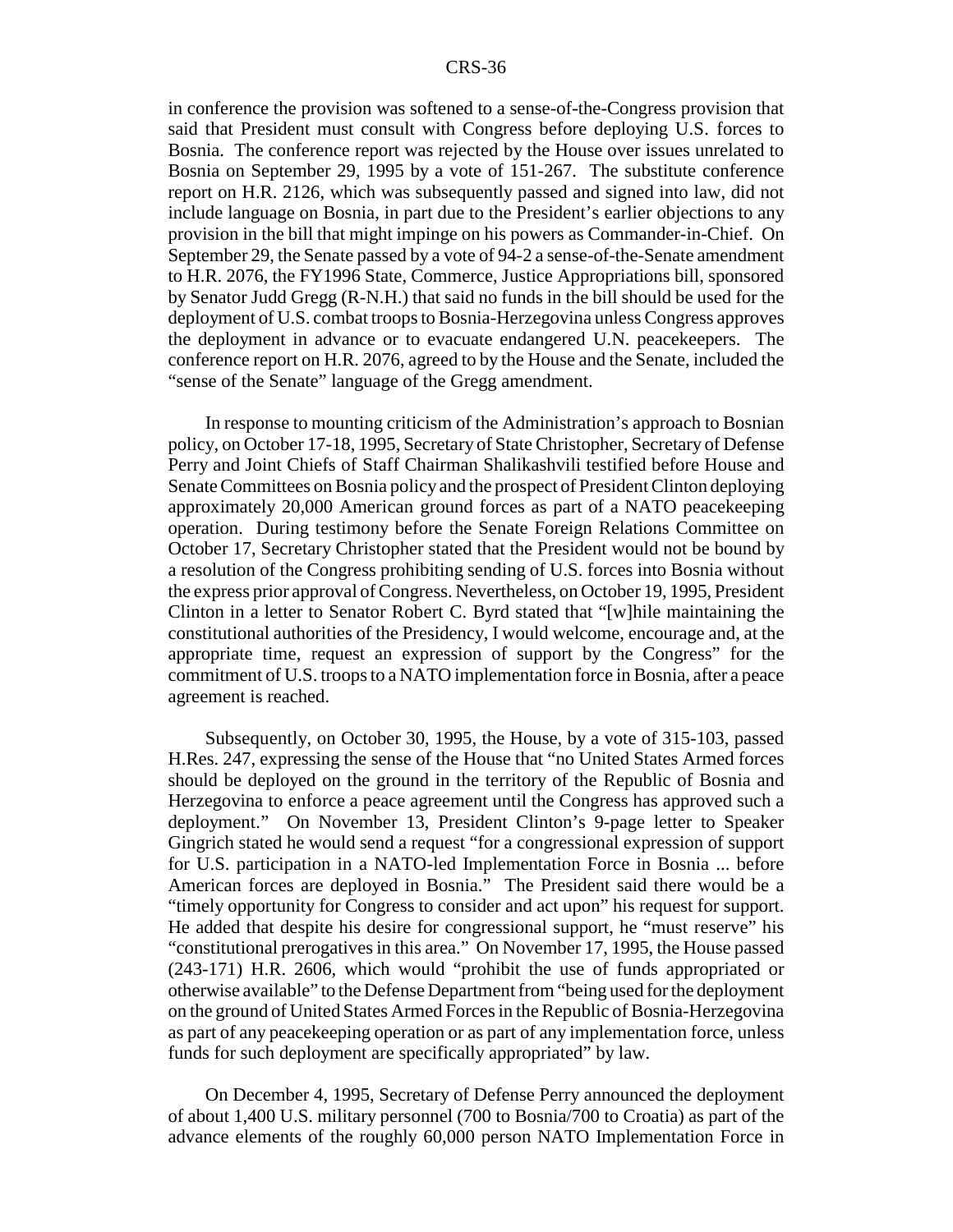in conference the provision was softened to a sense-of-the-Congress provision that said that President must consult with Congress before deploying U.S. forces to Bosnia. The conference report was rejected by the House over issues unrelated to Bosnia on September 29, 1995 by a vote of 151-267. The substitute conference report on H.R. 2126, which was subsequently passed and signed into law, did not include language on Bosnia, in part due to the President's earlier objections to any provision in the bill that might impinge on his powers as Commander-in-Chief. On September 29, the Senate passed by a vote of 94-2 a sense-of-the-Senate amendment to H.R. 2076, the FY1996 State, Commerce, Justice Appropriations bill, sponsored by Senator Judd Gregg (R-N.H.) that said no funds in the bill should be used for the deployment of U.S. combat troops to Bosnia-Herzegovina unless Congress approves the deployment in advance or to evacuate endangered U.N. peacekeepers. The conference report on H.R. 2076, agreed to by the House and the Senate, included the "sense of the Senate" language of the Gregg amendment.

In response to mounting criticism of the Administration's approach to Bosnian policy, on October 17-18, 1995, Secretary of State Christopher, Secretary of Defense Perry and Joint Chiefs of Staff Chairman Shalikashvili testified before House and Senate Committees on Bosnia policy and the prospect of President Clinton deploying approximately 20,000 American ground forces as part of a NATO peacekeeping operation. During testimony before the Senate Foreign Relations Committee on October 17, Secretary Christopher stated that the President would not be bound by a resolution of the Congress prohibiting sending of U.S. forces into Bosnia without the express prior approval of Congress. Nevertheless, on October 19, 1995, President Clinton in a letter to Senator Robert C. Byrd stated that "[w]hile maintaining the constitutional authorities of the Presidency, I would welcome, encourage and, at the appropriate time, request an expression of support by the Congress" for the commitment of U.S. troops to a NATO implementation force in Bosnia, after a peace agreement is reached.

Subsequently, on October 30, 1995, the House, by a vote of 315-103, passed H.Res. 247, expressing the sense of the House that "no United States Armed forces should be deployed on the ground in the territory of the Republic of Bosnia and Herzegovina to enforce a peace agreement until the Congress has approved such a deployment." On November 13, President Clinton's 9-page letter to Speaker Gingrich stated he would send a request "for a congressional expression of support for U.S. participation in a NATO-led Implementation Force in Bosnia ... before American forces are deployed in Bosnia." The President said there would be a "timely opportunity for Congress to consider and act upon" his request for support. He added that despite his desire for congressional support, he "must reserve" his "constitutional prerogatives in this area." On November 17, 1995, the House passed (243-171) H.R. 2606, which would "prohibit the use of funds appropriated or otherwise available" to the Defense Department from "being used for the deployment on the ground of United States Armed Forces in the Republic of Bosnia-Herzegovina as part of any peacekeeping operation or as part of any implementation force, unless funds for such deployment are specifically appropriated" by law.

On December 4, 1995, Secretary of Defense Perry announced the deployment of about 1,400 U.S. military personnel (700 to Bosnia/700 to Croatia) as part of the advance elements of the roughly 60,000 person NATO Implementation Force in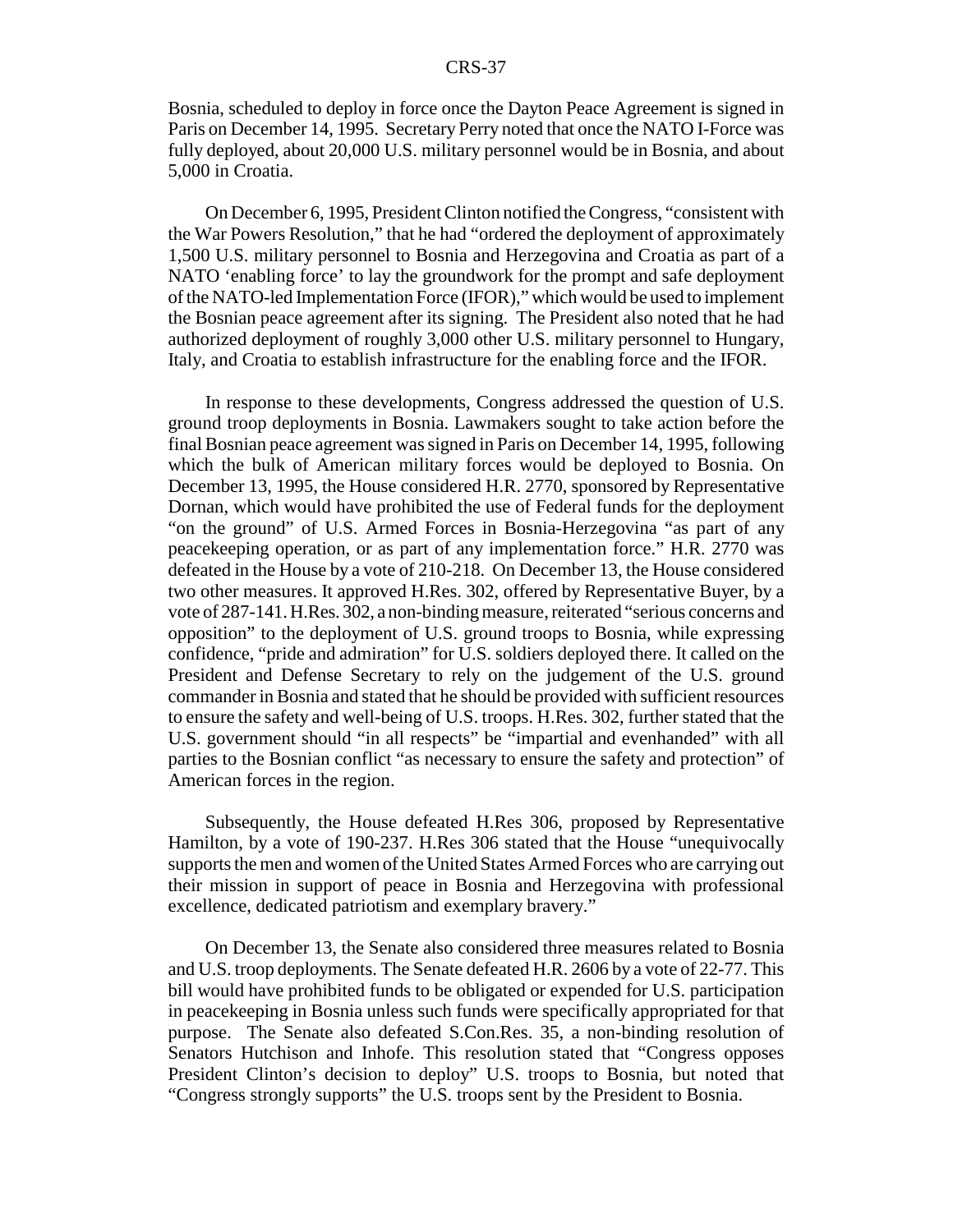Bosnia, scheduled to deploy in force once the Dayton Peace Agreement is signed in Paris on December 14, 1995. Secretary Perry noted that once the NATO I-Force was fully deployed, about 20,000 U.S. military personnel would be in Bosnia, and about 5,000 in Croatia.

On December 6, 1995, President Clinton notified the Congress, "consistent with the War Powers Resolution," that he had "ordered the deployment of approximately 1,500 U.S. military personnel to Bosnia and Herzegovina and Croatia as part of a NATO 'enabling force' to lay the groundwork for the prompt and safe deployment of the NATO-led Implementation Force (IFOR)," which would be used to implement the Bosnian peace agreement after its signing. The President also noted that he had authorized deployment of roughly 3,000 other U.S. military personnel to Hungary, Italy, and Croatia to establish infrastructure for the enabling force and the IFOR.

In response to these developments, Congress addressed the question of U.S. ground troop deployments in Bosnia. Lawmakers sought to take action before the final Bosnian peace agreement was signed in Paris on December 14, 1995, following which the bulk of American military forces would be deployed to Bosnia. On December 13, 1995, the House considered H.R. 2770, sponsored by Representative Dornan, which would have prohibited the use of Federal funds for the deployment "on the ground" of U.S. Armed Forces in Bosnia-Herzegovina "as part of any peacekeeping operation, or as part of any implementation force." H.R. 2770 was defeated in the House by a vote of 210-218. On December 13, the House considered two other measures. It approved H.Res. 302, offered by Representative Buyer, by a vote of 287-141. H.Res. 302, a non-binding measure, reiterated "serious concerns and opposition" to the deployment of U.S. ground troops to Bosnia, while expressing confidence, "pride and admiration" for U.S. soldiers deployed there. It called on the President and Defense Secretary to rely on the judgement of the U.S. ground commander in Bosnia and stated that he should be provided with sufficient resources to ensure the safety and well-being of U.S. troops. H.Res. 302, further stated that the U.S. government should "in all respects" be "impartial and evenhanded" with all parties to the Bosnian conflict "as necessary to ensure the safety and protection" of American forces in the region.

Subsequently, the House defeated H.Res 306, proposed by Representative Hamilton, by a vote of 190-237. H.Res 306 stated that the House "unequivocally supports the men and women of the United States Armed Forces who are carrying out their mission in support of peace in Bosnia and Herzegovina with professional excellence, dedicated patriotism and exemplary bravery."

On December 13, the Senate also considered three measures related to Bosnia and U.S. troop deployments. The Senate defeated H.R. 2606 by a vote of 22-77. This bill would have prohibited funds to be obligated or expended for U.S. participation in peacekeeping in Bosnia unless such funds were specifically appropriated for that purpose. The Senate also defeated S.Con.Res. 35, a non-binding resolution of Senators Hutchison and Inhofe. This resolution stated that "Congress opposes President Clinton's decision to deploy" U.S. troops to Bosnia, but noted that "Congress strongly supports" the U.S. troops sent by the President to Bosnia.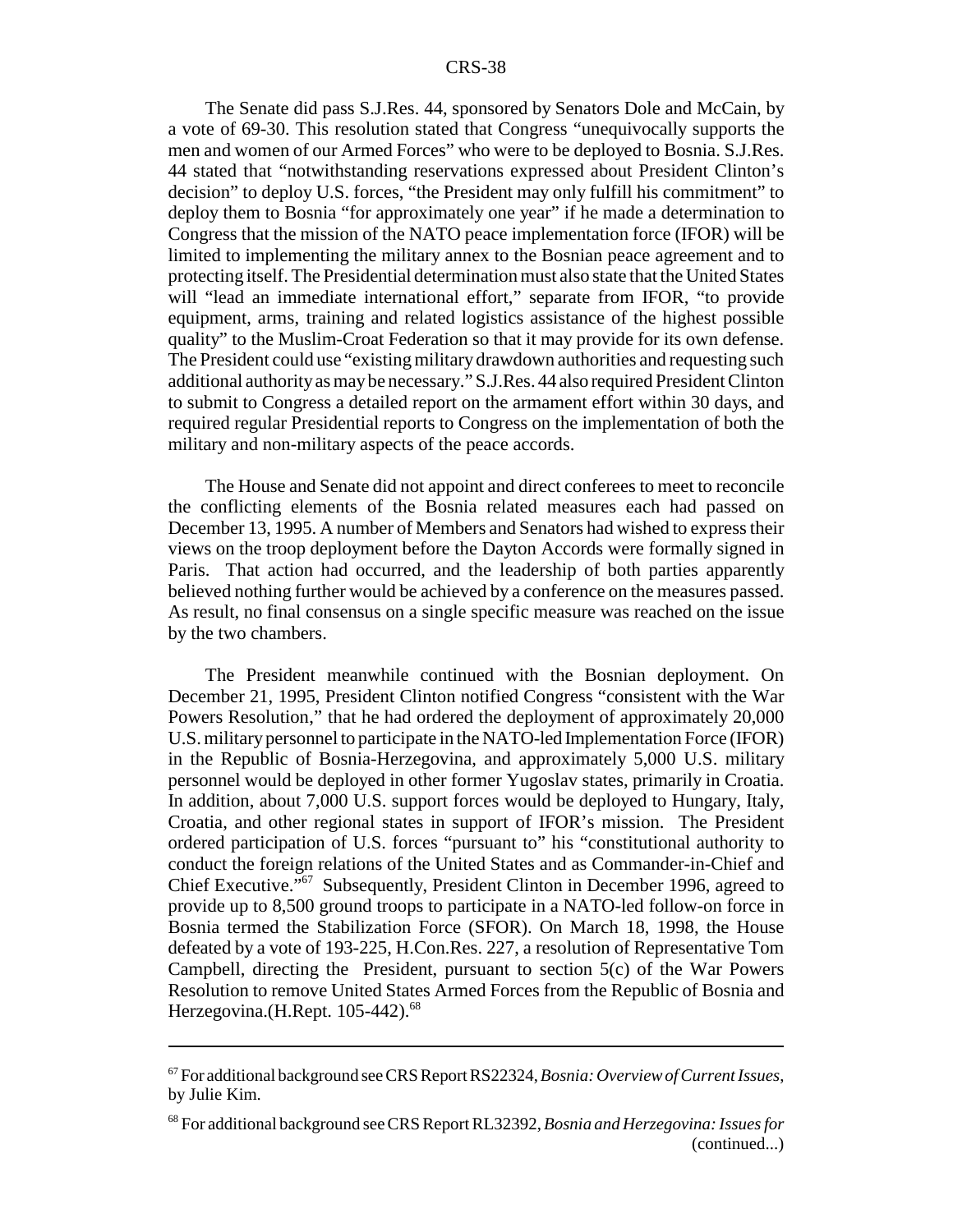The Senate did pass S.J.Res. 44, sponsored by Senators Dole and McCain, by a vote of 69-30. This resolution stated that Congress "unequivocally supports the men and women of our Armed Forces" who were to be deployed to Bosnia. S.J.Res. 44 stated that "notwithstanding reservations expressed about President Clinton's decision" to deploy U.S. forces, "the President may only fulfill his commitment" to deploy them to Bosnia "for approximately one year" if he made a determination to Congress that the mission of the NATO peace implementation force (IFOR) will be limited to implementing the military annex to the Bosnian peace agreement and to protecting itself. The Presidential determination must also state that the United States will "lead an immediate international effort," separate from IFOR, "to provide equipment, arms, training and related logistics assistance of the highest possible quality" to the Muslim-Croat Federation so that it may provide for its own defense. The President could use "existing military drawdown authorities and requesting such additional authority as may be necessary." S.J.Res. 44 also required President Clinton to submit to Congress a detailed report on the armament effort within 30 days, and required regular Presidential reports to Congress on the implementation of both the military and non-military aspects of the peace accords.

The House and Senate did not appoint and direct conferees to meet to reconcile the conflicting elements of the Bosnia related measures each had passed on December 13, 1995. A number of Members and Senators had wished to express their views on the troop deployment before the Dayton Accords were formally signed in Paris. That action had occurred, and the leadership of both parties apparently believed nothing further would be achieved by a conference on the measures passed. As result, no final consensus on a single specific measure was reached on the issue by the two chambers.

The President meanwhile continued with the Bosnian deployment. On December 21, 1995, President Clinton notified Congress "consistent with the War Powers Resolution," that he had ordered the deployment of approximately 20,000 U.S. military personnel to participate in the NATO-led Implementation Force (IFOR) in the Republic of Bosnia-Herzegovina, and approximately 5,000 U.S. military personnel would be deployed in other former Yugoslav states, primarily in Croatia. In addition, about 7,000 U.S. support forces would be deployed to Hungary, Italy, Croatia, and other regional states in support of IFOR's mission. The President ordered participation of U.S. forces "pursuant to" his "constitutional authority to conduct the foreign relations of the United States and as Commander-in-Chief and Chief Executive."[67] Subsequently, President Clinton in December 1996, agreed to provide up to 8,500 ground troops to participate in a NATO-led follow-on force in Bosnia termed the Stabilization Force (SFOR). On March 18, 1998, the House defeated by a vote of 193-225, H.Con.Res. 227, a resolution of Representative Tom Campbell, directing the President, pursuant to section 5(c) of the War Powers Resolution to remove United States Armed Forces from the Republic of Bosnia and Herzegovina.(H.Rept. 105-442).[68]

---

[67] For additional background see CRS Report RS22324, *Bosnia: Overview of Current Issues*, by Julie Kim.

[68] For additional background see CRS Report RL32392, *Bosnia and Herzegovina: Issues for* (continued...)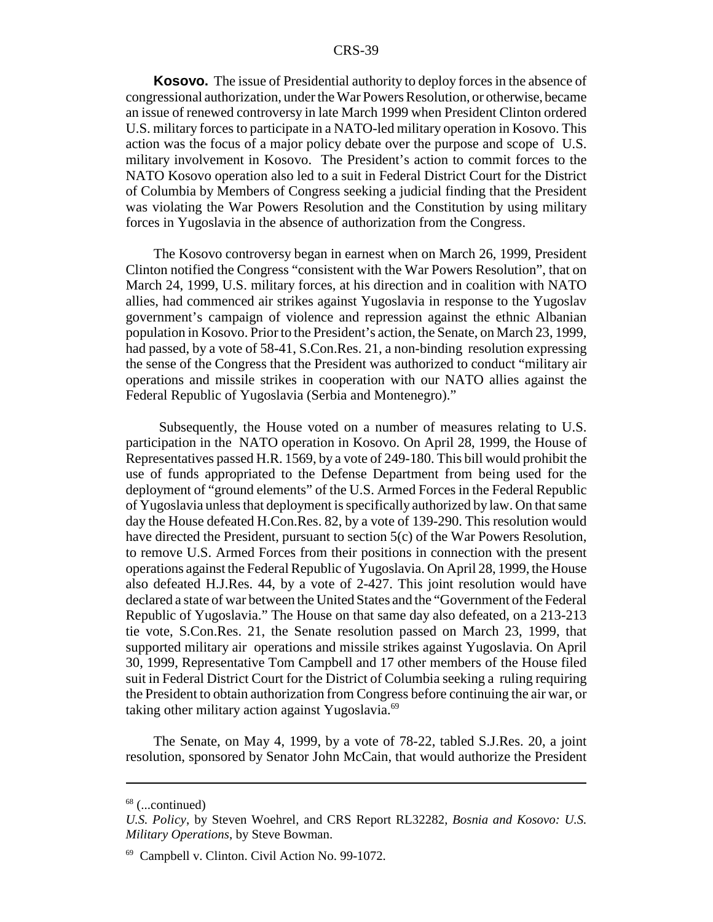**Kosovo.** The issue of Presidential authority to deploy forces in the absence of congressional authorization, under the War Powers Resolution, or otherwise, became an issue of renewed controversy in late March 1999 when President Clinton ordered U.S. military forces to participate in a NATO-led military operation in Kosovo. This action was the focus of a major policy debate over the purpose and scope of U.S. military involvement in Kosovo. The President's action to commit forces to the NATO Kosovo operation also led to a suit in Federal District Court for the District of Columbia by Members of Congress seeking a judicial finding that the President was violating the War Powers Resolution and the Constitution by using military forces in Yugoslavia in the absence of authorization from the Congress.

The Kosovo controversy began in earnest when on March 26, 1999, President Clinton notified the Congress "consistent with the War Powers Resolution", that on March 24, 1999, U.S. military forces, at his direction and in coalition with NATO allies, had commenced air strikes against Yugoslavia in response to the Yugoslav government's campaign of violence and repression against the ethnic Albanian population in Kosovo. Prior to the President's action, the Senate, on March 23, 1999, had passed, by a vote of 58-41, S.Con.Res. 21, a non-binding resolution expressing the sense of the Congress that the President was authorized to conduct "military air operations and missile strikes in cooperation with our NATO allies against the Federal Republic of Yugoslavia (Serbia and Montenegro)."

Subsequently, the House voted on a number of measures relating to U.S. participation in the NATO operation in Kosovo. On April 28, 1999, the House of Representatives passed H.R. 1569, by a vote of 249-180. This bill would prohibit the use of funds appropriated to the Defense Department from being used for the deployment of "ground elements" of the U.S. Armed Forces in the Federal Republic of Yugoslavia unless that deployment is specifically authorized by law. On that same day the House defeated H.Con.Res. 82, by a vote of 139-290. This resolution would have directed the President, pursuant to section 5(c) of the War Powers Resolution, to remove U.S. Armed Forces from their positions in connection with the present operations against the Federal Republic of Yugoslavia. On April 28, 1999, the House also defeated H.J.Res. 44, by a vote of 2-427. This joint resolution would have declared a state of war between the United States and the "Government of the Federal Republic of Yugoslavia." The House on that same day also defeated, on a 213-213 tie vote, S.Con.Res. 21, the Senate resolution passed on March 23, 1999, that supported military air operations and missile strikes against Yugoslavia. On April 30, 1999, Representative Tom Campbell and 17 other members of the House filed suit in Federal District Court for the District of Columbia seeking a ruling requiring the President to obtain authorization from Congress before continuing the air war, or taking other military action against Yugoslavia.[69]

The Senate, on May 4, 1999, by a vote of 78-22, tabled S.J.Res. 20, a joint resolution, sponsored by Senator John McCain, that would authorize the President

---

[68] (...continued)

*U.S. Policy*, by Steven Woehrel, and CRS Report RL32282, *Bosnia and Kosovo: U.S. Military Operations*, by Steve Bowman.

[69] Campbell v. Clinton. Civil Action No. 99-1072.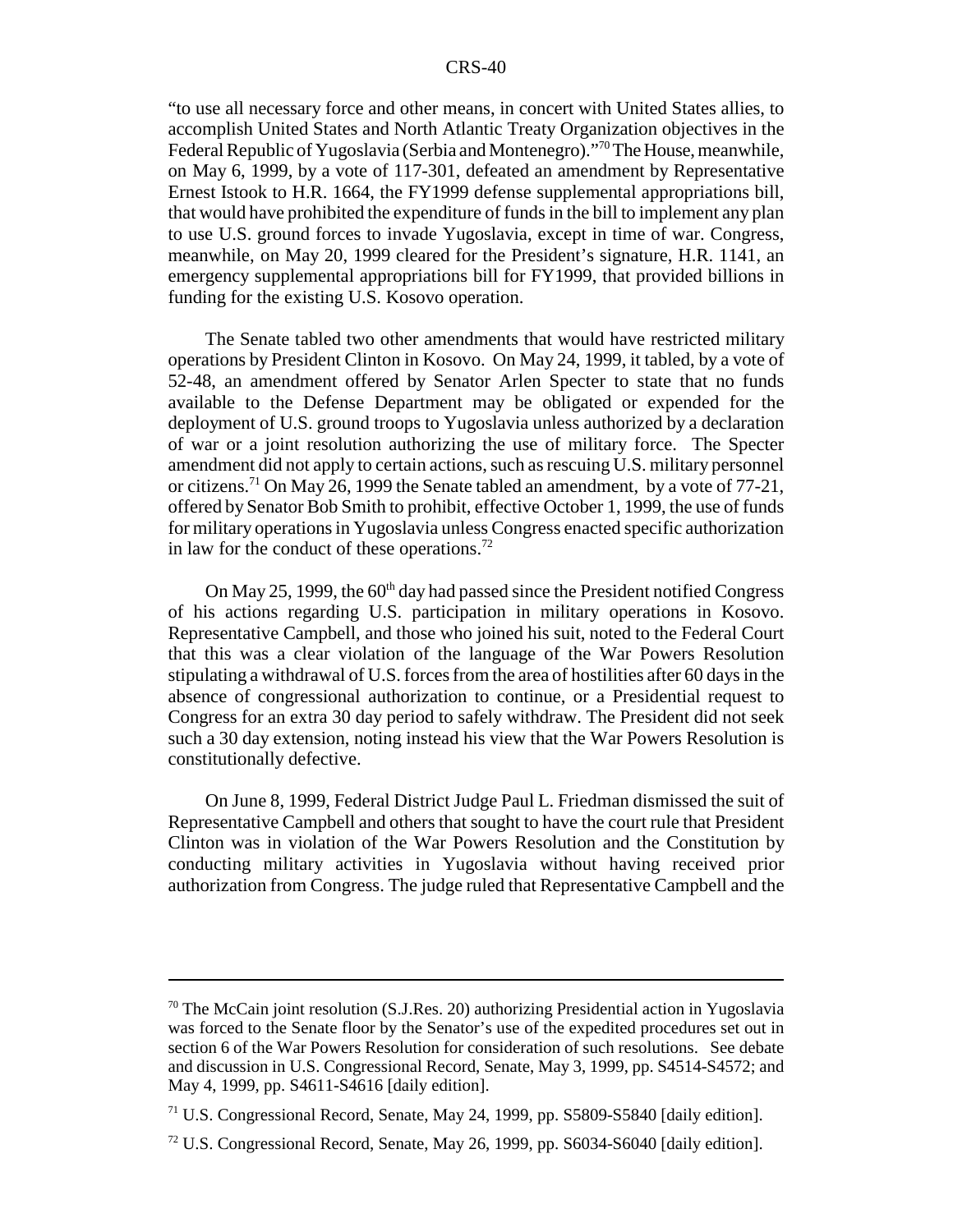"to use all necessary force and other means, in concert with United States allies, to accomplish United States and North Atlantic Treaty Organization objectives in the Federal Republic of Yugoslavia (Serbia and Montenegro)."[70] The House, meanwhile, on May 6, 1999, by a vote of 117-301, defeated an amendment by Representative Ernest Istook to H.R. 1664, the FY1999 defense supplemental appropriations bill, that would have prohibited the expenditure of funds in the bill to implement any plan to use U.S. ground forces to invade Yugoslavia, except in time of war. Congress, meanwhile, on May 20, 1999 cleared for the President's signature, H.R. 1141, an emergency supplemental appropriations bill for FY1999, that provided billions in funding for the existing U.S. Kosovo operation.

The Senate tabled two other amendments that would have restricted military operations by President Clinton in Kosovo. On May 24, 1999, it tabled, by a vote of 52-48, an amendment offered by Senator Arlen Specter to state that no funds available to the Defense Department may be obligated or expended for the deployment of U.S. ground troops to Yugoslavia unless authorized by a declaration of war or a joint resolution authorizing the use of military force. The Specter amendment did not apply to certain actions, such as rescuing U.S. military personnel or citizens.[71] On May 26, 1999 the Senate tabled an amendment, by a vote of 77-21, offered by Senator Bob Smith to prohibit, effective October 1, 1999, the use of funds for military operations in Yugoslavia unless Congress enacted specific authorization in law for the conduct of these operations.[72]

On May 25, 1999, the 60th day had passed since the President notified Congress of his actions regarding U.S. participation in military operations in Kosovo. Representative Campbell, and those who joined his suit, noted to the Federal Court that this was a clear violation of the language of the War Powers Resolution stipulating a withdrawal of U.S. forces from the area of hostilities after 60 days in the absence of congressional authorization to continue, or a Presidential request to Congress for an extra 30 day period to safely withdraw. The President did not seek such a 30 day extension, noting instead his view that the War Powers Resolution is constitutionally defective.

On June 8, 1999, Federal District Judge Paul L. Friedman dismissed the suit of Representative Campbell and others that sought to have the court rule that President Clinton was in violation of the War Powers Resolution and the Constitution by conducting military activities in Yugoslavia without having received prior authorization from Congress. The judge ruled that Representative Campbell and the

---

[70] The McCain joint resolution (S.J.Res. 20) authorizing Presidential action in Yugoslavia was forced to the Senate floor by the Senator's use of the expedited procedures set out in section 6 of the War Powers Resolution for consideration of such resolutions. See debate and discussion in U.S. Congressional Record, Senate, May 3, 1999, pp. S4514-S4572; and May 4, 1999, pp. S4611-S4616 [daily edition].

[71] U.S. Congressional Record, Senate, May 24, 1999, pp. S5809-S5840 [daily edition].

[72] U.S. Congressional Record, Senate, May 26, 1999, pp. S6034-S6040 [daily edition].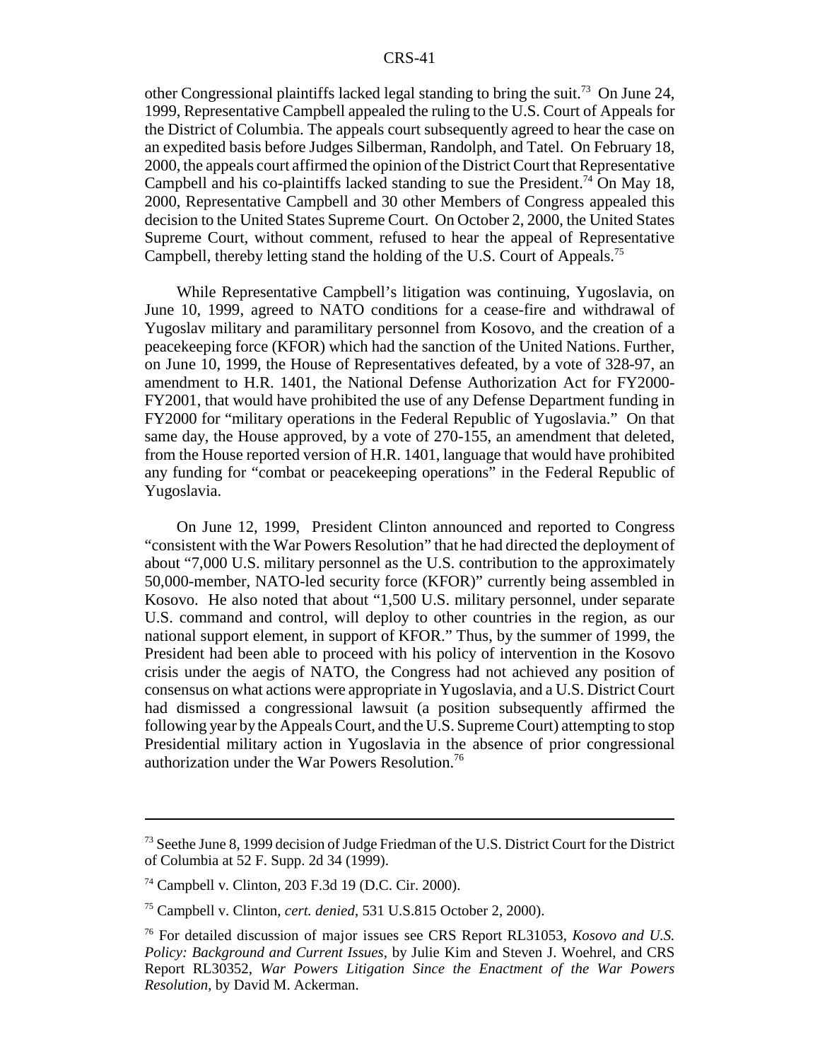other Congressional plaintiffs lacked legal standing to bring the suit.[73] On June 24, 1999, Representative Campbell appealed the ruling to the U.S. Court of Appeals for the District of Columbia. The appeals court subsequently agreed to hear the case on an expedited basis before Judges Silberman, Randolph, and Tatel. On February 18, 2000, the appeals court affirmed the opinion of the District Court that Representative Campbell and his co-plaintiffs lacked standing to sue the President.[74] On May 18, 2000, Representative Campbell and 30 other Members of Congress appealed this decision to the United States Supreme Court. On October 2, 2000, the United States Supreme Court, without comment, refused to hear the appeal of Representative Campbell, thereby letting stand the holding of the U.S. Court of Appeals.[75]

While Representative Campbell's litigation was continuing, Yugoslavia, on June 10, 1999, agreed to NATO conditions for a cease-fire and withdrawal of Yugoslav military and paramilitary personnel from Kosovo, and the creation of a peacekeeping force (KFOR) which had the sanction of the United Nations. Further, on June 10, 1999, the House of Representatives defeated, by a vote of 328-97, an amendment to H.R. 1401, the National Defense Authorization Act for FY2000-FY2001, that would have prohibited the use of any Defense Department funding in FY2000 for "military operations in the Federal Republic of Yugoslavia." On that same day, the House approved, by a vote of 270-155, an amendment that deleted, from the House reported version of H.R. 1401, language that would have prohibited any funding for "combat or peacekeeping operations" in the Federal Republic of Yugoslavia.

On June 12, 1999, President Clinton announced and reported to Congress "consistent with the War Powers Resolution" that he had directed the deployment of about "7,000 U.S. military personnel as the U.S. contribution to the approximately 50,000-member, NATO-led security force (KFOR)" currently being assembled in Kosovo. He also noted that about "1,500 U.S. military personnel, under separate U.S. command and control, will deploy to other countries in the region, as our national support element, in support of KFOR." Thus, by the summer of 1999, the President had been able to proceed with his policy of intervention in the Kosovo crisis under the aegis of NATO, the Congress had not achieved any position of consensus on what actions were appropriate in Yugoslavia, and a U.S. District Court had dismissed a congressional lawsuit (a position subsequently affirmed the following year by the Appeals Court, and the U.S. Supreme Court) attempting to stop Presidential military action in Yugoslavia in the absence of prior congressional authorization under the War Powers Resolution.[76]

---

[73] Seethe June 8, 1999 decision of Judge Friedman of the U.S. District Court for the District of Columbia at 52 F. Supp. 2d 34 (1999).

[74] Campbell v. Clinton, 203 F.3d 19 (D.C. Cir. 2000).

[75] Campbell v. Clinton, *cert. denied*, 531 U.S.815 October 2, 2000).

[76] For detailed discussion of major issues see CRS Report RL31053, *Kosovo and U.S. Policy: Background and Current Issues*, by Julie Kim and Steven J. Woehrel, and CRS Report RL30352, *War Powers Litigation Since the Enactment of the War Powers Resolution*, by David M. Ackerman.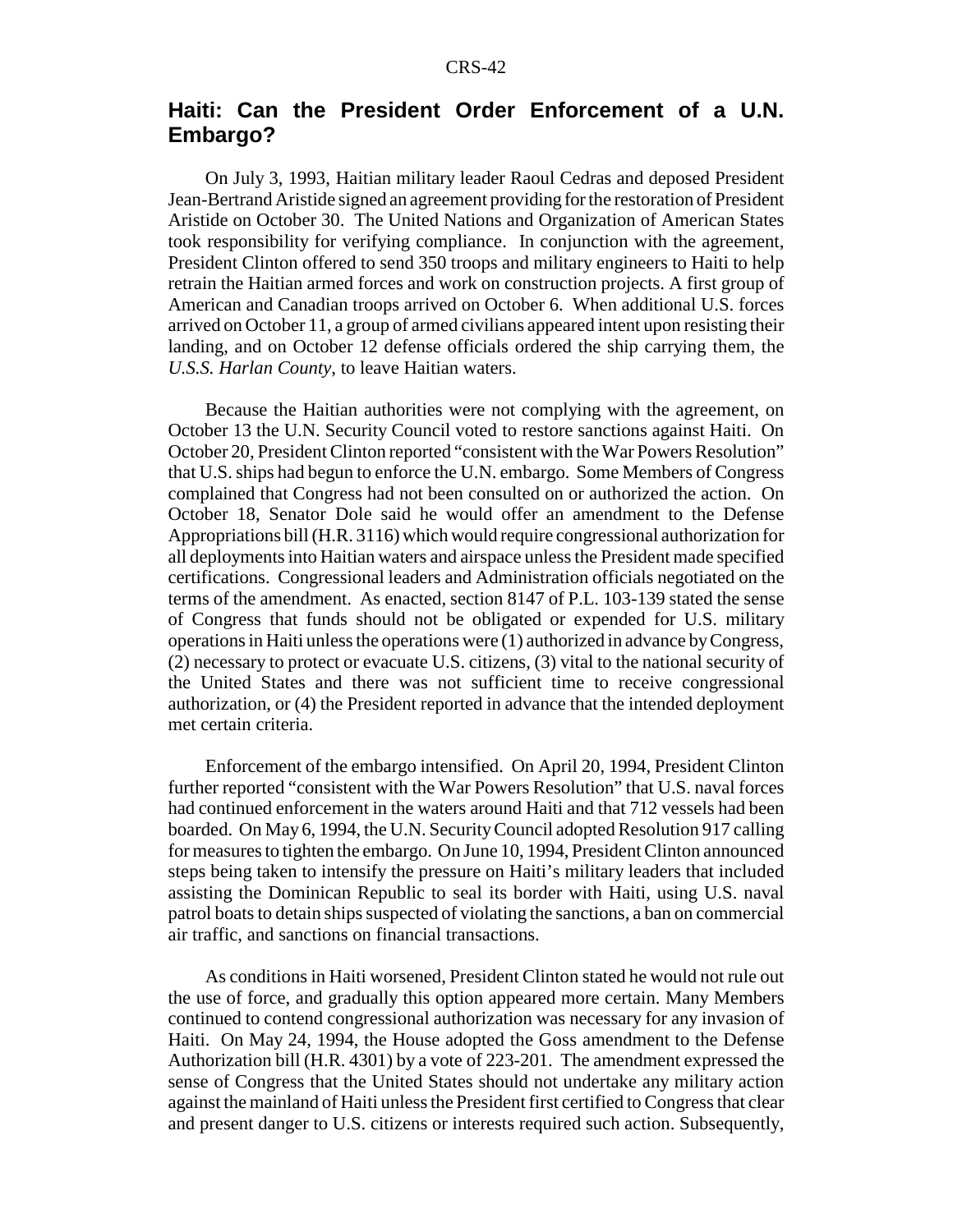## Haiti: Can the President Order Enforcement of a U.N. Embargo?

On July 3, 1993, Haitian military leader Raoul Cedras and deposed President Jean-Bertrand Aristide signed an agreement providing for the restoration of President Aristide on October 30. The United Nations and Organization of American States took responsibility for verifying compliance. In conjunction with the agreement, President Clinton offered to send 350 troops and military engineers to Haiti to help retrain the Haitian armed forces and work on construction projects. A first group of American and Canadian troops arrived on October 6. When additional U.S. forces arrived on October 11, a group of armed civilians appeared intent upon resisting their landing, and on October 12 defense officials ordered the ship carrying them, the *U.S.S. Harlan County*, to leave Haitian waters.

Because the Haitian authorities were not complying with the agreement, on October 13 the U.N. Security Council voted to restore sanctions against Haiti. On October 20, President Clinton reported "consistent with the War Powers Resolution" that U.S. ships had begun to enforce the U.N. embargo. Some Members of Congress complained that Congress had not been consulted on or authorized the action. On October 18, Senator Dole said he would offer an amendment to the Defense Appropriations bill (H.R. 3116) which would require congressional authorization for all deployments into Haitian waters and airspace unless the President made specified certifications. Congressional leaders and Administration officials negotiated on the terms of the amendment. As enacted, section 8147 of P.L. 103-139 stated the sense of Congress that funds should not be obligated or expended for U.S. military operations in Haiti unless the operations were (1) authorized in advance by Congress, (2) necessary to protect or evacuate U.S. citizens, (3) vital to the national security of the United States and there was not sufficient time to receive congressional authorization, or (4) the President reported in advance that the intended deployment met certain criteria.

Enforcement of the embargo intensified. On April 20, 1994, President Clinton further reported "consistent with the War Powers Resolution" that U.S. naval forces had continued enforcement in the waters around Haiti and that 712 vessels had been boarded. On May 6, 1994, the U.N. Security Council adopted Resolution 917 calling for measures to tighten the embargo. On June 10, 1994, President Clinton announced steps being taken to intensify the pressure on Haiti's military leaders that included assisting the Dominican Republic to seal its border with Haiti, using U.S. naval patrol boats to detain ships suspected of violating the sanctions, a ban on commercial air traffic, and sanctions on financial transactions.

As conditions in Haiti worsened, President Clinton stated he would not rule out the use of force, and gradually this option appeared more certain. Many Members continued to contend congressional authorization was necessary for any invasion of Haiti. On May 24, 1994, the House adopted the Goss amendment to the Defense Authorization bill (H.R. 4301) by a vote of 223-201. The amendment expressed the sense of Congress that the United States should not undertake any military action against the mainland of Haiti unless the President first certified to Congress that clear and present danger to U.S. citizens or interests required such action. Subsequently,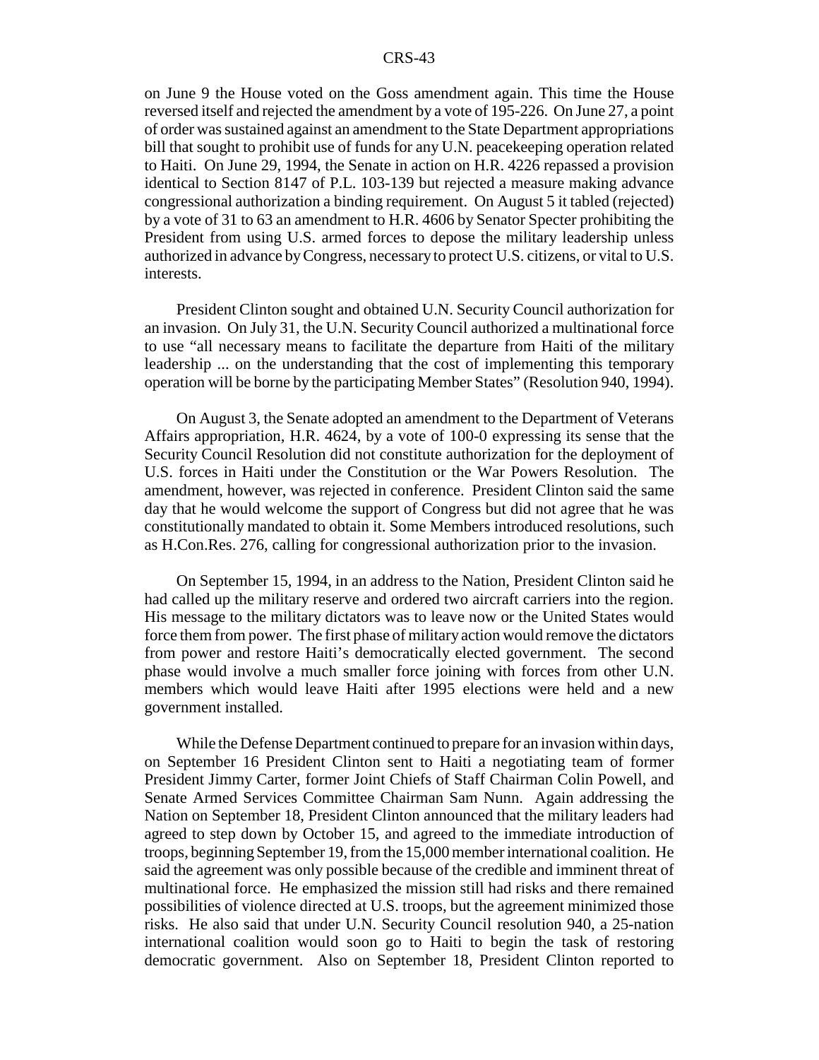on June 9 the House voted on the Goss amendment again. This time the House reversed itself and rejected the amendment by a vote of 195-226. On June 27, a point of order was sustained against an amendment to the State Department appropriations bill that sought to prohibit use of funds for any U.N. peacekeeping operation related to Haiti. On June 29, 1994, the Senate in action on H.R. 4226 repassed a provision identical to Section 8147 of P.L. 103-139 but rejected a measure making advance congressional authorization a binding requirement. On August 5 it tabled (rejected) by a vote of 31 to 63 an amendment to H.R. 4606 by Senator Specter prohibiting the President from using U.S. armed forces to depose the military leadership unless authorized in advance by Congress, necessary to protect U.S. citizens, or vital to U.S. interests.

President Clinton sought and obtained U.N. Security Council authorization for an invasion. On July 31, the U.N. Security Council authorized a multinational force to use "all necessary means to facilitate the departure from Haiti of the military leadership ... on the understanding that the cost of implementing this temporary operation will be borne by the participating Member States" (Resolution 940, 1994).

On August 3, the Senate adopted an amendment to the Department of Veterans Affairs appropriation, H.R. 4624, by a vote of 100-0 expressing its sense that the Security Council Resolution did not constitute authorization for the deployment of U.S. forces in Haiti under the Constitution or the War Powers Resolution. The amendment, however, was rejected in conference. President Clinton said the same day that he would welcome the support of Congress but did not agree that he was constitutionally mandated to obtain it. Some Members introduced resolutions, such as H.Con.Res. 276, calling for congressional authorization prior to the invasion.

On September 15, 1994, in an address to the Nation, President Clinton said he had called up the military reserve and ordered two aircraft carriers into the region. His message to the military dictators was to leave now or the United States would force them from power. The first phase of military action would remove the dictators from power and restore Haiti's democratically elected government. The second phase would involve a much smaller force joining with forces from other U.N. members which would leave Haiti after 1995 elections were held and a new government installed.

While the Defense Department continued to prepare for an invasion within days, on September 16 President Clinton sent to Haiti a negotiating team of former President Jimmy Carter, former Joint Chiefs of Staff Chairman Colin Powell, and Senate Armed Services Committee Chairman Sam Nunn. Again addressing the Nation on September 18, President Clinton announced that the military leaders had agreed to step down by October 15, and agreed to the immediate introduction of troops, beginning September 19, from the 15,000 member international coalition. He said the agreement was only possible because of the credible and imminent threat of multinational force. He emphasized the mission still had risks and there remained possibilities of violence directed at U.S. troops, but the agreement minimized those risks. He also said that under U.N. Security Council resolution 940, a 25-nation international coalition would soon go to Haiti to begin the task of restoring democratic government. Also on September 18, President Clinton reported to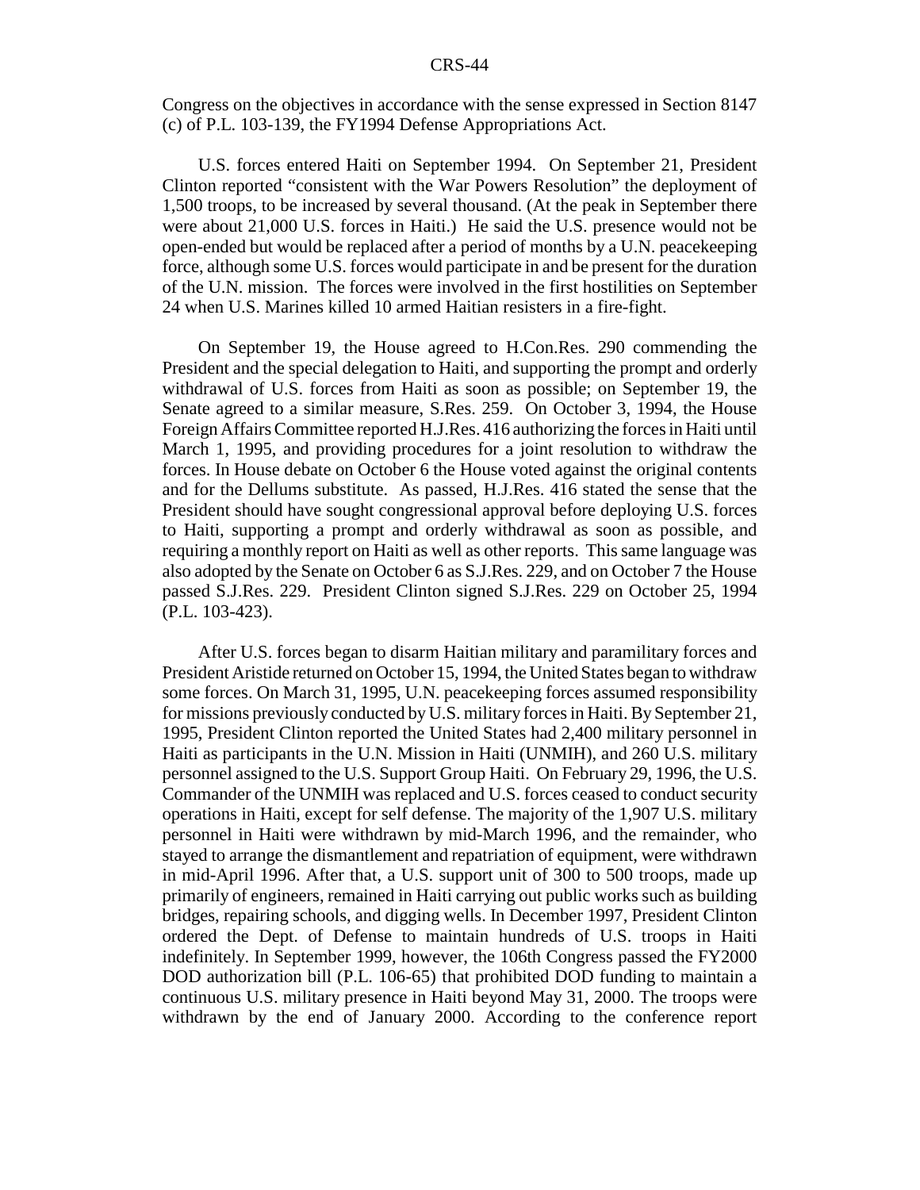Congress on the objectives in accordance with the sense expressed in Section 8147 (c) of P.L. 103-139, the FY1994 Defense Appropriations Act.

U.S. forces entered Haiti on September 1994. On September 21, President Clinton reported "consistent with the War Powers Resolution" the deployment of 1,500 troops, to be increased by several thousand. (At the peak in September there were about 21,000 U.S. forces in Haiti.) He said the U.S. presence would not be open-ended but would be replaced after a period of months by a U.N. peacekeeping force, although some U.S. forces would participate in and be present for the duration of the U.N. mission. The forces were involved in the first hostilities on September 24 when U.S. Marines killed 10 armed Haitian resisters in a fire-fight.

On September 19, the House agreed to H.Con.Res. 290 commending the President and the special delegation to Haiti, and supporting the prompt and orderly withdrawal of U.S. forces from Haiti as soon as possible; on September 19, the Senate agreed to a similar measure, S.Res. 259. On October 3, 1994, the House Foreign Affairs Committee reported H.J.Res. 416 authorizing the forces in Haiti until March 1, 1995, and providing procedures for a joint resolution to withdraw the forces. In House debate on October 6 the House voted against the original contents and for the Dellums substitute. As passed, H.J.Res. 416 stated the sense that the President should have sought congressional approval before deploying U.S. forces to Haiti, supporting a prompt and orderly withdrawal as soon as possible, and requiring a monthly report on Haiti as well as other reports. This same language was also adopted by the Senate on October 6 as S.J.Res. 229, and on October 7 the House passed S.J.Res. 229. President Clinton signed S.J.Res. 229 on October 25, 1994 (P.L. 103-423).

After U.S. forces began to disarm Haitian military and paramilitary forces and President Aristide returned on October 15, 1994, the United States began to withdraw some forces. On March 31, 1995, U.N. peacekeeping forces assumed responsibility for missions previously conducted by U.S. military forces in Haiti. By September 21, 1995, President Clinton reported the United States had 2,400 military personnel in Haiti as participants in the U.N. Mission in Haiti (UNMIH), and 260 U.S. military personnel assigned to the U.S. Support Group Haiti. On February 29, 1996, the U.S. Commander of the UNMIH was replaced and U.S. forces ceased to conduct security operations in Haiti, except for self defense. The majority of the 1,907 U.S. military personnel in Haiti were withdrawn by mid-March 1996, and the remainder, who stayed to arrange the dismantlement and repatriation of equipment, were withdrawn in mid-April 1996. After that, a U.S. support unit of 300 to 500 troops, made up primarily of engineers, remained in Haiti carrying out public works such as building bridges, repairing schools, and digging wells. In December 1997, President Clinton ordered the Dept. of Defense to maintain hundreds of U.S. troops in Haiti indefinitely. In September 1999, however, the 106th Congress passed the FY2000 DOD authorization bill (P.L. 106-65) that prohibited DOD funding to maintain a continuous U.S. military presence in Haiti beyond May 31, 2000. The troops were withdrawn by the end of January 2000. According to the conference report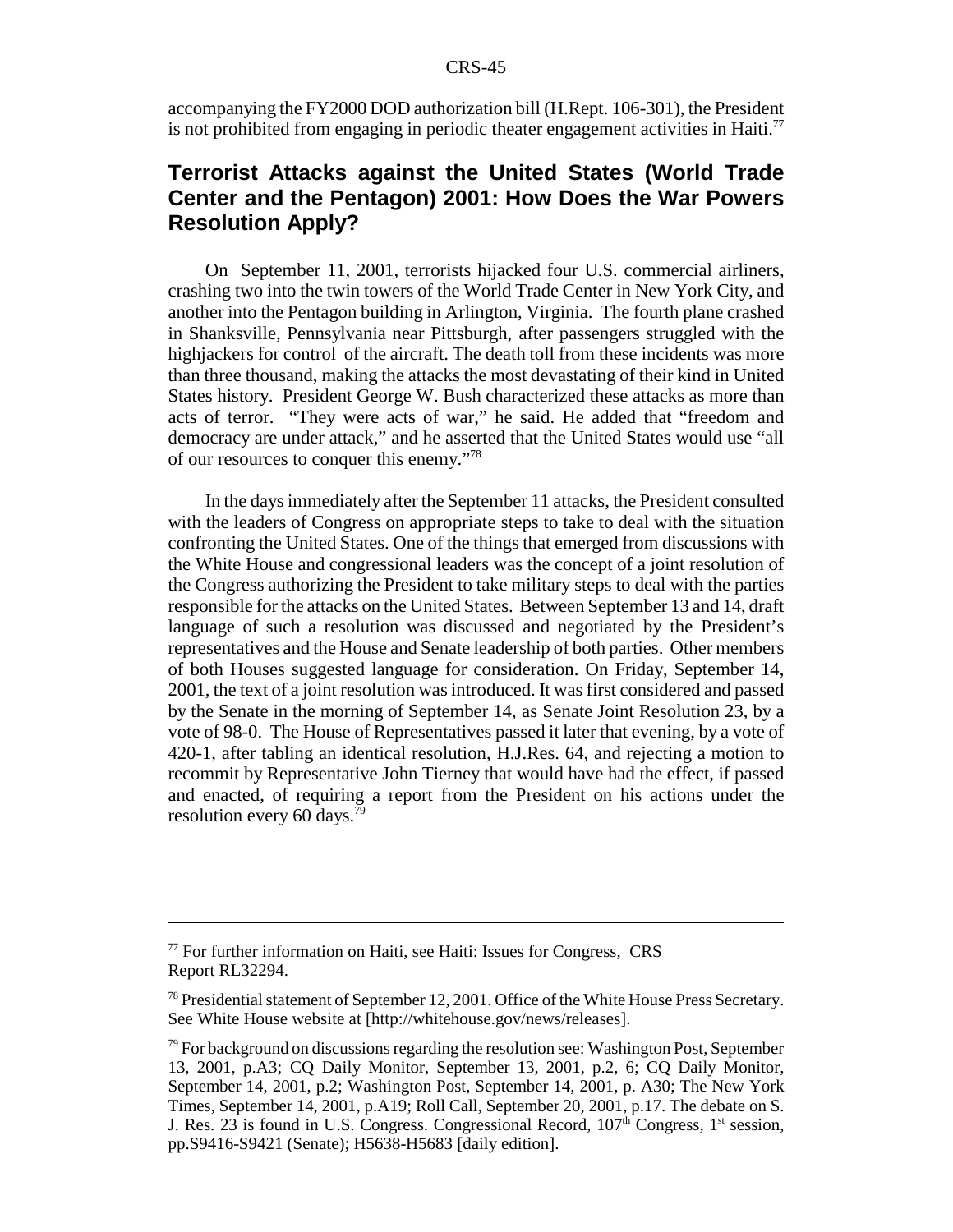accompanying the FY2000 DOD authorization bill (H.Rept. 106-301), the President is not prohibited from engaging in periodic theater engagement activities in Haiti.[77]

## Terrorist Attacks against the United States (World Trade Center and the Pentagon) 2001: How Does the War Powers Resolution Apply?

On September 11, 2001, terrorists hijacked four U.S. commercial airliners, crashing two into the twin towers of the World Trade Center in New York City, and another into the Pentagon building in Arlington, Virginia. The fourth plane crashed in Shanksville, Pennsylvania near Pittsburgh, after passengers struggled with the highjackers for control of the aircraft. The death toll from these incidents was more than three thousand, making the attacks the most devastating of their kind in United States history. President George W. Bush characterized these attacks as more than acts of terror. "They were acts of war," he said. He added that "freedom and democracy are under attack," and he asserted that the United States would use "all of our resources to conquer this enemy."[78]

In the days immediately after the September 11 attacks, the President consulted with the leaders of Congress on appropriate steps to take to deal with the situation confronting the United States. One of the things that emerged from discussions with the White House and congressional leaders was the concept of a joint resolution of the Congress authorizing the President to take military steps to deal with the parties responsible for the attacks on the United States. Between September 13 and 14, draft language of such a resolution was discussed and negotiated by the President's representatives and the House and Senate leadership of both parties. Other members of both Houses suggested language for consideration. On Friday, September 14, 2001, the text of a joint resolution was introduced. It was first considered and passed by the Senate in the morning of September 14, as Senate Joint Resolution 23, by a vote of 98-0. The House of Representatives passed it later that evening, by a vote of 420-1, after tabling an identical resolution, H.J.Res. 64, and rejecting a motion to recommit by Representative John Tierney that would have had the effect, if passed and enacted, of requiring a report from the President on his actions under the resolution every 60 days.[79]

---

[77] For further information on Haiti, see Haiti: Issues for Congress, CRS Report RL32294.

[78] Presidential statement of September 12, 2001. Office of the White House Press Secretary. See White House website at [http://whitehouse.gov/news/releases].

[79] For background on discussions regarding the resolution see: Washington Post, September 13, 2001, p.A3; CQ Daily Monitor, September 13, 2001, p.2, 6; CQ Daily Monitor, September 14, 2001, p.2; Washington Post, September 14, 2001, p. A30; The New York Times, September 14, 2001, p.A19; Roll Call, September 20, 2001, p.17. The debate on S. J. Res. 23 is found in U.S. Congress. Congressional Record, 107th Congress, 1st session, pp.S9416-S9421 (Senate); H5638-H5683 [daily edition].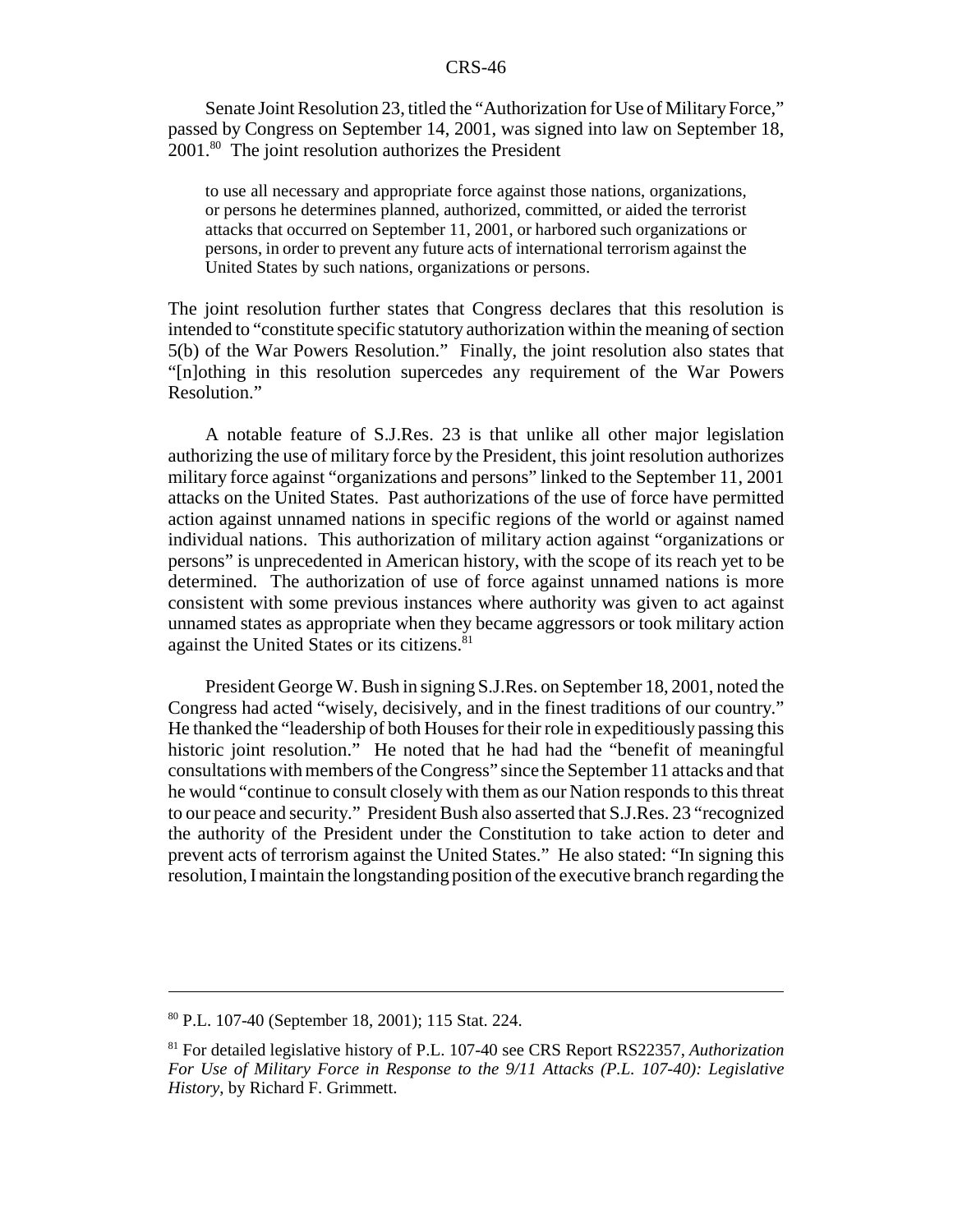Senate Joint Resolution 23, titled the "Authorization for Use of Military Force," passed by Congress on September 14, 2001, was signed into law on September 18, 2001.[80] The joint resolution authorizes the President

> to use all necessary and appropriate force against those nations, organizations, or persons he determines planned, authorized, committed, or aided the terrorist attacks that occurred on September 11, 2001, or harbored such organizations or persons, in order to prevent any future acts of international terrorism against the United States by such nations, organizations or persons.

The joint resolution further states that Congress declares that this resolution is intended to "constitute specific statutory authorization within the meaning of section 5(b) of the War Powers Resolution." Finally, the joint resolution also states that "[n]othing in this resolution supercedes any requirement of the War Powers Resolution."

A notable feature of S.J.Res. 23 is that unlike all other major legislation authorizing the use of military force by the President, this joint resolution authorizes military force against "organizations and persons" linked to the September 11, 2001 attacks on the United States. Past authorizations of the use of force have permitted action against unnamed nations in specific regions of the world or against named individual nations. This authorization of military action against "organizations or persons" is unprecedented in American history, with the scope of its reach yet to be determined. The authorization of use of force against unnamed nations is more consistent with some previous instances where authority was given to act against unnamed states as appropriate when they became aggressors or took military action against the United States or its citizens.[81]

President George W. Bush in signing S.J.Res. on September 18, 2001, noted the Congress had acted "wisely, decisively, and in the finest traditions of our country." He thanked the "leadership of both Houses for their role in expeditiously passing this historic joint resolution." He noted that he had had the "benefit of meaningful consultations with members of the Congress" since the September 11 attacks and that he would "continue to consult closely with them as our Nation responds to this threat to our peace and security." President Bush also asserted that S.J.Res. 23 "recognized the authority of the President under the Constitution to take action to deter and prevent acts of terrorism against the United States." He also stated: "In signing this resolution, I maintain the longstanding position of the executive branch regarding the

---

[80] P.L. 107-40 (September 18, 2001); 115 Stat. 224.

[81] For detailed legislative history of P.L. 107-40 see CRS Report RS22357, *Authorization For Use of Military Force in Response to the 9/11 Attacks (P.L. 107-40): Legislative History*, by Richard F. Grimmett.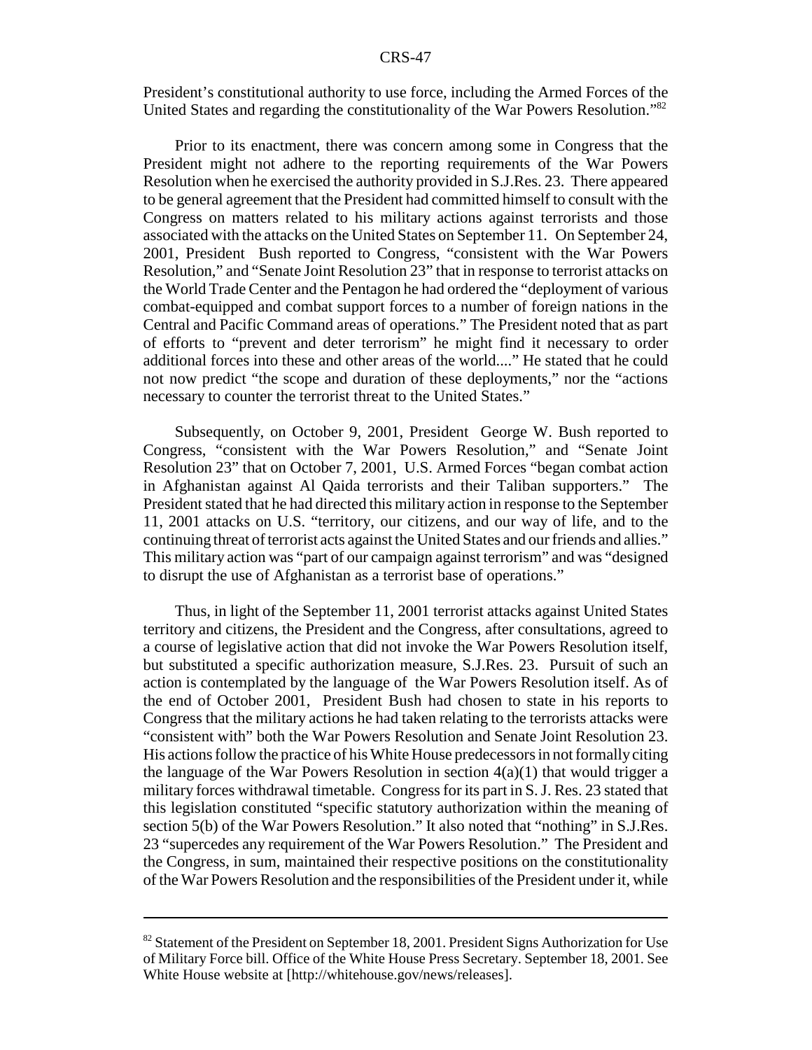President's constitutional authority to use force, including the Armed Forces of the United States and regarding the constitutionality of the War Powers Resolution."[82]

Prior to its enactment, there was concern among some in Congress that the President might not adhere to the reporting requirements of the War Powers Resolution when he exercised the authority provided in S.J.Res. 23. There appeared to be general agreement that the President had committed himself to consult with the Congress on matters related to his military actions against terrorists and those associated with the attacks on the United States on September 11. On September 24, 2001, President Bush reported to Congress, "consistent with the War Powers Resolution," and "Senate Joint Resolution 23" that in response to terrorist attacks on the World Trade Center and the Pentagon he had ordered the "deployment of various combat-equipped and combat support forces to a number of foreign nations in the Central and Pacific Command areas of operations." The President noted that as part of efforts to "prevent and deter terrorism" he might find it necessary to order additional forces into these and other areas of the world...." He stated that he could not now predict "the scope and duration of these deployments," nor the "actions necessary to counter the terrorist threat to the United States."

Subsequently, on October 9, 2001, President George W. Bush reported to Congress, "consistent with the War Powers Resolution," and "Senate Joint Resolution 23" that on October 7, 2001, U.S. Armed Forces "began combat action in Afghanistan against Al Qaida terrorists and their Taliban supporters." The President stated that he had directed this military action in response to the September 11, 2001 attacks on U.S. "territory, our citizens, and our way of life, and to the continuing threat of terrorist acts against the United States and our friends and allies." This military action was "part of our campaign against terrorism" and was "designed to disrupt the use of Afghanistan as a terrorist base of operations."

Thus, in light of the September 11, 2001 terrorist attacks against United States territory and citizens, the President and the Congress, after consultations, agreed to a course of legislative action that did not invoke the War Powers Resolution itself, but substituted a specific authorization measure, S.J.Res. 23. Pursuit of such an action is contemplated by the language of the War Powers Resolution itself. As of the end of October 2001, President Bush had chosen to state in his reports to Congress that the military actions he had taken relating to the terrorists attacks were "consistent with" both the War Powers Resolution and Senate Joint Resolution 23. His actions follow the practice of his White House predecessors in not formally citing the language of the War Powers Resolution in section 4(a)(1) that would trigger a military forces withdrawal timetable. Congress for its part in S. J. Res. 23 stated that this legislation constituted "specific statutory authorization within the meaning of section 5(b) of the War Powers Resolution." It also noted that "nothing" in S.J.Res. 23 "supercedes any requirement of the War Powers Resolution." The President and the Congress, in sum, maintained their respective positions on the constitutionality of the War Powers Resolution and the responsibilities of the President under it, while

[82] Statement of the President on September 18, 2001. President Signs Authorization for Use of Military Force bill. Office of the White House Press Secretary. September 18, 2001. See White House website at [http://whitehouse.gov/news/releases].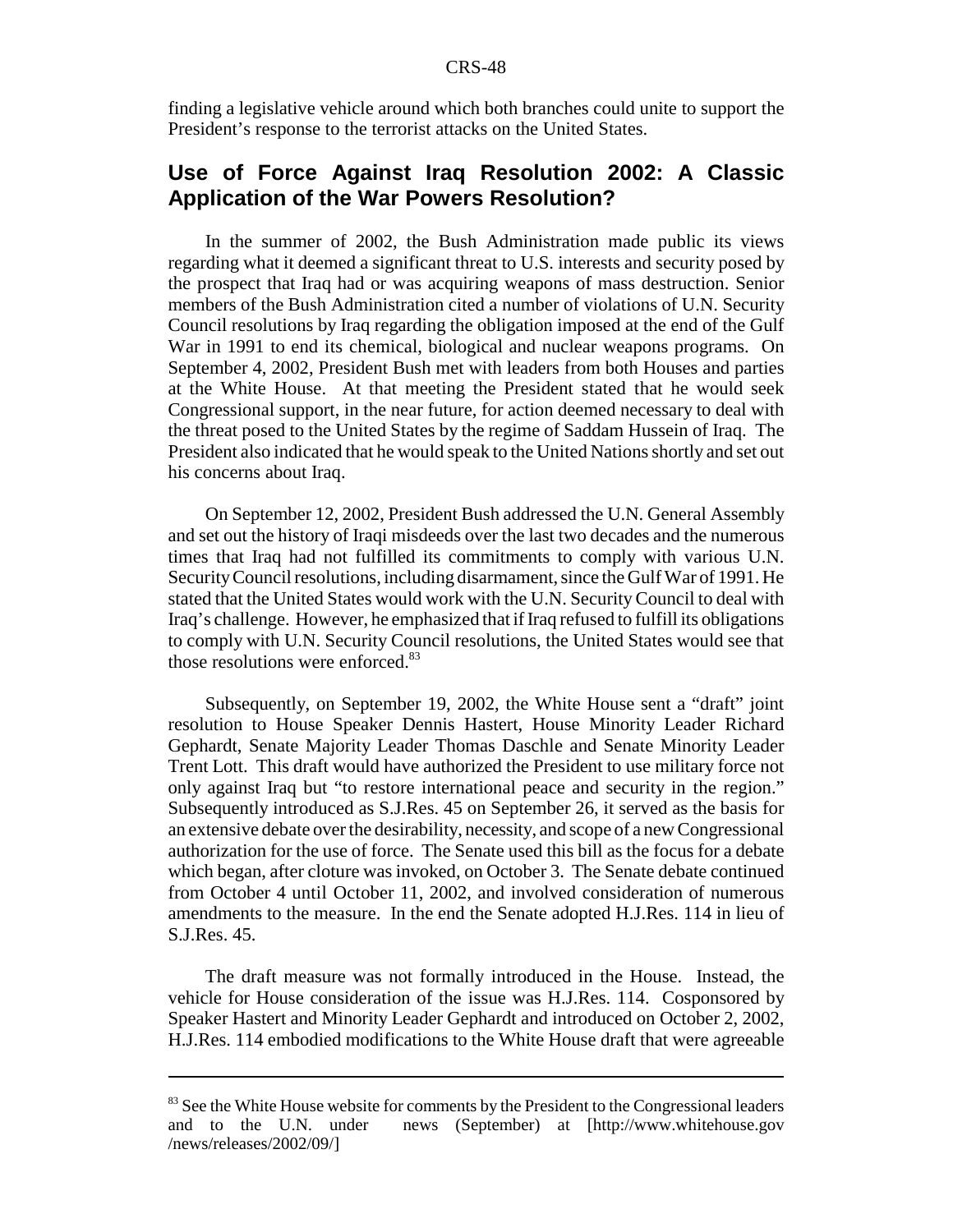finding a legislative vehicle around which both branches could unite to support the President's response to the terrorist attacks on the United States.

## Use of Force Against Iraq Resolution 2002: A Classic Application of the War Powers Resolution?

In the summer of 2002, the Bush Administration made public its views regarding what it deemed a significant threat to U.S. interests and security posed by the prospect that Iraq had or was acquiring weapons of mass destruction. Senior members of the Bush Administration cited a number of violations of U.N. Security Council resolutions by Iraq regarding the obligation imposed at the end of the Gulf War in 1991 to end its chemical, biological and nuclear weapons programs. On September 4, 2002, President Bush met with leaders from both Houses and parties at the White House. At that meeting the President stated that he would seek Congressional support, in the near future, for action deemed necessary to deal with the threat posed to the United States by the regime of Saddam Hussein of Iraq. The President also indicated that he would speak to the United Nations shortly and set out his concerns about Iraq.

On September 12, 2002, President Bush addressed the U.N. General Assembly and set out the history of Iraqi misdeeds over the last two decades and the numerous times that Iraq had not fulfilled its commitments to comply with various U.N. Security Council resolutions, including disarmament, since the Gulf War of 1991. He stated that the United States would work with the U.N. Security Council to deal with Iraq's challenge. However, he emphasized that if Iraq refused to fulfill its obligations to comply with U.N. Security Council resolutions, the United States would see that those resolutions were enforced.[83]

Subsequently, on September 19, 2002, the White House sent a "draft" joint resolution to House Speaker Dennis Hastert, House Minority Leader Richard Gephardt, Senate Majority Leader Thomas Daschle and Senate Minority Leader Trent Lott. This draft would have authorized the President to use military force not only against Iraq but "to restore international peace and security in the region." Subsequently introduced as S.J.Res. 45 on September 26, it served as the basis for an extensive debate over the desirability, necessity, and scope of a new Congressional authorization for the use of force. The Senate used this bill as the focus for a debate which began, after cloture was invoked, on October 3. The Senate debate continued from October 4 until October 11, 2002, and involved consideration of numerous amendments to the measure. In the end the Senate adopted H.J.Res. 114 in lieu of S.J.Res. 45.

The draft measure was not formally introduced in the House. Instead, the vehicle for House consideration of the issue was H.J.Res. 114. Cosponsored by Speaker Hastert and Minority Leader Gephardt and introduced on October 2, 2002, H.J.Res. 114 embodied modifications to the White House draft that were agreeable

---

[83] See the White House website for comments by the President to the Congressional leaders and to the U.N. under news (September) at [http://www.whitehouse.gov/news/releases/2002/09/]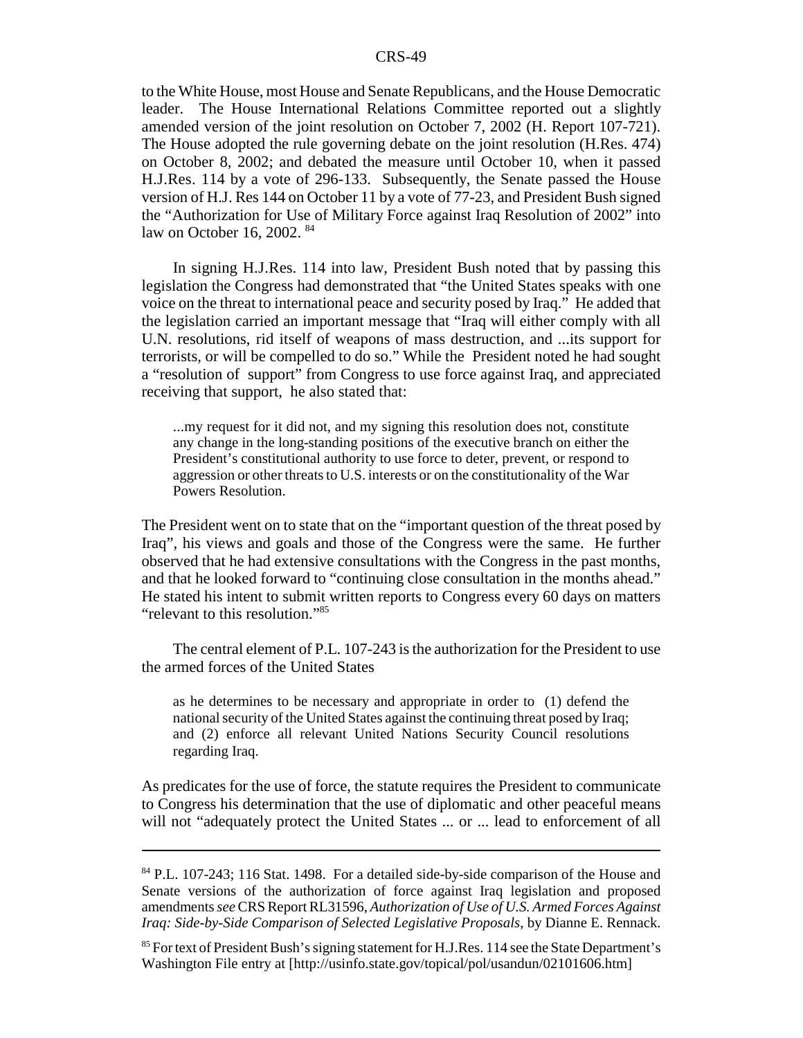to the White House, most House and Senate Republicans, and the House Democratic leader. The House International Relations Committee reported out a slightly amended version of the joint resolution on October 7, 2002 (H. Report 107-721). The House adopted the rule governing debate on the joint resolution (H.Res. 474) on October 8, 2002; and debated the measure until October 10, when it passed H.J.Res. 114 by a vote of 296-133. Subsequently, the Senate passed the House version of H.J. Res 144 on October 11 by a vote of 77-23, and President Bush signed the "Authorization for Use of Military Force against Iraq Resolution of 2002" into law on October 16, 2002. [84]

In signing H.J.Res. 114 into law, President Bush noted that by passing this legislation the Congress had demonstrated that "the United States speaks with one voice on the threat to international peace and security posed by Iraq." He added that the legislation carried an important message that "Iraq will either comply with all U.N. resolutions, rid itself of weapons of mass destruction, and ...its support for terrorists, or will be compelled to do so." While the President noted he had sought a "resolution of support" from Congress to use force against Iraq, and appreciated receiving that support, he also stated that:

> ...my request for it did not, and my signing this resolution does not, constitute any change in the long-standing positions of the executive branch on either the President's constitutional authority to use force to deter, prevent, or respond to aggression or other threats to U.S. interests or on the constitutionality of the War Powers Resolution.

The President went on to state that on the "important question of the threat posed by Iraq", his views and goals and those of the Congress were the same. He further observed that he had extensive consultations with the Congress in the past months, and that he looked forward to "continuing close consultation in the months ahead." He stated his intent to submit written reports to Congress every 60 days on matters "relevant to this resolution."[85]

The central element of P.L. 107-243 is the authorization for the President to use the armed forces of the United States

> as he determines to be necessary and appropriate in order to (1) defend the national security of the United States against the continuing threat posed by Iraq; and (2) enforce all relevant United Nations Security Council resolutions regarding Iraq.

As predicates for the use of force, the statute requires the President to communicate to Congress his determination that the use of diplomatic and other peaceful means will not "adequately protect the United States ... or ... lead to enforcement of all

---

[84] P.L. 107-243; 116 Stat. 1498. For a detailed side-by-side comparison of the House and Senate versions of the authorization of force against Iraq legislation and proposed amendments *see* CRS Report RL31596, *Authorization of Use of U.S. Armed Forces Against Iraq: Side-by-Side Comparison of Selected Legislative Proposals*, by Dianne E. Rennack.

[85] For text of President Bush's signing statement for H.J.Res. 114 see the State Department's Washington File entry at [http://usinfo.state.gov/topical/pol/usandun/02101606.htm]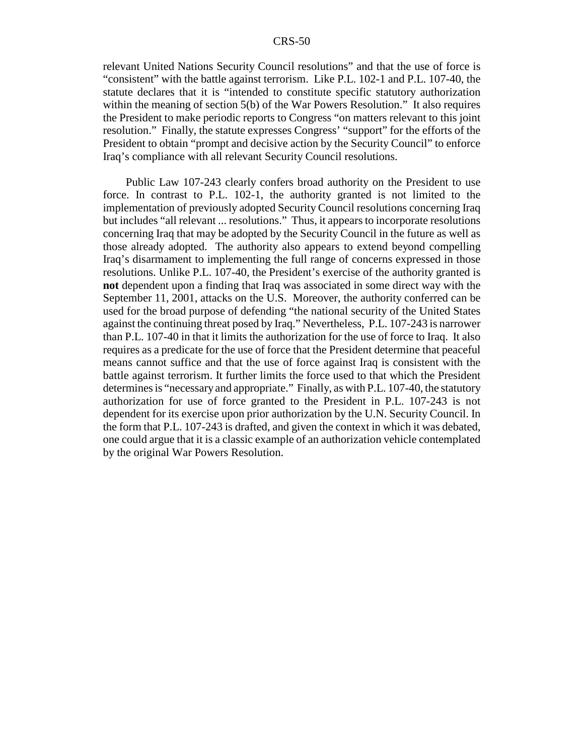relevant United Nations Security Council resolutions" and that the use of force is "consistent" with the battle against terrorism. Like P.L. 102-1 and P.L. 107-40, the statute declares that it is "intended to constitute specific statutory authorization within the meaning of section 5(b) of the War Powers Resolution." It also requires the President to make periodic reports to Congress "on matters relevant to this joint resolution." Finally, the statute expresses Congress' "support" for the efforts of the President to obtain "prompt and decisive action by the Security Council" to enforce Iraq's compliance with all relevant Security Council resolutions.

Public Law 107-243 clearly confers broad authority on the President to use force. In contrast to P.L. 102-1, the authority granted is not limited to the implementation of previously adopted Security Council resolutions concerning Iraq but includes "all relevant ... resolutions." Thus, it appears to incorporate resolutions concerning Iraq that may be adopted by the Security Council in the future as well as those already adopted. The authority also appears to extend beyond compelling Iraq's disarmament to implementing the full range of concerns expressed in those resolutions. Unlike P.L. 107-40, the President's exercise of the authority granted is **not** dependent upon a finding that Iraq was associated in some direct way with the September 11, 2001, attacks on the U.S. Moreover, the authority conferred can be used for the broad purpose of defending "the national security of the United States against the continuing threat posed by Iraq." Nevertheless, P.L. 107-243 is narrower than P.L. 107-40 in that it limits the authorization for the use of force to Iraq. It also requires as a predicate for the use of force that the President determine that peaceful means cannot suffice and that the use of force against Iraq is consistent with the battle against terrorism. It further limits the force used to that which the President determines is "necessary and appropriate." Finally, as with P.L. 107-40, the statutory authorization for use of force granted to the President in P.L. 107-243 is not dependent for its exercise upon prior authorization by the U.N. Security Council. In the form that P.L. 107-243 is drafted, and given the context in which it was debated, one could argue that it is a classic example of an authorization vehicle contemplated by the original War Powers Resolution.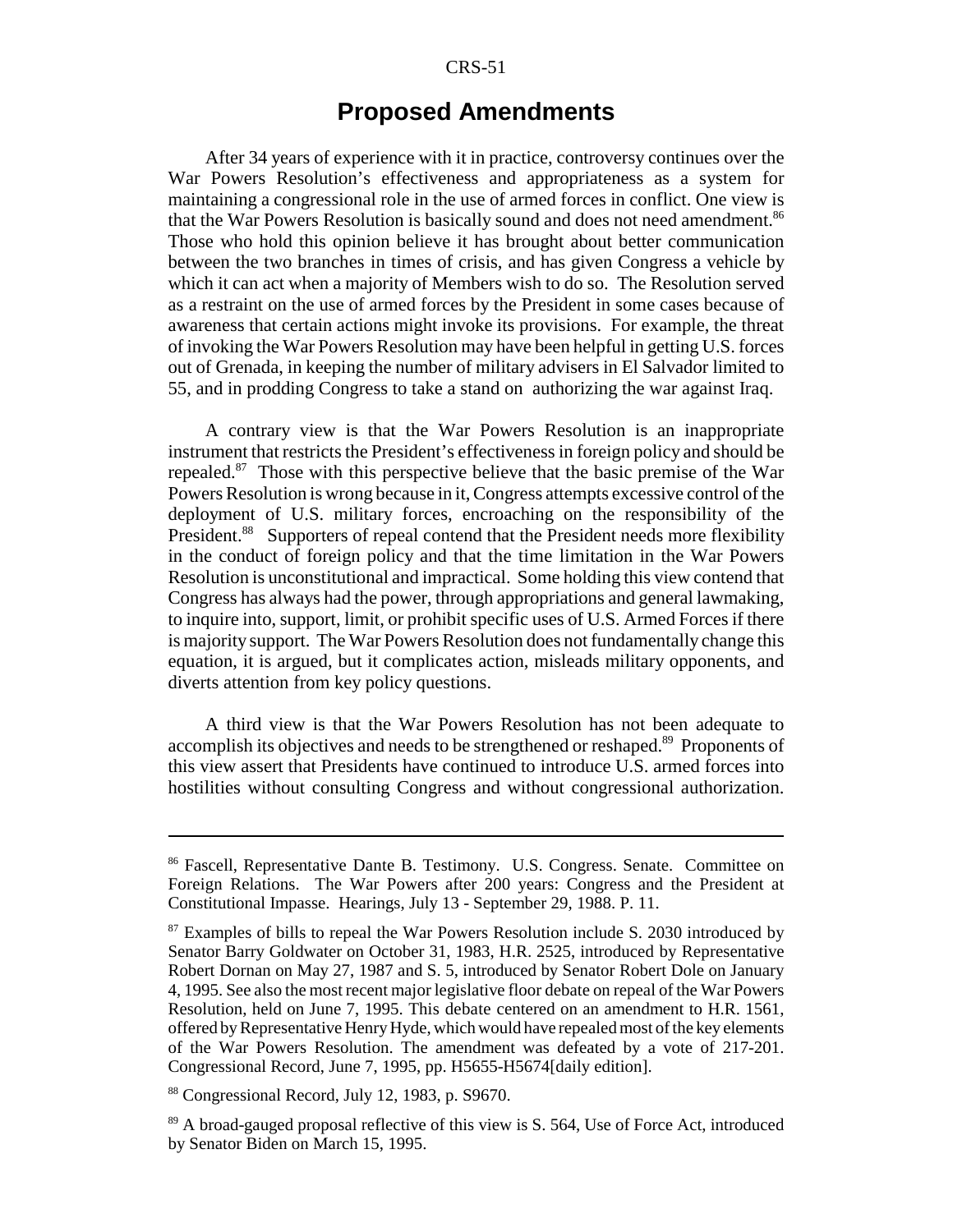## Proposed Amendments

After 34 years of experience with it in practice, controversy continues over the War Powers Resolution's effectiveness and appropriateness as a system for maintaining a congressional role in the use of armed forces in conflict. One view is that the War Powers Resolution is basically sound and does not need amendment.[86] Those who hold this opinion believe it has brought about better communication between the two branches in times of crisis, and has given Congress a vehicle by which it can act when a majority of Members wish to do so. The Resolution served as a restraint on the use of armed forces by the President in some cases because of awareness that certain actions might invoke its provisions. For example, the threat of invoking the War Powers Resolution may have been helpful in getting U.S. forces out of Grenada, in keeping the number of military advisers in El Salvador limited to 55, and in prodding Congress to take a stand on authorizing the war against Iraq.

A contrary view is that the War Powers Resolution is an inappropriate instrument that restricts the President's effectiveness in foreign policy and should be repealed.[87] Those with this perspective believe that the basic premise of the War Powers Resolution is wrong because in it, Congress attempts excessive control of the deployment of U.S. military forces, encroaching on the responsibility of the President.[88] Supporters of repeal contend that the President needs more flexibility in the conduct of foreign policy and that the time limitation in the War Powers Resolution is unconstitutional and impractical. Some holding this view contend that Congress has always had the power, through appropriations and general lawmaking, to inquire into, support, limit, or prohibit specific uses of U.S. Armed Forces if there is majority support. The War Powers Resolution does not fundamentally change this equation, it is argued, but it complicates action, misleads military opponents, and diverts attention from key policy questions.

A third view is that the War Powers Resolution has not been adequate to accomplish its objectives and needs to be strengthened or reshaped.[89] Proponents of this view assert that Presidents have continued to introduce U.S. armed forces into hostilities without consulting Congress and without congressional authorization.

---

[86] Fascell, Representative Dante B. Testimony. U.S. Congress. Senate. Committee on Foreign Relations. The War Powers after 200 years: Congress and the President at Constitutional Impasse. Hearings, July 13 - September 29, 1988. P. 11.

[87] Examples of bills to repeal the War Powers Resolution include S. 2030 introduced by Senator Barry Goldwater on October 31, 1983, H.R. 2525, introduced by Representative Robert Dornan on May 27, 1987 and S. 5, introduced by Senator Robert Dole on January 4, 1995. See also the most recent major legislative floor debate on repeal of the War Powers Resolution, held on June 7, 1995. This debate centered on an amendment to H.R. 1561, offered by Representative Henry Hyde, which would have repealed most of the key elements of the War Powers Resolution. The amendment was defeated by a vote of 217-201. Congressional Record, June 7, 1995, pp. H5655-H5674[daily edition].

[88] Congressional Record, July 12, 1983, p. S9670.

[89] A broad-gauged proposal reflective of this view is S. 564, Use of Force Act, introduced by Senator Biden on March 15, 1995.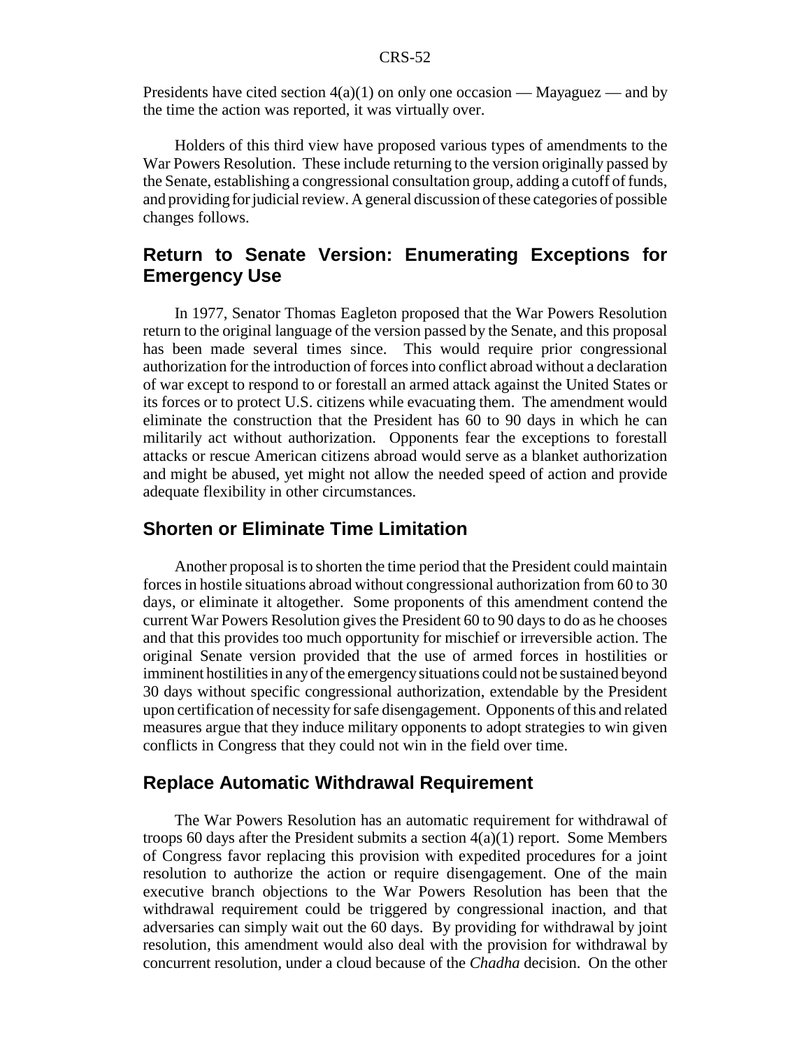Presidents have cited section 4(a)(1) on only one occasion — Mayaguez — and by the time the action was reported, it was virtually over.

Holders of this third view have proposed various types of amendments to the War Powers Resolution. These include returning to the version originally passed by the Senate, establishing a congressional consultation group, adding a cutoff of funds, and providing for judicial review. A general discussion of these categories of possible changes follows.

## Return to Senate Version: Enumerating Exceptions for Emergency Use

In 1977, Senator Thomas Eagleton proposed that the War Powers Resolution return to the original language of the version passed by the Senate, and this proposal has been made several times since. This would require prior congressional authorization for the introduction of forces into conflict abroad without a declaration of war except to respond to or forestall an armed attack against the United States or its forces or to protect U.S. citizens while evacuating them. The amendment would eliminate the construction that the President has 60 to 90 days in which he can militarily act without authorization. Opponents fear the exceptions to forestall attacks or rescue American citizens abroad would serve as a blanket authorization and might be abused, yet might not allow the needed speed of action and provide adequate flexibility in other circumstances.

## Shorten or Eliminate Time Limitation

Another proposal is to shorten the time period that the President could maintain forces in hostile situations abroad without congressional authorization from 60 to 30 days, or eliminate it altogether. Some proponents of this amendment contend the current War Powers Resolution gives the President 60 to 90 days to do as he chooses and that this provides too much opportunity for mischief or irreversible action. The original Senate version provided that the use of armed forces in hostilities or imminent hostilities in any of the emergency situations could not be sustained beyond 30 days without specific congressional authorization, extendable by the President upon certification of necessity for safe disengagement. Opponents of this and related measures argue that they induce military opponents to adopt strategies to win given conflicts in Congress that they could not win in the field over time.

## Replace Automatic Withdrawal Requirement

The War Powers Resolution has an automatic requirement for withdrawal of troops 60 days after the President submits a section 4(a)(1) report. Some Members of Congress favor replacing this provision with expedited procedures for a joint resolution to authorize the action or require disengagement. One of the main executive branch objections to the War Powers Resolution has been that the withdrawal requirement could be triggered by congressional inaction, and that adversaries can simply wait out the 60 days. By providing for withdrawal by joint resolution, this amendment would also deal with the provision for withdrawal by concurrent resolution, under a cloud because of the *Chadha* decision. On the other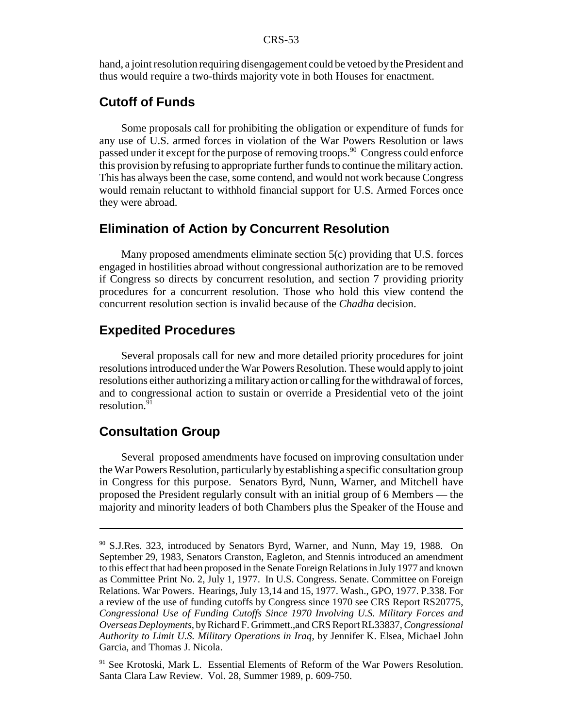hand, a joint resolution requiring disengagement could be vetoed by the President and thus would require a two-thirds majority vote in both Houses for enactment.

## Cutoff of Funds

Some proposals call for prohibiting the obligation or expenditure of funds for any use of U.S. armed forces in violation of the War Powers Resolution or laws passed under it except for the purpose of removing troops.[90] Congress could enforce this provision by refusing to appropriate further funds to continue the military action. This has always been the case, some contend, and would not work because Congress would remain reluctant to withhold financial support for U.S. Armed Forces once they were abroad.

## Elimination of Action by Concurrent Resolution

Many proposed amendments eliminate section 5(c) providing that U.S. forces engaged in hostilities abroad without congressional authorization are to be removed if Congress so directs by concurrent resolution, and section 7 providing priority procedures for a concurrent resolution. Those who hold this view contend the concurrent resolution section is invalid because of the *Chadha* decision.

## Expedited Procedures

Several proposals call for new and more detailed priority procedures for joint resolutions introduced under the War Powers Resolution. These would apply to joint resolutions either authorizing a military action or calling for the withdrawal of forces, and to congressional action to sustain or override a Presidential veto of the joint resolution.[91]

## Consultation Group

Several proposed amendments have focused on improving consultation under the War Powers Resolution, particularly by establishing a specific consultation group in Congress for this purpose. Senators Byrd, Nunn, Warner, and Mitchell have proposed the President regularly consult with an initial group of 6 Members — the majority and minority leaders of both Chambers plus the Speaker of the House and

---

[90] S.J.Res. 323, introduced by Senators Byrd, Warner, and Nunn, May 19, 1988. On September 29, 1983, Senators Cranston, Eagleton, and Stennis introduced an amendment to this effect that had been proposed in the Senate Foreign Relations in July 1977 and known as Committee Print No. 2, July 1, 1977. In U.S. Congress. Senate. Committee on Foreign Relations. War Powers. Hearings, July 13,14 and 15, 1977. Wash., GPO, 1977. P.338. For a review of the use of funding cutoffs by Congress since 1970 see CRS Report RS20775, *Congressional Use of Funding Cutoffs Since 1970 Involving U.S. Military Forces and Overseas Deployments*, by Richard F. Grimmett.,and CRS Report RL33837, *Congressional Authority to Limit U.S. Military Operations in Iraq*, by Jennifer K. Elsea, Michael John Garcia, and Thomas J. Nicola.

[91] See Krotoski, Mark L. Essential Elements of Reform of the War Powers Resolution. Santa Clara Law Review. Vol. 28, Summer 1989, p. 609-750.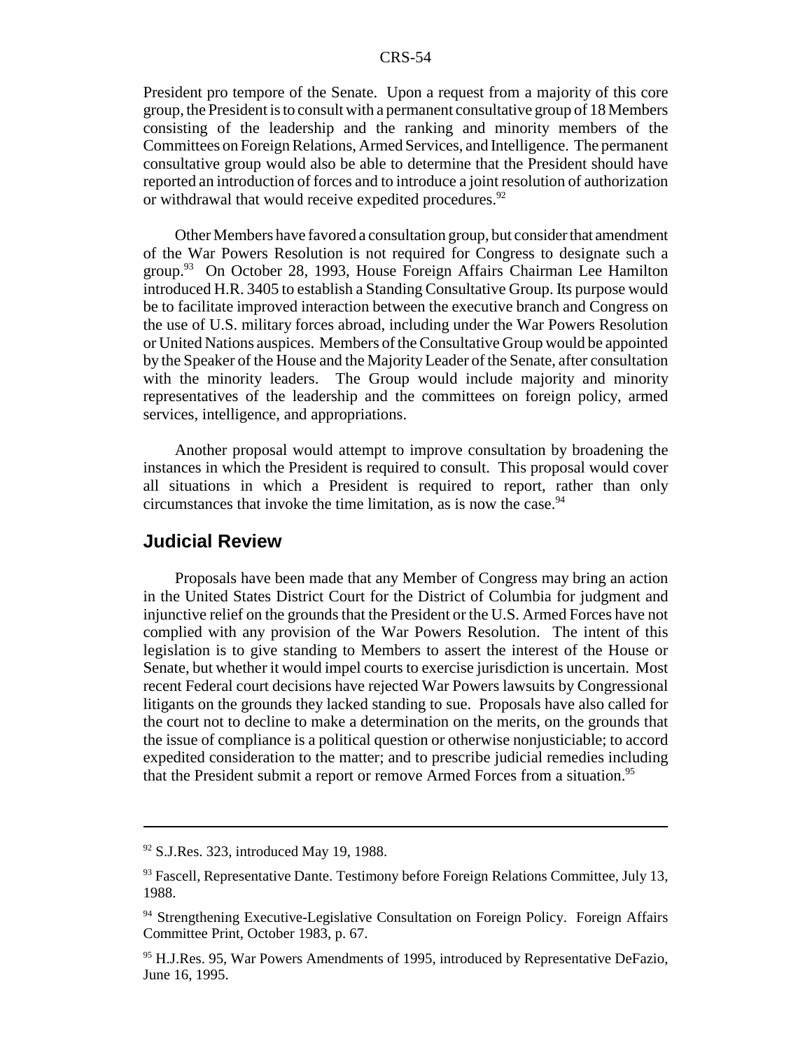President pro tempore of the Senate. Upon a request from a majority of this core group, the President is to consult with a permanent consultative group of 18 Members consisting of the leadership and the ranking and minority members of the Committees on Foreign Relations, Armed Services, and Intelligence. The permanent consultative group would also be able to determine that the President should have reported an introduction of forces and to introduce a joint resolution of authorization or withdrawal that would receive expedited procedures.[92]

Other Members have favored a consultation group, but consider that amendment of the War Powers Resolution is not required for Congress to designate such a group.[93] On October 28, 1993, House Foreign Affairs Chairman Lee Hamilton introduced H.R. 3405 to establish a Standing Consultative Group. Its purpose would be to facilitate improved interaction between the executive branch and Congress on the use of U.S. military forces abroad, including under the War Powers Resolution or United Nations auspices. Members of the Consultative Group would be appointed by the Speaker of the House and the Majority Leader of the Senate, after consultation with the minority leaders. The Group would include majority and minority representatives of the leadership and the committees on foreign policy, armed services, intelligence, and appropriations.

Another proposal would attempt to improve consultation by broadening the instances in which the President is required to consult. This proposal would cover all situations in which a President is required to report, rather than only circumstances that invoke the time limitation, as is now the case.[94]

## Judicial Review

Proposals have been made that any Member of Congress may bring an action in the United States District Court for the District of Columbia for judgment and injunctive relief on the grounds that the President or the U.S. Armed Forces have not complied with any provision of the War Powers Resolution. The intent of this legislation is to give standing to Members to assert the interest of the House or Senate, but whether it would impel courts to exercise jurisdiction is uncertain. Most recent Federal court decisions have rejected War Powers lawsuits by Congressional litigants on the grounds they lacked standing to sue. Proposals have also called for the court not to decline to make a determination on the merits, on the grounds that the issue of compliance is a political question or otherwise nonjusticiable; to accord expedited consideration to the matter; and to prescribe judicial remedies including that the President submit a report or remove Armed Forces from a situation.[95]

---

[92] S.J.Res. 323, introduced May 19, 1988.

[93] Fascell, Representative Dante. Testimony before Foreign Relations Committee, July 13, 1988.

[94] Strengthening Executive-Legislative Consultation on Foreign Policy. Foreign Affairs Committee Print, October 1983, p. 67.

[95] H.J.Res. 95, War Powers Amendments of 1995, introduced by Representative DeFazio, June 16, 1995.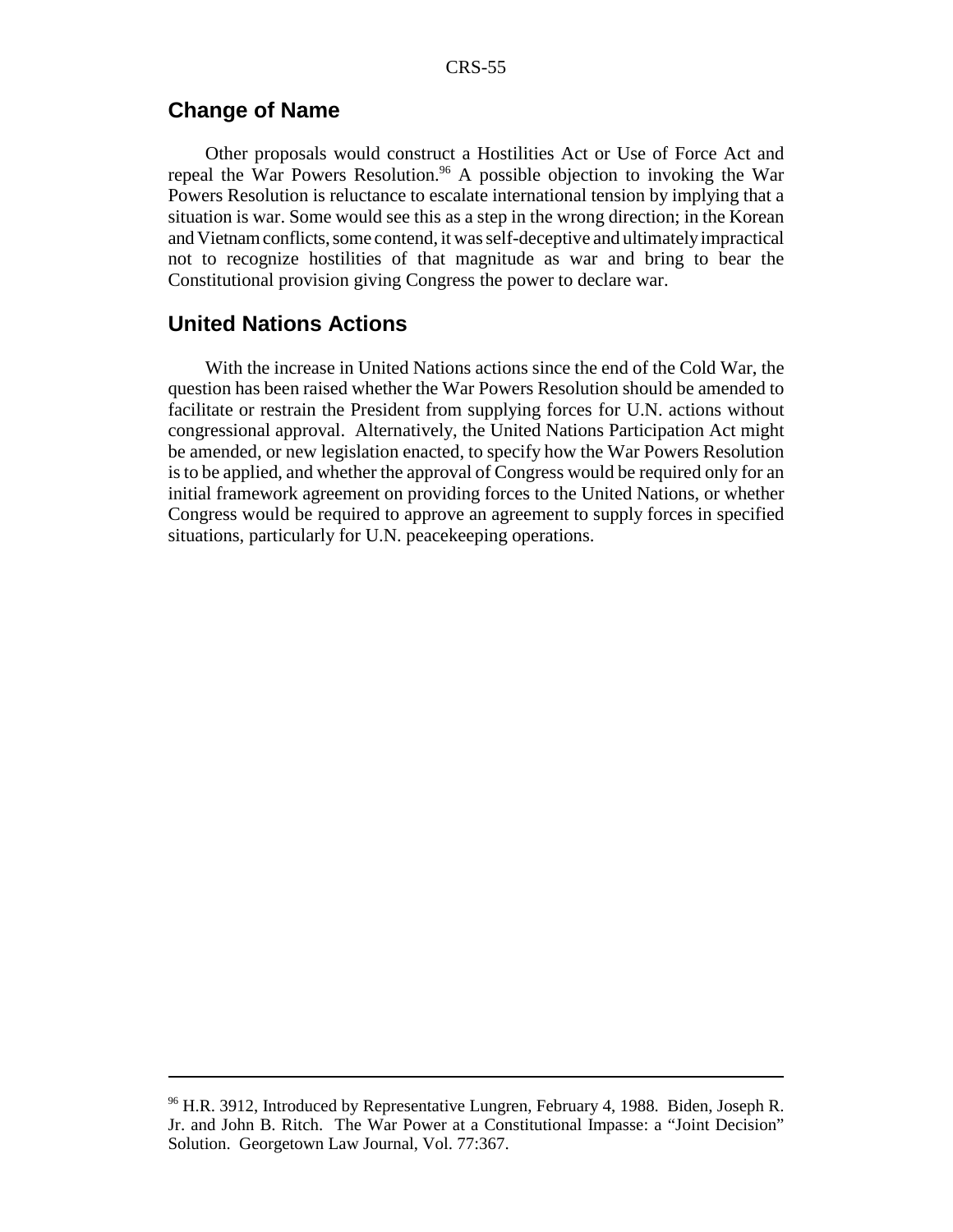## Change of Name

Other proposals would construct a Hostilities Act or Use of Force Act and repeal the War Powers Resolution.[96] A possible objection to invoking the War Powers Resolution is reluctance to escalate international tension by implying that a situation is war. Some would see this as a step in the wrong direction; in the Korean and Vietnam conflicts, some contend, it was self-deceptive and ultimately impractical not to recognize hostilities of that magnitude as war and bring to bear the Constitutional provision giving Congress the power to declare war.

## United Nations Actions

With the increase in United Nations actions since the end of the Cold War, the question has been raised whether the War Powers Resolution should be amended to facilitate or restrain the President from supplying forces for U.N. actions without congressional approval. Alternatively, the United Nations Participation Act might be amended, or new legislation enacted, to specify how the War Powers Resolution is to be applied, and whether the approval of Congress would be required only for an initial framework agreement on providing forces to the United Nations, or whether Congress would be required to approve an agreement to supply forces in specified situations, particularly for U.N. peacekeeping operations.

---

[96] H.R. 3912, Introduced by Representative Lungren, February 4, 1988. Biden, Joseph R. Jr. and John B. Ritch. The War Power at a Constitutional Impasse: a "Joint Decision" Solution. Georgetown Law Journal, Vol. 77:367.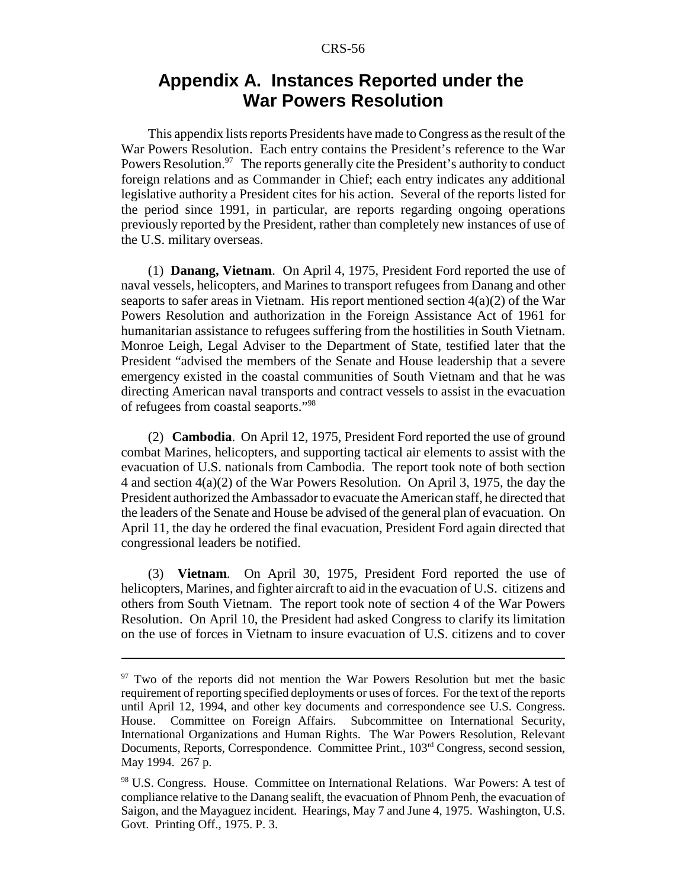# Appendix A. Instances Reported under the War Powers Resolution

This appendix lists reports Presidents have made to Congress as the result of the War Powers Resolution. Each entry contains the President's reference to the War Powers Resolution.[97] The reports generally cite the President's authority to conduct foreign relations and as Commander in Chief; each entry indicates any additional legislative authority a President cites for his action. Several of the reports listed for the period since 1991, in particular, are reports regarding ongoing operations previously reported by the President, rather than completely new instances of use of the U.S. military overseas.

(1) **Danang, Vietnam**. On April 4, 1975, President Ford reported the use of naval vessels, helicopters, and Marines to transport refugees from Danang and other seaports to safer areas in Vietnam. His report mentioned section 4(a)(2) of the War Powers Resolution and authorization in the Foreign Assistance Act of 1961 for humanitarian assistance to refugees suffering from the hostilities in South Vietnam. Monroe Leigh, Legal Adviser to the Department of State, testified later that the President "advised the members of the Senate and House leadership that a severe emergency existed in the coastal communities of South Vietnam and that he was directing American naval transports and contract vessels to assist in the evacuation of refugees from coastal seaports."[98]

(2) **Cambodia**. On April 12, 1975, President Ford reported the use of ground combat Marines, helicopters, and supporting tactical air elements to assist with the evacuation of U.S. nationals from Cambodia. The report took note of both section 4 and section 4(a)(2) of the War Powers Resolution. On April 3, 1975, the day the President authorized the Ambassador to evacuate the American staff, he directed that the leaders of the Senate and House be advised of the general plan of evacuation. On April 11, the day he ordered the final evacuation, President Ford again directed that congressional leaders be notified.

(3) **Vietnam**. On April 30, 1975, President Ford reported the use of helicopters, Marines, and fighter aircraft to aid in the evacuation of U.S. citizens and others from South Vietnam. The report took note of section 4 of the War Powers Resolution. On April 10, the President had asked Congress to clarify its limitation on the use of forces in Vietnam to insure evacuation of U.S. citizens and to cover

---

[97] Two of the reports did not mention the War Powers Resolution but met the basic requirement of reporting specified deployments or uses of forces. For the text of the reports until April 12, 1994, and other key documents and correspondence see U.S. Congress. House. Committee on Foreign Affairs. Subcommittee on International Security, International Organizations and Human Rights. The War Powers Resolution, Relevant Documents, Reports, Correspondence. Committee Print., 103rd Congress, second session, May 1994. 267 p.

[98] U.S. Congress. House. Committee on International Relations. War Powers: A test of compliance relative to the Danang sealift, the evacuation of Phnom Penh, the evacuation of Saigon, and the Mayaguez incident. Hearings, May 7 and June 4, 1975. Washington, U.S. Govt. Printing Off., 1975. P. 3.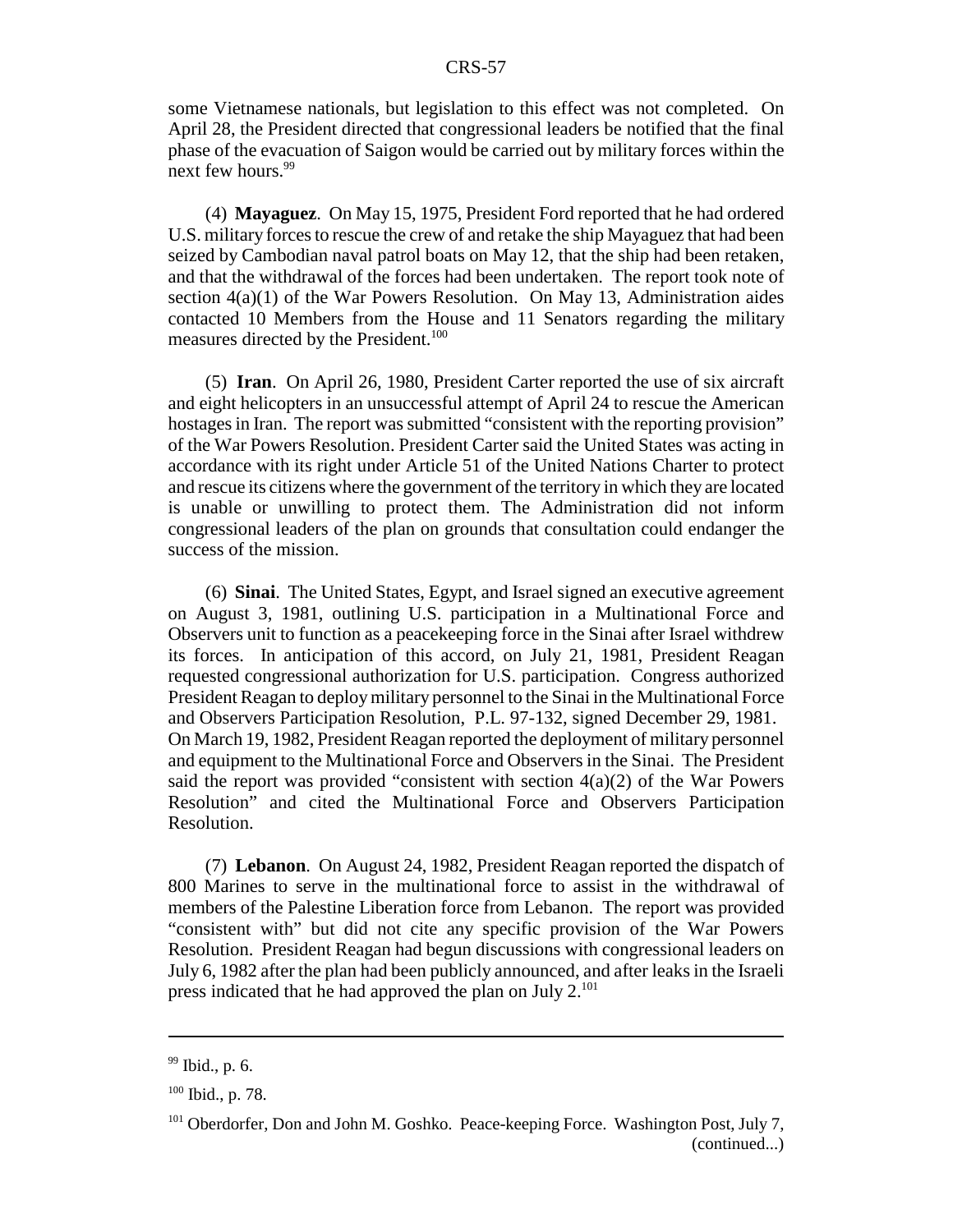some Vietnamese nationals, but legislation to this effect was not completed. On April 28, the President directed that congressional leaders be notified that the final phase of the evacuation of Saigon would be carried out by military forces within the next few hours.[99]

(4) **Mayaguez**. On May 15, 1975, President Ford reported that he had ordered U.S. military forces to rescue the crew of and retake the ship Mayaguez that had been seized by Cambodian naval patrol boats on May 12, that the ship had been retaken, and that the withdrawal of the forces had been undertaken. The report took note of section 4(a)(1) of the War Powers Resolution. On May 13, Administration aides contacted 10 Members from the House and 11 Senators regarding the military measures directed by the President.[100]

(5) **Iran**. On April 26, 1980, President Carter reported the use of six aircraft and eight helicopters in an unsuccessful attempt of April 24 to rescue the American hostages in Iran. The report was submitted "consistent with the reporting provision" of the War Powers Resolution. President Carter said the United States was acting in accordance with its right under Article 51 of the United Nations Charter to protect and rescue its citizens where the government of the territory in which they are located is unable or unwilling to protect them. The Administration did not inform congressional leaders of the plan on grounds that consultation could endanger the success of the mission.

(6) **Sinai**. The United States, Egypt, and Israel signed an executive agreement on August 3, 1981, outlining U.S. participation in a Multinational Force and Observers unit to function as a peacekeeping force in the Sinai after Israel withdrew its forces. In anticipation of this accord, on July 21, 1981, President Reagan requested congressional authorization for U.S. participation. Congress authorized President Reagan to deploy military personnel to the Sinai in the Multinational Force and Observers Participation Resolution, P.L. 97-132, signed December 29, 1981. On March 19, 1982, President Reagan reported the deployment of military personnel and equipment to the Multinational Force and Observers in the Sinai. The President said the report was provided "consistent with section 4(a)(2) of the War Powers Resolution" and cited the Multinational Force and Observers Participation Resolution.

(7) **Lebanon**. On August 24, 1982, President Reagan reported the dispatch of 800 Marines to serve in the multinational force to assist in the withdrawal of members of the Palestine Liberation force from Lebanon. The report was provided "consistent with" but did not cite any specific provision of the War Powers Resolution. President Reagan had begun discussions with congressional leaders on July 6, 1982 after the plan had been publicly announced, and after leaks in the Israeli press indicated that he had approved the plan on July 2.[101]

---

[99] Ibid., p. 6.

[100] Ibid., p. 78.

[101] Oberdorfer, Don and John M. Goshko. Peace-keeping Force. Washington Post, July 7, (continued...)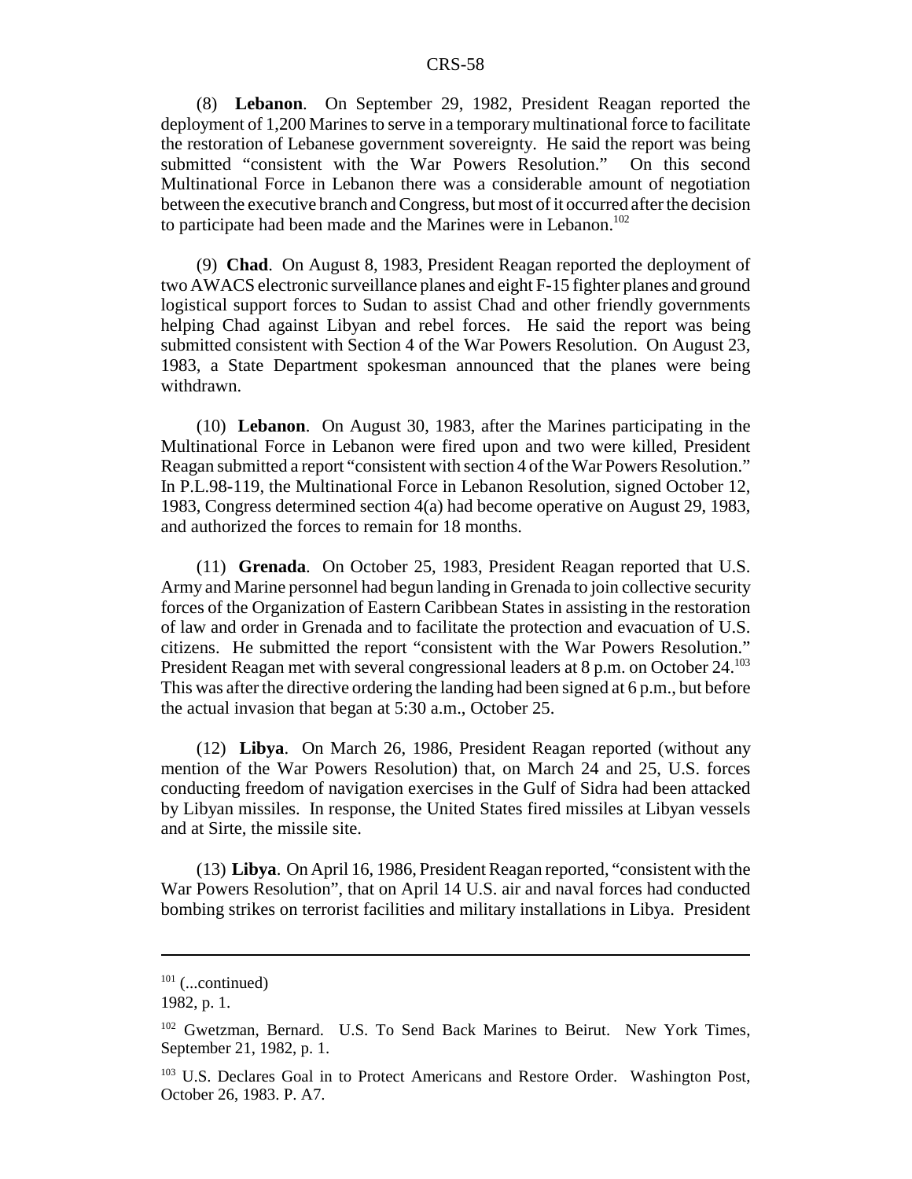(8) **Lebanon**. On September 29, 1982, President Reagan reported the deployment of 1,200 Marines to serve in a temporary multinational force to facilitate the restoration of Lebanese government sovereignty. He said the report was being submitted "consistent with the War Powers Resolution." On this second Multinational Force in Lebanon there was a considerable amount of negotiation between the executive branch and Congress, but most of it occurred after the decision to participate had been made and the Marines were in Lebanon.[102]

(9) **Chad**. On August 8, 1983, President Reagan reported the deployment of two AWACS electronic surveillance planes and eight F-15 fighter planes and ground logistical support forces to Sudan to assist Chad and other friendly governments helping Chad against Libyan and rebel forces. He said the report was being submitted consistent with Section 4 of the War Powers Resolution. On August 23, 1983, a State Department spokesman announced that the planes were being withdrawn.

(10) **Lebanon**. On August 30, 1983, after the Marines participating in the Multinational Force in Lebanon were fired upon and two were killed, President Reagan submitted a report "consistent with section 4 of the War Powers Resolution." In P.L.98-119, the Multinational Force in Lebanon Resolution, signed October 12, 1983, Congress determined section 4(a) had become operative on August 29, 1983, and authorized the forces to remain for 18 months.

(11) **Grenada**. On October 25, 1983, President Reagan reported that U.S. Army and Marine personnel had begun landing in Grenada to join collective security forces of the Organization of Eastern Caribbean States in assisting in the restoration of law and order in Grenada and to facilitate the protection and evacuation of U.S. citizens. He submitted the report "consistent with the War Powers Resolution." President Reagan met with several congressional leaders at 8 p.m. on October 24.[103] This was after the directive ordering the landing had been signed at 6 p.m., but before the actual invasion that began at 5:30 a.m., October 25.

(12) **Libya**. On March 26, 1986, President Reagan reported (without any mention of the War Powers Resolution) that, on March 24 and 25, U.S. forces conducting freedom of navigation exercises in the Gulf of Sidra had been attacked by Libyan missiles. In response, the United States fired missiles at Libyan vessels and at Sirte, the missile site.

(13) **Libya**. On April 16, 1986, President Reagan reported, "consistent with the War Powers Resolution", that on April 14 U.S. air and naval forces had conducted bombing strikes on terrorist facilities and military installations in Libya. President

---

[101] (...continued)
1982, p. 1.

[102] Gwetzman, Bernard. U.S. To Send Back Marines to Beirut. New York Times, September 21, 1982, p. 1.

[103] U.S. Declares Goal in to Protect Americans and Restore Order. Washington Post, October 26, 1983. P. A7.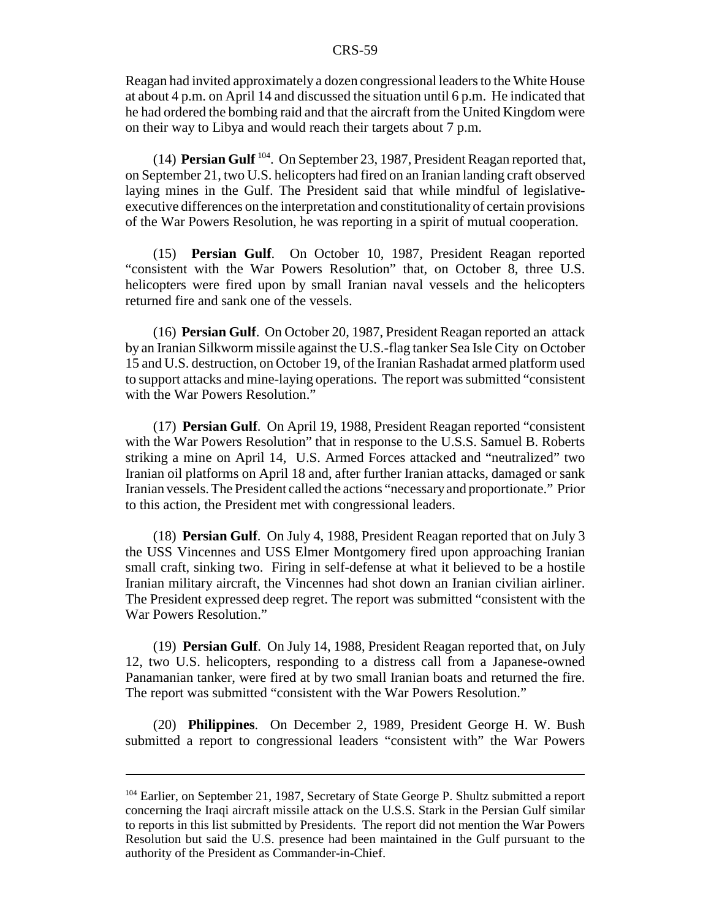Reagan had invited approximately a dozen congressional leaders to the White House at about 4 p.m. on April 14 and discussed the situation until 6 p.m. He indicated that he had ordered the bombing raid and that the aircraft from the United Kingdom were on their way to Libya and would reach their targets about 7 p.m.

(14) **Persian Gulf**[104]. On September 23, 1987, President Reagan reported that, on September 21, two U.S. helicopters had fired on an Iranian landing craft observed laying mines in the Gulf. The President said that while mindful of legislative-executive differences on the interpretation and constitutionality of certain provisions of the War Powers Resolution, he was reporting in a spirit of mutual cooperation.

(15) **Persian Gulf**. On October 10, 1987, President Reagan reported "consistent with the War Powers Resolution" that, on October 8, three U.S. helicopters were fired upon by small Iranian naval vessels and the helicopters returned fire and sank one of the vessels.

(16) **Persian Gulf**. On October 20, 1987, President Reagan reported an attack by an Iranian Silkworm missile against the U.S.-flag tanker Sea Isle City on October 15 and U.S. destruction, on October 19, of the Iranian Rashadat armed platform used to support attacks and mine-laying operations. The report was submitted "consistent with the War Powers Resolution."

(17) **Persian Gulf**. On April 19, 1988, President Reagan reported "consistent with the War Powers Resolution" that in response to the U.S.S. Samuel B. Roberts striking a mine on April 14, U.S. Armed Forces attacked and "neutralized" two Iranian oil platforms on April 18 and, after further Iranian attacks, damaged or sank Iranian vessels. The President called the actions "necessary and proportionate." Prior to this action, the President met with congressional leaders.

(18) **Persian Gulf**. On July 4, 1988, President Reagan reported that on July 3 the USS Vincennes and USS Elmer Montgomery fired upon approaching Iranian small craft, sinking two. Firing in self-defense at what it believed to be a hostile Iranian military aircraft, the Vincennes had shot down an Iranian civilian airliner. The President expressed deep regret. The report was submitted "consistent with the War Powers Resolution."

(19) **Persian Gulf**. On July 14, 1988, President Reagan reported that, on July 12, two U.S. helicopters, responding to a distress call from a Japanese-owned Panamanian tanker, were fired at by two small Iranian boats and returned the fire. The report was submitted "consistent with the War Powers Resolution."

(20) **Philippines**. On December 2, 1989, President George H. W. Bush submitted a report to congressional leaders "consistent with" the War Powers

---

[104] Earlier, on September 21, 1987, Secretary of State George P. Shultz submitted a report concerning the Iraqi aircraft missile attack on the U.S.S. Stark in the Persian Gulf similar to reports in this list submitted by Presidents. The report did not mention the War Powers Resolution but said the U.S. presence had been maintained in the Gulf pursuant to the authority of the President as Commander-in-Chief.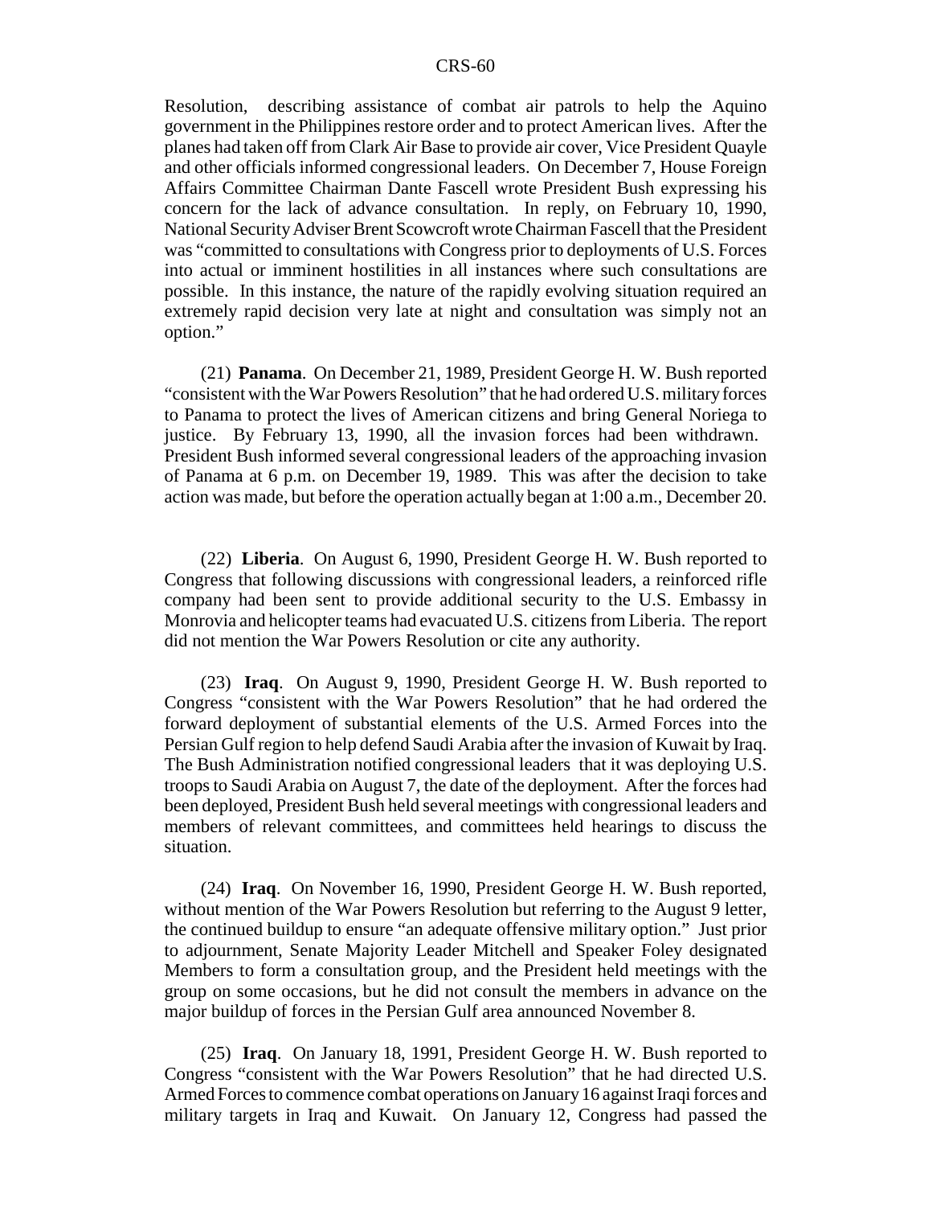Resolution, describing assistance of combat air patrols to help the Aquino government in the Philippines restore order and to protect American lives. After the planes had taken off from Clark Air Base to provide air cover, Vice President Quayle and other officials informed congressional leaders. On December 7, House Foreign Affairs Committee Chairman Dante Fascell wrote President Bush expressing his concern for the lack of advance consultation. In reply, on February 10, 1990, National Security Adviser Brent Scowcroft wrote Chairman Fascell that the President was "committed to consultations with Congress prior to deployments of U.S. Forces into actual or imminent hostilities in all instances where such consultations are possible. In this instance, the nature of the rapidly evolving situation required an extremely rapid decision very late at night and consultation was simply not an option."

(21) **Panama**. On December 21, 1989, President George H. W. Bush reported "consistent with the War Powers Resolution" that he had ordered U.S. military forces to Panama to protect the lives of American citizens and bring General Noriega to justice. By February 13, 1990, all the invasion forces had been withdrawn. President Bush informed several congressional leaders of the approaching invasion of Panama at 6 p.m. on December 19, 1989. This was after the decision to take action was made, but before the operation actually began at 1:00 a.m., December 20.

(22) **Liberia**. On August 6, 1990, President George H. W. Bush reported to Congress that following discussions with congressional leaders, a reinforced rifle company had been sent to provide additional security to the U.S. Embassy in Monrovia and helicopter teams had evacuated U.S. citizens from Liberia. The report did not mention the War Powers Resolution or cite any authority.

(23) **Iraq**. On August 9, 1990, President George H. W. Bush reported to Congress "consistent with the War Powers Resolution" that he had ordered the forward deployment of substantial elements of the U.S. Armed Forces into the Persian Gulf region to help defend Saudi Arabia after the invasion of Kuwait by Iraq. The Bush Administration notified congressional leaders that it was deploying U.S. troops to Saudi Arabia on August 7, the date of the deployment. After the forces had been deployed, President Bush held several meetings with congressional leaders and members of relevant committees, and committees held hearings to discuss the situation.

(24) **Iraq**. On November 16, 1990, President George H. W. Bush reported, without mention of the War Powers Resolution but referring to the August 9 letter, the continued buildup to ensure "an adequate offensive military option." Just prior to adjournment, Senate Majority Leader Mitchell and Speaker Foley designated Members to form a consultation group, and the President held meetings with the group on some occasions, but he did not consult the members in advance on the major buildup of forces in the Persian Gulf area announced November 8.

(25) **Iraq**. On January 18, 1991, President George H. W. Bush reported to Congress "consistent with the War Powers Resolution" that he had directed U.S. Armed Forces to commence combat operations on January 16 against Iraqi forces and military targets in Iraq and Kuwait. On January 12, Congress had passed the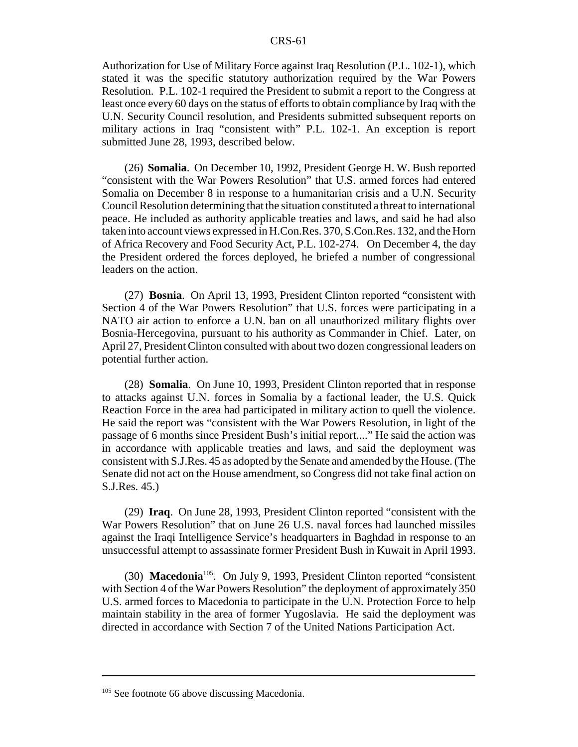Authorization for Use of Military Force against Iraq Resolution (P.L. 102-1), which stated it was the specific statutory authorization required by the War Powers Resolution. P.L. 102-1 required the President to submit a report to the Congress at least once every 60 days on the status of efforts to obtain compliance by Iraq with the U.N. Security Council resolution, and Presidents submitted subsequent reports on military actions in Iraq "consistent with" P.L. 102-1. An exception is report submitted June 28, 1993, described below.

(26) **Somalia**. On December 10, 1992, President George H. W. Bush reported "consistent with the War Powers Resolution" that U.S. armed forces had entered Somalia on December 8 in response to a humanitarian crisis and a U.N. Security Council Resolution determining that the situation constituted a threat to international peace. He included as authority applicable treaties and laws, and said he had also taken into account views expressed in H.Con.Res. 370, S.Con.Res. 132, and the Horn of Africa Recovery and Food Security Act, P.L. 102-274. On December 4, the day the President ordered the forces deployed, he briefed a number of congressional leaders on the action.

(27) **Bosnia**. On April 13, 1993, President Clinton reported "consistent with Section 4 of the War Powers Resolution" that U.S. forces were participating in a NATO air action to enforce a U.N. ban on all unauthorized military flights over Bosnia-Hercegovina, pursuant to his authority as Commander in Chief. Later, on April 27, President Clinton consulted with about two dozen congressional leaders on potential further action.

(28) **Somalia**. On June 10, 1993, President Clinton reported that in response to attacks against U.N. forces in Somalia by a factional leader, the U.S. Quick Reaction Force in the area had participated in military action to quell the violence. He said the report was "consistent with the War Powers Resolution, in light of the passage of 6 months since President Bush's initial report...." He said the action was in accordance with applicable treaties and laws, and said the deployment was consistent with S.J.Res. 45 as adopted by the Senate and amended by the House. (The Senate did not act on the House amendment, so Congress did not take final action on S.J.Res. 45.)

(29) **Iraq**. On June 28, 1993, President Clinton reported "consistent with the War Powers Resolution" that on June 26 U.S. naval forces had launched missiles against the Iraqi Intelligence Service's headquarters in Baghdad in response to an unsuccessful attempt to assassinate former President Bush in Kuwait in April 1993.

(30) **Macedonia**[105]. On July 9, 1993, President Clinton reported "consistent with Section 4 of the War Powers Resolution" the deployment of approximately 350 U.S. armed forces to Macedonia to participate in the U.N. Protection Force to help maintain stability in the area of former Yugoslavia. He said the deployment was directed in accordance with Section 7 of the United Nations Participation Act.

---

[105] See footnote 66 above discussing Macedonia.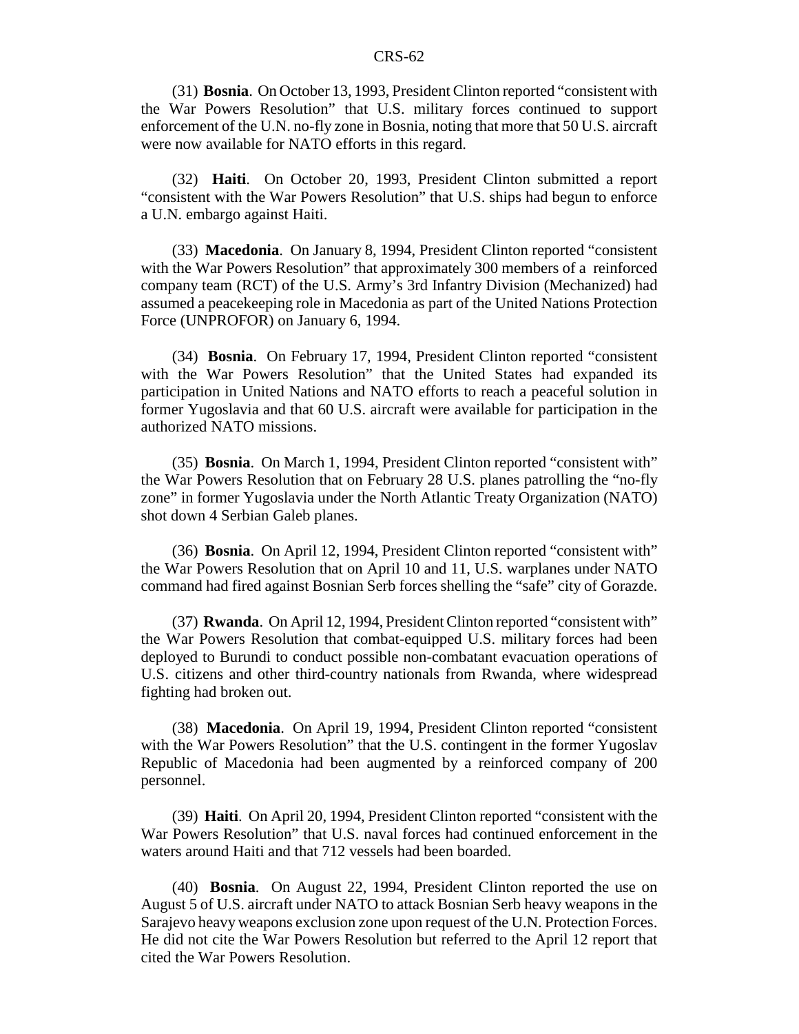(31) **Bosnia**. On October 13, 1993, President Clinton reported "consistent with the War Powers Resolution" that U.S. military forces continued to support enforcement of the U.N. no-fly zone in Bosnia, noting that more that 50 U.S. aircraft were now available for NATO efforts in this regard.

(32) **Haiti**. On October 20, 1993, President Clinton submitted a report "consistent with the War Powers Resolution" that U.S. ships had begun to enforce a U.N. embargo against Haiti.

(33) **Macedonia**. On January 8, 1994, President Clinton reported "consistent with the War Powers Resolution" that approximately 300 members of a reinforced company team (RCT) of the U.S. Army's 3rd Infantry Division (Mechanized) had assumed a peacekeeping role in Macedonia as part of the United Nations Protection Force (UNPROFOR) on January 6, 1994.

(34) **Bosnia**. On February 17, 1994, President Clinton reported "consistent with the War Powers Resolution" that the United States had expanded its participation in United Nations and NATO efforts to reach a peaceful solution in former Yugoslavia and that 60 U.S. aircraft were available for participation in the authorized NATO missions.

(35) **Bosnia**. On March 1, 1994, President Clinton reported "consistent with" the War Powers Resolution that on February 28 U.S. planes patrolling the "no-fly zone" in former Yugoslavia under the North Atlantic Treaty Organization (NATO) shot down 4 Serbian Galeb planes.

(36) **Bosnia**. On April 12, 1994, President Clinton reported "consistent with" the War Powers Resolution that on April 10 and 11, U.S. warplanes under NATO command had fired against Bosnian Serb forces shelling the "safe" city of Gorazde.

(37) **Rwanda**. On April 12, 1994, President Clinton reported "consistent with" the War Powers Resolution that combat-equipped U.S. military forces had been deployed to Burundi to conduct possible non-combatant evacuation operations of U.S. citizens and other third-country nationals from Rwanda, where widespread fighting had broken out.

(38) **Macedonia**. On April 19, 1994, President Clinton reported "consistent with the War Powers Resolution" that the U.S. contingent in the former Yugoslav Republic of Macedonia had been augmented by a reinforced company of 200 personnel.

(39) **Haiti**. On April 20, 1994, President Clinton reported "consistent with the War Powers Resolution" that U.S. naval forces had continued enforcement in the waters around Haiti and that 712 vessels had been boarded.

(40) **Bosnia**. On August 22, 1994, President Clinton reported the use on August 5 of U.S. aircraft under NATO to attack Bosnian Serb heavy weapons in the Sarajevo heavy weapons exclusion zone upon request of the U.N. Protection Forces. He did not cite the War Powers Resolution but referred to the April 12 report that cited the War Powers Resolution.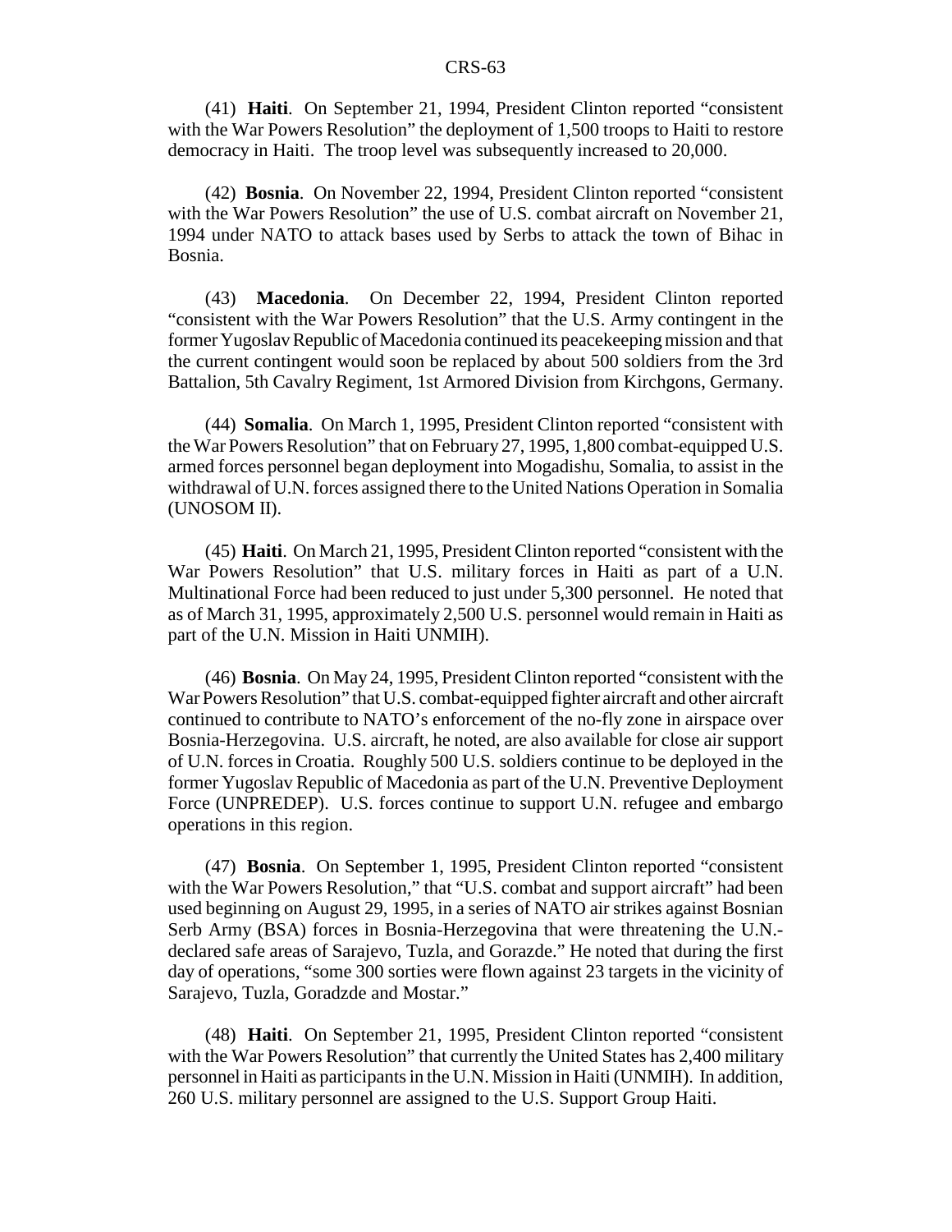(41) **Haiti**. On September 21, 1994, President Clinton reported "consistent with the War Powers Resolution" the deployment of 1,500 troops to Haiti to restore democracy in Haiti. The troop level was subsequently increased to 20,000.

(42) **Bosnia**. On November 22, 1994, President Clinton reported "consistent with the War Powers Resolution" the use of U.S. combat aircraft on November 21, 1994 under NATO to attack bases used by Serbs to attack the town of Bihac in Bosnia.

(43) **Macedonia**. On December 22, 1994, President Clinton reported "consistent with the War Powers Resolution" that the U.S. Army contingent in the former Yugoslav Republic of Macedonia continued its peacekeeping mission and that the current contingent would soon be replaced by about 500 soldiers from the 3rd Battalion, 5th Cavalry Regiment, 1st Armored Division from Kirchgons, Germany.

(44) **Somalia**. On March 1, 1995, President Clinton reported "consistent with the War Powers Resolution" that on February 27, 1995, 1,800 combat-equipped U.S. armed forces personnel began deployment into Mogadishu, Somalia, to assist in the withdrawal of U.N. forces assigned there to the United Nations Operation in Somalia (UNOSOM II).

(45) **Haiti**. On March 21, 1995, President Clinton reported "consistent with the War Powers Resolution" that U.S. military forces in Haiti as part of a U.N. Multinational Force had been reduced to just under 5,300 personnel. He noted that as of March 31, 1995, approximately 2,500 U.S. personnel would remain in Haiti as part of the U.N. Mission in Haiti UNMIH).

(46) **Bosnia**. On May 24, 1995, President Clinton reported "consistent with the War Powers Resolution" that U.S. combat-equipped fighter aircraft and other aircraft continued to contribute to NATO's enforcement of the no-fly zone in airspace over Bosnia-Herzegovina. U.S. aircraft, he noted, are also available for close air support of U.N. forces in Croatia. Roughly 500 U.S. soldiers continue to be deployed in the former Yugoslav Republic of Macedonia as part of the U.N. Preventive Deployment Force (UNPREDEP). U.S. forces continue to support U.N. refugee and embargo operations in this region.

(47) **Bosnia**. On September 1, 1995, President Clinton reported "consistent with the War Powers Resolution," that "U.S. combat and support aircraft" had been used beginning on August 29, 1995, in a series of NATO air strikes against Bosnian Serb Army (BSA) forces in Bosnia-Herzegovina that were threatening the U.N.-declared safe areas of Sarajevo, Tuzla, and Gorazde." He noted that during the first day of operations, "some 300 sorties were flown against 23 targets in the vicinity of Sarajevo, Tuzla, Goradzde and Mostar."

(48) **Haiti**. On September 21, 1995, President Clinton reported "consistent with the War Powers Resolution" that currently the United States has 2,400 military personnel in Haiti as participants in the U.N. Mission in Haiti (UNMIH). In addition, 260 U.S. military personnel are assigned to the U.S. Support Group Haiti.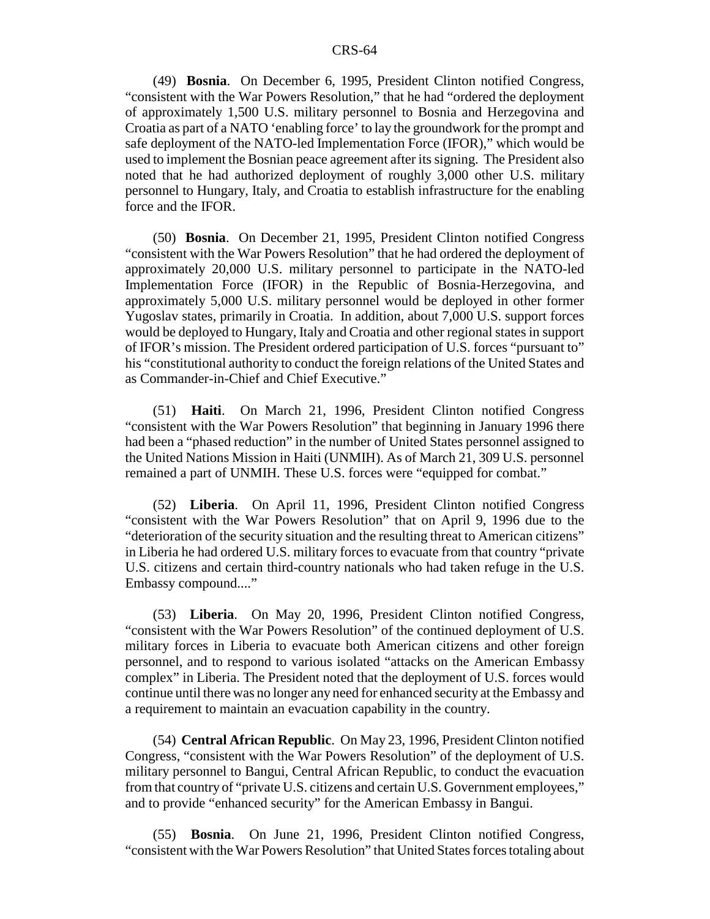(49) **Bosnia**. On December 6, 1995, President Clinton notified Congress, "consistent with the War Powers Resolution," that he had "ordered the deployment of approximately 1,500 U.S. military personnel to Bosnia and Herzegovina and Croatia as part of a NATO 'enabling force' to lay the groundwork for the prompt and safe deployment of the NATO-led Implementation Force (IFOR)," which would be used to implement the Bosnian peace agreement after its signing. The President also noted that he had authorized deployment of roughly 3,000 other U.S. military personnel to Hungary, Italy, and Croatia to establish infrastructure for the enabling force and the IFOR.

(50) **Bosnia**. On December 21, 1995, President Clinton notified Congress "consistent with the War Powers Resolution" that he had ordered the deployment of approximately 20,000 U.S. military personnel to participate in the NATO-led Implementation Force (IFOR) in the Republic of Bosnia-Herzegovina, and approximately 5,000 U.S. military personnel would be deployed in other former Yugoslav states, primarily in Croatia. In addition, about 7,000 U.S. support forces would be deployed to Hungary, Italy and Croatia and other regional states in support of IFOR's mission. The President ordered participation of U.S. forces "pursuant to" his "constitutional authority to conduct the foreign relations of the United States and as Commander-in-Chief and Chief Executive."

(51) **Haiti**. On March 21, 1996, President Clinton notified Congress "consistent with the War Powers Resolution" that beginning in January 1996 there had been a "phased reduction" in the number of United States personnel assigned to the United Nations Mission in Haiti (UNMIH). As of March 21, 309 U.S. personnel remained a part of UNMIH. These U.S. forces were "equipped for combat."

(52) **Liberia**. On April 11, 1996, President Clinton notified Congress "consistent with the War Powers Resolution" that on April 9, 1996 due to the "deterioration of the security situation and the resulting threat to American citizens" in Liberia he had ordered U.S. military forces to evacuate from that country "private U.S. citizens and certain third-country nationals who had taken refuge in the U.S. Embassy compound...."

(53) **Liberia**. On May 20, 1996, President Clinton notified Congress, "consistent with the War Powers Resolution" of the continued deployment of U.S. military forces in Liberia to evacuate both American citizens and other foreign personnel, and to respond to various isolated "attacks on the American Embassy complex" in Liberia. The President noted that the deployment of U.S. forces would continue until there was no longer any need for enhanced security at the Embassy and a requirement to maintain an evacuation capability in the country.

(54) **Central African Republic**. On May 23, 1996, President Clinton notified Congress, "consistent with the War Powers Resolution" of the deployment of U.S. military personnel to Bangui, Central African Republic, to conduct the evacuation from that country of "private U.S. citizens and certain U.S. Government employees," and to provide "enhanced security" for the American Embassy in Bangui.

(55) **Bosnia**. On June 21, 1996, President Clinton notified Congress, "consistent with the War Powers Resolution" that United States forces totaling about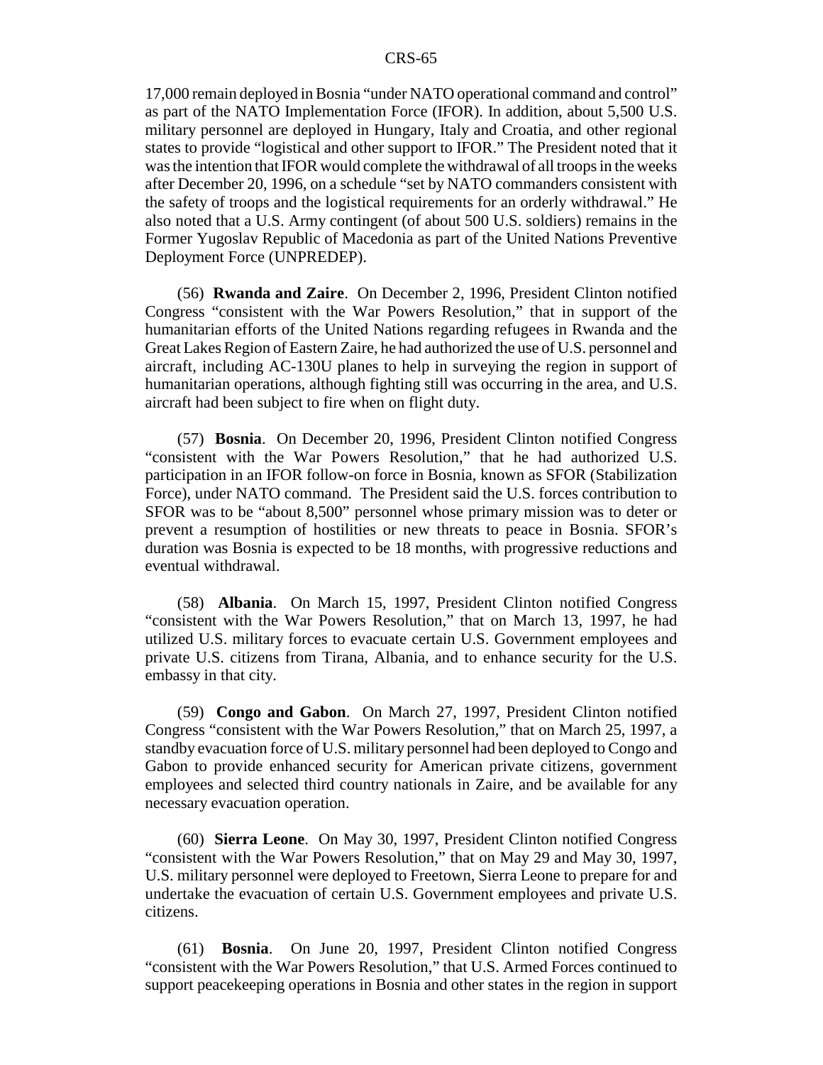17,000 remain deployed in Bosnia "under NATO operational command and control" as part of the NATO Implementation Force (IFOR). In addition, about 5,500 U.S. military personnel are deployed in Hungary, Italy and Croatia, and other regional states to provide "logistical and other support to IFOR." The President noted that it was the intention that IFOR would complete the withdrawal of all troops in the weeks after December 20, 1996, on a schedule "set by NATO commanders consistent with the safety of troops and the logistical requirements for an orderly withdrawal." He also noted that a U.S. Army contingent (of about 500 U.S. soldiers) remains in the Former Yugoslav Republic of Macedonia as part of the United Nations Preventive Deployment Force (UNPREDEP).

(56) **Rwanda and Zaire**. On December 2, 1996, President Clinton notified Congress "consistent with the War Powers Resolution," that in support of the humanitarian efforts of the United Nations regarding refugees in Rwanda and the Great Lakes Region of Eastern Zaire, he had authorized the use of U.S. personnel and aircraft, including AC-130U planes to help in surveying the region in support of humanitarian operations, although fighting still was occurring in the area, and U.S. aircraft had been subject to fire when on flight duty.

(57) **Bosnia**. On December 20, 1996, President Clinton notified Congress "consistent with the War Powers Resolution," that he had authorized U.S. participation in an IFOR follow-on force in Bosnia, known as SFOR (Stabilization Force), under NATO command. The President said the U.S. forces contribution to SFOR was to be "about 8,500" personnel whose primary mission was to deter or prevent a resumption of hostilities or new threats to peace in Bosnia. SFOR's duration was Bosnia is expected to be 18 months, with progressive reductions and eventual withdrawal.

(58) **Albania**. On March 15, 1997, President Clinton notified Congress "consistent with the War Powers Resolution," that on March 13, 1997, he had utilized U.S. military forces to evacuate certain U.S. Government employees and private U.S. citizens from Tirana, Albania, and to enhance security for the U.S. embassy in that city.

(59) **Congo and Gabon**. On March 27, 1997, President Clinton notified Congress "consistent with the War Powers Resolution," that on March 25, 1997, a standby evacuation force of U.S. military personnel had been deployed to Congo and Gabon to provide enhanced security for American private citizens, government employees and selected third country nationals in Zaire, and be available for any necessary evacuation operation.

(60) **Sierra Leone**. On May 30, 1997, President Clinton notified Congress "consistent with the War Powers Resolution," that on May 29 and May 30, 1997, U.S. military personnel were deployed to Freetown, Sierra Leone to prepare for and undertake the evacuation of certain U.S. Government employees and private U.S. citizens.

(61) **Bosnia**. On June 20, 1997, President Clinton notified Congress "consistent with the War Powers Resolution," that U.S. Armed Forces continued to support peacekeeping operations in Bosnia and other states in the region in support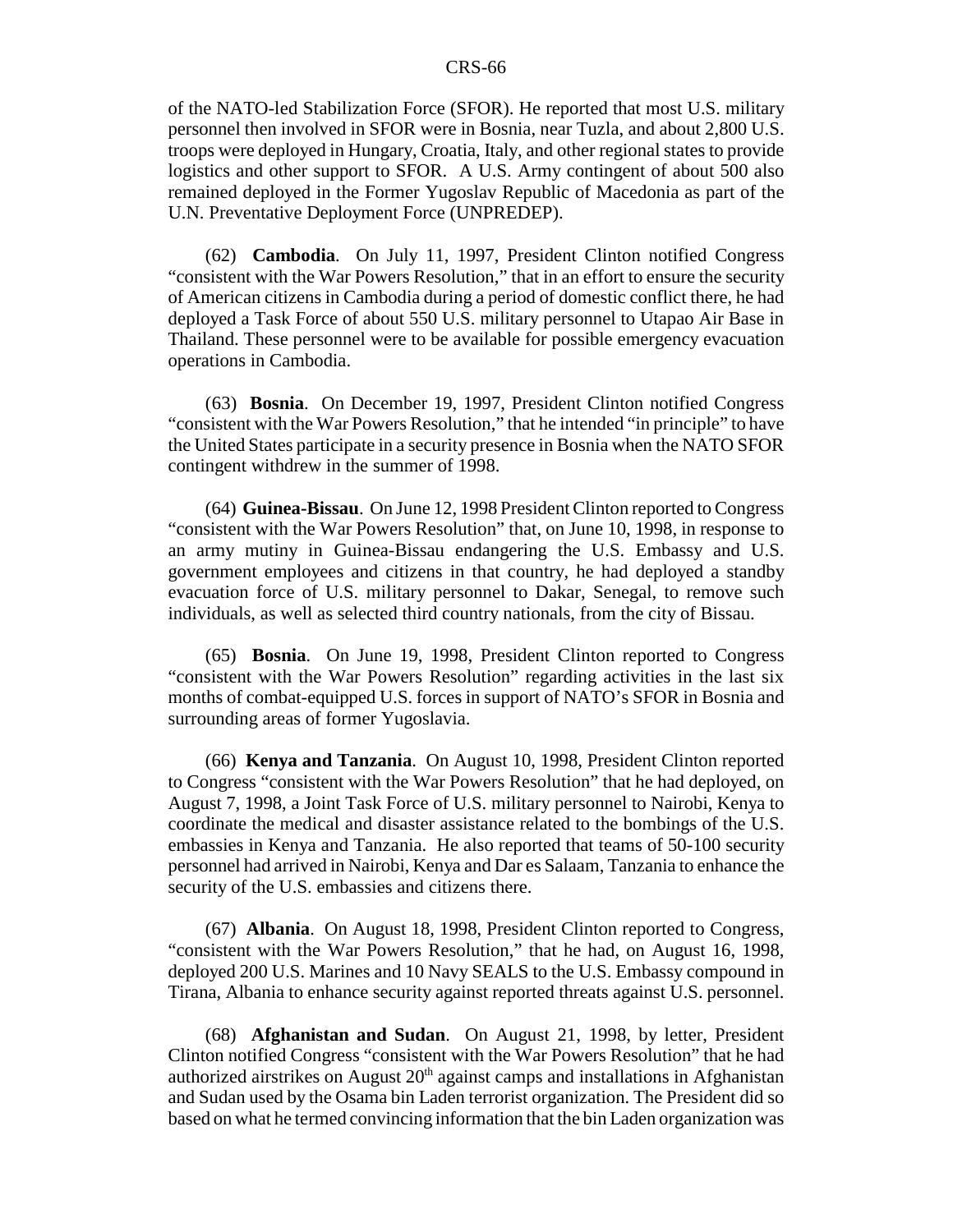of the NATO-led Stabilization Force (SFOR). He reported that most U.S. military personnel then involved in SFOR were in Bosnia, near Tuzla, and about 2,800 U.S. troops were deployed in Hungary, Croatia, Italy, and other regional states to provide logistics and other support to SFOR. A U.S. Army contingent of about 500 also remained deployed in the Former Yugoslav Republic of Macedonia as part of the U.N. Preventative Deployment Force (UNPREDEP).

(62) **Cambodia**. On July 11, 1997, President Clinton notified Congress "consistent with the War Powers Resolution," that in an effort to ensure the security of American citizens in Cambodia during a period of domestic conflict there, he had deployed a Task Force of about 550 U.S. military personnel to Utapao Air Base in Thailand. These personnel were to be available for possible emergency evacuation operations in Cambodia.

(63) **Bosnia**. On December 19, 1997, President Clinton notified Congress "consistent with the War Powers Resolution," that he intended "in principle" to have the United States participate in a security presence in Bosnia when the NATO SFOR contingent withdrew in the summer of 1998.

(64) **Guinea-Bissau**. On June 12, 1998 President Clinton reported to Congress "consistent with the War Powers Resolution" that, on June 10, 1998, in response to an army mutiny in Guinea-Bissau endangering the U.S. Embassy and U.S. government employees and citizens in that country, he had deployed a standby evacuation force of U.S. military personnel to Dakar, Senegal, to remove such individuals, as well as selected third country nationals, from the city of Bissau.

(65) **Bosnia**. On June 19, 1998, President Clinton reported to Congress "consistent with the War Powers Resolution" regarding activities in the last six months of combat-equipped U.S. forces in support of NATO's SFOR in Bosnia and surrounding areas of former Yugoslavia.

(66) **Kenya and Tanzania**. On August 10, 1998, President Clinton reported to Congress "consistent with the War Powers Resolution" that he had deployed, on August 7, 1998, a Joint Task Force of U.S. military personnel to Nairobi, Kenya to coordinate the medical and disaster assistance related to the bombings of the U.S. embassies in Kenya and Tanzania. He also reported that teams of 50-100 security personnel had arrived in Nairobi, Kenya and Dar es Salaam, Tanzania to enhance the security of the U.S. embassies and citizens there.

(67) **Albania**. On August 18, 1998, President Clinton reported to Congress, "consistent with the War Powers Resolution," that he had, on August 16, 1998, deployed 200 U.S. Marines and 10 Navy SEALS to the U.S. Embassy compound in Tirana, Albania to enhance security against reported threats against U.S. personnel.

(68) **Afghanistan and Sudan**. On August 21, 1998, by letter, President Clinton notified Congress "consistent with the War Powers Resolution" that he had authorized airstrikes on August 20th against camps and installations in Afghanistan and Sudan used by the Osama bin Laden terrorist organization. The President did so based on what he termed convincing information that the bin Laden organization was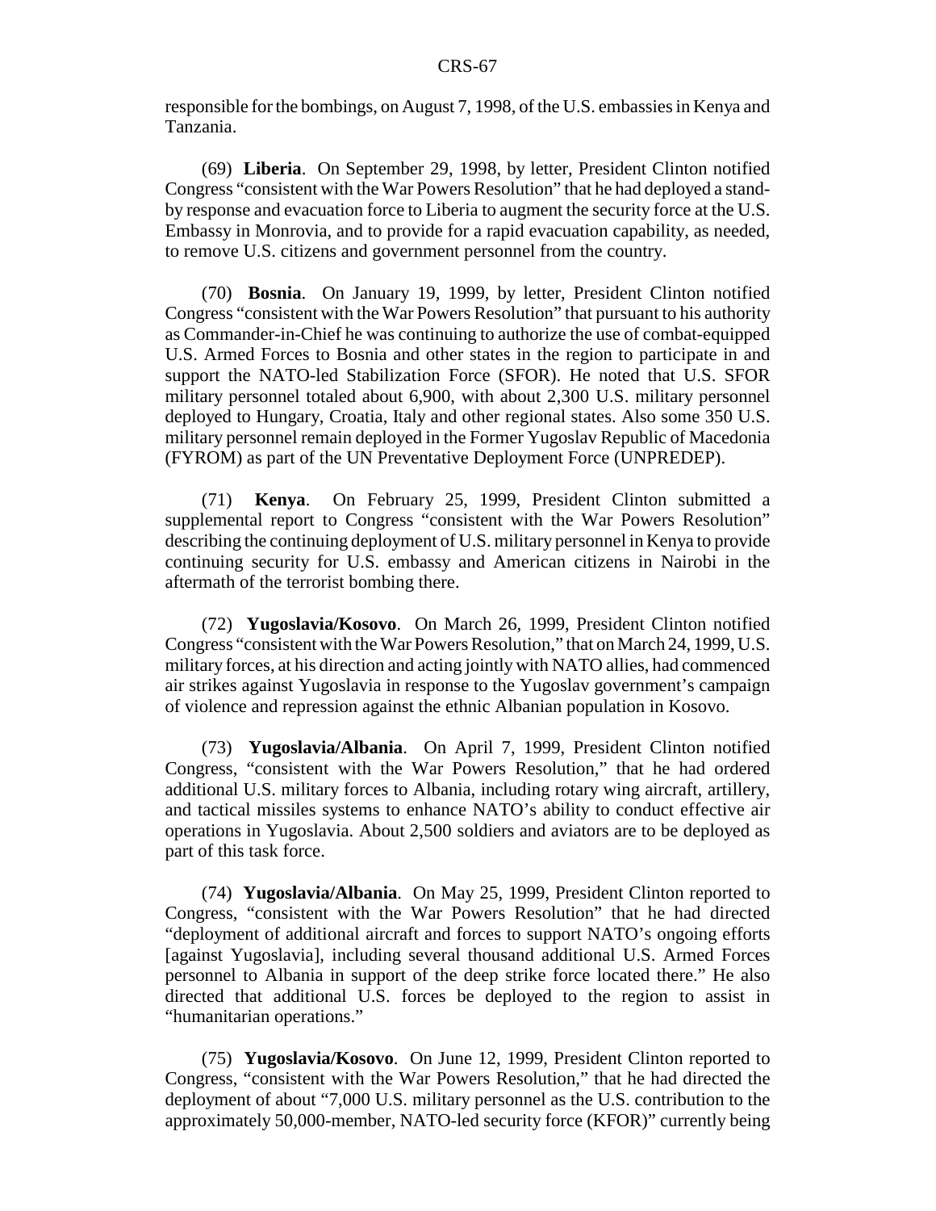responsible for the bombings, on August 7, 1998, of the U.S. embassies in Kenya and Tanzania.

(69) **Liberia**. On September 29, 1998, by letter, President Clinton notified Congress "consistent with the War Powers Resolution" that he had deployed a stand-by response and evacuation force to Liberia to augment the security force at the U.S. Embassy in Monrovia, and to provide for a rapid evacuation capability, as needed, to remove U.S. citizens and government personnel from the country.

(70) **Bosnia**. On January 19, 1999, by letter, President Clinton notified Congress "consistent with the War Powers Resolution" that pursuant to his authority as Commander-in-Chief he was continuing to authorize the use of combat-equipped U.S. Armed Forces to Bosnia and other states in the region to participate in and support the NATO-led Stabilization Force (SFOR). He noted that U.S. SFOR military personnel totaled about 6,900, with about 2,300 U.S. military personnel deployed to Hungary, Croatia, Italy and other regional states. Also some 350 U.S. military personnel remain deployed in the Former Yugoslav Republic of Macedonia (FYROM) as part of the UN Preventative Deployment Force (UNPREDEP).

(71) **Kenya**. On February 25, 1999, President Clinton submitted a supplemental report to Congress "consistent with the War Powers Resolution" describing the continuing deployment of U.S. military personnel in Kenya to provide continuing security for U.S. embassy and American citizens in Nairobi in the aftermath of the terrorist bombing there.

(72) **Yugoslavia/Kosovo**. On March 26, 1999, President Clinton notified Congress "consistent with the War Powers Resolution," that on March 24, 1999, U.S. military forces, at his direction and acting jointly with NATO allies, had commenced air strikes against Yugoslavia in response to the Yugoslav government's campaign of violence and repression against the ethnic Albanian population in Kosovo.

(73) **Yugoslavia/Albania**. On April 7, 1999, President Clinton notified Congress, "consistent with the War Powers Resolution," that he had ordered additional U.S. military forces to Albania, including rotary wing aircraft, artillery, and tactical missiles systems to enhance NATO's ability to conduct effective air operations in Yugoslavia. About 2,500 soldiers and aviators are to be deployed as part of this task force.

(74) **Yugoslavia/Albania**. On May 25, 1999, President Clinton reported to Congress, "consistent with the War Powers Resolution" that he had directed "deployment of additional aircraft and forces to support NATO's ongoing efforts [against Yugoslavia], including several thousand additional U.S. Armed Forces personnel to Albania in support of the deep strike force located there." He also directed that additional U.S. forces be deployed to the region to assist in "humanitarian operations."

(75) **Yugoslavia/Kosovo**. On June 12, 1999, President Clinton reported to Congress, "consistent with the War Powers Resolution," that he had directed the deployment of about "7,000 U.S. military personnel as the U.S. contribution to the approximately 50,000-member, NATO-led security force (KFOR)" currently being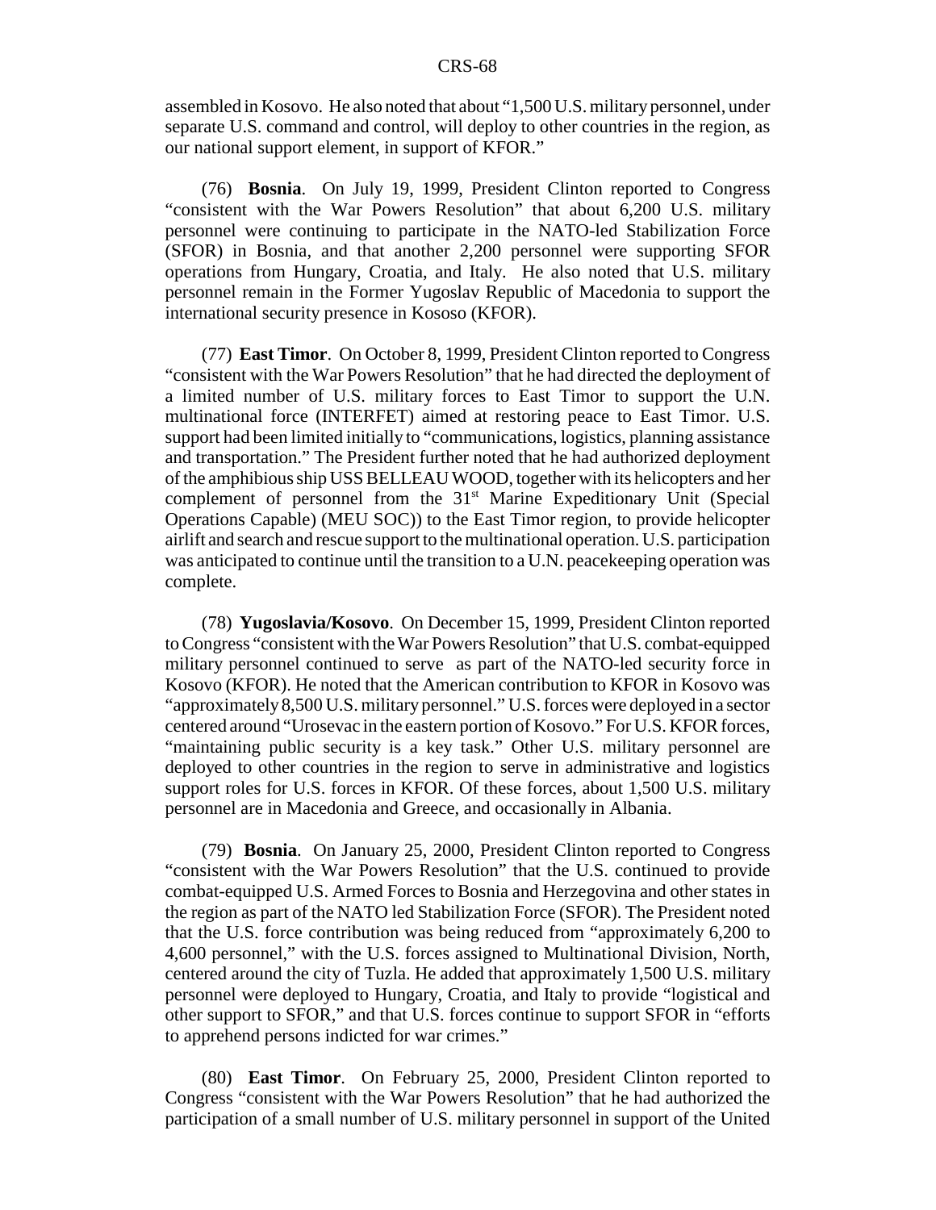assembled in Kosovo. He also noted that about "1,500 U.S. military personnel, under separate U.S. command and control, will deploy to other countries in the region, as our national support element, in support of KFOR."

(76) **Bosnia**. On July 19, 1999, President Clinton reported to Congress "consistent with the War Powers Resolution" that about 6,200 U.S. military personnel were continuing to participate in the NATO-led Stabilization Force (SFOR) in Bosnia, and that another 2,200 personnel were supporting SFOR operations from Hungary, Croatia, and Italy. He also noted that U.S. military personnel remain in the Former Yugoslav Republic of Macedonia to support the international security presence in Kososo (KFOR).

(77) **East Timor**. On October 8, 1999, President Clinton reported to Congress "consistent with the War Powers Resolution" that he had directed the deployment of a limited number of U.S. military forces to East Timor to support the U.N. multinational force (INTERFET) aimed at restoring peace to East Timor. U.S. support had been limited initially to "communications, logistics, planning assistance and transportation." The President further noted that he had authorized deployment of the amphibious ship USS BELLEAU WOOD, together with its helicopters and her complement of personnel from the 31st Marine Expeditionary Unit (Special Operations Capable) (MEU SOC)) to the East Timor region, to provide helicopter airlift and search and rescue support to the multinational operation. U.S. participation was anticipated to continue until the transition to a U.N. peacekeeping operation was complete.

(78) **Yugoslavia/Kosovo**. On December 15, 1999, President Clinton reported to Congress "consistent with the War Powers Resolution" that U.S. combat-equipped military personnel continued to serve as part of the NATO-led security force in Kosovo (KFOR). He noted that the American contribution to KFOR in Kosovo was "approximately 8,500 U.S. military personnel." U.S. forces were deployed in a sector centered around "Urosevac in the eastern portion of Kosovo." For U.S. KFOR forces, "maintaining public security is a key task." Other U.S. military personnel are deployed to other countries in the region to serve in administrative and logistics support roles for U.S. forces in KFOR. Of these forces, about 1,500 U.S. military personnel are in Macedonia and Greece, and occasionally in Albania.

(79) **Bosnia**. On January 25, 2000, President Clinton reported to Congress "consistent with the War Powers Resolution" that the U.S. continued to provide combat-equipped U.S. Armed Forces to Bosnia and Herzegovina and other states in the region as part of the NATO led Stabilization Force (SFOR). The President noted that the U.S. force contribution was being reduced from "approximately 6,200 to 4,600 personnel," with the U.S. forces assigned to Multinational Division, North, centered around the city of Tuzla. He added that approximately 1,500 U.S. military personnel were deployed to Hungary, Croatia, and Italy to provide "logistical and other support to SFOR," and that U.S. forces continue to support SFOR in "efforts to apprehend persons indicted for war crimes."

(80) **East Timor**. On February 25, 2000, President Clinton reported to Congress "consistent with the War Powers Resolution" that he had authorized the participation of a small number of U.S. military personnel in support of the United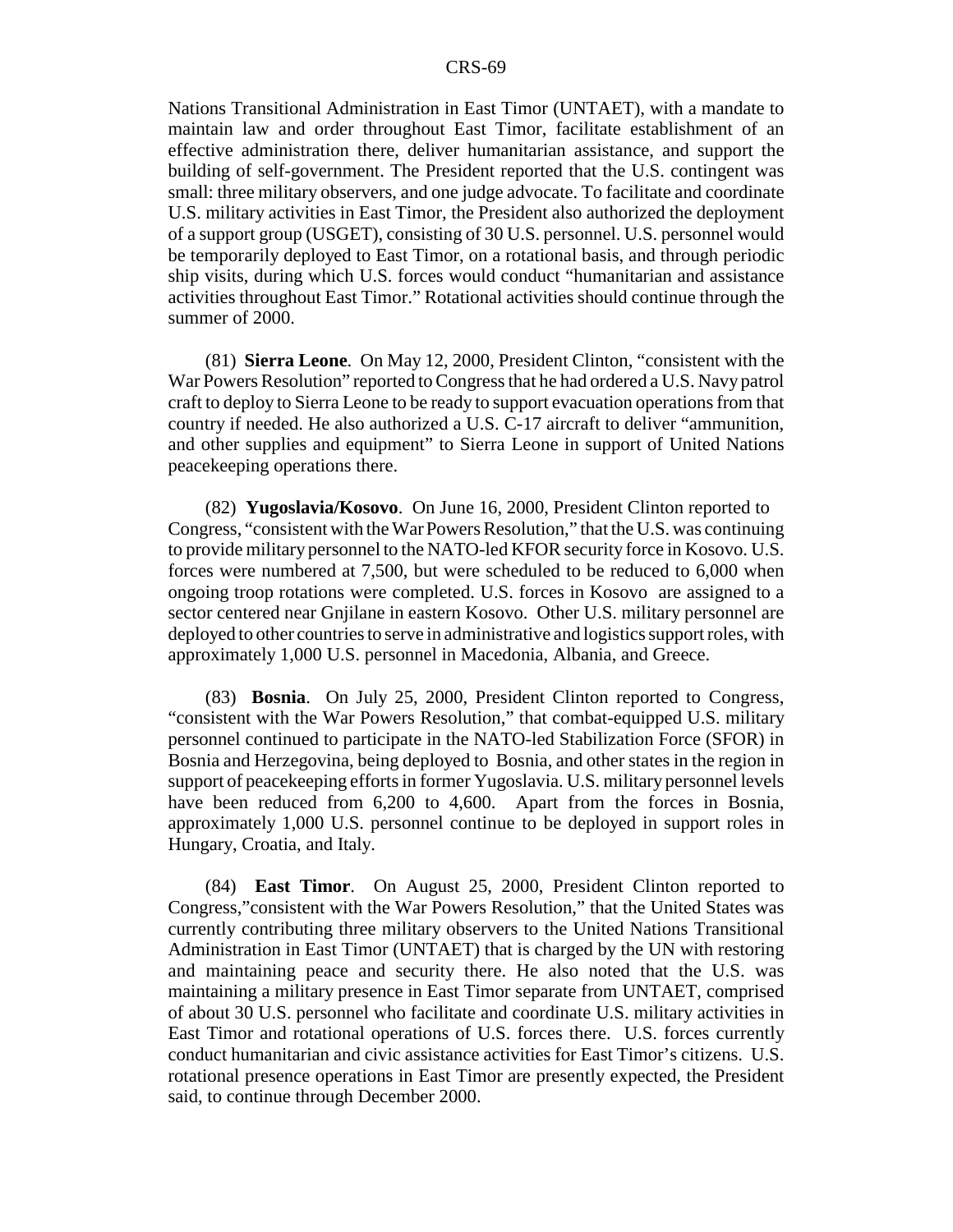Nations Transitional Administration in East Timor (UNTAET), with a mandate to maintain law and order throughout East Timor, facilitate establishment of an effective administration there, deliver humanitarian assistance, and support the building of self-government. The President reported that the U.S. contingent was small: three military observers, and one judge advocate. To facilitate and coordinate U.S. military activities in East Timor, the President also authorized the deployment of a support group (USGET), consisting of 30 U.S. personnel. U.S. personnel would be temporarily deployed to East Timor, on a rotational basis, and through periodic ship visits, during which U.S. forces would conduct "humanitarian and assistance activities throughout East Timor." Rotational activities should continue through the summer of 2000.

(81) **Sierra Leone**. On May 12, 2000, President Clinton, "consistent with the War Powers Resolution" reported to Congress that he had ordered a U.S. Navy patrol craft to deploy to Sierra Leone to be ready to support evacuation operations from that country if needed. He also authorized a U.S. C-17 aircraft to deliver "ammunition, and other supplies and equipment" to Sierra Leone in support of United Nations peacekeeping operations there.

(82) **Yugoslavia/Kosovo**. On June 16, 2000, President Clinton reported to Congress, "consistent with the War Powers Resolution," that the U.S. was continuing to provide military personnel to the NATO-led KFOR security force in Kosovo. U.S. forces were numbered at 7,500, but were scheduled to be reduced to 6,000 when ongoing troop rotations were completed. U.S. forces in Kosovo are assigned to a sector centered near Gnjilane in eastern Kosovo. Other U.S. military personnel are deployed to other countries to serve in administrative and logistics support roles, with approximately 1,000 U.S. personnel in Macedonia, Albania, and Greece.

(83) **Bosnia**. On July 25, 2000, President Clinton reported to Congress, "consistent with the War Powers Resolution," that combat-equipped U.S. military personnel continued to participate in the NATO-led Stabilization Force (SFOR) in Bosnia and Herzegovina, being deployed to Bosnia, and other states in the region in support of peacekeeping efforts in former Yugoslavia. U.S. military personnel levels have been reduced from 6,200 to 4,600. Apart from the forces in Bosnia, approximately 1,000 U.S. personnel continue to be deployed in support roles in Hungary, Croatia, and Italy.

(84) **East Timor**. On August 25, 2000, President Clinton reported to Congress,"consistent with the War Powers Resolution," that the United States was currently contributing three military observers to the United Nations Transitional Administration in East Timor (UNTAET) that is charged by the UN with restoring and maintaining peace and security there. He also noted that the U.S. was maintaining a military presence in East Timor separate from UNTAET, comprised of about 30 U.S. personnel who facilitate and coordinate U.S. military activities in East Timor and rotational operations of U.S. forces there. U.S. forces currently conduct humanitarian and civic assistance activities for East Timor's citizens. U.S. rotational presence operations in East Timor are presently expected, the President said, to continue through December 2000.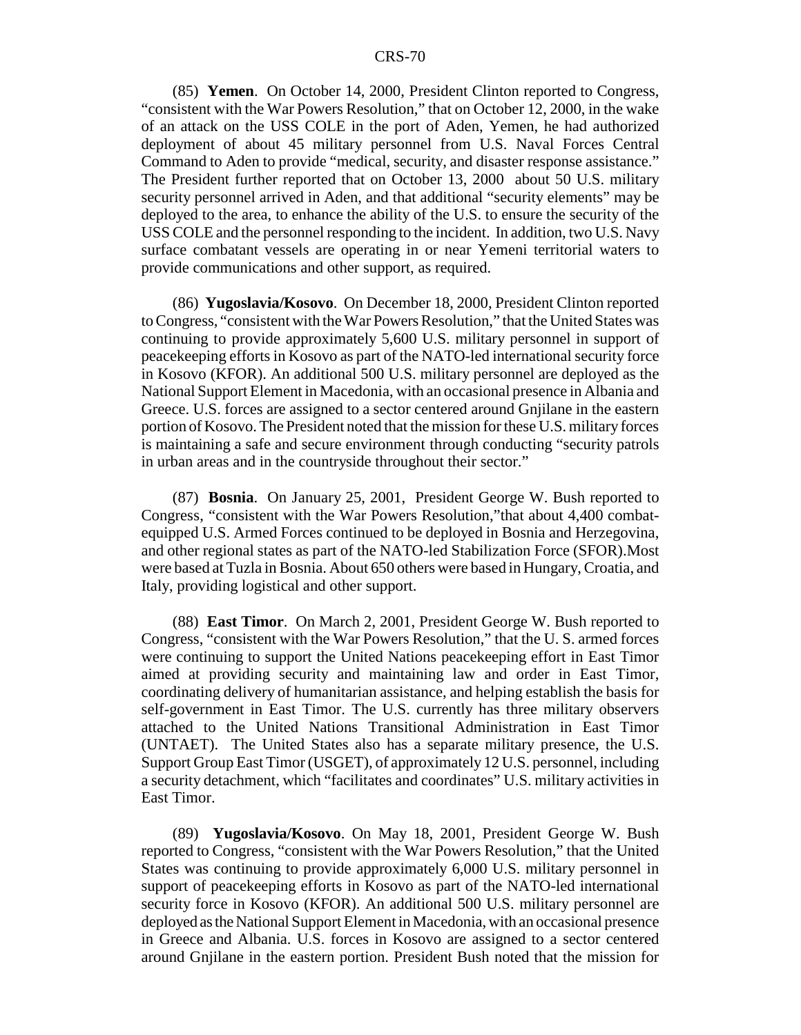(85) **Yemen**. On October 14, 2000, President Clinton reported to Congress, "consistent with the War Powers Resolution," that on October 12, 2000, in the wake of an attack on the USS COLE in the port of Aden, Yemen, he had authorized deployment of about 45 military personnel from U.S. Naval Forces Central Command to Aden to provide "medical, security, and disaster response assistance." The President further reported that on October 13, 2000 about 50 U.S. military security personnel arrived in Aden, and that additional "security elements" may be deployed to the area, to enhance the ability of the U.S. to ensure the security of the USS COLE and the personnel responding to the incident. In addition, two U.S. Navy surface combatant vessels are operating in or near Yemeni territorial waters to provide communications and other support, as required.

(86) **Yugoslavia/Kosovo**. On December 18, 2000, President Clinton reported to Congress, "consistent with the War Powers Resolution," that the United States was continuing to provide approximately 5,600 U.S. military personnel in support of peacekeeping efforts in Kosovo as part of the NATO-led international security force in Kosovo (KFOR). An additional 500 U.S. military personnel are deployed as the National Support Element in Macedonia, with an occasional presence in Albania and Greece. U.S. forces are assigned to a sector centered around Gnjilane in the eastern portion of Kosovo. The President noted that the mission for these U.S. military forces is maintaining a safe and secure environment through conducting "security patrols in urban areas and in the countryside throughout their sector."

(87) **Bosnia**. On January 25, 2001, President George W. Bush reported to Congress, "consistent with the War Powers Resolution,"that about 4,400 combat-equipped U.S. Armed Forces continued to be deployed in Bosnia and Herzegovina, and other regional states as part of the NATO-led Stabilization Force (SFOR).Most were based at Tuzla in Bosnia. About 650 others were based in Hungary, Croatia, and Italy, providing logistical and other support.

(88) **East Timor**. On March 2, 2001, President George W. Bush reported to Congress, "consistent with the War Powers Resolution," that the U. S. armed forces were continuing to support the United Nations peacekeeping effort in East Timor aimed at providing security and maintaining law and order in East Timor, coordinating delivery of humanitarian assistance, and helping establish the basis for self-government in East Timor. The U.S. currently has three military observers attached to the United Nations Transitional Administration in East Timor (UNTAET). The United States also has a separate military presence, the U.S. Support Group East Timor (USGET), of approximately 12 U.S. personnel, including a security detachment, which "facilitates and coordinates" U.S. military activities in East Timor.

(89) **Yugoslavia/Kosovo**. On May 18, 2001, President George W. Bush reported to Congress, "consistent with the War Powers Resolution," that the United States was continuing to provide approximately 6,000 U.S. military personnel in support of peacekeeping efforts in Kosovo as part of the NATO-led international security force in Kosovo (KFOR). An additional 500 U.S. military personnel are deployed as the National Support Element in Macedonia, with an occasional presence in Greece and Albania. U.S. forces in Kosovo are assigned to a sector centered around Gnjilane in the eastern portion. President Bush noted that the mission for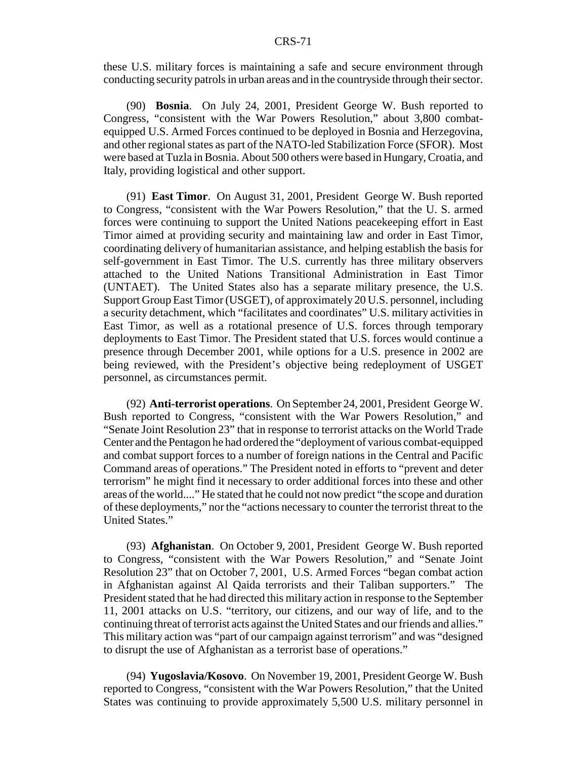these U.S. military forces is maintaining a safe and secure environment through conducting security patrols in urban areas and in the countryside through their sector.

(90) **Bosnia**. On July 24, 2001, President George W. Bush reported to Congress, "consistent with the War Powers Resolution," about 3,800 combat-equipped U.S. Armed Forces continued to be deployed in Bosnia and Herzegovina, and other regional states as part of the NATO-led Stabilization Force (SFOR). Most were based at Tuzla in Bosnia. About 500 others were based in Hungary, Croatia, and Italy, providing logistical and other support.

(91) **East Timor**. On August 31, 2001, President George W. Bush reported to Congress, "consistent with the War Powers Resolution," that the U. S. armed forces were continuing to support the United Nations peacekeeping effort in East Timor aimed at providing security and maintaining law and order in East Timor, coordinating delivery of humanitarian assistance, and helping establish the basis for self-government in East Timor. The U.S. currently has three military observers attached to the United Nations Transitional Administration in East Timor (UNTAET). The United States also has a separate military presence, the U.S. Support Group East Timor (USGET), of approximately 20 U.S. personnel, including a security detachment, which "facilitates and coordinates" U.S. military activities in East Timor, as well as a rotational presence of U.S. forces through temporary deployments to East Timor. The President stated that U.S. forces would continue a presence through December 2001, while options for a U.S. presence in 2002 are being reviewed, with the President's objective being redeployment of USGET personnel, as circumstances permit.

(92) **Anti-terrorist operations**. On September 24, 2001, President George W. Bush reported to Congress, "consistent with the War Powers Resolution," and "Senate Joint Resolution 23" that in response to terrorist attacks on the World Trade Center and the Pentagon he had ordered the "deployment of various combat-equipped and combat support forces to a number of foreign nations in the Central and Pacific Command areas of operations." The President noted in efforts to "prevent and deter terrorism" he might find it necessary to order additional forces into these and other areas of the world...." He stated that he could not now predict "the scope and duration of these deployments," nor the "actions necessary to counter the terrorist threat to the United States."

(93) **Afghanistan**. On October 9, 2001, President George W. Bush reported to Congress, "consistent with the War Powers Resolution," and "Senate Joint Resolution 23" that on October 7, 2001, U.S. Armed Forces "began combat action in Afghanistan against Al Qaida terrorists and their Taliban supporters." The President stated that he had directed this military action in response to the September 11, 2001 attacks on U.S. "territory, our citizens, and our way of life, and to the continuing threat of terrorist acts against the United States and our friends and allies." This military action was "part of our campaign against terrorism" and was "designed to disrupt the use of Afghanistan as a terrorist base of operations."

(94) **Yugoslavia/Kosovo**. On November 19, 2001, President George W. Bush reported to Congress, "consistent with the War Powers Resolution," that the United States was continuing to provide approximately 5,500 U.S. military personnel in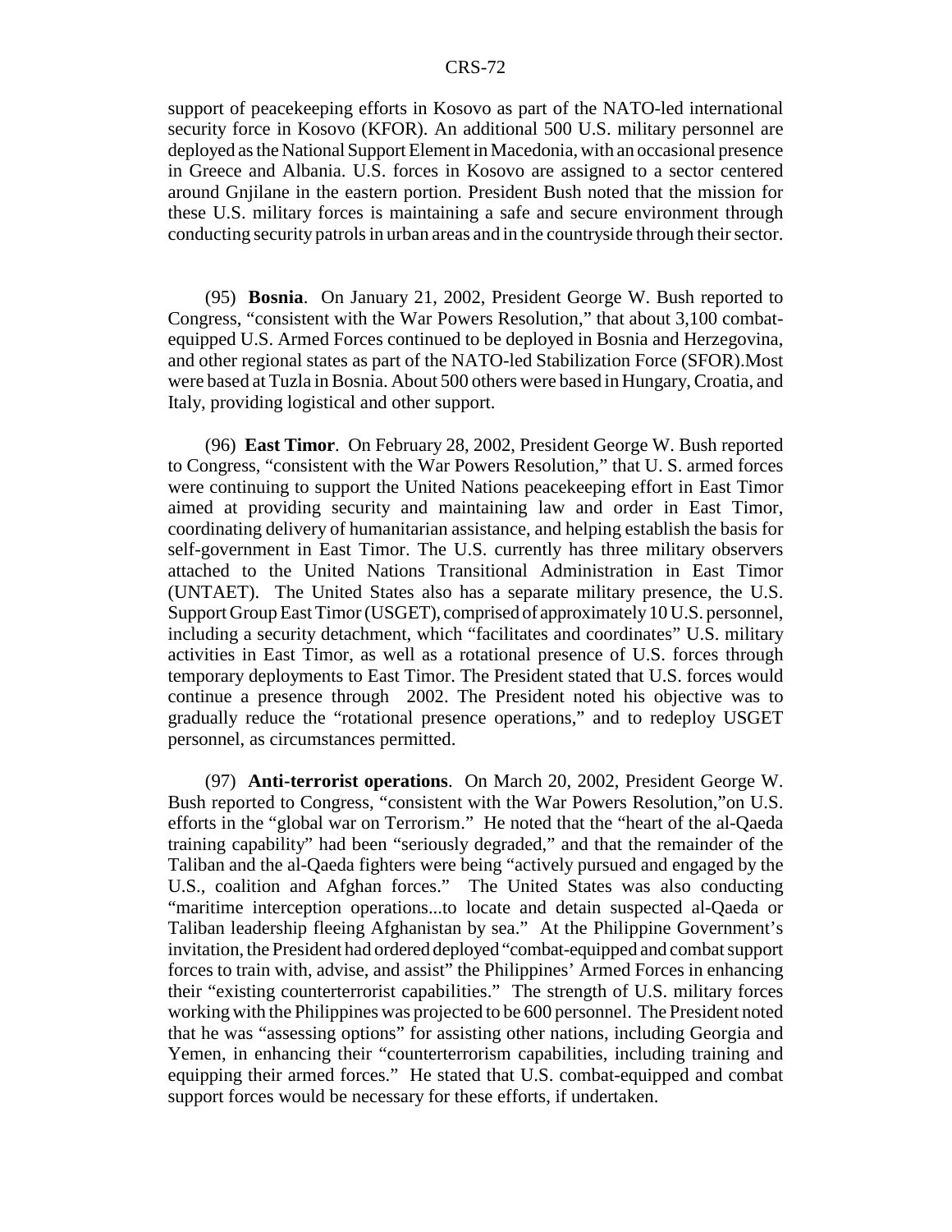support of peacekeeping efforts in Kosovo as part of the NATO-led international security force in Kosovo (KFOR). An additional 500 U.S. military personnel are deployed as the National Support Element in Macedonia, with an occasional presence in Greece and Albania. U.S. forces in Kosovo are assigned to a sector centered around Gnjilane in the eastern portion. President Bush noted that the mission for these U.S. military forces is maintaining a safe and secure environment through conducting security patrols in urban areas and in the countryside through their sector.

(95) **Bosnia**. On January 21, 2002, President George W. Bush reported to Congress, "consistent with the War Powers Resolution," that about 3,100 combat-equipped U.S. Armed Forces continued to be deployed in Bosnia and Herzegovina, and other regional states as part of the NATO-led Stabilization Force (SFOR).Most were based at Tuzla in Bosnia. About 500 others were based in Hungary, Croatia, and Italy, providing logistical and other support.

(96) **East Timor**. On February 28, 2002, President George W. Bush reported to Congress, "consistent with the War Powers Resolution," that U. S. armed forces were continuing to support the United Nations peacekeeping effort in East Timor aimed at providing security and maintaining law and order in East Timor, coordinating delivery of humanitarian assistance, and helping establish the basis for self-government in East Timor. The U.S. currently has three military observers attached to the United Nations Transitional Administration in East Timor (UNTAET). The United States also has a separate military presence, the U.S. Support Group East Timor (USGET), comprised of approximately 10 U.S. personnel, including a security detachment, which "facilitates and coordinates" U.S. military activities in East Timor, as well as a rotational presence of U.S. forces through temporary deployments to East Timor. The President stated that U.S. forces would continue a presence through 2002. The President noted his objective was to gradually reduce the "rotational presence operations," and to redeploy USGET personnel, as circumstances permitted.

(97) **Anti-terrorist operations**. On March 20, 2002, President George W. Bush reported to Congress, "consistent with the War Powers Resolution,"on U.S. efforts in the "global war on Terrorism." He noted that the "heart of the al-Qaeda training capability" had been "seriously degraded," and that the remainder of the Taliban and the al-Qaeda fighters were being "actively pursued and engaged by the U.S., coalition and Afghan forces." The United States was also conducting "maritime interception operations...to locate and detain suspected al-Qaeda or Taliban leadership fleeing Afghanistan by sea." At the Philippine Government's invitation, the President had ordered deployed "combat-equipped and combat support forces to train with, advise, and assist" the Philippines' Armed Forces in enhancing their "existing counterterrorist capabilities." The strength of U.S. military forces working with the Philippines was projected to be 600 personnel. The President noted that he was "assessing options" for assisting other nations, including Georgia and Yemen, in enhancing their "counterterrorism capabilities, including training and equipping their armed forces." He stated that U.S. combat-equipped and combat support forces would be necessary for these efforts, if undertaken.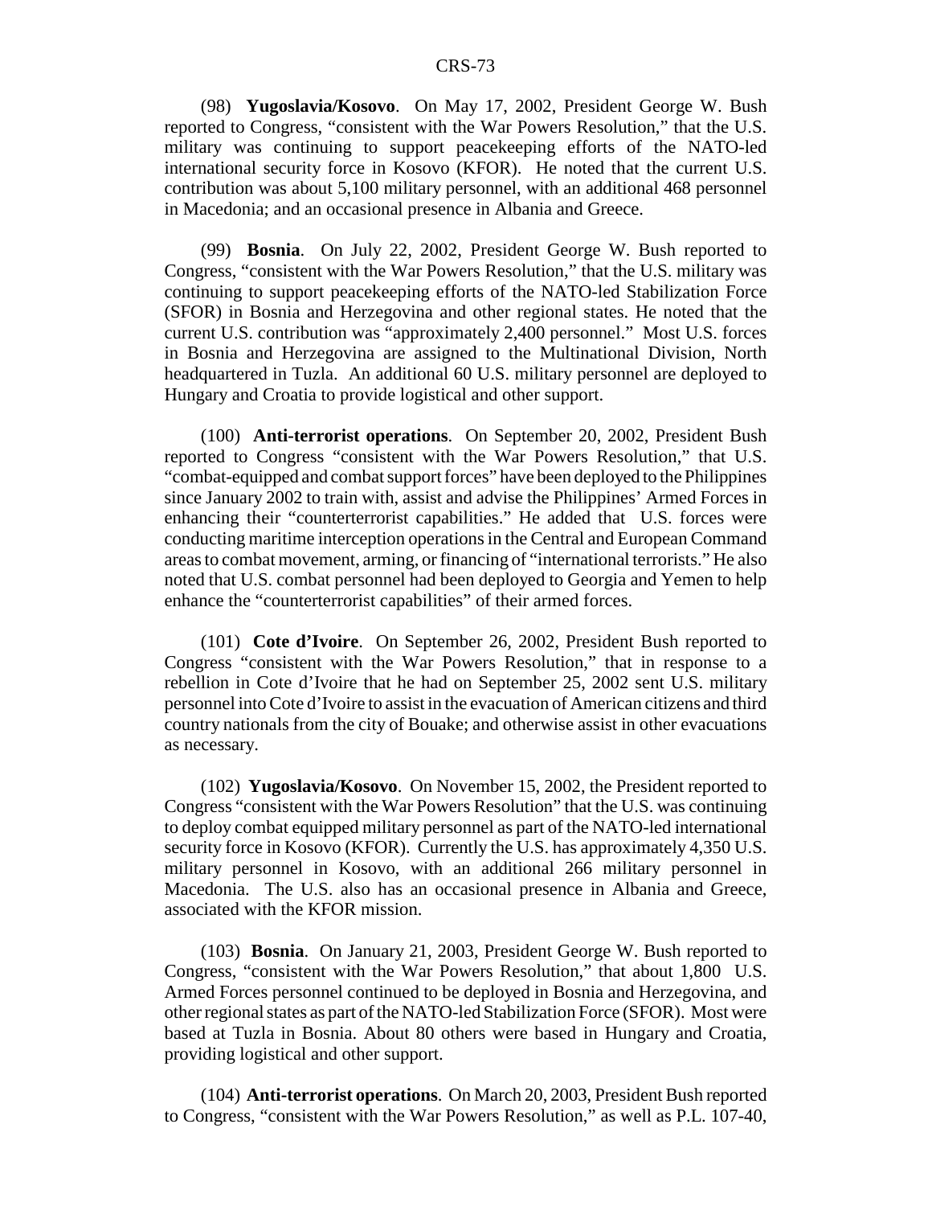(98) **Yugoslavia/Kosovo**. On May 17, 2002, President George W. Bush reported to Congress, "consistent with the War Powers Resolution," that the U.S. military was continuing to support peacekeeping efforts of the NATO-led international security force in Kosovo (KFOR). He noted that the current U.S. contribution was about 5,100 military personnel, with an additional 468 personnel in Macedonia; and an occasional presence in Albania and Greece.

(99) **Bosnia**. On July 22, 2002, President George W. Bush reported to Congress, "consistent with the War Powers Resolution," that the U.S. military was continuing to support peacekeeping efforts of the NATO-led Stabilization Force (SFOR) in Bosnia and Herzegovina and other regional states. He noted that the current U.S. contribution was "approximately 2,400 personnel." Most U.S. forces in Bosnia and Herzegovina are assigned to the Multinational Division, North headquartered in Tuzla. An additional 60 U.S. military personnel are deployed to Hungary and Croatia to provide logistical and other support.

(100) **Anti-terrorist operations**. On September 20, 2002, President Bush reported to Congress "consistent with the War Powers Resolution," that U.S. "combat-equipped and combat support forces" have been deployed to the Philippines since January 2002 to train with, assist and advise the Philippines' Armed Forces in enhancing their "counterterrorist capabilities." He added that U.S. forces were conducting maritime interception operations in the Central and European Command areas to combat movement, arming, or financing of "international terrorists." He also noted that U.S. combat personnel had been deployed to Georgia and Yemen to help enhance the "counterterrorist capabilities" of their armed forces.

(101) **Cote d'Ivoire**. On September 26, 2002, President Bush reported to Congress "consistent with the War Powers Resolution," that in response to a rebellion in Cote d'Ivoire that he had on September 25, 2002 sent U.S. military personnel into Cote d'Ivoire to assist in the evacuation of American citizens and third country nationals from the city of Bouake; and otherwise assist in other evacuations as necessary.

(102) **Yugoslavia/Kosovo**. On November 15, 2002, the President reported to Congress "consistent with the War Powers Resolution" that the U.S. was continuing to deploy combat equipped military personnel as part of the NATO-led international security force in Kosovo (KFOR). Currently the U.S. has approximately 4,350 U.S. military personnel in Kosovo, with an additional 266 military personnel in Macedonia. The U.S. also has an occasional presence in Albania and Greece, associated with the KFOR mission.

(103) **Bosnia**. On January 21, 2003, President George W. Bush reported to Congress, "consistent with the War Powers Resolution," that about 1,800 U.S. Armed Forces personnel continued to be deployed in Bosnia and Herzegovina, and other regional states as part of the NATO-led Stabilization Force (SFOR). Most were based at Tuzla in Bosnia. About 80 others were based in Hungary and Croatia, providing logistical and other support.

(104) **Anti-terrorist operations**. On March 20, 2003, President Bush reported to Congress, "consistent with the War Powers Resolution," as well as P.L. 107-40,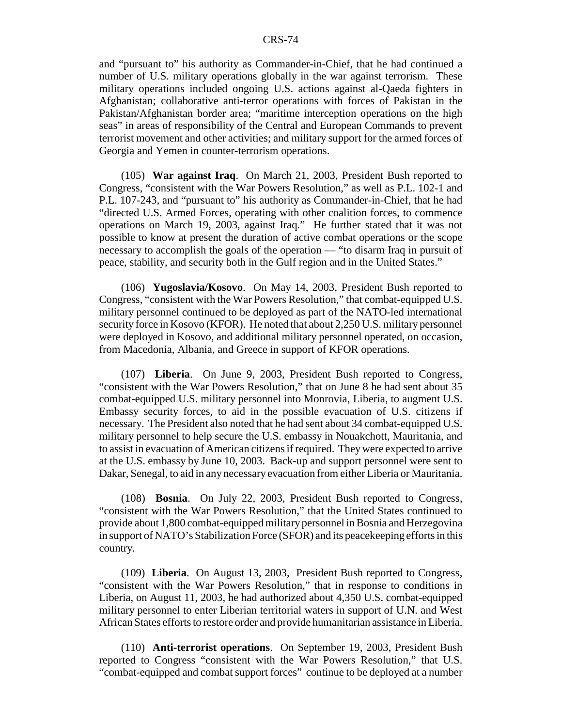and "pursuant to" his authority as Commander-in-Chief, that he had continued a number of U.S. military operations globally in the war against terrorism. These military operations included ongoing U.S. actions against al-Qaeda fighters in Afghanistan; collaborative anti-terror operations with forces of Pakistan in the Pakistan/Afghanistan border area; "maritime interception operations on the high seas" in areas of responsibility of the Central and European Commands to prevent terrorist movement and other activities; and military support for the armed forces of Georgia and Yemen in counter-terrorism operations.

(105) **War against Iraq**. On March 21, 2003, President Bush reported to Congress, "consistent with the War Powers Resolution," as well as P.L. 102-1 and P.L. 107-243, and "pursuant to" his authority as Commander-in-Chief, that he had "directed U.S. Armed Forces, operating with other coalition forces, to commence operations on March 19, 2003, against Iraq." He further stated that it was not possible to know at present the duration of active combat operations or the scope necessary to accomplish the goals of the operation — "to disarm Iraq in pursuit of peace, stability, and security both in the Gulf region and in the United States."

(106) **Yugoslavia/Kosovo**. On May 14, 2003, President Bush reported to Congress, "consistent with the War Powers Resolution," that combat-equipped U.S. military personnel continued to be deployed as part of the NATO-led international security force in Kosovo (KFOR). He noted that about 2,250 U.S. military personnel were deployed in Kosovo, and additional military personnel operated, on occasion, from Macedonia, Albania, and Greece in support of KFOR operations.

(107) **Liberia**. On June 9, 2003, President Bush reported to Congress, "consistent with the War Powers Resolution," that on June 8 he had sent about 35 combat-equipped U.S. military personnel into Monrovia, Liberia, to augment U.S. Embassy security forces, to aid in the possible evacuation of U.S. citizens if necessary. The President also noted that he had sent about 34 combat-equipped U.S. military personnel to help secure the U.S. embassy in Nouakchott, Mauritania, and to assist in evacuation of American citizens if required. They were expected to arrive at the U.S. embassy by June 10, 2003. Back-up and support personnel were sent to Dakar, Senegal, to aid in any necessary evacuation from either Liberia or Mauritania.

(108) **Bosnia**. On July 22, 2003, President Bush reported to Congress, "consistent with the War Powers Resolution," that the United States continued to provide about 1,800 combat-equipped military personnel in Bosnia and Herzegovina in support of NATO's Stabilization Force (SFOR) and its peacekeeping efforts in this country.

(109) **Liberia**. On August 13, 2003, President Bush reported to Congress, "consistent with the War Powers Resolution," that in response to conditions in Liberia, on August 11, 2003, he had authorized about 4,350 U.S. combat-equipped military personnel to enter Liberian territorial waters in support of U.N. and West African States efforts to restore order and provide humanitarian assistance in Liberia.

(110) **Anti-terrorist operations**. On September 19, 2003, President Bush reported to Congress "consistent with the War Powers Resolution," that U.S. "combat-equipped and combat support forces" continue to be deployed at a number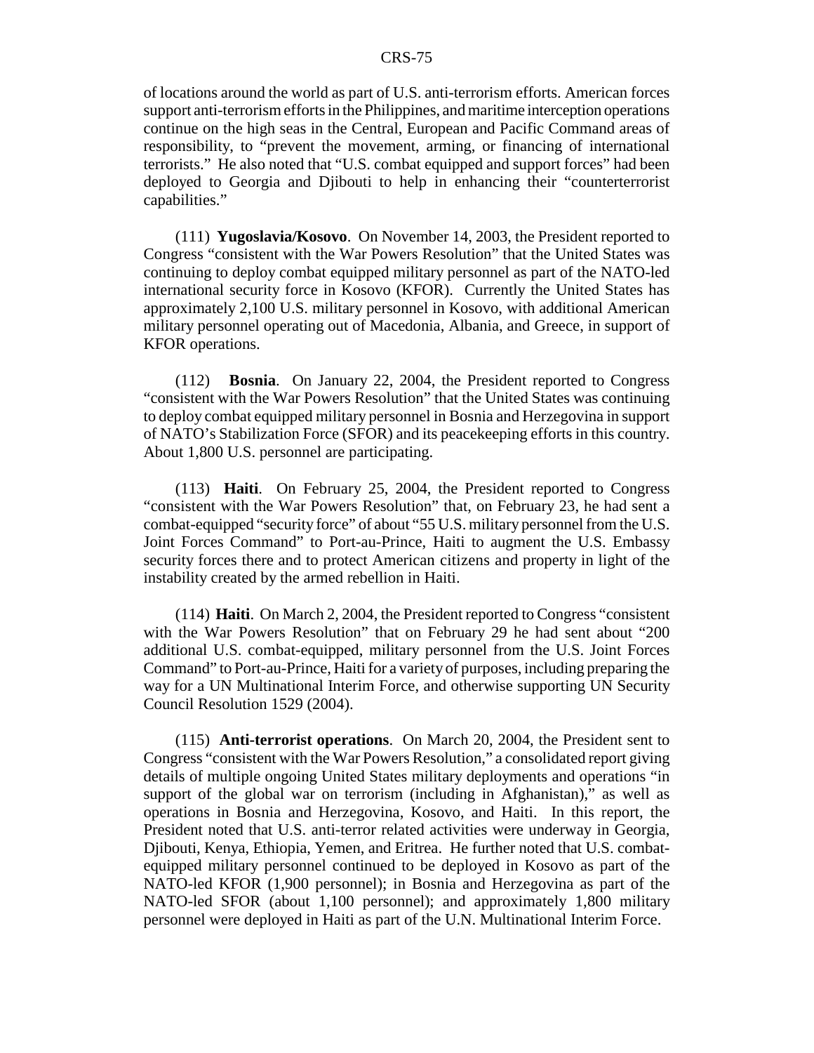of locations around the world as part of U.S. anti-terrorism efforts. American forces support anti-terrorism efforts in the Philippines, and maritime interception operations continue on the high seas in the Central, European and Pacific Command areas of responsibility, to "prevent the movement, arming, or financing of international terrorists." He also noted that "U.S. combat equipped and support forces" had been deployed to Georgia and Djibouti to help in enhancing their "counterterrorist capabilities."

(111) **Yugoslavia/Kosovo**. On November 14, 2003, the President reported to Congress "consistent with the War Powers Resolution" that the United States was continuing to deploy combat equipped military personnel as part of the NATO-led international security force in Kosovo (KFOR). Currently the United States has approximately 2,100 U.S. military personnel in Kosovo, with additional American military personnel operating out of Macedonia, Albania, and Greece, in support of KFOR operations.

(112) **Bosnia**. On January 22, 2004, the President reported to Congress "consistent with the War Powers Resolution" that the United States was continuing to deploy combat equipped military personnel in Bosnia and Herzegovina in support of NATO's Stabilization Force (SFOR) and its peacekeeping efforts in this country. About 1,800 U.S. personnel are participating.

(113) **Haiti**. On February 25, 2004, the President reported to Congress "consistent with the War Powers Resolution" that, on February 23, he had sent a combat-equipped "security force" of about "55 U.S. military personnel from the U.S. Joint Forces Command" to Port-au-Prince, Haiti to augment the U.S. Embassy security forces there and to protect American citizens and property in light of the instability created by the armed rebellion in Haiti.

(114) **Haiti**. On March 2, 2004, the President reported to Congress "consistent with the War Powers Resolution" that on February 29 he had sent about "200 additional U.S. combat-equipped, military personnel from the U.S. Joint Forces Command" to Port-au-Prince, Haiti for a variety of purposes, including preparing the way for a UN Multinational Interim Force, and otherwise supporting UN Security Council Resolution 1529 (2004).

(115) **Anti-terrorist operations**. On March 20, 2004, the President sent to Congress "consistent with the War Powers Resolution," a consolidated report giving details of multiple ongoing United States military deployments and operations "in support of the global war on terrorism (including in Afghanistan)," as well as operations in Bosnia and Herzegovina, Kosovo, and Haiti. In this report, the President noted that U.S. anti-terror related activities were underway in Georgia, Djibouti, Kenya, Ethiopia, Yemen, and Eritrea. He further noted that U.S. combat-equipped military personnel continued to be deployed in Kosovo as part of the NATO-led KFOR (1,900 personnel); in Bosnia and Herzegovina as part of the NATO-led SFOR (about 1,100 personnel); and approximately 1,800 military personnel were deployed in Haiti as part of the U.N. Multinational Interim Force.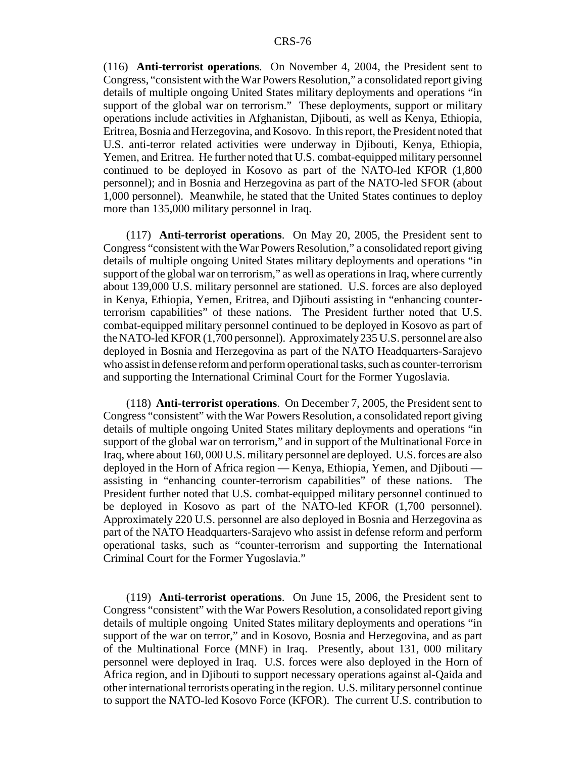(116) **Anti-terrorist operations**. On November 4, 2004, the President sent to Congress, "consistent with the War Powers Resolution," a consolidated report giving details of multiple ongoing United States military deployments and operations "in support of the global war on terrorism." These deployments, support or military operations include activities in Afghanistan, Djibouti, as well as Kenya, Ethiopia, Eritrea, Bosnia and Herzegovina, and Kosovo. In this report, the President noted that U.S. anti-terror related activities were underway in Djibouti, Kenya, Ethiopia, Yemen, and Eritrea. He further noted that U.S. combat-equipped military personnel continued to be deployed in Kosovo as part of the NATO-led KFOR (1,800 personnel); and in Bosnia and Herzegovina as part of the NATO-led SFOR (about 1,000 personnel). Meanwhile, he stated that the United States continues to deploy more than 135,000 military personnel in Iraq.

(117) **Anti-terrorist operations**. On May 20, 2005, the President sent to Congress "consistent with the War Powers Resolution," a consolidated report giving details of multiple ongoing United States military deployments and operations "in support of the global war on terrorism," as well as operations in Iraq, where currently about 139,000 U.S. military personnel are stationed. U.S. forces are also deployed in Kenya, Ethiopia, Yemen, Eritrea, and Djibouti assisting in "enhancing counter-terrorism capabilities" of these nations. The President further noted that U.S. combat-equipped military personnel continued to be deployed in Kosovo as part of the NATO-led KFOR (1,700 personnel). Approximately 235 U.S. personnel are also deployed in Bosnia and Herzegovina as part of the NATO Headquarters-Sarajevo who assist in defense reform and perform operational tasks, such as counter-terrorism and supporting the International Criminal Court for the Former Yugoslavia.

(118) **Anti-terrorist operations**. On December 7, 2005, the President sent to Congress "consistent" with the War Powers Resolution, a consolidated report giving details of multiple ongoing United States military deployments and operations "in support of the global war on terrorism," and in support of the Multinational Force in Iraq, where about 160, 000 U.S. military personnel are deployed. U.S. forces are also deployed in the Horn of Africa region — Kenya, Ethiopia, Yemen, and Djibouti — assisting in "enhancing counter-terrorism capabilities" of these nations. The President further noted that U.S. combat-equipped military personnel continued to be deployed in Kosovo as part of the NATO-led KFOR (1,700 personnel). Approximately 220 U.S. personnel are also deployed in Bosnia and Herzegovina as part of the NATO Headquarters-Sarajevo who assist in defense reform and perform operational tasks, such as "counter-terrorism and supporting the International Criminal Court for the Former Yugoslavia."

(119) **Anti-terrorist operations**. On June 15, 2006, the President sent to Congress "consistent" with the War Powers Resolution, a consolidated report giving details of multiple ongoing United States military deployments and operations "in support of the war on terror," and in Kosovo, Bosnia and Herzegovina, and as part of the Multinational Force (MNF) in Iraq. Presently, about 131, 000 military personnel were deployed in Iraq. U.S. forces were also deployed in the Horn of Africa region, and in Djibouti to support necessary operations against al-Qaida and other international terrorists operating in the region. U.S. military personnel continue to support the NATO-led Kosovo Force (KFOR). The current U.S. contribution to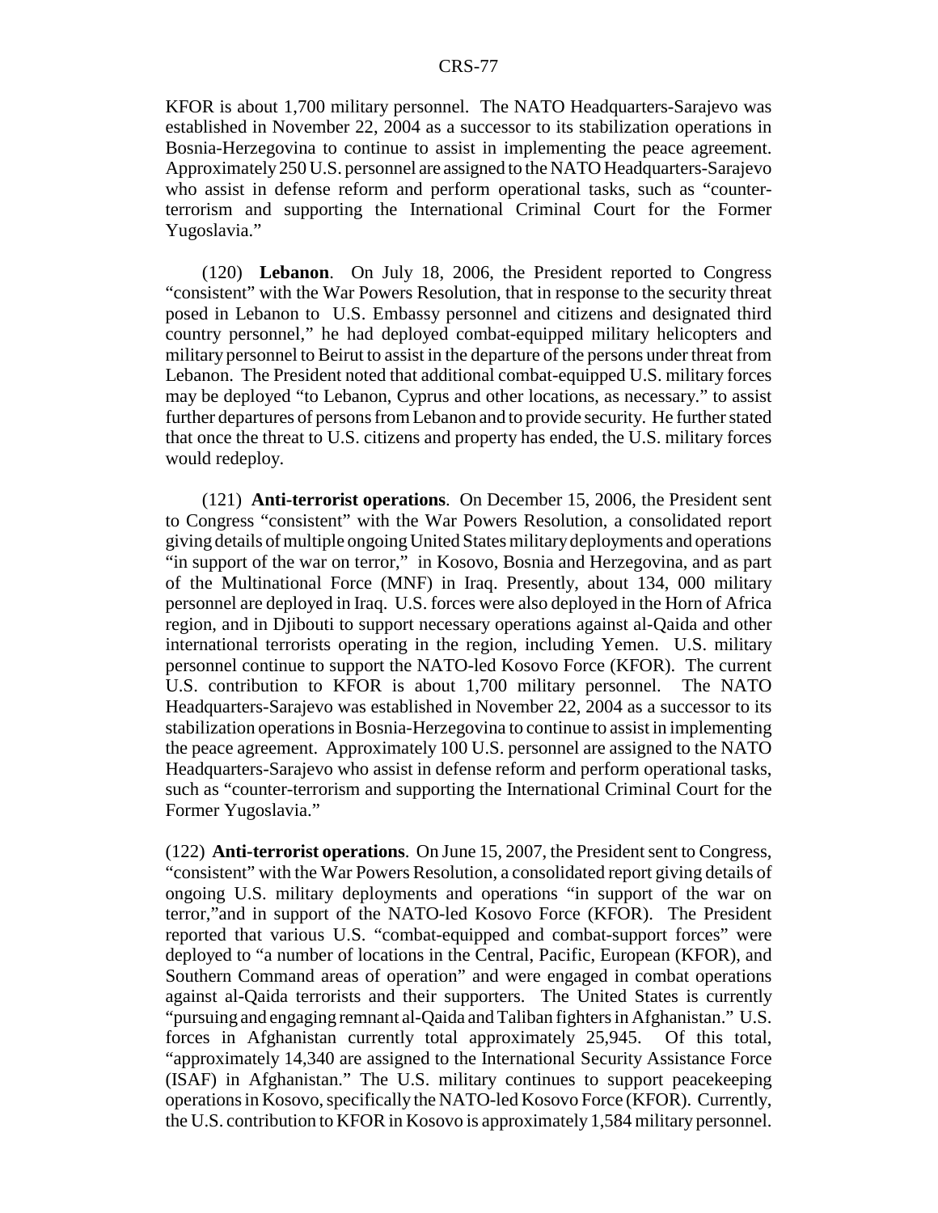KFOR is about 1,700 military personnel. The NATO Headquarters-Sarajevo was established in November 22, 2004 as a successor to its stabilization operations in Bosnia-Herzegovina to continue to assist in implementing the peace agreement. Approximately 250 U.S. personnel are assigned to the NATO Headquarters-Sarajevo who assist in defense reform and perform operational tasks, such as "counter-terrorism and supporting the International Criminal Court for the Former Yugoslavia."

(120) **Lebanon**. On July 18, 2006, the President reported to Congress "consistent" with the War Powers Resolution, that in response to the security threat posed in Lebanon to U.S. Embassy personnel and citizens and designated third country personnel," he had deployed combat-equipped military helicopters and military personnel to Beirut to assist in the departure of the persons under threat from Lebanon. The President noted that additional combat-equipped U.S. military forces may be deployed "to Lebanon, Cyprus and other locations, as necessary." to assist further departures of persons from Lebanon and to provide security. He further stated that once the threat to U.S. citizens and property has ended, the U.S. military forces would redeploy.

(121) **Anti-terrorist operations**. On December 15, 2006, the President sent to Congress "consistent" with the War Powers Resolution, a consolidated report giving details of multiple ongoing United States military deployments and operations "in support of the war on terror," in Kosovo, Bosnia and Herzegovina, and as part of the Multinational Force (MNF) in Iraq. Presently, about 134, 000 military personnel are deployed in Iraq. U.S. forces were also deployed in the Horn of Africa region, and in Djibouti to support necessary operations against al-Qaida and other international terrorists operating in the region, including Yemen. U.S. military personnel continue to support the NATO-led Kosovo Force (KFOR). The current U.S. contribution to KFOR is about 1,700 military personnel. The NATO Headquarters-Sarajevo was established in November 22, 2004 as a successor to its stabilization operations in Bosnia-Herzegovina to continue to assist in implementing the peace agreement. Approximately 100 U.S. personnel are assigned to the NATO Headquarters-Sarajevo who assist in defense reform and perform operational tasks, such as "counter-terrorism and supporting the International Criminal Court for the Former Yugoslavia."

(122) **Anti-terrorist operations**. On June 15, 2007, the President sent to Congress, "consistent" with the War Powers Resolution, a consolidated report giving details of ongoing U.S. military deployments and operations "in support of the war on terror,"and in support of the NATO-led Kosovo Force (KFOR). The President reported that various U.S. "combat-equipped and combat-support forces" were deployed to "a number of locations in the Central, Pacific, European (KFOR), and Southern Command areas of operation" and were engaged in combat operations against al-Qaida terrorists and their supporters. The United States is currently "pursuing and engaging remnant al-Qaida and Taliban fighters in Afghanistan." U.S. forces in Afghanistan currently total approximately 25,945. Of this total, "approximately 14,340 are assigned to the International Security Assistance Force (ISAF) in Afghanistan." The U.S. military continues to support peacekeeping operations in Kosovo, specifically the NATO-led Kosovo Force (KFOR). Currently, the U.S. contribution to KFOR in Kosovo is approximately 1,584 military personnel.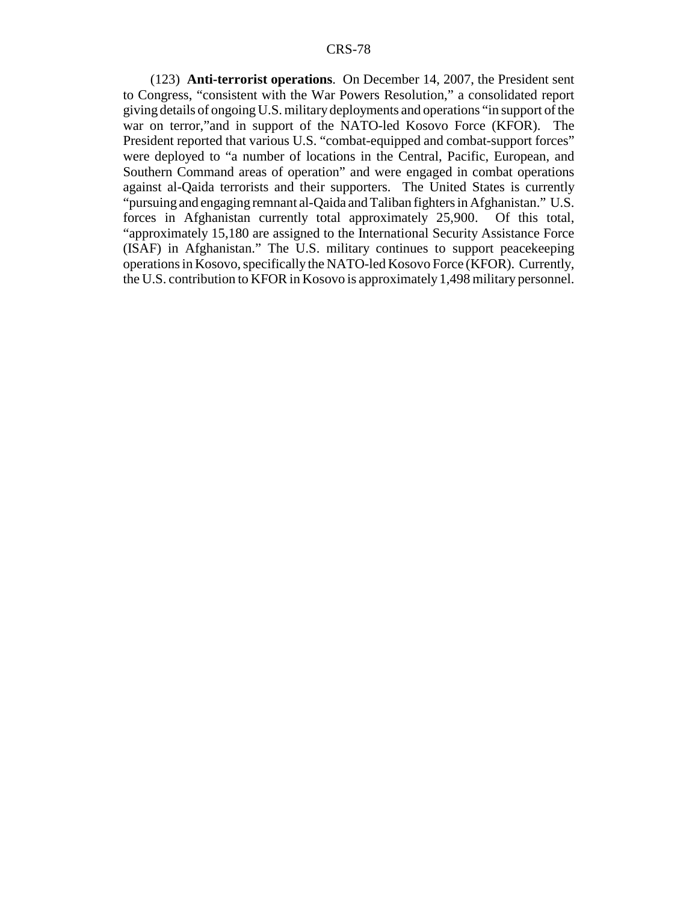(123) **Anti-terrorist operations**. On December 14, 2007, the President sent to Congress, "consistent with the War Powers Resolution," a consolidated report giving details of ongoing U.S. military deployments and operations "in support of the war on terror,"and in support of the NATO-led Kosovo Force (KFOR). The President reported that various U.S. "combat-equipped and combat-support forces" were deployed to "a number of locations in the Central, Pacific, European, and Southern Command areas of operation" and were engaged in combat operations against al-Qaida terrorists and their supporters. The United States is currently "pursuing and engaging remnant al-Qaida and Taliban fighters in Afghanistan." U.S. forces in Afghanistan currently total approximately 25,900. Of this total, "approximately 15,180 are assigned to the International Security Assistance Force (ISAF) in Afghanistan." The U.S. military continues to support peacekeeping operations in Kosovo, specifically the NATO-led Kosovo Force (KFOR). Currently, the U.S. contribution to KFOR in Kosovo is approximately 1,498 military personnel.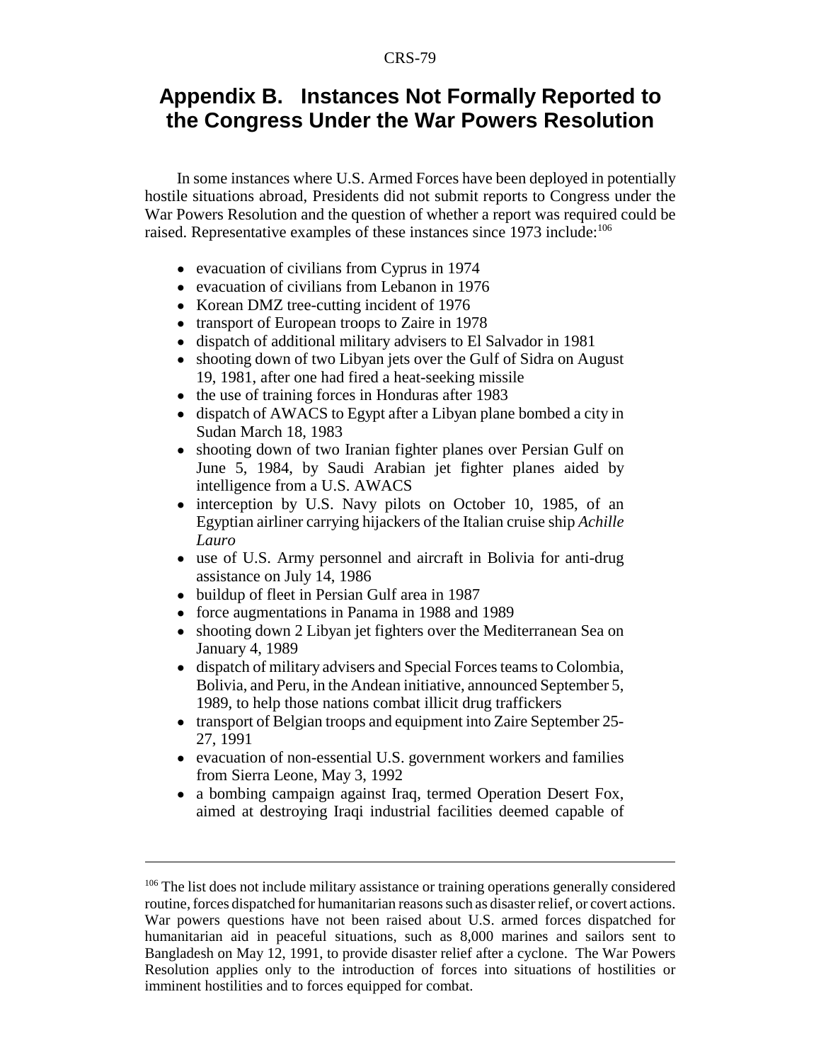# Appendix B. Instances Not Formally Reported to the Congress Under the War Powers Resolution

In some instances where U.S. Armed Forces have been deployed in potentially hostile situations abroad, Presidents did not submit reports to Congress under the War Powers Resolution and the question of whether a report was required could be raised. Representative examples of these instances since 1973 include:[106]

- evacuation of civilians from Cyprus in 1974
- evacuation of civilians from Lebanon in 1976
- Korean DMZ tree-cutting incident of 1976
- transport of European troops to Zaire in 1978
- dispatch of additional military advisers to El Salvador in 1981
- shooting down of two Libyan jets over the Gulf of Sidra on August 19, 1981, after one had fired a heat-seeking missile
- the use of training forces in Honduras after 1983
- dispatch of AWACS to Egypt after a Libyan plane bombed a city in Sudan March 18, 1983
- shooting down of two Iranian fighter planes over Persian Gulf on June 5, 1984, by Saudi Arabian jet fighter planes aided by intelligence from a U.S. AWACS
- interception by U.S. Navy pilots on October 10, 1985, of an Egyptian airliner carrying hijackers of the Italian cruise ship *Achille Lauro*
- use of U.S. Army personnel and aircraft in Bolivia for anti-drug assistance on July 14, 1986
- buildup of fleet in Persian Gulf area in 1987
- force augmentations in Panama in 1988 and 1989
- shooting down 2 Libyan jet fighters over the Mediterranean Sea on January 4, 1989
- dispatch of military advisers and Special Forces teams to Colombia, Bolivia, and Peru, in the Andean initiative, announced September 5, 1989, to help those nations combat illicit drug traffickers
- transport of Belgian troops and equipment into Zaire September 25-27, 1991
- evacuation of non-essential U.S. government workers and families from Sierra Leone, May 3, 1992
- a bombing campaign against Iraq, termed Operation Desert Fox, aimed at destroying Iraqi industrial facilities deemed capable of

---

[106] The list does not include military assistance or training operations generally considered routine, forces dispatched for humanitarian reasons such as disaster relief, or covert actions. War powers questions have not been raised about U.S. armed forces dispatched for humanitarian aid in peaceful situations, such as 8,000 marines and sailors sent to Bangladesh on May 12, 1991, to provide disaster relief after a cyclone. The War Powers Resolution applies only to the introduction of forces into situations of hostilities or imminent hostilities and to forces equipped for combat.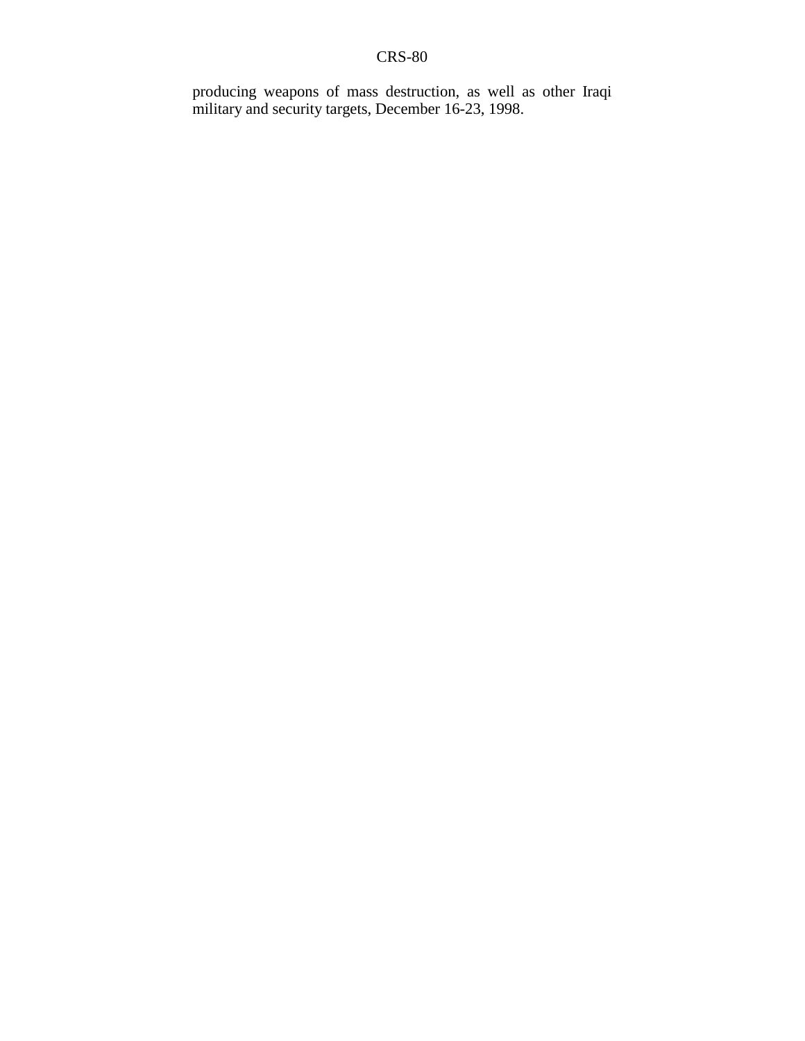producing weapons of mass destruction, as well as other Iraqi military and security targets, December 16-23, 1998.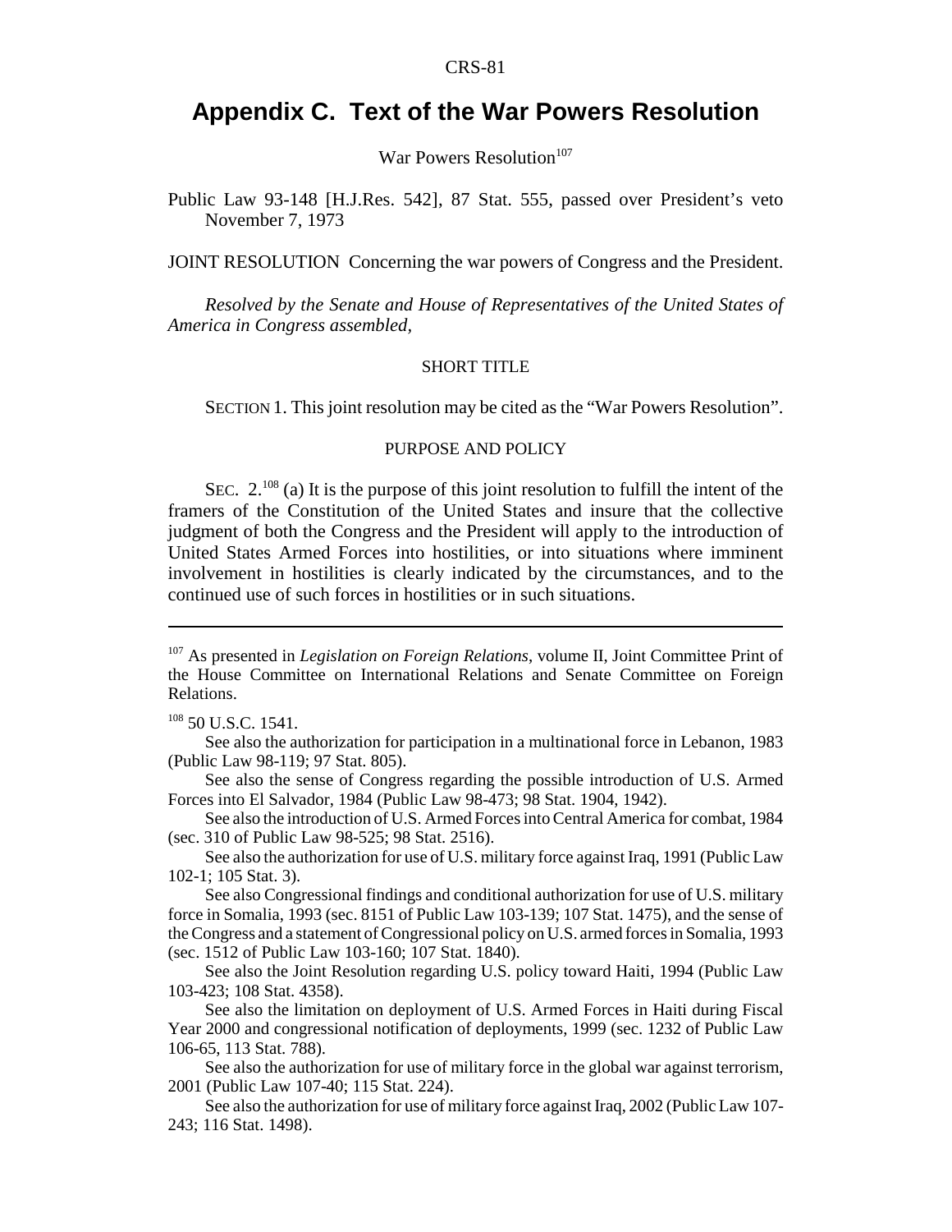# Appendix C. Text of the War Powers Resolution

War Powers Resolution[107]

Public Law 93-148 [H.J.Res. 542], 87 Stat. 555, passed over President's veto November 7, 1973

JOINT RESOLUTION Concerning the war powers of Congress and the President.

*Resolved by the Senate and House of Representatives of the United States of America in Congress assembled,*

SHORT TITLE

SECTION 1. This joint resolution may be cited as the "War Powers Resolution".

PURPOSE AND POLICY

SEC. 2.[108] (a) It is the purpose of this joint resolution to fulfill the intent of the framers of the Constitution of the United States and insure that the collective judgment of both the Congress and the President will apply to the introduction of United States Armed Forces into hostilities, or into situations where imminent involvement in hostilities is clearly indicated by the circumstances, and to the continued use of such forces in hostilities or in such situations.

---

[107] As presented in *Legislation on Foreign Relations*, volume II, Joint Committee Print of the House Committee on International Relations and Senate Committee on Foreign Relations.

[108] 50 U.S.C. 1541.

See also the authorization for participation in a multinational force in Lebanon, 1983 (Public Law 98-119; 97 Stat. 805).

See also the sense of Congress regarding the possible introduction of U.S. Armed Forces into El Salvador, 1984 (Public Law 98-473; 98 Stat. 1904, 1942).

See also the introduction of U.S. Armed Forces into Central America for combat, 1984 (sec. 310 of Public Law 98-525; 98 Stat. 2516).

See also the authorization for use of U.S. military force against Iraq, 1991 (Public Law 102-1; 105 Stat. 3).

See also Congressional findings and conditional authorization for use of U.S. military force in Somalia, 1993 (sec. 8151 of Public Law 103-139; 107 Stat. 1475), and the sense of the Congress and a statement of Congressional policy on U.S. armed forces in Somalia, 1993 (sec. 1512 of Public Law 103-160; 107 Stat. 1840).

See also the Joint Resolution regarding U.S. policy toward Haiti, 1994 (Public Law 103-423; 108 Stat. 4358).

See also the limitation on deployment of U.S. Armed Forces in Haiti during Fiscal Year 2000 and congressional notification of deployments, 1999 (sec. 1232 of Public Law 106-65, 113 Stat. 788).

See also the authorization for use of military force in the global war against terrorism, 2001 (Public Law 107-40; 115 Stat. 224).

See also the authorization for use of military force against Iraq, 2002 (Public Law 107-243; 116 Stat. 1498).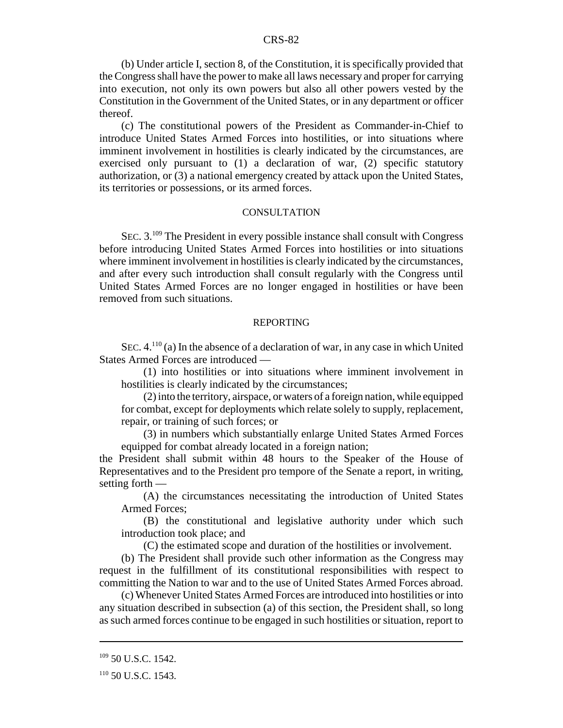(b) Under article I, section 8, of the Constitution, it is specifically provided that the Congress shall have the power to make all laws necessary and proper for carrying into execution, not only its own powers but also all other powers vested by the Constitution in the Government of the United States, or in any department or officer thereof.

(c) The constitutional powers of the President as Commander-in-Chief to introduce United States Armed Forces into hostilities, or into situations where imminent involvement in hostilities is clearly indicated by the circumstances, are exercised only pursuant to (1) a declaration of war, (2) specific statutory authorization, or (3) a national emergency created by attack upon the United States, its territories or possessions, or its armed forces.

CONSULTATION

SEC. 3.[109] The President in every possible instance shall consult with Congress before introducing United States Armed Forces into hostilities or into situations where imminent involvement in hostilities is clearly indicated by the circumstances, and after every such introduction shall consult regularly with the Congress until United States Armed Forces are no longer engaged in hostilities or have been removed from such situations.

REPORTING

SEC. 4.[110] (a) In the absence of a declaration of war, in any case in which United States Armed Forces are introduced —

(1) into hostilities or into situations where imminent involvement in hostilities is clearly indicated by the circumstances;

(2) into the territory, airspace, or waters of a foreign nation, while equipped for combat, except for deployments which relate solely to supply, replacement, repair, or training of such forces; or

(3) in numbers which substantially enlarge United States Armed Forces equipped for combat already located in a foreign nation;

the President shall submit within 48 hours to the Speaker of the House of Representatives and to the President pro tempore of the Senate a report, in writing, setting forth —

(A) the circumstances necessitating the introduction of United States Armed Forces;

(B) the constitutional and legislative authority under which such introduction took place; and

(C) the estimated scope and duration of the hostilities or involvement.

(b) The President shall provide such other information as the Congress may request in the fulfillment of its constitutional responsibilities with respect to committing the Nation to war and to the use of United States Armed Forces abroad.

(c) Whenever United States Armed Forces are introduced into hostilities or into any situation described in subsection (a) of this section, the President shall, so long as such armed forces continue to be engaged in such hostilities or situation, report to

---

[109] 50 U.S.C. 1542.

[110] 50 U.S.C. 1543.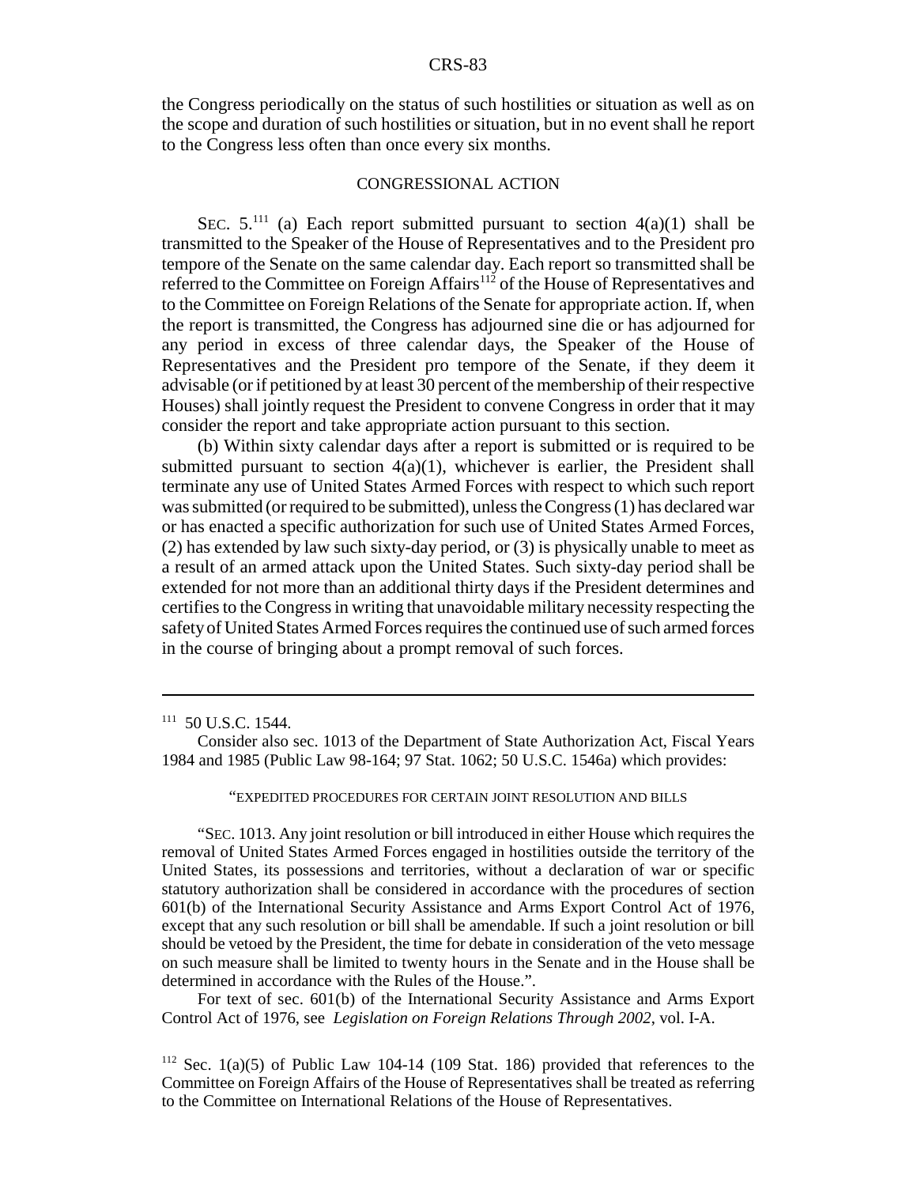the Congress periodically on the status of such hostilities or situation as well as on the scope and duration of such hostilities or situation, but in no event shall he report to the Congress less often than once every six months.

CONGRESSIONAL ACTION

SEC. 5.[111] (a) Each report submitted pursuant to section 4(a)(1) shall be transmitted to the Speaker of the House of Representatives and to the President pro tempore of the Senate on the same calendar day. Each report so transmitted shall be referred to the Committee on Foreign Affairs[112] of the House of Representatives and to the Committee on Foreign Relations of the Senate for appropriate action. If, when the report is transmitted, the Congress has adjourned sine die or has adjourned for any period in excess of three calendar days, the Speaker of the House of Representatives and the President pro tempore of the Senate, if they deem it advisable (or if petitioned by at least 30 percent of the membership of their respective Houses) shall jointly request the President to convene Congress in order that it may consider the report and take appropriate action pursuant to this section.

(b) Within sixty calendar days after a report is submitted or is required to be submitted pursuant to section 4(a)(1), whichever is earlier, the President shall terminate any use of United States Armed Forces with respect to which such report was submitted (or required to be submitted), unless the Congress (1) has declared war or has enacted a specific authorization for such use of United States Armed Forces, (2) has extended by law such sixty-day period, or (3) is physically unable to meet as a result of an armed attack upon the United States. Such sixty-day period shall be extended for not more than an additional thirty days if the President determines and certifies to the Congress in writing that unavoidable military necessity respecting the safety of United States Armed Forces requires the continued use of such armed forces in the course of bringing about a prompt removal of such forces.

---

[111] 50 U.S.C. 1544.

Consider also sec. 1013 of the Department of State Authorization Act, Fiscal Years 1984 and 1985 (Public Law 98-164; 97 Stat. 1062; 50 U.S.C. 1546a) which provides:

"EXPEDITED PROCEDURES FOR CERTAIN JOINT RESOLUTION AND BILLS

"SEC. 1013. Any joint resolution or bill introduced in either House which requires the removal of United States Armed Forces engaged in hostilities outside the territory of the United States, its possessions and territories, without a declaration of war or specific statutory authorization shall be considered in accordance with the procedures of section 601(b) of the International Security Assistance and Arms Export Control Act of 1976, except that any such resolution or bill shall be amendable. If such a joint resolution or bill should be vetoed by the President, the time for debate in consideration of the veto message on such measure shall be limited to twenty hours in the Senate and in the House shall be determined in accordance with the Rules of the House.".

For text of sec. 601(b) of the International Security Assistance and Arms Export Control Act of 1976, see *Legislation on Foreign Relations Through 2002*, vol. I-A.

[112] Sec. 1(a)(5) of Public Law 104-14 (109 Stat. 186) provided that references to the Committee on Foreign Affairs of the House of Representatives shall be treated as referring to the Committee on International Relations of the House of Representatives.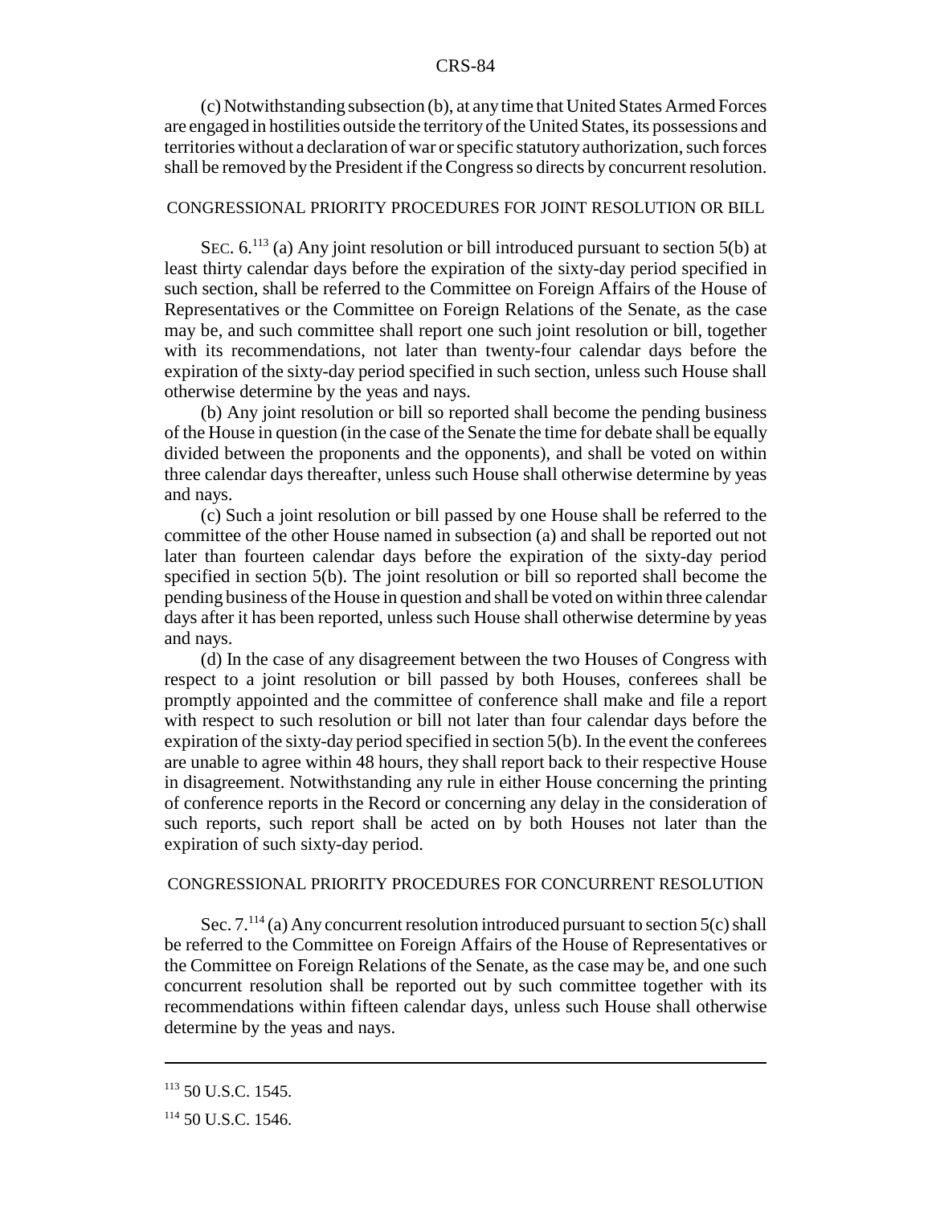(c) Notwithstanding subsection (b), at any time that United States Armed Forces are engaged in hostilities outside the territory of the United States, its possessions and territories without a declaration of war or specific statutory authorization, such forces shall be removed by the President if the Congress so directs by concurrent resolution.

CONGRESSIONAL PRIORITY PROCEDURES FOR JOINT RESOLUTION OR BILL

SEC. 6.[113] (a) Any joint resolution or bill introduced pursuant to section 5(b) at least thirty calendar days before the expiration of the sixty-day period specified in such section, shall be referred to the Committee on Foreign Affairs of the House of Representatives or the Committee on Foreign Relations of the Senate, as the case may be, and such committee shall report one such joint resolution or bill, together with its recommendations, not later than twenty-four calendar days before the expiration of the sixty-day period specified in such section, unless such House shall otherwise determine by the yeas and nays.

(b) Any joint resolution or bill so reported shall become the pending business of the House in question (in the case of the Senate the time for debate shall be equally divided between the proponents and the opponents), and shall be voted on within three calendar days thereafter, unless such House shall otherwise determine by yeas and nays.

(c) Such a joint resolution or bill passed by one House shall be referred to the committee of the other House named in subsection (a) and shall be reported out not later than fourteen calendar days before the expiration of the sixty-day period specified in section 5(b). The joint resolution or bill so reported shall become the pending business of the House in question and shall be voted on within three calendar days after it has been reported, unless such House shall otherwise determine by yeas and nays.

(d) In the case of any disagreement between the two Houses of Congress with respect to a joint resolution or bill passed by both Houses, conferees shall be promptly appointed and the committee of conference shall make and file a report with respect to such resolution or bill not later than four calendar days before the expiration of the sixty-day period specified in section 5(b). In the event the conferees are unable to agree within 48 hours, they shall report back to their respective House in disagreement. Notwithstanding any rule in either House concerning the printing of conference reports in the Record or concerning any delay in the consideration of such reports, such report shall be acted on by both Houses not later than the expiration of such sixty-day period.

CONGRESSIONAL PRIORITY PROCEDURES FOR CONCURRENT RESOLUTION

Sec. 7.[114] (a) Any concurrent resolution introduced pursuant to section 5(c) shall be referred to the Committee on Foreign Affairs of the House of Representatives or the Committee on Foreign Relations of the Senate, as the case may be, and one such concurrent resolution shall be reported out by such committee together with its recommendations within fifteen calendar days, unless such House shall otherwise determine by the yeas and nays.

---

[113] 50 U.S.C. 1545.

[114] 50 U.S.C. 1546.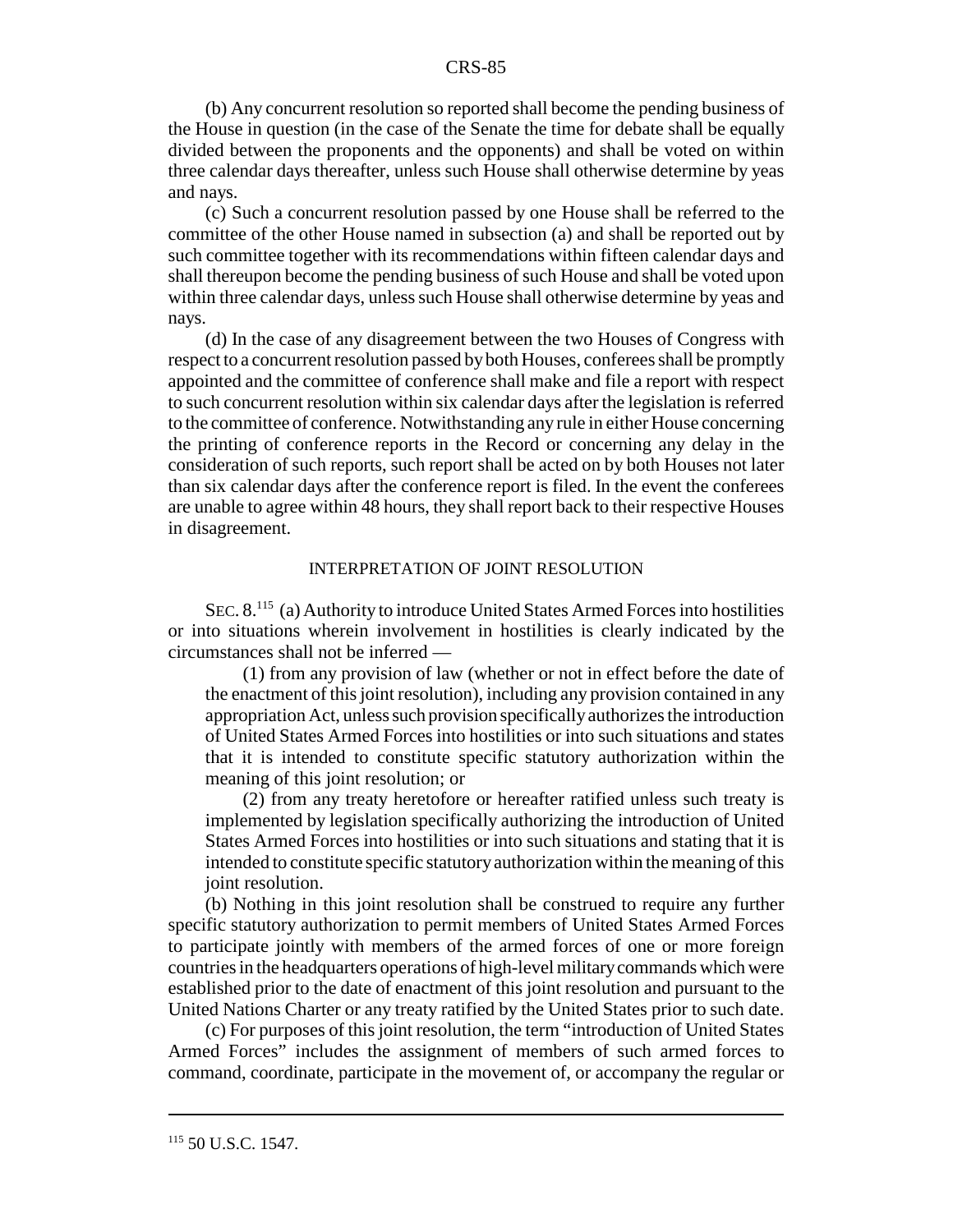(b) Any concurrent resolution so reported shall become the pending business of the House in question (in the case of the Senate the time for debate shall be equally divided between the proponents and the opponents) and shall be voted on within three calendar days thereafter, unless such House shall otherwise determine by yeas and nays.

(c) Such a concurrent resolution passed by one House shall be referred to the committee of the other House named in subsection (a) and shall be reported out by such committee together with its recommendations within fifteen calendar days and shall thereupon become the pending business of such House and shall be voted upon within three calendar days, unless such House shall otherwise determine by yeas and nays.

(d) In the case of any disagreement between the two Houses of Congress with respect to a concurrent resolution passed by both Houses, conferees shall be promptly appointed and the committee of conference shall make and file a report with respect to such concurrent resolution within six calendar days after the legislation is referred to the committee of conference. Notwithstanding any rule in either House concerning the printing of conference reports in the Record or concerning any delay in the consideration of such reports, such report shall be acted on by both Houses not later than six calendar days after the conference report is filed. In the event the conferees are unable to agree within 48 hours, they shall report back to their respective Houses in disagreement.

INTERPRETATION OF JOINT RESOLUTION

SEC. 8.[115] (a) Authority to introduce United States Armed Forces into hostilities or into situations wherein involvement in hostilities is clearly indicated by the circumstances shall not be inferred —

(1) from any provision of law (whether or not in effect before the date of the enactment of this joint resolution), including any provision contained in any appropriation Act, unless such provision specifically authorizes the introduction of United States Armed Forces into hostilities or into such situations and states that it is intended to constitute specific statutory authorization within the meaning of this joint resolution; or

(2) from any treaty heretofore or hereafter ratified unless such treaty is implemented by legislation specifically authorizing the introduction of United States Armed Forces into hostilities or into such situations and stating that it is intended to constitute specific statutory authorization within the meaning of this joint resolution.

(b) Nothing in this joint resolution shall be construed to require any further specific statutory authorization to permit members of United States Armed Forces to participate jointly with members of the armed forces of one or more foreign countries in the headquarters operations of high-level military commands which were established prior to the date of enactment of this joint resolution and pursuant to the United Nations Charter or any treaty ratified by the United States prior to such date.

(c) For purposes of this joint resolution, the term "introduction of United States Armed Forces" includes the assignment of members of such armed forces to command, coordinate, participate in the movement of, or accompany the regular or

[115] 50 U.S.C. 1547.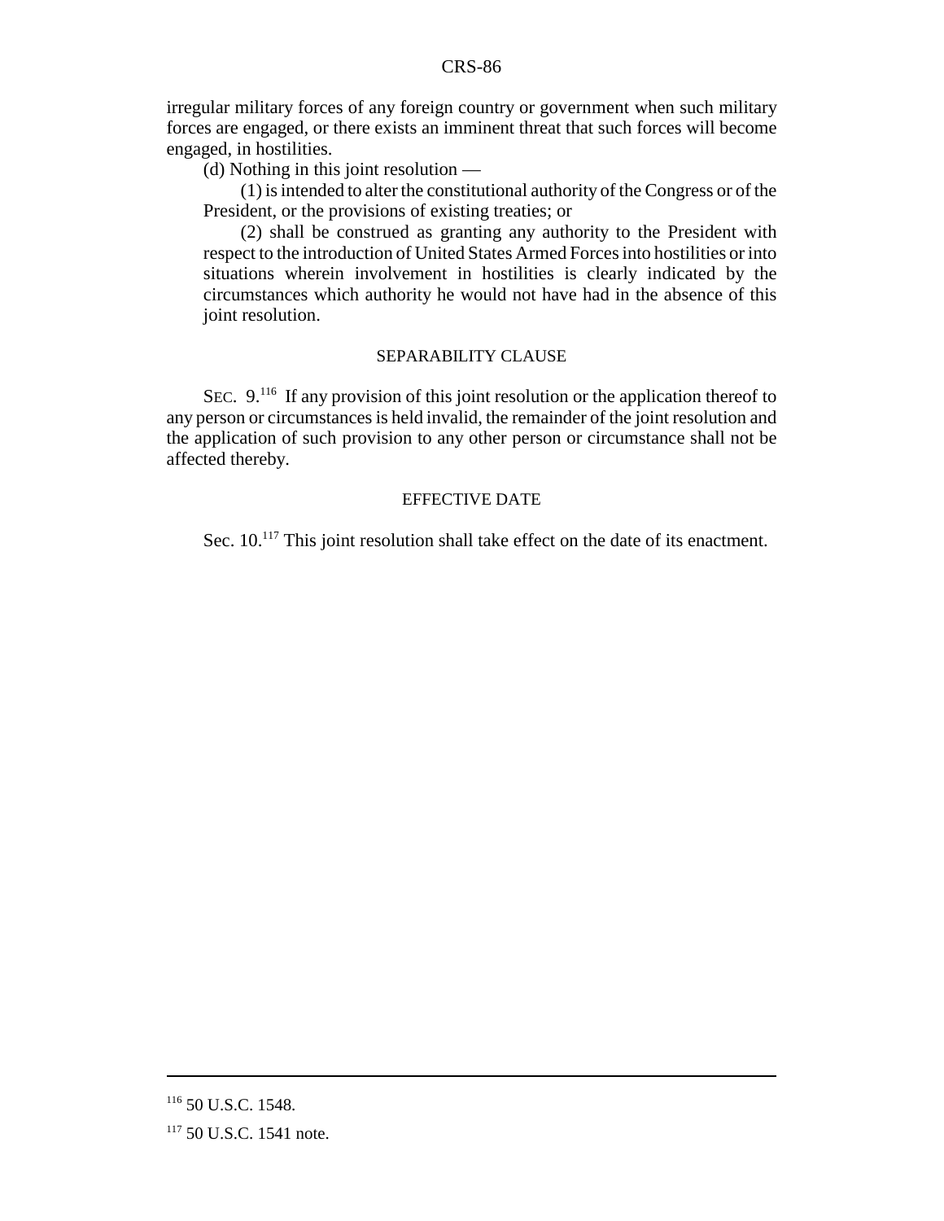irregular military forces of any foreign country or government when such military forces are engaged, or there exists an imminent threat that such forces will become engaged, in hostilities.

(d) Nothing in this joint resolution —

(1) is intended to alter the constitutional authority of the Congress or of the President, or the provisions of existing treaties; or

(2) shall be construed as granting any authority to the President with respect to the introduction of United States Armed Forces into hostilities or into situations wherein involvement in hostilities is clearly indicated by the circumstances which authority he would not have had in the absence of this joint resolution.

SEPARABILITY CLAUSE

SEC. 9.[116] If any provision of this joint resolution or the application thereof to any person or circumstances is held invalid, the remainder of the joint resolution and the application of such provision to any other person or circumstance shall not be affected thereby.

EFFECTIVE DATE

Sec. 10.[117] This joint resolution shall take effect on the date of its enactment.

---

[116] 50 U.S.C. 1548.

[117] 50 U.S.C. 1541 note.